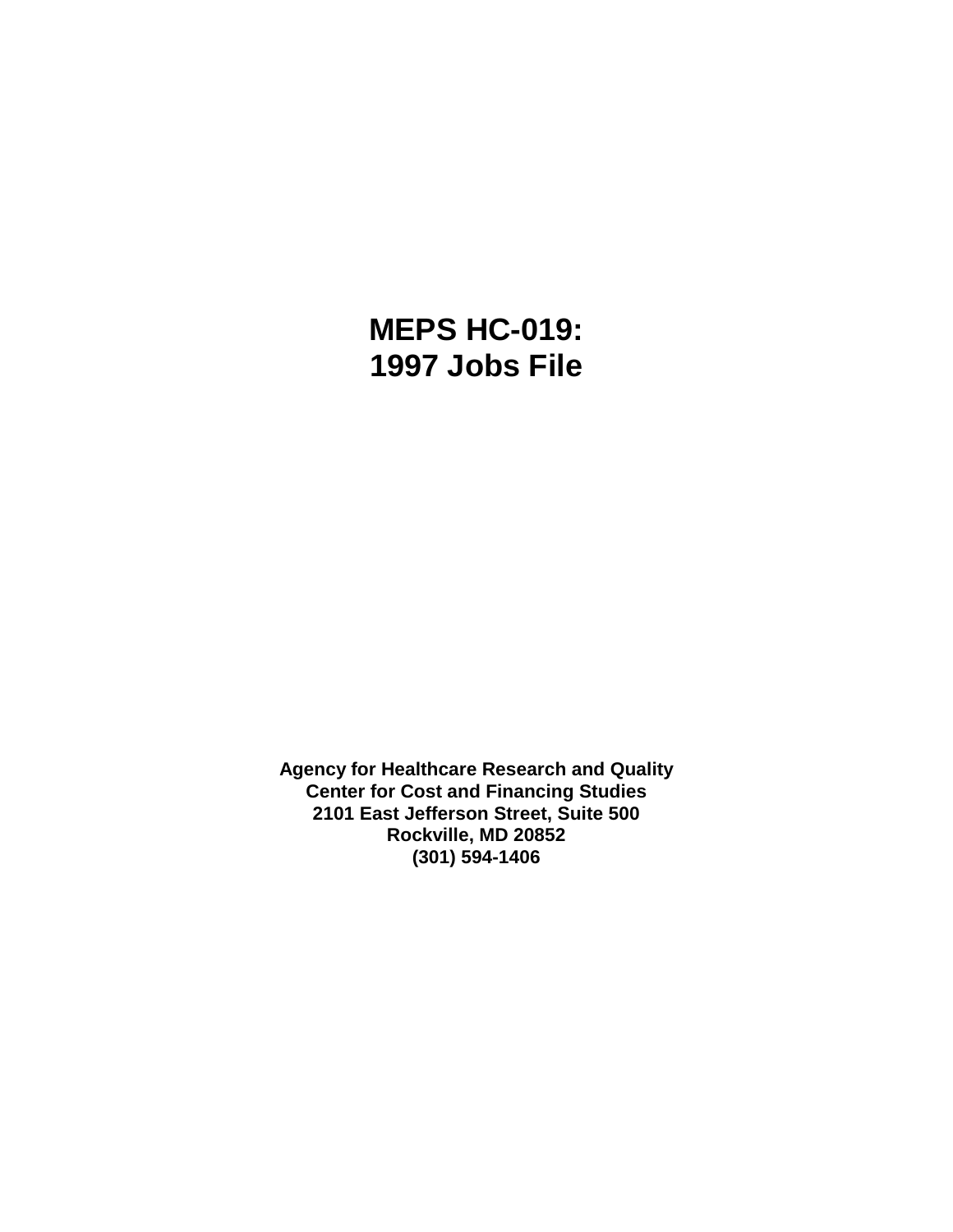# MEPS HC-019:
# 1997 Jobs File

**Agency for Healthcare Research and Quality**
**Center for Cost and Financing Studies**
**2101 East Jefferson Street, Suite 500**
**Rockville, MD 20852**
**(301) 594-1406**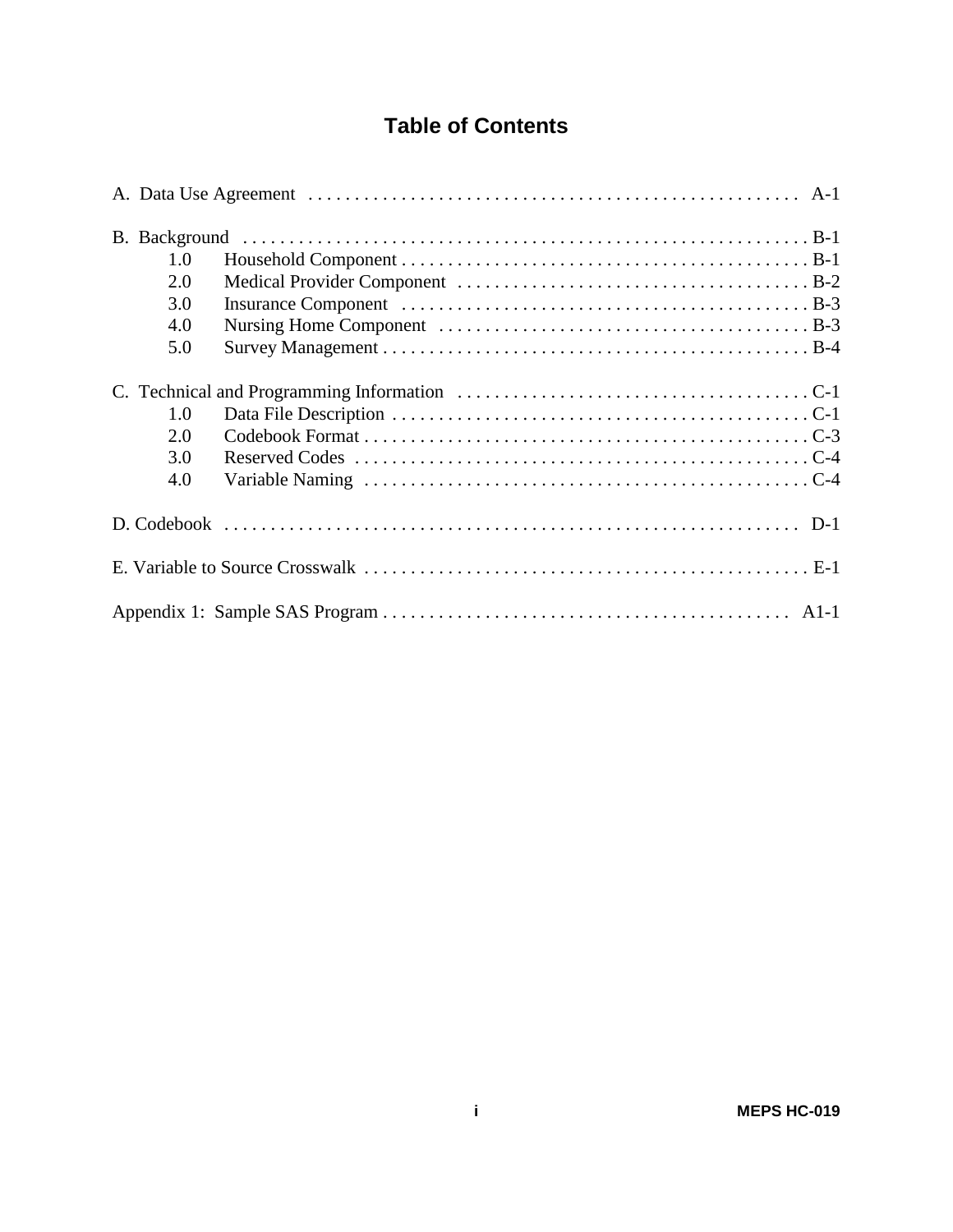# Table of Contents

A. Data Use Agreement . . . . . . . . . . . . . . . . . . . . . . . . . . . . . . . . . . . . . . . . . . . . . . . . . . . . A-1

B. Background . . . . . . . . . . . . . . . . . . . . . . . . . . . . . . . . . . . . . . . . . . . . . . . . . . . . . . . . . . . . B-1
- 1.0 Household Component . . . . . . . . . . . . . . . . . . . . . . . . . . . . . . . . . . . . . . . . . . . B-1
- 2.0 Medical Provider Component . . . . . . . . . . . . . . . . . . . . . . . . . . . . . . . . . . . . . . B-2
- 3.0 Insurance Component . . . . . . . . . . . . . . . . . . . . . . . . . . . . . . . . . . . . . . . . . . . B-3
- 4.0 Nursing Home Component . . . . . . . . . . . . . . . . . . . . . . . . . . . . . . . . . . . . . . . . B-3
- 5.0 Survey Management . . . . . . . . . . . . . . . . . . . . . . . . . . . . . . . . . . . . . . . . . . . . . B-4

C. Technical and Programming Information . . . . . . . . . . . . . . . . . . . . . . . . . . . . . . . . . . . . . C-1
- 1.0 Data File Description . . . . . . . . . . . . . . . . . . . . . . . . . . . . . . . . . . . . . . . . . . . . C-1
- 2.0 Codebook Format . . . . . . . . . . . . . . . . . . . . . . . . . . . . . . . . . . . . . . . . . . . . . . . C-3
- 3.0 Reserved Codes . . . . . . . . . . . . . . . . . . . . . . . . . . . . . . . . . . . . . . . . . . . . . . . . C-4
- 4.0 Variable Naming . . . . . . . . . . . . . . . . . . . . . . . . . . . . . . . . . . . . . . . . . . . . . . . . C-4

D. Codebook . . . . . . . . . . . . . . . . . . . . . . . . . . . . . . . . . . . . . . . . . . . . . . . . . . . . . . . . . . . . . D-1

E. Variable to Source Crosswalk . . . . . . . . . . . . . . . . . . . . . . . . . . . . . . . . . . . . . . . . . . . . . . . E-1

Appendix 1: Sample SAS Program . . . . . . . . . . . . . . . . . . . . . . . . . . . . . . . . . . . . . . . . . . . A1-1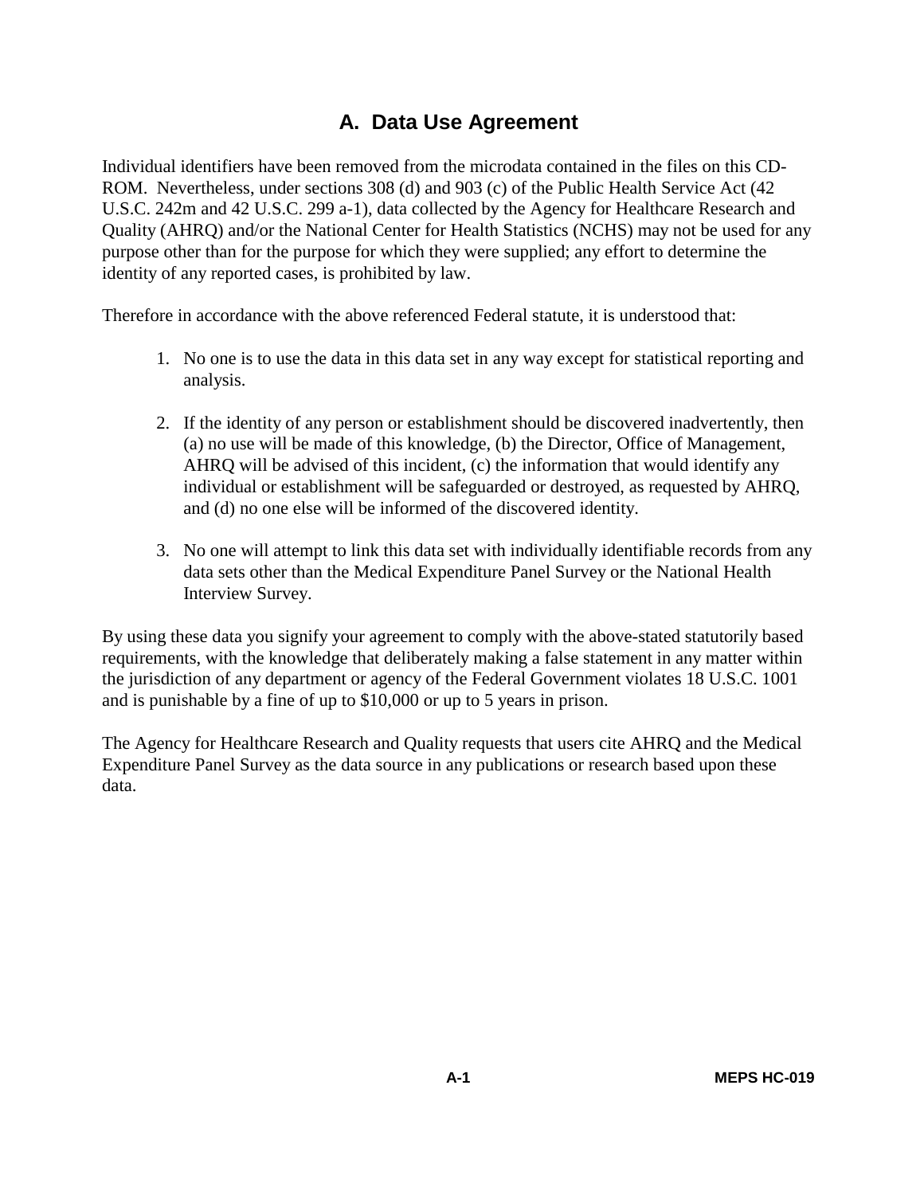# A. Data Use Agreement

Individual identifiers have been removed from the microdata contained in the files on this CD-ROM. Nevertheless, under sections 308 (d) and 903 (c) of the Public Health Service Act (42 U.S.C. 242m and 42 U.S.C. 299 a-1), data collected by the Agency for Healthcare Research and Quality (AHRQ) and/or the National Center for Health Statistics (NCHS) may not be used for any purpose other than for the purpose for which they were supplied; any effort to determine the identity of any reported cases, is prohibited by law.

Therefore in accordance with the above referenced Federal statute, it is understood that:

1. No one is to use the data in this data set in any way except for statistical reporting and analysis.

2. If the identity of any person or establishment should be discovered inadvertently, then (a) no use will be made of this knowledge, (b) the Director, Office of Management, AHRQ will be advised of this incident, (c) the information that would identify any individual or establishment will be safeguarded or destroyed, as requested by AHRQ, and (d) no one else will be informed of the discovered identity.

3. No one will attempt to link this data set with individually identifiable records from any data sets other than the Medical Expenditure Panel Survey or the National Health Interview Survey.

By using these data you signify your agreement to comply with the above-stated statutorily based requirements, with the knowledge that deliberately making a false statement in any matter within the jurisdiction of any department or agency of the Federal Government violates 18 U.S.C. 1001 and is punishable by a fine of up to $10,000 or up to 5 years in prison.

The Agency for Healthcare Research and Quality requests that users cite AHRQ and the Medical Expenditure Panel Survey as the data source in any publications or research based upon these data.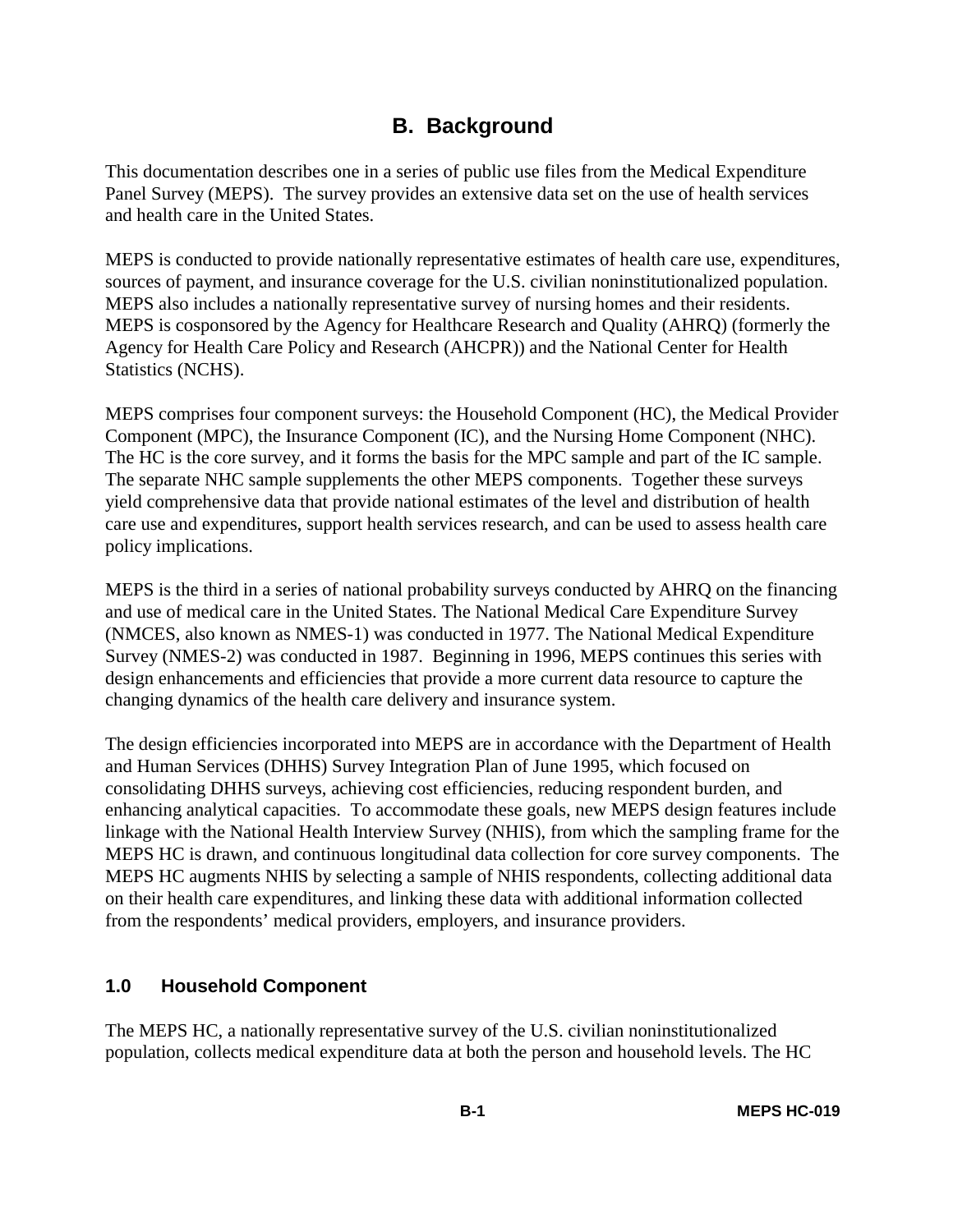# B. Background

This documentation describes one in a series of public use files from the Medical Expenditure Panel Survey (MEPS). The survey provides an extensive data set on the use of health services and health care in the United States.

MEPS is conducted to provide nationally representative estimates of health care use, expenditures, sources of payment, and insurance coverage for the U.S. civilian noninstitutionalized population. MEPS also includes a nationally representative survey of nursing homes and their residents. MEPS is cosponsored by the Agency for Healthcare Research and Quality (AHRQ) (formerly the Agency for Health Care Policy and Research (AHCPR)) and the National Center for Health Statistics (NCHS).

MEPS comprises four component surveys: the Household Component (HC), the Medical Provider Component (MPC), the Insurance Component (IC), and the Nursing Home Component (NHC). The HC is the core survey, and it forms the basis for the MPC sample and part of the IC sample. The separate NHC sample supplements the other MEPS components. Together these surveys yield comprehensive data that provide national estimates of the level and distribution of health care use and expenditures, support health services research, and can be used to assess health care policy implications.

MEPS is the third in a series of national probability surveys conducted by AHRQ on the financing and use of medical care in the United States. The National Medical Care Expenditure Survey (NMCES, also known as NMES-1) was conducted in 1977. The National Medical Expenditure Survey (NMES-2) was conducted in 1987. Beginning in 1996, MEPS continues this series with design enhancements and efficiencies that provide a more current data resource to capture the changing dynamics of the health care delivery and insurance system.

The design efficiencies incorporated into MEPS are in accordance with the Department of Health and Human Services (DHHS) Survey Integration Plan of June 1995, which focused on consolidating DHHS surveys, achieving cost efficiencies, reducing respondent burden, and enhancing analytical capacities. To accommodate these goals, new MEPS design features include linkage with the National Health Interview Survey (NHIS), from which the sampling frame for the MEPS HC is drawn, and continuous longitudinal data collection for core survey components. The MEPS HC augments NHIS by selecting a sample of NHIS respondents, collecting additional data on their health care expenditures, and linking these data with additional information collected from the respondents' medical providers, employers, and insurance providers.

## 1.0 Household Component

The MEPS HC, a nationally representative survey of the U.S. civilian noninstitutionalized population, collects medical expenditure data at both the person and household levels. The HC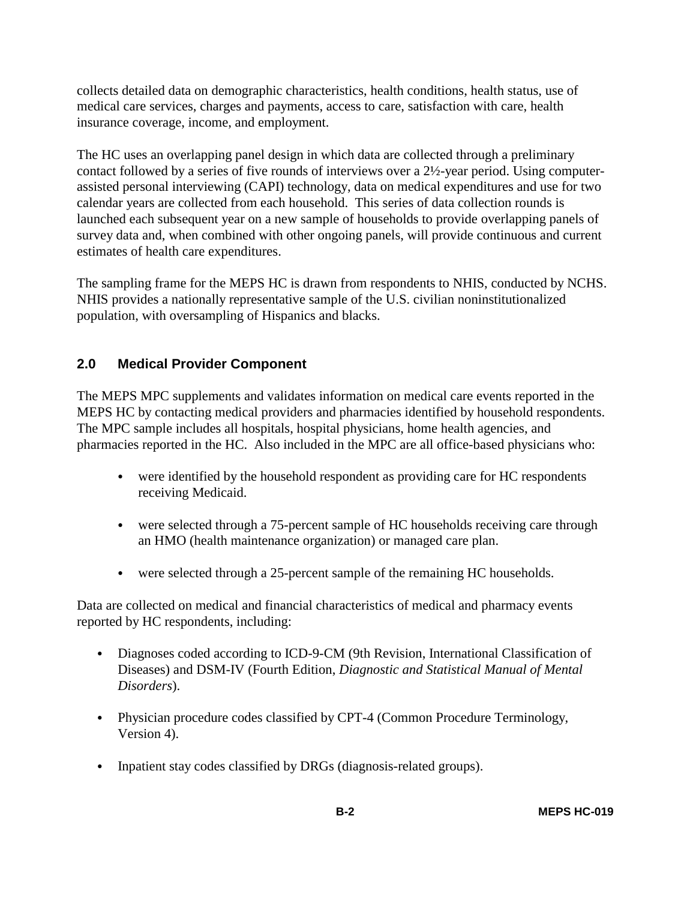collects detailed data on demographic characteristics, health conditions, health status, use of medical care services, charges and payments, access to care, satisfaction with care, health insurance coverage, income, and employment.

The HC uses an overlapping panel design in which data are collected through a preliminary contact followed by a series of five rounds of interviews over a 2½-year period. Using computer-assisted personal interviewing (CAPI) technology, data on medical expenditures and use for two calendar years are collected from each household. This series of data collection rounds is launched each subsequent year on a new sample of households to provide overlapping panels of survey data and, when combined with other ongoing panels, will provide continuous and current estimates of health care expenditures.

The sampling frame for the MEPS HC is drawn from respondents to NHIS, conducted by NCHS. NHIS provides a nationally representative sample of the U.S. civilian noninstitutionalized population, with oversampling of Hispanics and blacks.

## 2.0 Medical Provider Component

The MEPS MPC supplements and validates information on medical care events reported in the MEPS HC by contacting medical providers and pharmacies identified by household respondents. The MPC sample includes all hospitals, hospital physicians, home health agencies, and pharmacies reported in the HC. Also included in the MPC are all office-based physicians who:

- were identified by the household respondent as providing care for HC respondents receiving Medicaid.
- were selected through a 75-percent sample of HC households receiving care through an HMO (health maintenance organization) or managed care plan.
- were selected through a 25-percent sample of the remaining HC households.

Data are collected on medical and financial characteristics of medical and pharmacy events reported by HC respondents, including:

- Diagnoses coded according to ICD-9-CM (9th Revision, International Classification of Diseases) and DSM-IV (Fourth Edition, *Diagnostic and Statistical Manual of Mental Disorders*).
- Physician procedure codes classified by CPT-4 (Common Procedure Terminology, Version 4).
- Inpatient stay codes classified by DRGs (diagnosis-related groups).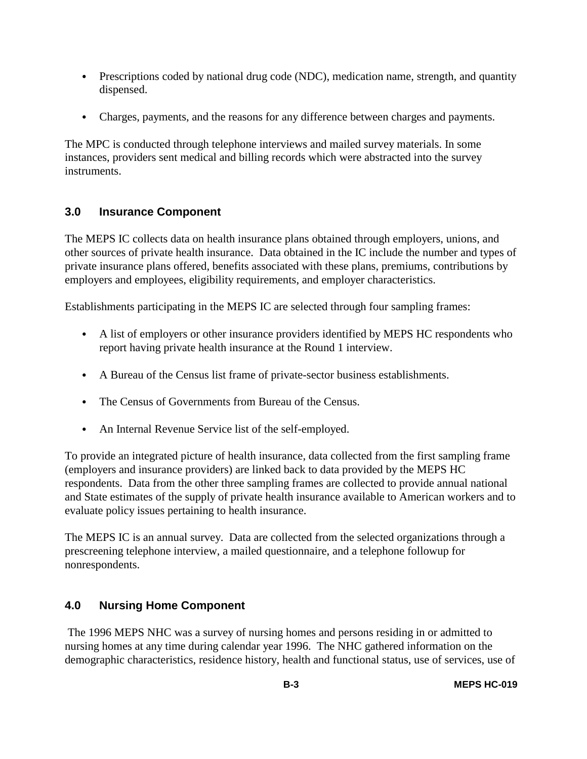- Prescriptions coded by national drug code (NDC), medication name, strength, and quantity dispensed.

- Charges, payments, and the reasons for any difference between charges and payments.

The MPC is conducted through telephone interviews and mailed survey materials. In some instances, providers sent medical and billing records which were abstracted into the survey instruments.

## 3.0 Insurance Component

The MEPS IC collects data on health insurance plans obtained through employers, unions, and other sources of private health insurance. Data obtained in the IC include the number and types of private insurance plans offered, benefits associated with these plans, premiums, contributions by employers and employees, eligibility requirements, and employer characteristics.

Establishments participating in the MEPS IC are selected through four sampling frames:

- A list of employers or other insurance providers identified by MEPS HC respondents who report having private health insurance at the Round 1 interview.

- A Bureau of the Census list frame of private-sector business establishments.

- The Census of Governments from Bureau of the Census.

- An Internal Revenue Service list of the self-employed.

To provide an integrated picture of health insurance, data collected from the first sampling frame (employers and insurance providers) are linked back to data provided by the MEPS HC respondents. Data from the other three sampling frames are collected to provide annual national and State estimates of the supply of private health insurance available to American workers and to evaluate policy issues pertaining to health insurance.

The MEPS IC is an annual survey. Data are collected from the selected organizations through a prescreening telephone interview, a mailed questionnaire, and a telephone followup for nonrespondents.

## 4.0 Nursing Home Component

The 1996 MEPS NHC was a survey of nursing homes and persons residing in or admitted to nursing homes at any time during calendar year 1996. The NHC gathered information on the demographic characteristics, residence history, health and functional status, use of services, use of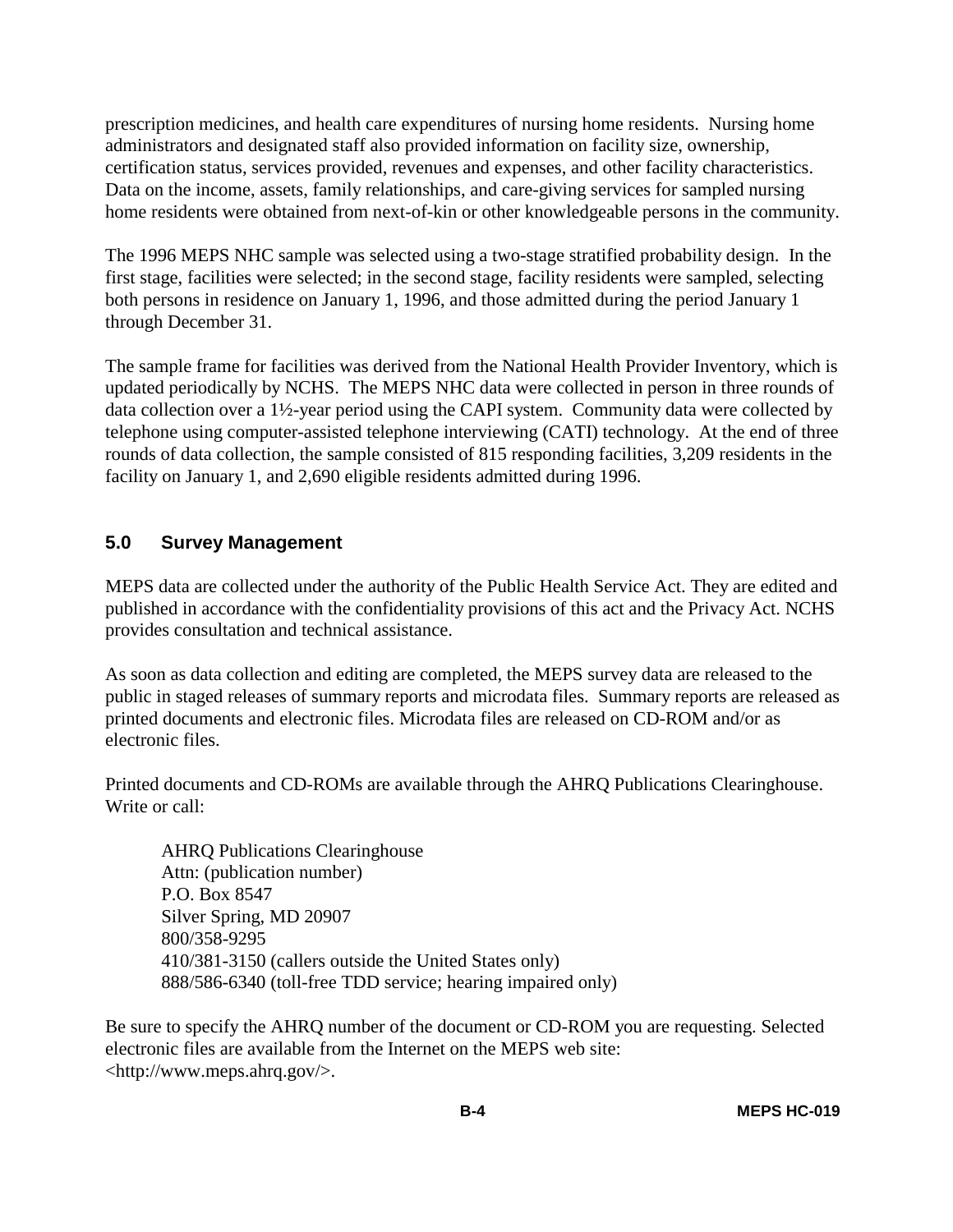prescription medicines, and health care expenditures of nursing home residents. Nursing home administrators and designated staff also provided information on facility size, ownership, certification status, services provided, revenues and expenses, and other facility characteristics. Data on the income, assets, family relationships, and care-giving services for sampled nursing home residents were obtained from next-of-kin or other knowledgeable persons in the community.

The 1996 MEPS NHC sample was selected using a two-stage stratified probability design. In the first stage, facilities were selected; in the second stage, facility residents were sampled, selecting both persons in residence on January 1, 1996, and those admitted during the period January 1 through December 31.

The sample frame for facilities was derived from the National Health Provider Inventory, which is updated periodically by NCHS. The MEPS NHC data were collected in person in three rounds of data collection over a 1½-year period using the CAPI system. Community data were collected by telephone using computer-assisted telephone interviewing (CATI) technology. At the end of three rounds of data collection, the sample consisted of 815 responding facilities, 3,209 residents in the facility on January 1, and 2,690 eligible residents admitted during 1996.

## 5.0 Survey Management

MEPS data are collected under the authority of the Public Health Service Act. They are edited and published in accordance with the confidentiality provisions of this act and the Privacy Act. NCHS provides consultation and technical assistance.

As soon as data collection and editing are completed, the MEPS survey data are released to the public in staged releases of summary reports and microdata files. Summary reports are released as printed documents and electronic files. Microdata files are released on CD-ROM and/or as electronic files.

Printed documents and CD-ROMs are available through the AHRQ Publications Clearinghouse. Write or call:

AHRQ Publications Clearinghouse
Attn: (publication number)
P.O. Box 8547
Silver Spring, MD 20907
800/358-9295
410/381-3150 (callers outside the United States only)
888/586-6340 (toll-free TDD service; hearing impaired only)

Be sure to specify the AHRQ number of the document or CD-ROM you are requesting. Selected electronic files are available from the Internet on the MEPS web site: <http://www.meps.ahrq.gov/>.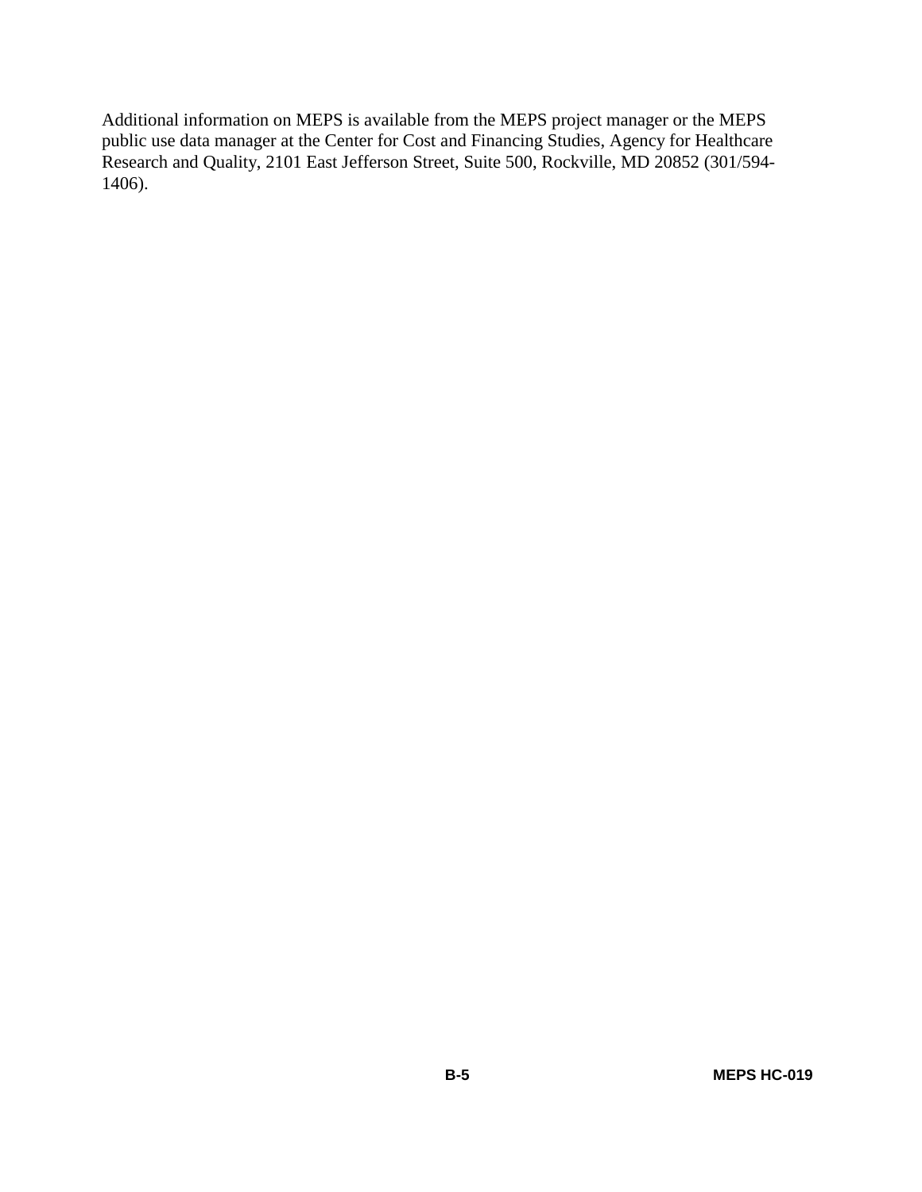Additional information on MEPS is available from the MEPS project manager or the MEPS public use data manager at the Center for Cost and Financing Studies, Agency for Healthcare Research and Quality, 2101 East Jefferson Street, Suite 500, Rockville, MD 20852 (301/594-1406).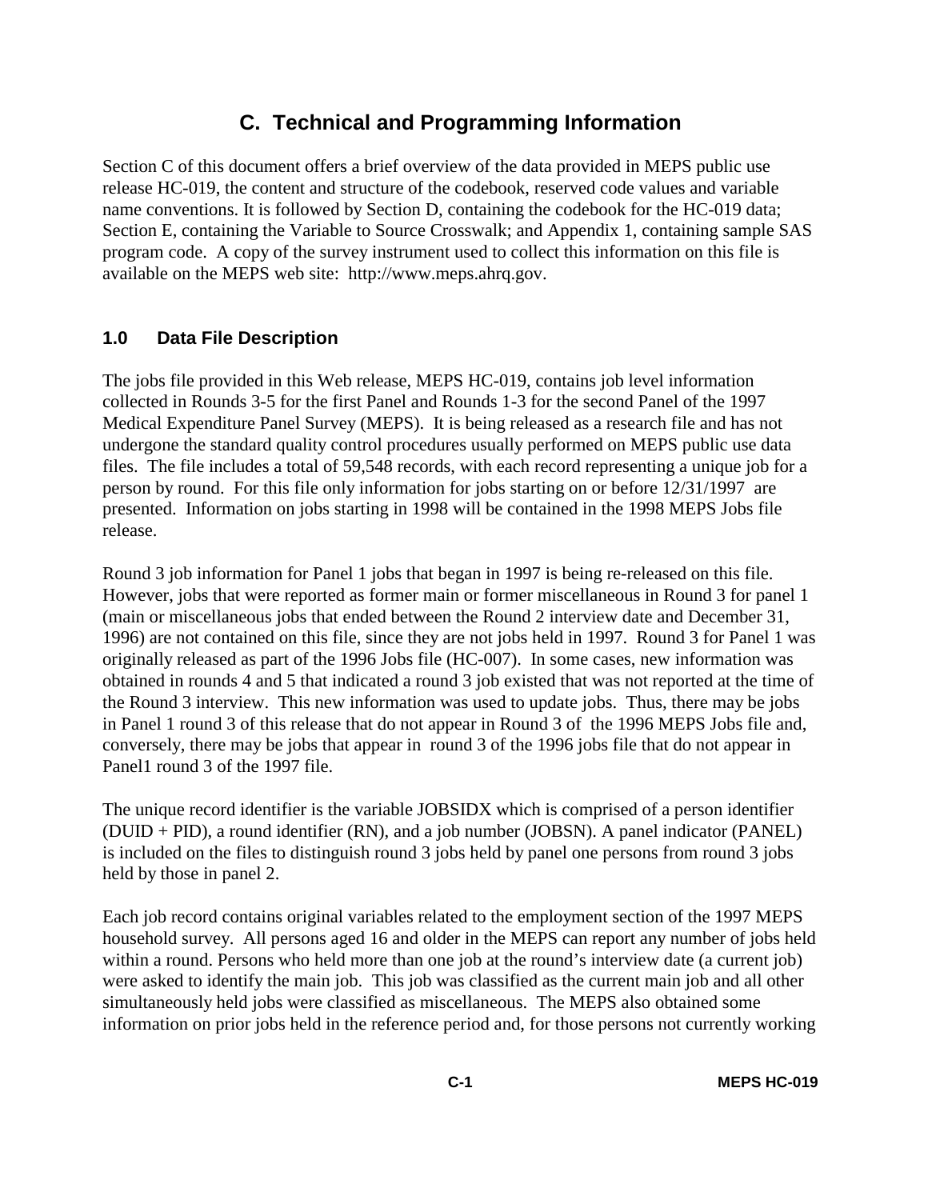## C. Technical and Programming Information

Section C of this document offers a brief overview of the data provided in MEPS public use release HC-019, the content and structure of the codebook, reserved code values and variable name conventions. It is followed by Section D, containing the codebook for the HC-019 data; Section E, containing the Variable to Source Crosswalk; and Appendix 1, containing sample SAS program code. A copy of the survey instrument used to collect this information on this file is available on the MEPS web site: http://www.meps.ahrq.gov.

### 1.0 Data File Description

The jobs file provided in this Web release, MEPS HC-019, contains job level information collected in Rounds 3-5 for the first Panel and Rounds 1-3 for the second Panel of the 1997 Medical Expenditure Panel Survey (MEPS). It is being released as a research file and has not undergone the standard quality control procedures usually performed on MEPS public use data files. The file includes a total of 59,548 records, with each record representing a unique job for a person by round. For this file only information for jobs starting on or before 12/31/1997 are presented. Information on jobs starting in 1998 will be contained in the 1998 MEPS Jobs file release.

Round 3 job information for Panel 1 jobs that began in 1997 is being re-released on this file. However, jobs that were reported as former main or former miscellaneous in Round 3 for panel 1 (main or miscellaneous jobs that ended between the Round 2 interview date and December 31, 1996) are not contained on this file, since they are not jobs held in 1997. Round 3 for Panel 1 was originally released as part of the 1996 Jobs file (HC-007). In some cases, new information was obtained in rounds 4 and 5 that indicated a round 3 job existed that was not reported at the time of the Round 3 interview. This new information was used to update jobs. Thus, there may be jobs in Panel 1 round 3 of this release that do not appear in Round 3 of the 1996 MEPS Jobs file and, conversely, there may be jobs that appear in round 3 of the 1996 jobs file that do not appear in Panel1 round 3 of the 1997 file.

The unique record identifier is the variable JOBSIDX which is comprised of a person identifier (DUID + PID), a round identifier (RN), and a job number (JOBSN). A panel indicator (PANEL) is included on the files to distinguish round 3 jobs held by panel one persons from round 3 jobs held by those in panel 2.

Each job record contains original variables related to the employment section of the 1997 MEPS household survey. All persons aged 16 and older in the MEPS can report any number of jobs held within a round. Persons who held more than one job at the round's interview date (a current job) were asked to identify the main job. This job was classified as the current main job and all other simultaneously held jobs were classified as miscellaneous. The MEPS also obtained some information on prior jobs held in the reference period and, for those persons not currently working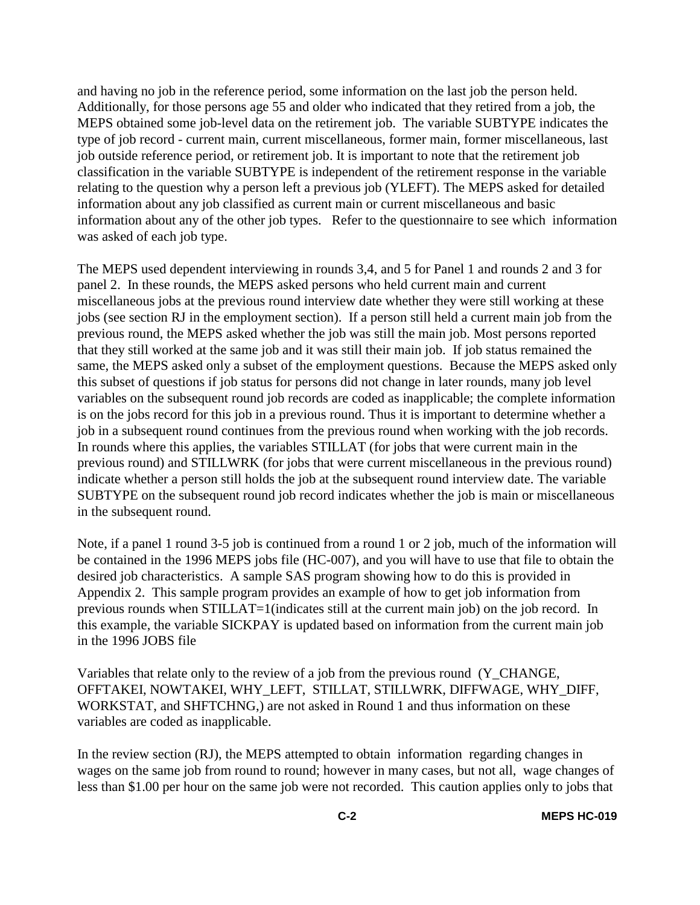and having no job in the reference period, some information on the last job the person held. Additionally, for those persons age 55 and older who indicated that they retired from a job, the MEPS obtained some job-level data on the retirement job. The variable SUBTYPE indicates the type of job record - current main, current miscellaneous, former main, former miscellaneous, last job outside reference period, or retirement job. It is important to note that the retirement job classification in the variable SUBTYPE is independent of the retirement response in the variable relating to the question why a person left a previous job (YLEFT). The MEPS asked for detailed information about any job classified as current main or current miscellaneous and basic information about any of the other job types. Refer to the questionnaire to see which information was asked of each job type.

The MEPS used dependent interviewing in rounds 3,4, and 5 for Panel 1 and rounds 2 and 3 for panel 2. In these rounds, the MEPS asked persons who held current main and current miscellaneous jobs at the previous round interview date whether they were still working at these jobs (see section RJ in the employment section). If a person still held a current main job from the previous round, the MEPS asked whether the job was still the main job. Most persons reported that they still worked at the same job and it was still their main job. If job status remained the same, the MEPS asked only a subset of the employment questions. Because the MEPS asked only this subset of questions if job status for persons did not change in later rounds, many job level variables on the subsequent round job records are coded as inapplicable; the complete information is on the jobs record for this job in a previous round. Thus it is important to determine whether a job in a subsequent round continues from the previous round when working with the job records. In rounds where this applies, the variables STILLAT (for jobs that were current main in the previous round) and STILLWRK (for jobs that were current miscellaneous in the previous round) indicate whether a person still holds the job at the subsequent round interview date. The variable SUBTYPE on the subsequent round job record indicates whether the job is main or miscellaneous in the subsequent round.

Note, if a panel 1 round 3-5 job is continued from a round 1 or 2 job, much of the information will be contained in the 1996 MEPS jobs file (HC-007), and you will have to use that file to obtain the desired job characteristics. A sample SAS program showing how to do this is provided in Appendix 2. This sample program provides an example of how to get job information from previous rounds when STILLAT=1(indicates still at the current main job) on the job record. In this example, the variable SICKPAY is updated based on information from the current main job in the 1996 JOBS file

Variables that relate only to the review of a job from the previous round (Y_CHANGE, OFFTAKEI, NOWTAKEI, WHY_LEFT, STILLAT, STILLWRK, DIFFWAGE, WHY_DIFF, WORKSTAT, and SHFTCHNG,) are not asked in Round 1 and thus information on these variables are coded as inapplicable.

In the review section (RJ), the MEPS attempted to obtain information regarding changes in wages on the same job from round to round; however in many cases, but not all, wage changes of less than $1.00 per hour on the same job were not recorded. This caution applies only to jobs that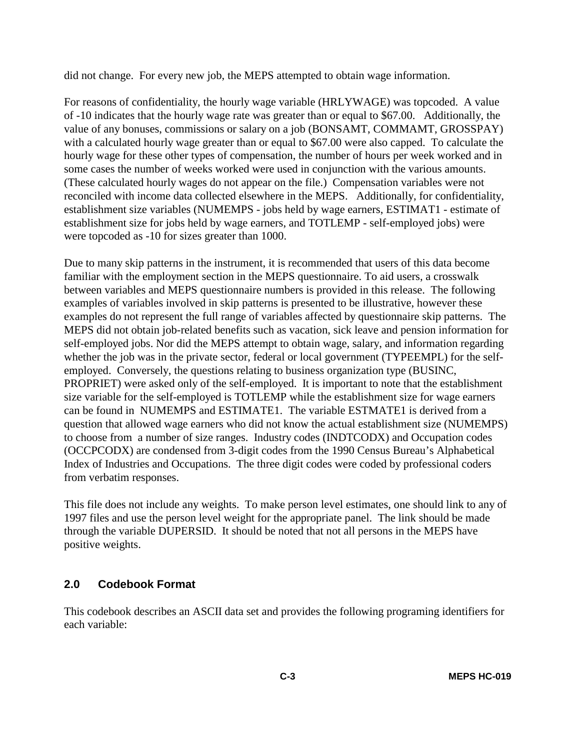did not change. For every new job, the MEPS attempted to obtain wage information.

For reasons of confidentiality, the hourly wage variable (HRLYWAGE) was topcoded. A value of -10 indicates that the hourly wage rate was greater than or equal to $67.00. Additionally, the value of any bonuses, commissions or salary on a job (BONSAMT, COMMAMT, GROSSPAY) with a calculated hourly wage greater than or equal to $67.00 were also capped. To calculate the hourly wage for these other types of compensation, the number of hours per week worked and in some cases the number of weeks worked were used in conjunction with the various amounts. (These calculated hourly wages do not appear on the file.) Compensation variables were not reconciled with income data collected elsewhere in the MEPS. Additionally, for confidentiality, establishment size variables (NUMEMPS - jobs held by wage earners, ESTIMAT1 - estimate of establishment size for jobs held by wage earners, and TOTLEMP - self-employed jobs) were were topcoded as -10 for sizes greater than 1000.

Due to many skip patterns in the instrument, it is recommended that users of this data become familiar with the employment section in the MEPS questionnaire. To aid users, a crosswalk between variables and MEPS questionnaire numbers is provided in this release. The following examples of variables involved in skip patterns is presented to be illustrative, however these examples do not represent the full range of variables affected by questionnaire skip patterns. The MEPS did not obtain job-related benefits such as vacation, sick leave and pension information for self-employed jobs. Nor did the MEPS attempt to obtain wage, salary, and information regarding whether the job was in the private sector, federal or local government (TYPEEMPL) for the self-employed. Conversely, the questions relating to business organization type (BUSINC, PROPRIET) were asked only of the self-employed. It is important to note that the establishment size variable for the self-employed is TOTLEMP while the establishment size for wage earners can be found in NUMEMPS and ESTIMATE1. The variable ESTMATE1 is derived from a question that allowed wage earners who did not know the actual establishment size (NUMEMPS) to choose from a number of size ranges. Industry codes (INDTCODX) and Occupation codes (OCCPCODX) are condensed from 3-digit codes from the 1990 Census Bureau's Alphabetical Index of Industries and Occupations. The three digit codes were coded by professional coders from verbatim responses.

This file does not include any weights. To make person level estimates, one should link to any of 1997 files and use the person level weight for the appropriate panel. The link should be made through the variable DUPERSID. It should be noted that not all persons in the MEPS have positive weights.

## 2.0 Codebook Format

This codebook describes an ASCII data set and provides the following programing identifiers for each variable: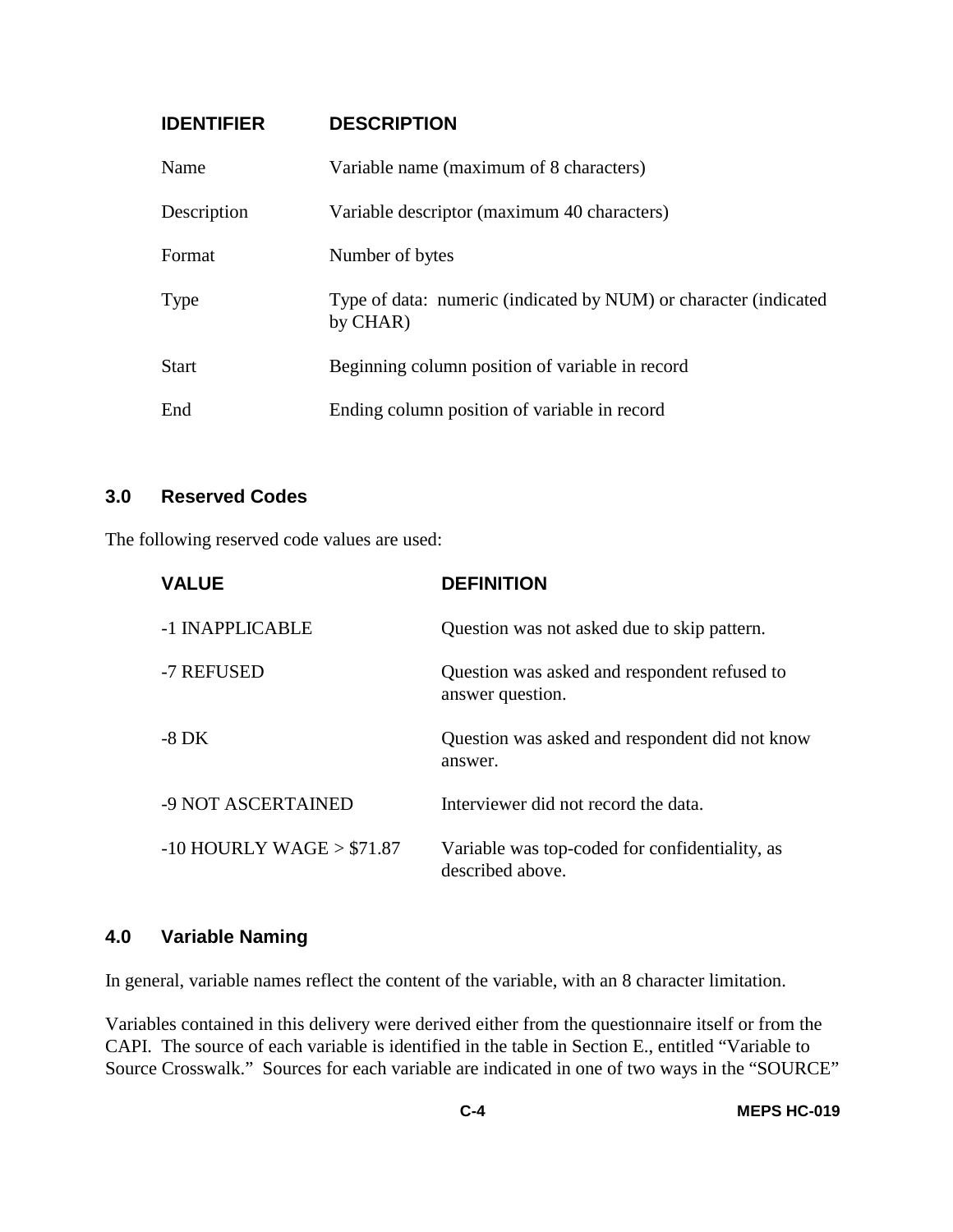| IDENTIFIER | DESCRIPTION |
|---|---|
| Name | Variable name (maximum of 8 characters) |
| Description | Variable descriptor (maximum 40 characters) |
| Format | Number of bytes |
| Type | Type of data: numeric (indicated by NUM) or character (indicated by CHAR) |
| Start | Beginning column position of variable in record |
| End | Ending column position of variable in record |

## 3.0 Reserved Codes

The following reserved code values are used:

| VALUE | DEFINITION |
|---|---|
| -1 INAPPLICABLE | Question was not asked due to skip pattern. |
| -7 REFUSED | Question was asked and respondent refused to answer question. |
| -8 DK | Question was asked and respondent did not know answer. |
| -9 NOT ASCERTAINED | Interviewer did not record the data. |
| -10 HOURLY WAGE > $71.87 | Variable was top-coded for confidentiality, as described above. |

## 4.0 Variable Naming

In general, variable names reflect the content of the variable, with an 8 character limitation.

Variables contained in this delivery were derived either from the questionnaire itself or from the CAPI. The source of each variable is identified in the table in Section E., entitled "Variable to Source Crosswalk." Sources for each variable are indicated in one of two ways in the "SOURCE"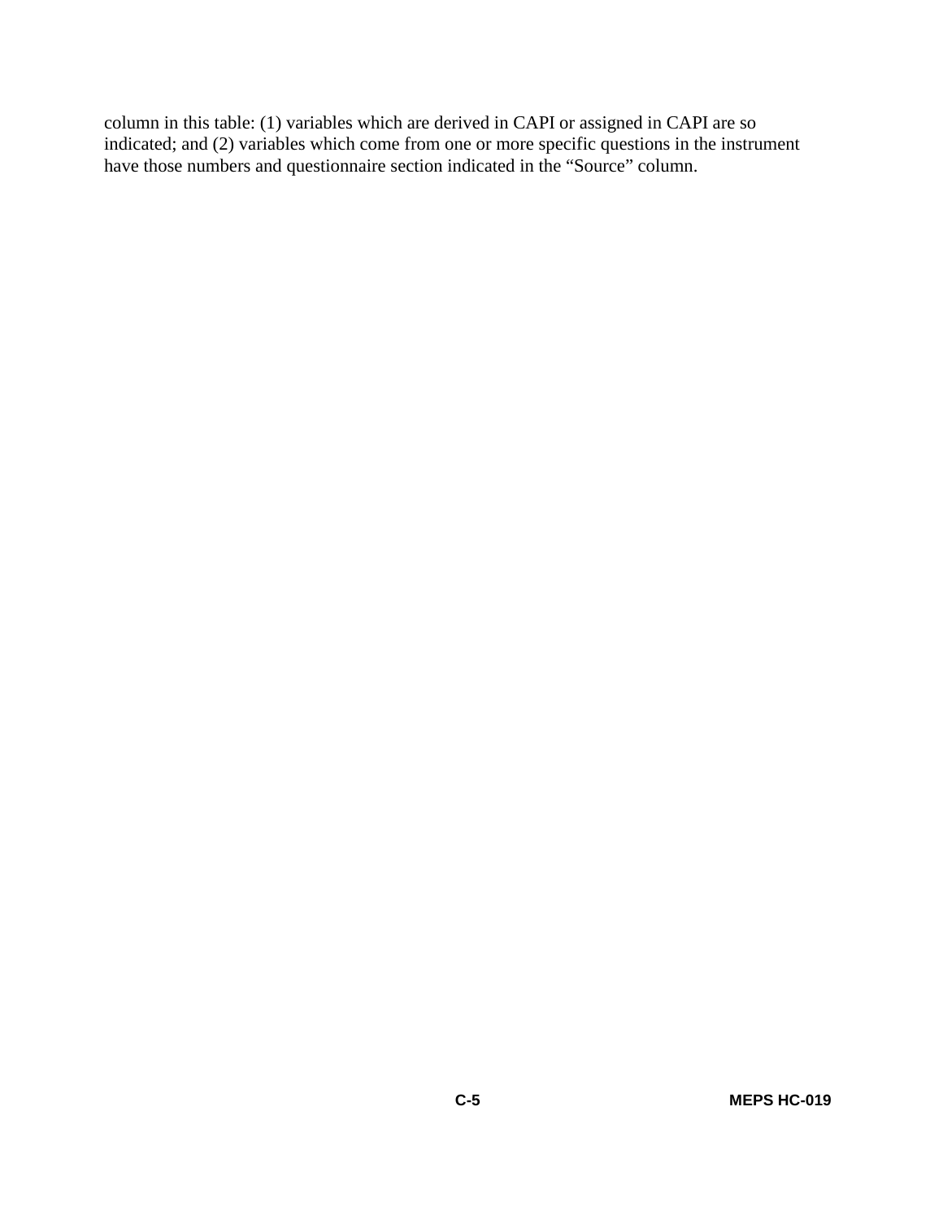column in this table: (1) variables which are derived in CAPI or assigned in CAPI are so indicated; and (2) variables which come from one or more specific questions in the instrument have those numbers and questionnaire section indicated in the “Source” column.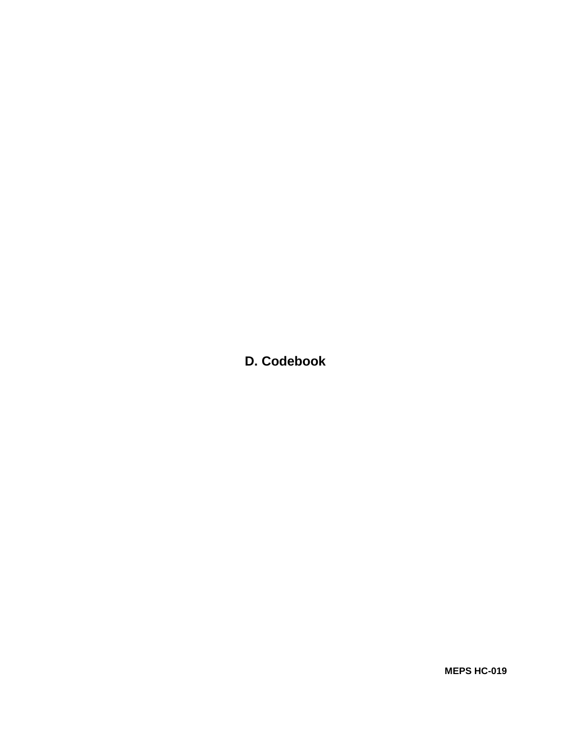# D. Codebook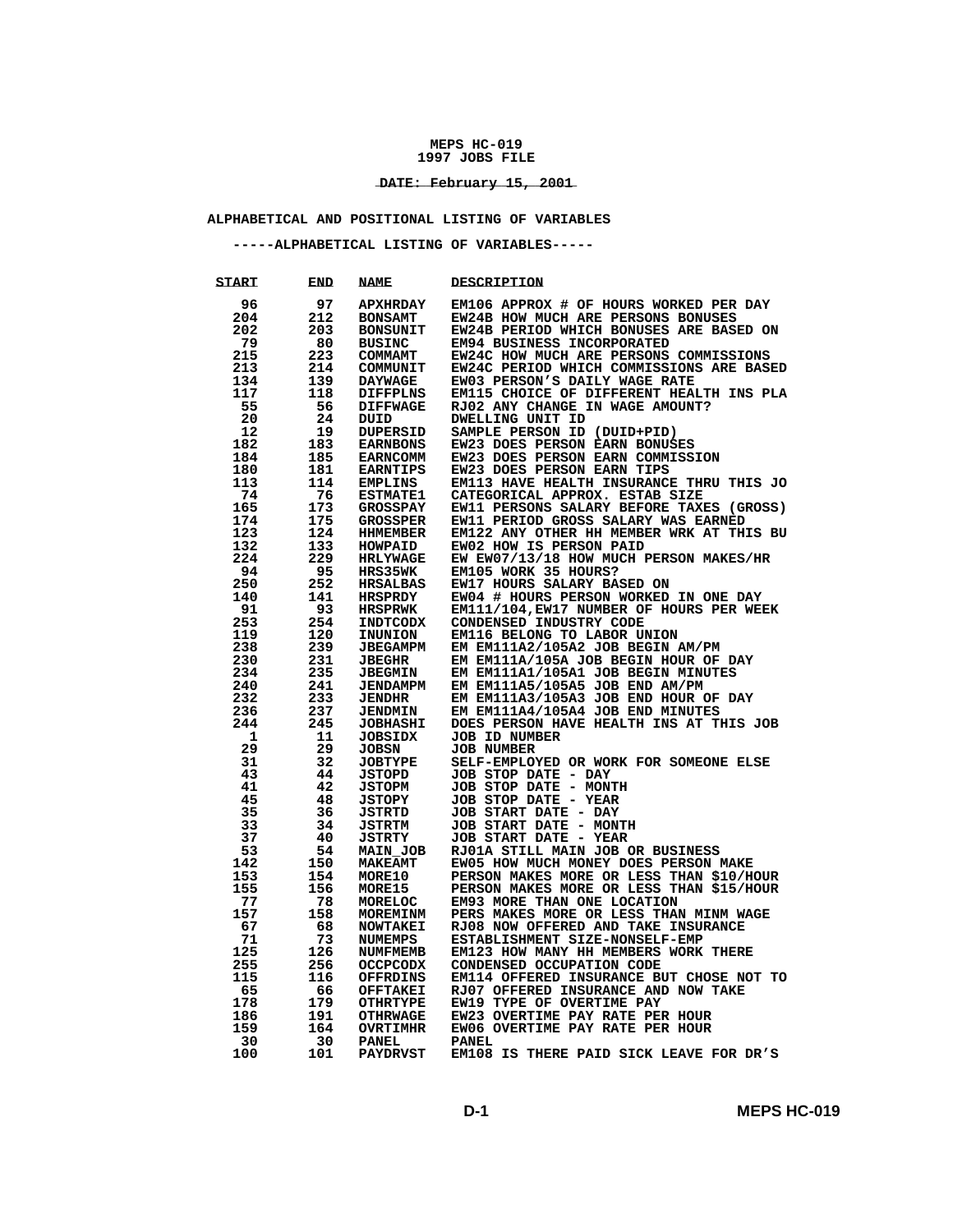**MEPS HC-019**
**1997 JOBS FILE**

**DATE: February 15, 2001**

## ALPHABETICAL AND POSITIONAL LISTING OF VARIABLES

### -----ALPHABETICAL LISTING OF VARIABLES-----

| START | END | NAME | DESCRIPTION |
|---|---|---|---|
| 96 | 97 | APXHRDAY | EM106 APPROX # OF HOURS WORKED PER DAY |
| 204 | 212 | BONSAMT | EW24B HOW MUCH ARE PERSONS BONUSES |
| 202 | 203 | BONSUNIT | EW24B PERIOD WHICH BONUSES ARE BASED ON |
| 79 | 80 | BUSINC | EM94 BUSINESS INCORPORATED |
| 215 | 223 | COMMAMT | EW24C HOW MUCH ARE PERSONS COMMISSIONS |
| 213 | 214 | COMMUNIT | EW24C PERIOD WHICH COMMISSIONS ARE BASED |
| 134 | 139 | DAYWAGE | EW03 PERSON'S DAILY WAGE RATE |
| 117 | 118 | DIFFPLNS | EM115 CHOICE OF DIFFERENT HEALTH INS PLA |
| 55 | 56 | DIFFWAGE | RJ02 ANY CHANGE IN WAGE AMOUNT? |
| 20 | 24 | DUID | DWELLING UNIT ID |
| 12 | 19 | DUPERSID | SAMPLE PERSON ID (DUID+PID) |
| 182 | 183 | EARNBONS | EW23 DOES PERSON EARN BONUSES |
| 184 | 185 | EARNCOMM | EW23 DOES PERSON EARN COMMISSION |
| 180 | 181 | EARNTIPS | EW23 DOES PERSON EARN TIPS |
| 113 | 114 | EMPLINS | EM113 HAVE HEALTH INSURANCE THRU THIS JO |
| 74 | 76 | ESTMATE1 | CATEGORICAL APPROX. ESTAB SIZE |
| 165 | 173 | GROSSPAY | EW11 PERSONS SALARY BEFORE TAXES (GROSS) |
| 174 | 175 | GROSSPER | EW11 PERIOD GROSS SALARY WAS EARNED |
| 123 | 124 | HHMEMBER | EM122 ANY OTHER HH MEMBER WRK AT THIS BU |
| 132 | 133 | HOWPAID | EW02 HOW IS PERSON PAID |
| 224 | 229 | HRLYWAGE | EW EW07/13/18 HOW MUCH PERSON MAKES/HR |
| 94 | 95 | HRS35WK | EM105 WORK 35 HOURS? |
| 250 | 252 | HRSALBAS | EW17 HOURS SALARY BASED ON |
| 140 | 141 | HRSPRDY | EW04 # HOURS PERSON WORKED IN ONE DAY |
| 91 | 93 | HRSPRWK | EM111/104,EW17 NUMBER OF HOURS PER WEEK |
| 253 | 254 | INDTCODX | CONDENSED INDUSTRY CODE |
| 119 | 120 | INUNION | EM116 BELONG TO LABOR UNION |
| 238 | 239 | JBEGAMPM | EM EM111A2/105A2 JOB BEGIN AM/PM |
| 230 | 231 | JBEGHR | EM EM111A/105A JOB BEGIN HOUR OF DAY |
| 234 | 235 | JBEGMIN | EM EM111A1/105A1 JOB BEGIN MINUTES |
| 240 | 241 | JENDAMPM | EM EM111A5/105A5 JOB END AM/PM |
| 232 | 233 | JENDHR | EM EM111A3/105A3 JOB END HOUR OF DAY |
| 236 | 237 | JENDMIN | EM EM111A4/105A4 JOB END MINUTES |
| 244 | 245 | JOBHASHI | DOES PERSON HAVE HEALTH INS AT THIS JOB |
| 1 | 11 | JOBSIDX | JOB ID NUMBER |
| 29 | 29 | JOBSN | JOB NUMBER |
| 31 | 32 | JOBTYPE | SELF-EMPLOYED OR WORK FOR SOMEONE ELSE |
| 43 | 44 | JSTOPD | JOB STOP DATE - DAY |
| 41 | 42 | JSTOPM | JOB STOP DATE - MONTH |
| 45 | 48 | JSTOPY | JOB STOP DATE - YEAR |
| 35 | 36 | JSTRTD | JOB START DATE - DAY |
| 33 | 34 | JSTRTM | JOB START DATE - MONTH |
| 37 | 40 | JSTRTY | JOB START DATE - YEAR |
| 53 | 54 | MAIN_JOB | RJ01A STILL MAIN JOB OR BUSINESS |
| 142 | 150 | MAKEAMT | EW05 HOW MUCH MONEY DOES PERSON MAKE |
| 153 | 154 | MORE10 | PERSON MAKES MORE OR LESS THAN $10/HOUR |
| 155 | 156 | MORE15 | PERSON MAKES MORE OR LESS THAN $15/HOUR |
| 77 | 78 | MORELOC | EM93 MORE THAN ONE LOCATION |
| 157 | 158 | MOREMINM | PERS MAKES MORE OR LESS THAN MINM WAGE |
| 67 | 68 | NOWTAKEI | RJ08 NOW OFFERED AND TAKE INSURANCE |
| 71 | 73 | NUMEMPS | ESTABLISHMENT SIZE-NONSELF-EMP |
| 125 | 126 | NUMFMEMB | EM123 HOW MANY HH MEMBERS WORK THERE |
| 255 | 256 | OCCPCODX | CONDENSED OCCUPATION CODE |
| 115 | 116 | OFFRDINS | EM114 OFFERED INSURANCE BUT CHOSE NOT TO |
| 65 | 66 | OFFTAKEI | RJ07 OFFERED INSURANCE AND NOW TAKE |
| 178 | 179 | OTHRTYPE | EW19 TYPE OF OVERTIME PAY |
| 186 | 191 | OTHRWAGE | EW23 OVERTIME PAY RATE PER HOUR |
| 159 | 164 | OVRTIMHR | EW06 OVERTIME PAY RATE PER HOUR |
| 30 | 30 | PANEL | PANEL |
| 100 | 101 | PAYDRVST | EM108 IS THERE PAID SICK LEAVE FOR DR'S |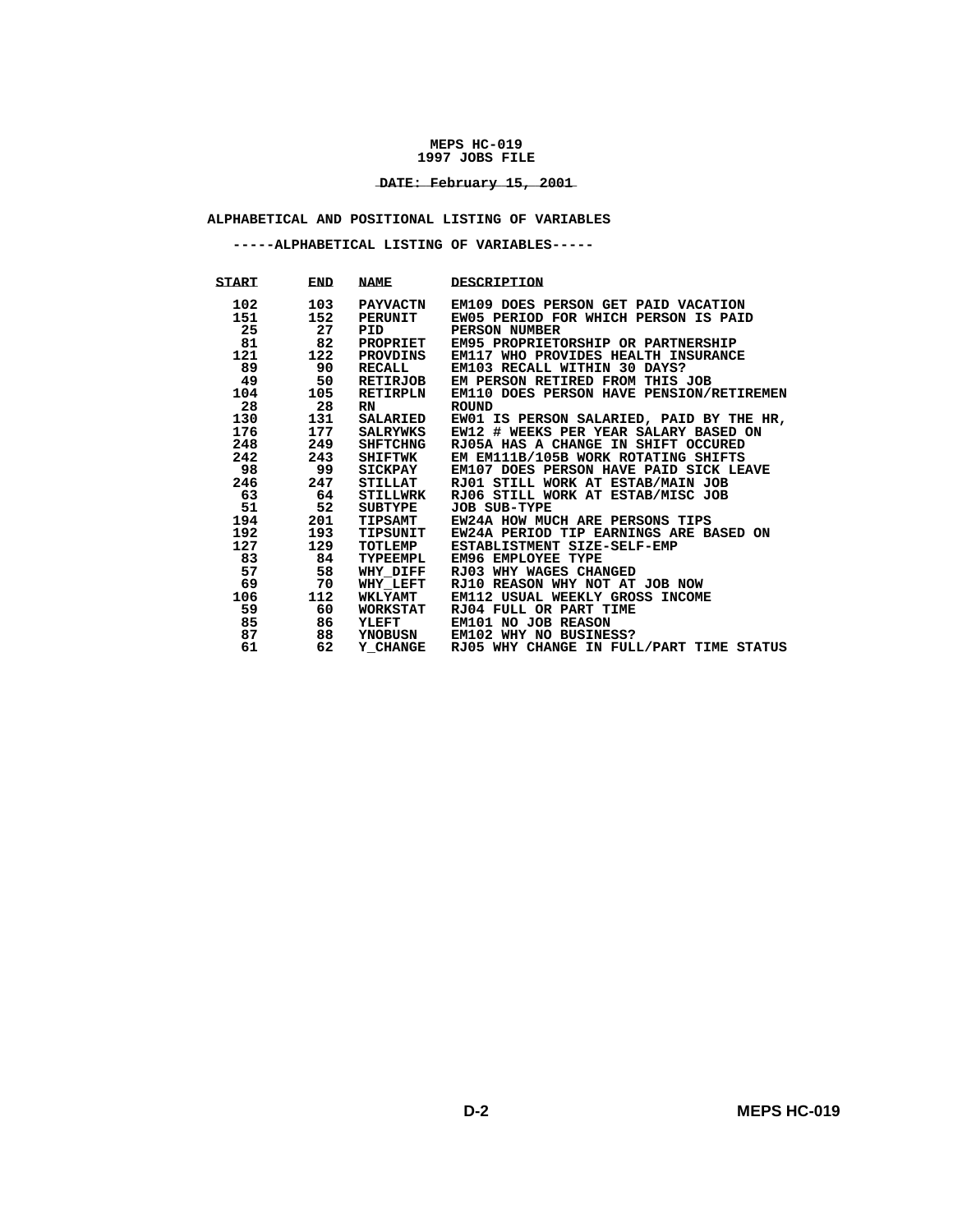**MEPS HC-019**
**1997 JOBS FILE**

**DATE: February 15, 2001**

**ALPHABETICAL AND POSITIONAL LISTING OF VARIABLES**

**-----ALPHABETICAL LISTING OF VARIABLES-----**

| START | END | NAME | DESCRIPTION |
|---|---|---|---|
| 102 | 103 | PAYVACTN | EM109 DOES PERSON GET PAID VACATION |
| 151 | 152 | PERUNIT | EW05 PERIOD FOR WHICH PERSON IS PAID |
| 25 | 27 | PID | PERSON NUMBER |
| 81 | 82 | PROPRIET | EM95 PROPRIETORSHIP OR PARTNERSHIP |
| 121 | 122 | PROVDINS | EM117 WHO PROVIDES HEALTH INSURANCE |
| 89 | 90 | RECALL | EM103 RECALL WITHIN 30 DAYS? |
| 49 | 50 | RETIRJOB | EM PERSON RETIRED FROM THIS JOB |
| 104 | 105 | RETIRPLN | EM110 DOES PERSON HAVE PENSION/RETIREMEN |
| 28 | 28 | RN | ROUND |
| 130 | 131 | SALARIED | EW01 IS PERSON SALARIED, PAID BY THE HR, |
| 176 | 177 | SALRYWKS | EW12 # WEEKS PER YEAR SALARY BASED ON |
| 248 | 249 | SHFTCHNG | RJ05A HAS A CHANGE IN SHIFT OCCURED |
| 242 | 243 | SHIFTWK | EM EM111B/105B WORK ROTATING SHIFTS |
| 98 | 99 | SICKPAY | EM107 DOES PERSON HAVE PAID SICK LEAVE |
| 246 | 247 | STILLAT | RJ01 STILL WORK AT ESTAB/MAIN JOB |
| 63 | 64 | STILLWRK | RJ06 STILL WORK AT ESTAB/MISC JOB |
| 51 | 52 | SUBTYPE | JOB SUB-TYPE |
| 194 | 201 | TIPSAMT | EW24A HOW MUCH ARE PERSONS TIPS |
| 192 | 193 | TIPSUNIT | EW24A PERIOD TIP EARNINGS ARE BASED ON |
| 127 | 129 | TOTLEMP | ESTABLISTMENT SIZE-SELF-EMP |
| 83 | 84 | TYPEEMPL | EM96 EMPLOYEE TYPE |
| 57 | 58 | WHY_DIFF | RJ03 WHY WAGES CHANGED |
| 69 | 70 | WHY_LEFT | RJ10 REASON WHY NOT AT JOB NOW |
| 106 | 112 | WKLYAMT | EM112 USUAL WEEKLY GROSS INCOME |
| 59 | 60 | WORKSTAT | RJ04 FULL OR PART TIME |
| 85 | 86 | YLEFT | EM101 NO JOB REASON |
| 87 | 88 | YNOBUSN | EM102 WHY NO BUSINESS? |
| 61 | 62 | Y_CHANGE | RJ05 WHY CHANGE IN FULL/PART TIME STATUS |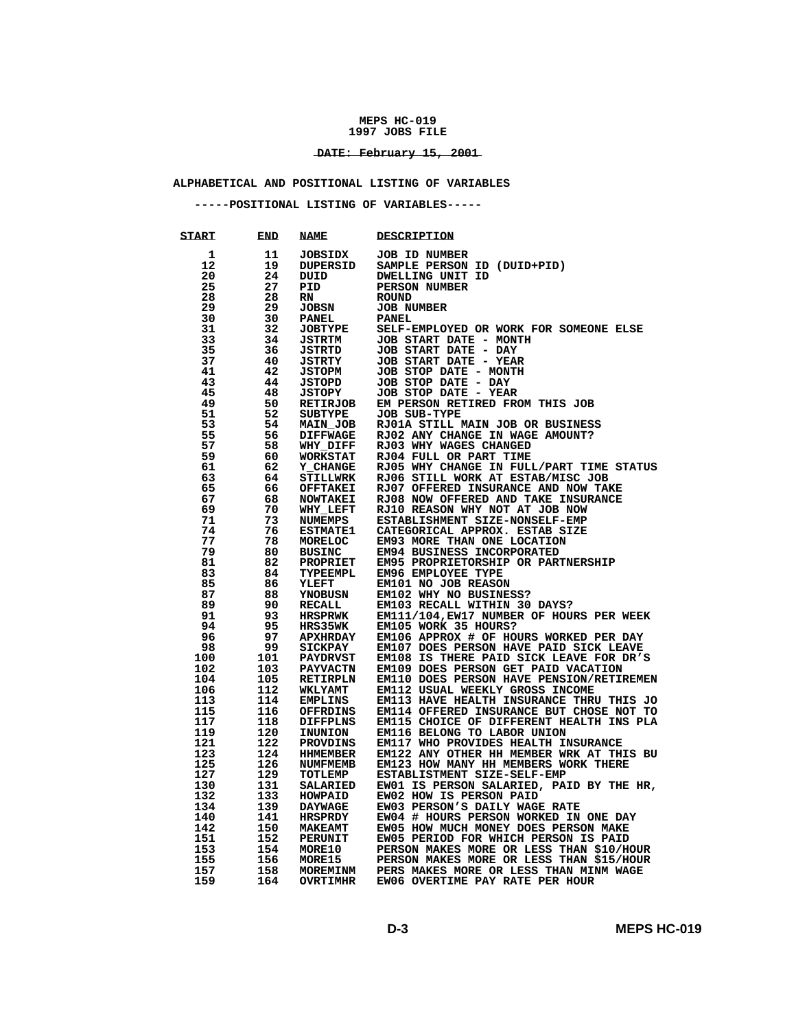**MEPS HC-019**
**1997 JOBS FILE**

**DATE: February 15, 2001**

**ALPHABETICAL AND POSITIONAL LISTING OF VARIABLES**

**-----POSITIONAL LISTING OF VARIABLES-----**

| START | END | NAME | DESCRIPTION |
|---|---|---|---|
| 1 | 11 | JOBSIDX | JOB ID NUMBER |
| 12 | 19 | DUPERSID | SAMPLE PERSON ID (DUID+PID) |
| 20 | 24 | DUID | DWELLING UNIT ID |
| 25 | 27 | PID | PERSON NUMBER |
| 28 | 28 | RN | ROUND |
| 29 | 29 | JOBSN | JOB NUMBER |
| 30 | 30 | PANEL | PANEL |
| 31 | 32 | JOBTYPE | SELF-EMPLOYED OR WORK FOR SOMEONE ELSE |
| 33 | 34 | JSTRTM | JOB START DATE - MONTH |
| 35 | 36 | JSTRTD | JOB START DATE - DAY |
| 37 | 40 | JSTRTY | JOB START DATE - YEAR |
| 41 | 42 | JSTOPM | JOB STOP DATE - MONTH |
| 43 | 44 | JSTOPD | JOB STOP DATE - DAY |
| 45 | 48 | JSTOPY | JOB STOP DATE - YEAR |
| 49 | 50 | RETIRJOB | EM PERSON RETIRED FROM THIS JOB |
| 51 | 52 | SUBTYPE | JOB SUB-TYPE |
| 53 | 54 | MAIN_JOB | RJ01A STILL MAIN JOB OR BUSINESS |
| 55 | 56 | DIFFWAGE | RJ02 ANY CHANGE IN WAGE AMOUNT? |
| 57 | 58 | WHY_DIFF | RJ03 WHY WAGES CHANGED |
| 59 | 60 | WORKSTAT | RJ04 FULL OR PART TIME |
| 61 | 62 | Y_CHANGE | RJ05 WHY CHANGE IN FULL/PART TIME STATUS |
| 63 | 64 | STILLWRK | RJ06 STILL WORK AT ESTAB/MISC JOB |
| 65 | 66 | OFFTAKEI | RJ07 OFFERED INSURANCE AND NOW TAKE |
| 67 | 68 | NOWTAKEI | RJ08 NOW OFFERED AND TAKE INSURANCE |
| 69 | 70 | WHY_LEFT | RJ10 REASON WHY NOT AT JOB NOW |
| 71 | 73 | NUMEMPS | ESTABLISHMENT SIZE-NONSELF-EMP |
| 74 | 76 | ESTMATE1 | CATEGORICAL APPROX. ESTAB SIZE |
| 77 | 78 | MORELOC | EM93 MORE THAN ONE LOCATION |
| 79 | 80 | BUSINC | EM94 BUSINESS INCORPORATED |
| 81 | 82 | PROPRIET | EM95 PROPRIETORSHIP OR PARTNERSHIP |
| 83 | 84 | TYPEEMPL | EM96 EMPLOYEE TYPE |
| 85 | 86 | YLEFT | EM101 NO JOB REASON |
| 87 | 88 | YNOBUSN | EM102 WHY NO BUSINESS? |
| 89 | 90 | RECALL | EM103 RECALL WITHIN 30 DAYS? |
| 91 | 93 | HRSPRWK | EM111/104,EW17 NUMBER OF HOURS PER WEEK |
| 94 | 95 | HRS35WK | EM105 WORK 35 HOURS? |
| 96 | 97 | APXHRDAY | EM106 APPROX # OF HOURS WORKED PER DAY |
| 98 | 99 | SICKPAY | EM107 DOES PERSON HAVE PAID SICK LEAVE |
| 100 | 101 | PAYDRVST | EM108 IS THERE PAID SICK LEAVE FOR DR'S |
| 102 | 103 | PAYVACTN | EM109 DOES PERSON GET PAID VACATION |
| 104 | 105 | RETIRPLN | EM110 DOES PERSON HAVE PENSION/RETIREMEN |
| 106 | 112 | WKLYAMT | EM112 USUAL WEEKLY GROSS INCOME |
| 113 | 114 | EMPLINS | EM113 HAVE HEALTH INSURANCE THRU THIS JO |
| 115 | 116 | OFFRDINS | EM114 OFFERED INSURANCE BUT CHOSE NOT TO |
| 117 | 118 | DIFFPLNS | EM115 CHOICE OF DIFFERENT HEALTH INS PLA |
| 119 | 120 | INUNION | EM116 BELONG TO LABOR UNION |
| 121 | 122 | PROVDINS | EM117 WHO PROVIDES HEALTH INSURANCE |
| 123 | 124 | HHMEMBER | EM122 ANY OTHER HH MEMBER WRK AT THIS BU |
| 125 | 126 | NUMFMEMB | EM123 HOW MANY HH MEMBERS WORK THERE |
| 127 | 129 | TOTLEMP | ESTABLISTMENT SIZE-SELF-EMP |
| 130 | 131 | SALARIED | EW01 IS PERSON SALARIED, PAID BY THE HR, |
| 132 | 133 | HOWPAID | EW02 HOW IS PERSON PAID |
| 134 | 139 | DAYWAGE | EW03 PERSON'S DAILY WAGE RATE |
| 140 | 141 | HRSPRDY | EW04 # HOURS PERSON WORKED IN ONE DAY |
| 142 | 150 | MAKEAMT | EW05 HOW MUCH MONEY DOES PERSON MAKE |
| 151 | 152 | PERUNIT | EW05 PERIOD FOR WHICH PERSON IS PAID |
| 153 | 154 | MORE10 | PERSON MAKES MORE OR LESS THAN $10/HOUR |
| 155 | 156 | MORE15 | PERSON MAKES MORE OR LESS THAN $15/HOUR |
| 157 | 158 | MOREMINM | PERS MAKES MORE OR LESS THAN MINM WAGE |
| 159 | 164 | OVRTIMHR | EW06 OVERTIME PAY RATE PER HOUR |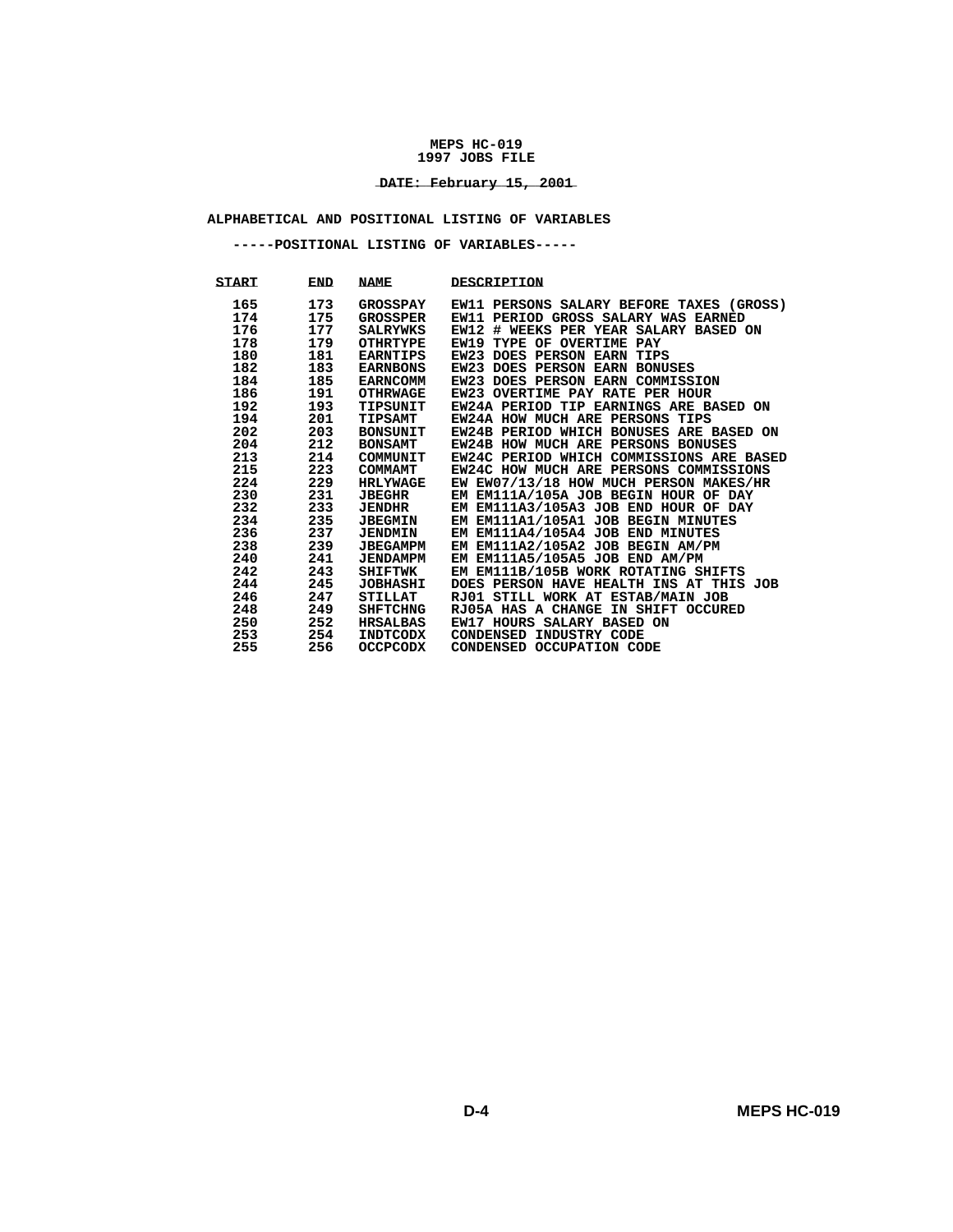**MEPS HC-019**
**1997 JOBS FILE**

**DATE: February 15, 2001**

**ALPHABETICAL AND POSITIONAL LISTING OF VARIABLES**

**-----POSITIONAL LISTING OF VARIABLES-----**

| START | END | NAME | DESCRIPTION |
|---|---|---|---|
| 165 | 173 | GROSSPAY | EW11 PERSONS SALARY BEFORE TAXES (GROSS) |
| 174 | 175 | GROSSPER | EW11 PERIOD GROSS SALARY WAS EARNED |
| 176 | 177 | SALRYWKS | EW12 # WEEKS PER YEAR SALARY BASED ON |
| 178 | 179 | OTHRTYPE | EW19 TYPE OF OVERTIME PAY |
| 180 | 181 | EARNTIPS | EW23 DOES PERSON EARN TIPS |
| 182 | 183 | EARNBONS | EW23 DOES PERSON EARN BONUSES |
| 184 | 185 | EARNCOMM | EW23 DOES PERSON EARN COMMISSION |
| 186 | 191 | OTHRWAGE | EW23 OVERTIME PAY RATE PER HOUR |
| 192 | 193 | TIPSUNIT | EW24A PERIOD TIP EARNINGS ARE BASED ON |
| 194 | 201 | TIPSAMT | EW24A HOW MUCH ARE PERSONS TIPS |
| 202 | 203 | BONSUNIT | EW24B PERIOD WHICH BONUSES ARE BASED ON |
| 204 | 212 | BONSAMT | EW24B HOW MUCH ARE PERSONS BONUSES |
| 213 | 214 | COMMUNIT | EW24C PERIOD WHICH COMMISSIONS ARE BASED |
| 215 | 223 | COMMAMT | EW24C HOW MUCH ARE PERSONS COMMISSIONS |
| 224 | 229 | HRLYWAGE | EW EW07/13/18 HOW MUCH PERSON MAKES/HR |
| 230 | 231 | JBEGHR | EM EM111A/105A JOB BEGIN HOUR OF DAY |
| 232 | 233 | JENDHR | EM EM111A3/105A3 JOB END HOUR OF DAY |
| 234 | 235 | JBEGMIN | EM EM111A1/105A1 JOB BEGIN MINUTES |
| 236 | 237 | JENDMIN | EM EM111A4/105A4 JOB END MINUTES |
| 238 | 239 | JBEGAMPM | EM EM111A2/105A2 JOB BEGIN AM/PM |
| 240 | 241 | JENDAMPM | EM EM111A5/105A5 JOB END AM/PM |
| 242 | 243 | SHIFTWK | EM EM111B/105B WORK ROTATING SHIFTS |
| 244 | 245 | JOBHASHI | DOES PERSON HAVE HEALTH INS AT THIS JOB |
| 246 | 247 | STILLAT | RJ01 STILL WORK AT ESTAB/MAIN JOB |
| 248 | 249 | SHFTCHNG | RJ05A HAS A CHANGE IN SHIFT OCCURED |
| 250 | 252 | HRSALBAS | EW17 HOURS SALARY BASED ON |
| 253 | 254 | INDTCODX | CONDENSED INDUSTRY CODE |
| 255 | 256 | OCCPCODX | CONDENSED OCCUPATION CODE |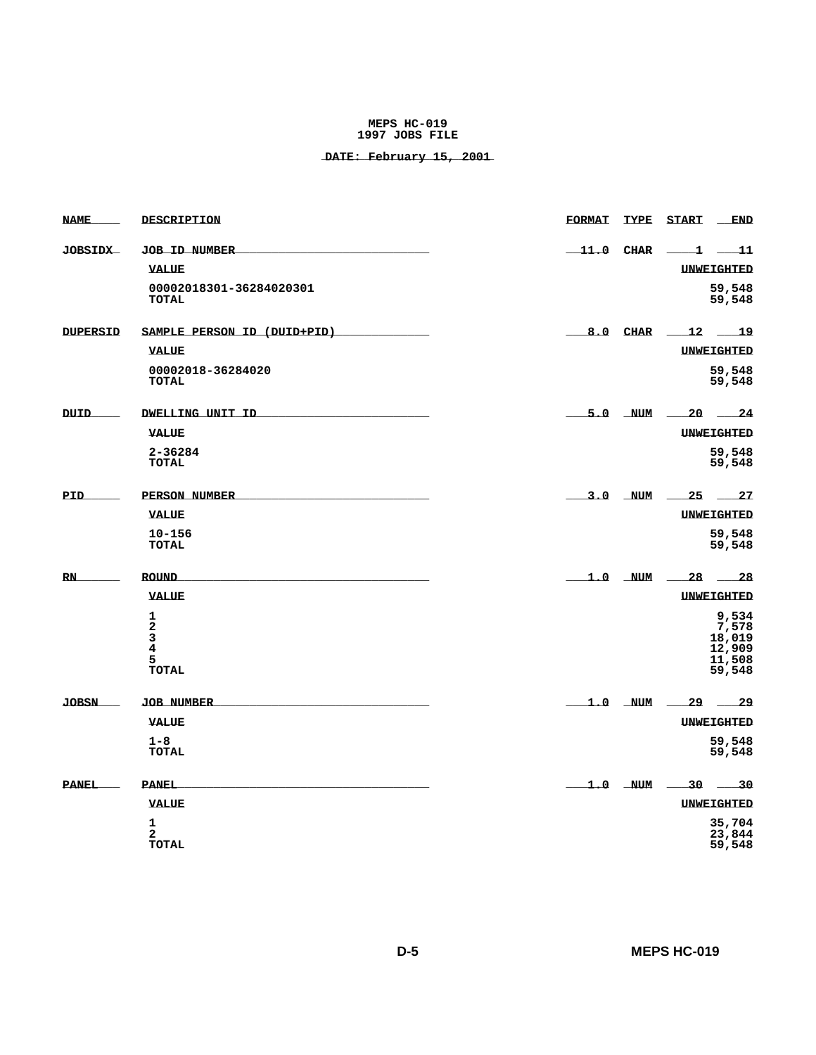**MEPS HC-019**
**1997 JOBS FILE**

**DATE: February 15, 2001**

| NAME | DESCRIPTION | FORMAT | TYPE | START | END |
|---|---|---|---|---|---|
| **JOBSIDX** | **JOB ID NUMBER** | 11.0 | CHAR | 1 | 11 |
| | **VALUE** | | | | **UNWEIGHTED** |
| | 00002018301-36284020301 | | | | 59,548 |
| | **TOTAL** | | | | 59,548 |
| **DUPERSID** | **SAMPLE PERSON ID (DUID+PID)** | 8.0 | CHAR | 12 | 19 |
| | **VALUE** | | | | **UNWEIGHTED** |
| | 00002018-36284020 | | | | 59,548 |
| | **TOTAL** | | | | 59,548 |
| **DUID** | **DWELLING UNIT ID** | 5.0 | NUM | 20 | 24 |
| | **VALUE** | | | | **UNWEIGHTED** |
| | 2-36284 | | | | 59,548 |
| | **TOTAL** | | | | 59,548 |
| **PID** | **PERSON NUMBER** | 3.0 | NUM | 25 | 27 |
| | **VALUE** | | | | **UNWEIGHTED** |
| | 10-156 | | | | 59,548 |
| | **TOTAL** | | | | 59,548 |
| **RN** | **ROUND** | 1.0 | NUM | 28 | 28 |
| | **VALUE** | | | | **UNWEIGHTED** |
| | 1 | | | | 9,534 |
| | 2 | | | | 7,578 |
| | 3 | | | | 18,019 |
| | 4 | | | | 12,909 |
| | 5 | | | | 11,508 |
| | **TOTAL** | | | | 59,548 |
| **JOBSN** | **JOB NUMBER** | 1.0 | NUM | 29 | 29 |
| | **VALUE** | | | | **UNWEIGHTED** |
| | 1-8 | | | | 59,548 |
| | **TOTAL** | | | | 59,548 |
| **PANEL** | **PANEL** | 1.0 | NUM | 30 | 30 |
| | **VALUE** | | | | **UNWEIGHTED** |
| | 1 | | | | 35,704 |
| | 2 | | | | 23,844 |
| | **TOTAL** | | | | 59,548 |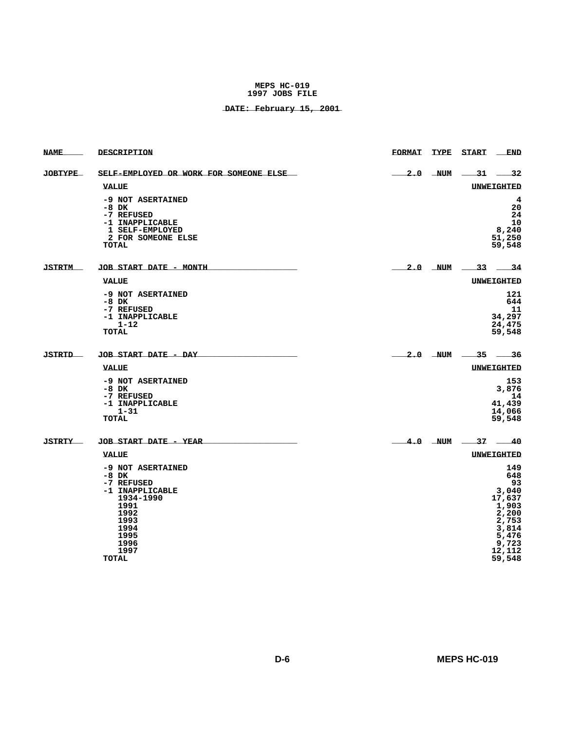**MEPS HC-019**
**1997 JOBS FILE**

**DATE: February 15, 2001**

| NAME | DESCRIPTION | FORMAT | TYPE | START | END |
|---|---|---|---|---|---|
| JOBTYPE | SELF-EMPLOYED OR WORK FOR SOMEONE ELSE | 2.0 | NUM | 31 | 32 |

| VALUE | UNWEIGHTED |
|---|---|
| -9 NOT ASERTAINED | 4 |
| -8 DK | 20 |
| -7 REFUSED | 24 |
| -1 INAPPLICABLE | 10 |
| 1 SELF-EMPLOYED | 8,240 |
| 2 FOR SOMEONE ELSE | 51,250 |
| TOTAL | 59,548 |

| NAME | DESCRIPTION | FORMAT | TYPE | START | END |
|---|---|---|---|---|---|
| JSTRTM | JOB START DATE - MONTH | 2.0 | NUM | 33 | 34 |

| VALUE | UNWEIGHTED |
|---|---|
| -9 NOT ASERTAINED | 121 |
| -8 DK | 644 |
| -7 REFUSED | 11 |
| -1 INAPPLICABLE | 34,297 |
| 1-12 | 24,475 |
| TOTAL | 59,548 |

| NAME | DESCRIPTION | FORMAT | TYPE | START | END |
|---|---|---|---|---|---|
| JSTRTD | JOB START DATE - DAY | 2.0 | NUM | 35 | 36 |

| VALUE | UNWEIGHTED |
|---|---|
| -9 NOT ASERTAINED | 153 |
| -8 DK | 3,876 |
| -7 REFUSED | 14 |
| -1 INAPPLICABLE | 41,439 |
| 1-31 | 14,066 |
| TOTAL | 59,548 |

| NAME | DESCRIPTION | FORMAT | TYPE | START | END |
|---|---|---|---|---|---|
| JSTRTY | JOB START DATE - YEAR | 4.0 | NUM | 37 | 40 |

| VALUE | UNWEIGHTED |
|---|---|
| -9 NOT ASERTAINED | 149 |
| -8 DK | 648 |
| -7 REFUSED | 93 |
| -1 INAPPLICABLE | 3,040 |
| 1934-1990 | 17,637 |
| 1991 | 1,903 |
| 1992 | 2,200 |
| 1993 | 2,753 |
| 1994 | 3,814 |
| 1995 | 5,476 |
| 1996 | 9,723 |
| 1997 | 12,112 |
| TOTAL | 59,548 |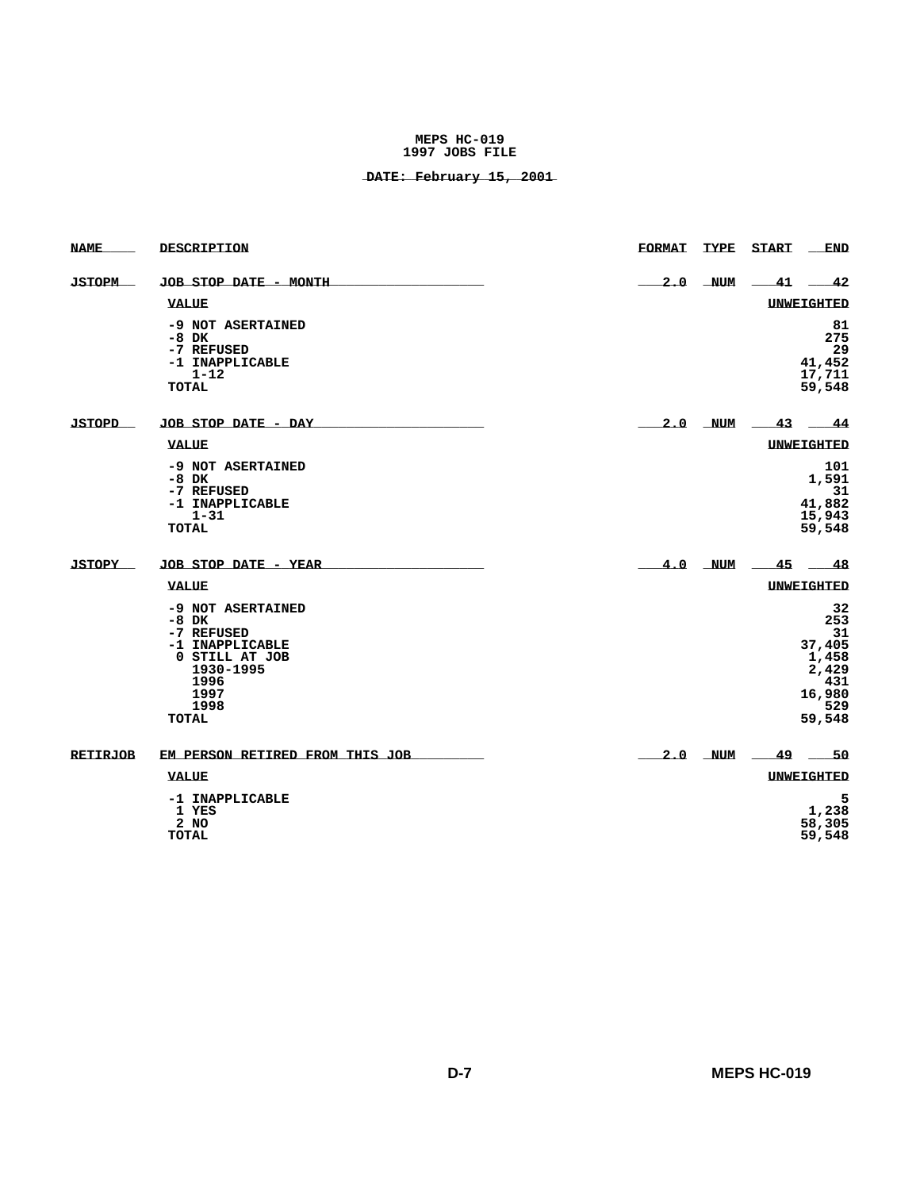**MEPS HC-019**
**1997 JOBS FILE**

**DATE: February 15, 2001**

| NAME | DESCRIPTION | FORMAT | TYPE | START | END |
|---|---|---|---|---|---|
| JSTOPM | JOB STOP DATE - MONTH | 2.0 | NUM | 41 | 42 |

| VALUE | UNWEIGHTED |
|---|---|
| -9 NOT ASERTAINED | 81 |
| -8 DK | 275 |
| -7 REFUSED | 29 |
| -1 INAPPLICABLE | 41,452 |
| 1-12 | 17,711 |
| TOTAL | 59,548 |

| NAME | DESCRIPTION | FORMAT | TYPE | START | END |
|---|---|---|---|---|---|
| JSTOPD | JOB STOP DATE - DAY | 2.0 | NUM | 43 | 44 |

| VALUE | UNWEIGHTED |
|---|---|
| -9 NOT ASERTAINED | 101 |
| -8 DK | 1,591 |
| -7 REFUSED | 31 |
| -1 INAPPLICABLE | 41,882 |
| 1-31 | 15,943 |
| TOTAL | 59,548 |

| NAME | DESCRIPTION | FORMAT | TYPE | START | END |
|---|---|---|---|---|---|
| JSTOPY | JOB STOP DATE - YEAR | 4.0 | NUM | 45 | 48 |

| VALUE | UNWEIGHTED |
|---|---|
| -9 NOT ASERTAINED | 32 |
| -8 DK | 253 |
| -7 REFUSED | 31 |
| -1 INAPPLICABLE | 37,405 |
| 0 STILL AT JOB | 1,458 |
| 1930-1995 | 2,429 |
| 1996 | 431 |
| 1997 | 16,980 |
| 1998 | 529 |
| TOTAL | 59,548 |

| NAME | DESCRIPTION | FORMAT | TYPE | START | END |
|---|---|---|---|---|---|
| RETIRJOB | EM PERSON RETIRED FROM THIS JOB | 2.0 | NUM | 49 | 50 |

| VALUE | UNWEIGHTED |
|---|---|
| -1 INAPPLICABLE | 5 |
| 1 YES | 1,238 |
| 2 NO | 58,305 |
| TOTAL | 59,548 |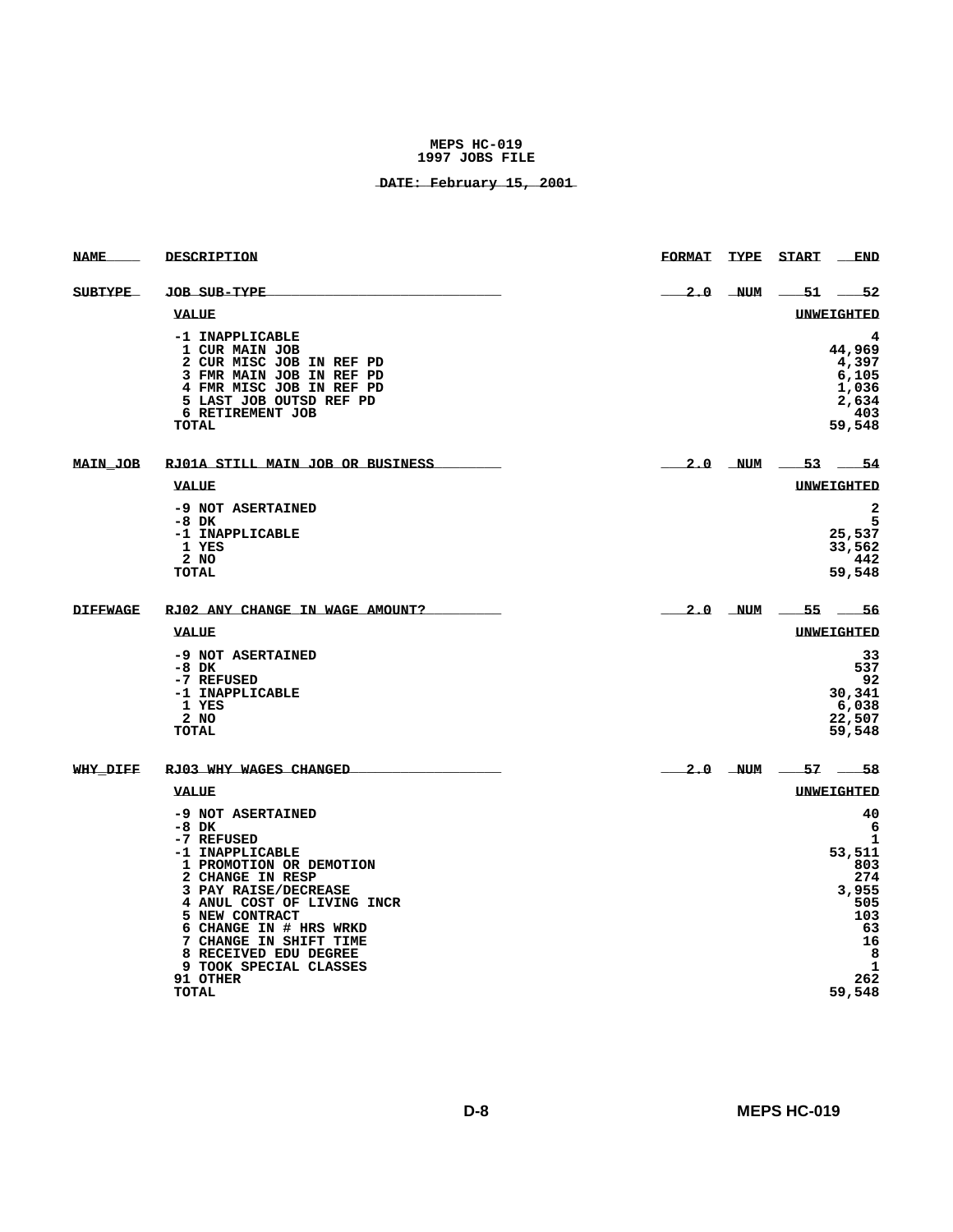MEPS HC-019
1997 JOBS FILE

DATE: February 15, 2001

| NAME | DESCRIPTION | FORMAT | TYPE | START | END |
|---|---|---|---|---|---|
| SUBTYPE | JOB SUB-TYPE | 2.0 | NUM | 51 | 52 |

| VALUE | UNWEIGHTED |
|---|---|
| -1 INAPPLICABLE | 4 |
| 1 CUR MAIN JOB | 44,969 |
| 2 CUR MISC JOB IN REF PD | 4,397 |
| 3 FMR MAIN JOB IN REF PD | 6,105 |
| 4 FMR MISC JOB IN REF PD | 1,036 |
| 5 LAST JOB OUTSD REF PD | 2,634 |
| 6 RETIREMENT JOB | 403 |
| TOTAL | 59,548 |

| NAME | DESCRIPTION | FORMAT | TYPE | START | END |
|---|---|---|---|---|---|
| MAIN_JOB | RJ01A STILL MAIN JOB OR BUSINESS | 2.0 | NUM | 53 | 54 |

| VALUE | UNWEIGHTED |
|---|---|
| -9 NOT ASERTAINED | 2 |
| -8 DK | 5 |
| -1 INAPPLICABLE | 25,537 |
| 1 YES | 33,562 |
| 2 NO | 442 |
| TOTAL | 59,548 |

| NAME | DESCRIPTION | FORMAT | TYPE | START | END |
|---|---|---|---|---|---|
| DIFFWAGE | RJ02 ANY CHANGE IN WAGE AMOUNT? | 2.0 | NUM | 55 | 56 |

| VALUE | UNWEIGHTED |
|---|---|
| -9 NOT ASERTAINED | 33 |
| -8 DK | 537 |
| -7 REFUSED | 92 |
| -1 INAPPLICABLE | 30,341 |
| 1 YES | 6,038 |
| 2 NO | 22,507 |
| TOTAL | 59,548 |

| NAME | DESCRIPTION | FORMAT | TYPE | START | END |
|---|---|---|---|---|---|
| WHY_DIFF | RJ03 WHY WAGES CHANGED | 2.0 | NUM | 57 | 58 |

| VALUE | UNWEIGHTED |
|---|---|
| -9 NOT ASERTAINED | 40 |
| -8 DK | 6 |
| -7 REFUSED | 1 |
| -1 INAPPLICABLE | 53,511 |
| 1 PROMOTION OR DEMOTION | 803 |
| 2 CHANGE IN RESP | 274 |
| 3 PAY RAISE/DECREASE | 3,955 |
| 4 ANUL COST OF LIVING INCR | 505 |
| 5 NEW CONTRACT | 103 |
| 6 CHANGE IN # HRS WRKD | 63 |
| 7 CHANGE IN SHIFT TIME | 16 |
| 8 RECEIVED EDU DEGREE | 8 |
| 9 TOOK SPECIAL CLASSES | 1 |
| 91 OTHER | 262 |
| TOTAL | 59,548 |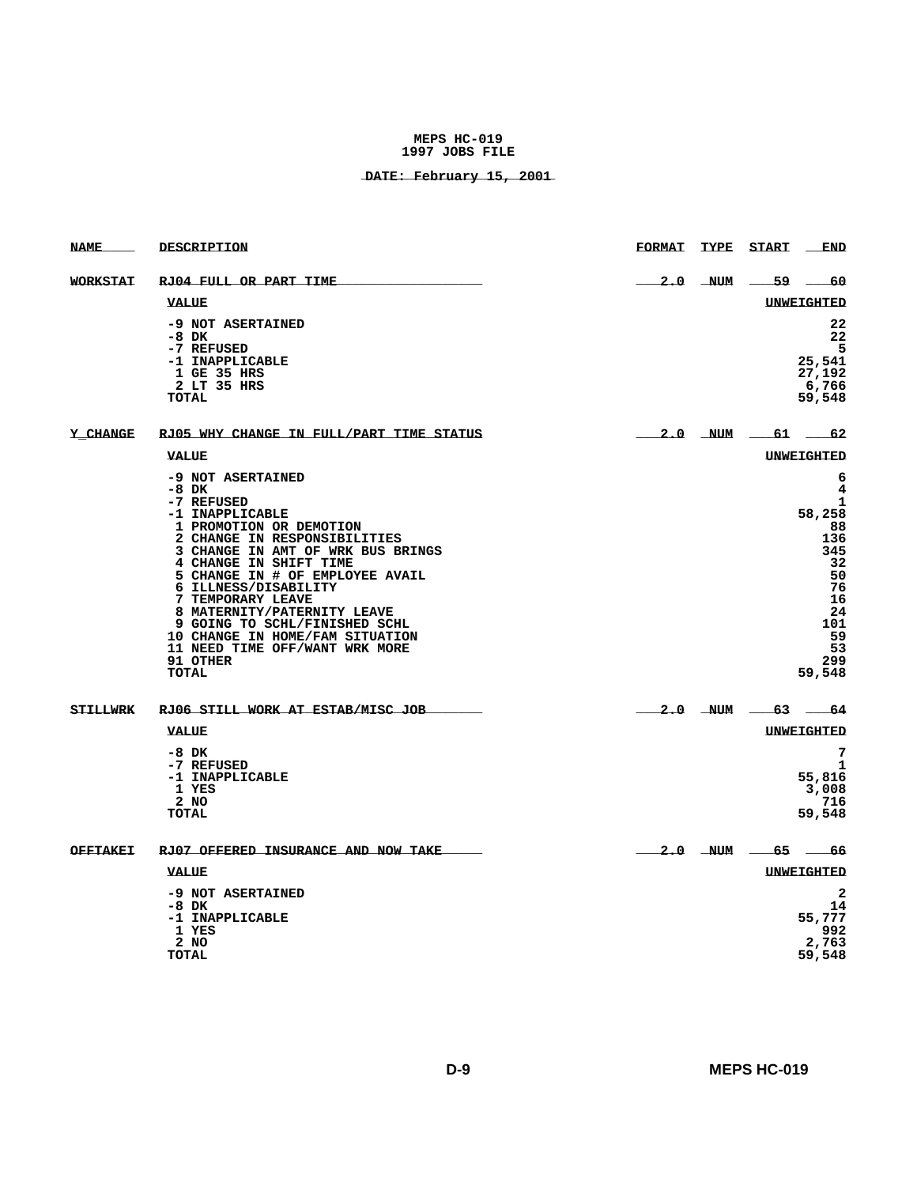MEPS HC-019
1997 JOBS FILE

DATE: February 15, 2001

| NAME | DESCRIPTION | FORMAT | TYPE | START | END |
|---|---|---|---|---|---|
| WORKSTAT | RJ04 FULL OR PART TIME | 2.0 | NUM | 59 | 60 |

| VALUE | UNWEIGHTED |
|---|---|
| -9 NOT ASERTAINED | 22 |
| -8 DK | 22 |
| -7 REFUSED | 5 |
| -1 INAPPLICABLE | 25,541 |
| 1 GE 35 HRS | 27,192 |
| 2 LT 35 HRS | 6,766 |
| TOTAL | 59,548 |

| NAME | DESCRIPTION | FORMAT | TYPE | START | END |
|---|---|---|---|---|---|
| Y_CHANGE | RJ05 WHY CHANGE IN FULL/PART TIME STATUS | 2.0 | NUM | 61 | 62 |

| VALUE | UNWEIGHTED |
|---|---|
| -9 NOT ASERTAINED | 6 |
| -8 DK | 4 |
| -7 REFUSED | 1 |
| -1 INAPPLICABLE | 58,258 |
| 1 PROMOTION OR DEMOTION | 88 |
| 2 CHANGE IN RESPONSIBILITIES | 136 |
| 3 CHANGE IN AMT OF WRK BUS BRINGS | 345 |
| 4 CHANGE IN SHIFT TIME | 32 |
| 5 CHANGE IN # OF EMPLOYEE AVAIL | 50 |
| 6 ILLNESS/DISABILITY | 76 |
| 7 TEMPORARY LEAVE | 16 |
| 8 MATERNITY/PATERNITY LEAVE | 24 |
| 9 GOING TO SCHL/FINISHED SCHL | 101 |
| 10 CHANGE IN HOME/FAM SITUATION | 59 |
| 11 NEED TIME OFF/WANT WRK MORE | 53 |
| 91 OTHER | 299 |
| TOTAL | 59,548 |

| NAME | DESCRIPTION | FORMAT | TYPE | START | END |
|---|---|---|---|---|---|
| STILLWRK | RJ06 STILL WORK AT ESTAB/MISC JOB | 2.0 | NUM | 63 | 64 |

| VALUE | UNWEIGHTED |
|---|---|
| -8 DK | 7 |
| -7 REFUSED | 1 |
| -1 INAPPLICABLE | 55,816 |
| 1 YES | 3,008 |
| 2 NO | 716 |
| TOTAL | 59,548 |

| NAME | DESCRIPTION | FORMAT | TYPE | START | END |
|---|---|---|---|---|---|
| OFFTAKEI | RJ07 OFFERED INSURANCE AND NOW TAKE | 2.0 | NUM | 65 | 66 |

| VALUE | UNWEIGHTED |
|---|---|
| -9 NOT ASERTAINED | 2 |
| -8 DK | 14 |
| -1 INAPPLICABLE | 55,777 |
| 1 YES | 992 |
| 2 NO | 2,763 |
| TOTAL | 59,548 |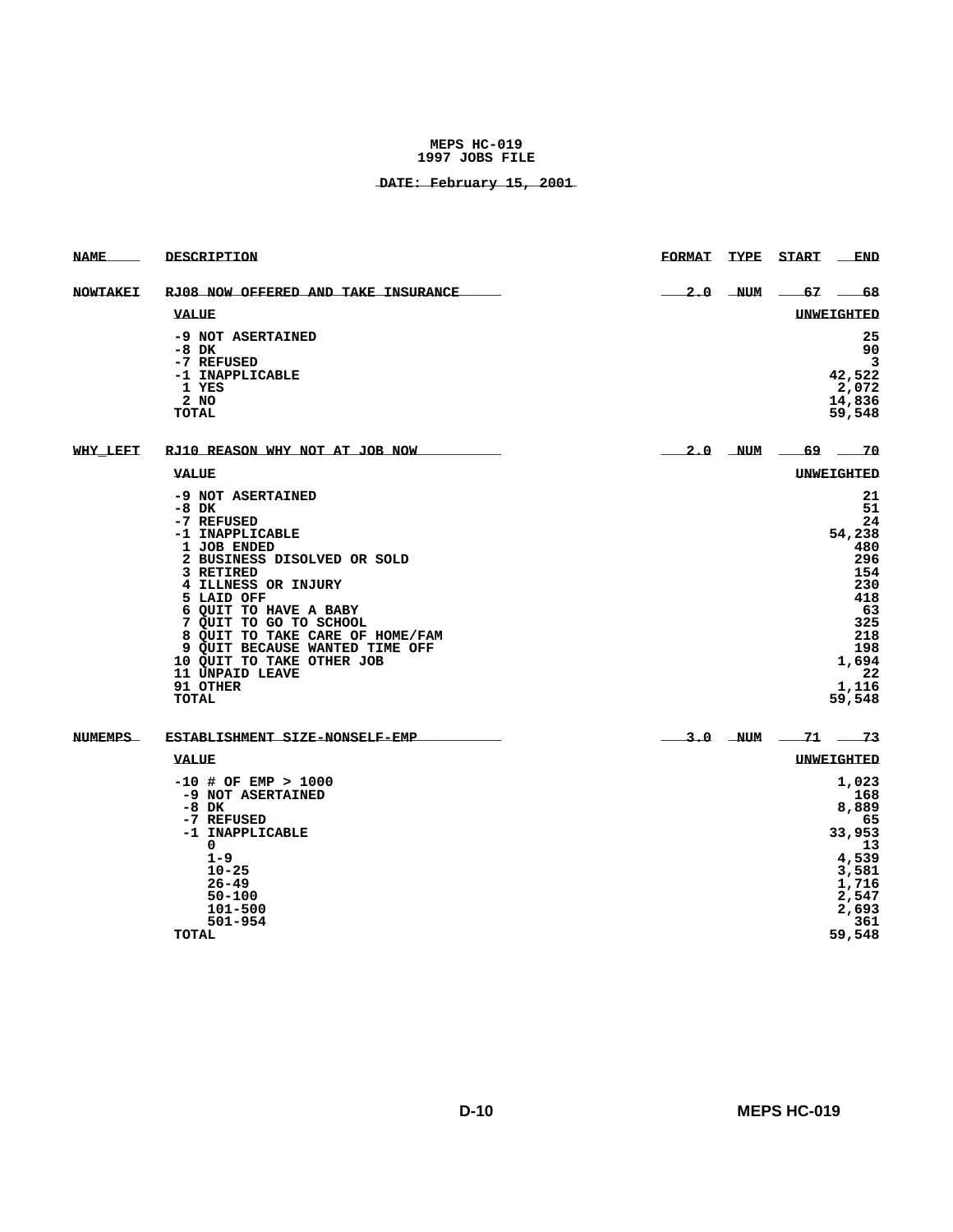**MEPS HC-019**
**1997 JOBS FILE**

**DATE: February 15, 2001**

| NAME | DESCRIPTION | FORMAT | TYPE | START | END |
|---|---|---|---|---|---|
| NOWTAKEI | RJ08 NOW OFFERED AND TAKE INSURANCE | 2.0 | NUM | 67 | 68 |

| VALUE | UNWEIGHTED |
|---|---|
| -9 NOT ASERTAINED | 25 |
| -8 DK | 90 |
| -7 REFUSED | 3 |
| -1 INAPPLICABLE | 42,522 |
| 1 YES | 2,072 |
| 2 NO | 14,836 |
| TOTAL | 59,548 |

| NAME | DESCRIPTION | FORMAT | TYPE | START | END |
|---|---|---|---|---|---|
| WHY_LEFT | RJ10 REASON WHY NOT AT JOB NOW | 2.0 | NUM | 69 | 70 |

| VALUE | UNWEIGHTED |
|---|---|
| -9 NOT ASERTAINED | 21 |
| -8 DK | 51 |
| -7 REFUSED | 24 |
| -1 INAPPLICABLE | 54,238 |
| 1 JOB ENDED | 480 |
| 2 BUSINESS DISOLVED OR SOLD | 296 |
| 3 RETIRED | 154 |
| 4 ILLNESS OR INJURY | 230 |
| 5 LAID OFF | 418 |
| 6 QUIT TO HAVE A BABY | 63 |
| 7 QUIT TO GO TO SCHOOL | 325 |
| 8 QUIT TO TAKE CARE OF HOME/FAM | 218 |
| 9 QUIT BECAUSE WANTED TIME OFF | 198 |
| 10 QUIT TO TAKE OTHER JOB | 1,694 |
| 11 UNPAID LEAVE | 22 |
| 91 OTHER | 1,116 |
| TOTAL | 59,548 |

| NAME | DESCRIPTION | FORMAT | TYPE | START | END |
|---|---|---|---|---|---|
| NUMEMPS | ESTABLISHMENT SIZE-NONSELF-EMP | 3.0 | NUM | 71 | 73 |

| VALUE | UNWEIGHTED |
|---|---|
| -10 # OF EMP > 1000 | 1,023 |
| -9 NOT ASERTAINED | 168 |
| -8 DK | 8,889 |
| -7 REFUSED | 65 |
| -1 INAPPLICABLE | 33,953 |
| 0 | 13 |
| 1-9 | 4,539 |
| 10-25 | 3,581 |
| 26-49 | 1,716 |
| 50-100 | 2,547 |
| 101-500 | 2,693 |
| 501-954 | 361 |
| TOTAL | 59,548 |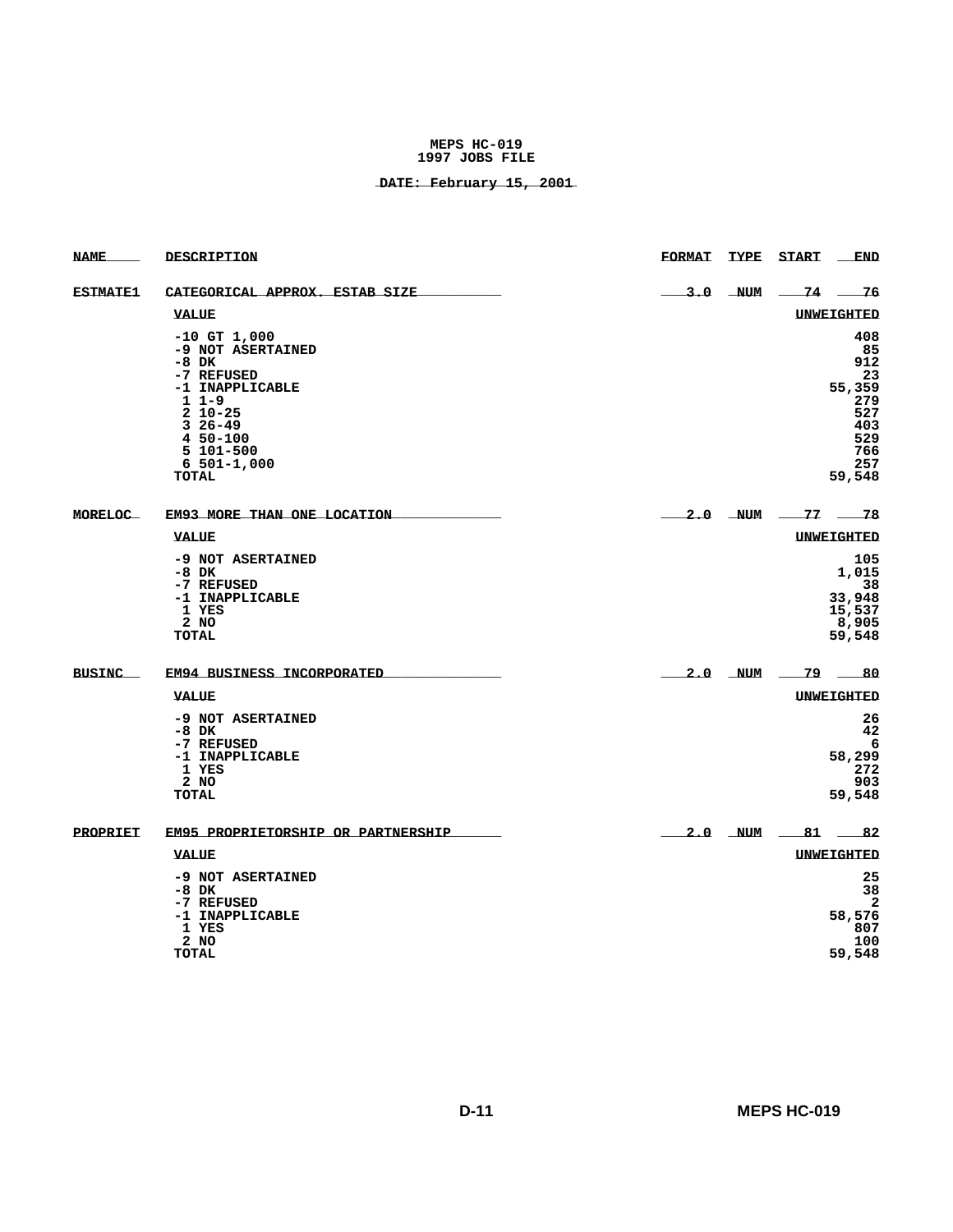**MEPS HC-019**
**1997 JOBS FILE**

**DATE: February 15, 2001**

| NAME | DESCRIPTION | FORMAT | TYPE | START | END |
|---|---|---|---|---|---|
| ESTMATE1 | CATEGORICAL APPROX. ESTAB SIZE | 3.0 | NUM | 74 | 76 |

| VALUE | UNWEIGHTED |
|---|---|
| -10 GT 1,000 | 408 |
| -9 NOT ASERTAINED | 85 |
| -8 DK | 912 |
| -7 REFUSED | 23 |
| -1 INAPPLICABLE | 55,359 |
| 1 1-9 | 279 |
| 2 10-25 | 527 |
| 3 26-49 | 403 |
| 4 50-100 | 529 |
| 5 101-500 | 766 |
| 6 501-1,000 | 257 |
| TOTAL | 59,548 |

| NAME | DESCRIPTION | FORMAT | TYPE | START | END |
|---|---|---|---|---|---|
| MORELOC | EM93 MORE THAN ONE LOCATION | 2.0 | NUM | 77 | 78 |

| VALUE | UNWEIGHTED |
|---|---|
| -9 NOT ASERTAINED | 105 |
| -8 DK | 1,015 |
| -7 REFUSED | 38 |
| -1 INAPPLICABLE | 33,948 |
| 1 YES | 15,537 |
| 2 NO | 8,905 |
| TOTAL | 59,548 |

| NAME | DESCRIPTION | FORMAT | TYPE | START | END |
|---|---|---|---|---|---|
| BUSINC | EM94 BUSINESS INCORPORATED | 2.0 | NUM | 79 | 80 |

| VALUE | UNWEIGHTED |
|---|---|
| -9 NOT ASERTAINED | 26 |
| -8 DK | 42 |
| -7 REFUSED | 6 |
| -1 INAPPLICABLE | 58,299 |
| 1 YES | 272 |
| 2 NO | 903 |
| TOTAL | 59,548 |

| NAME | DESCRIPTION | FORMAT | TYPE | START | END |
|---|---|---|---|---|---|
| PROPRIET | EM95 PROPRIETORSHIP OR PARTNERSHIP | 2.0 | NUM | 81 | 82 |

| VALUE | UNWEIGHTED |
|---|---|
| -9 NOT ASERTAINED | 25 |
| -8 DK | 38 |
| -7 REFUSED | 2 |
| -1 INAPPLICABLE | 58,576 |
| 1 YES | 807 |
| 2 NO | 100 |
| TOTAL | 59,548 |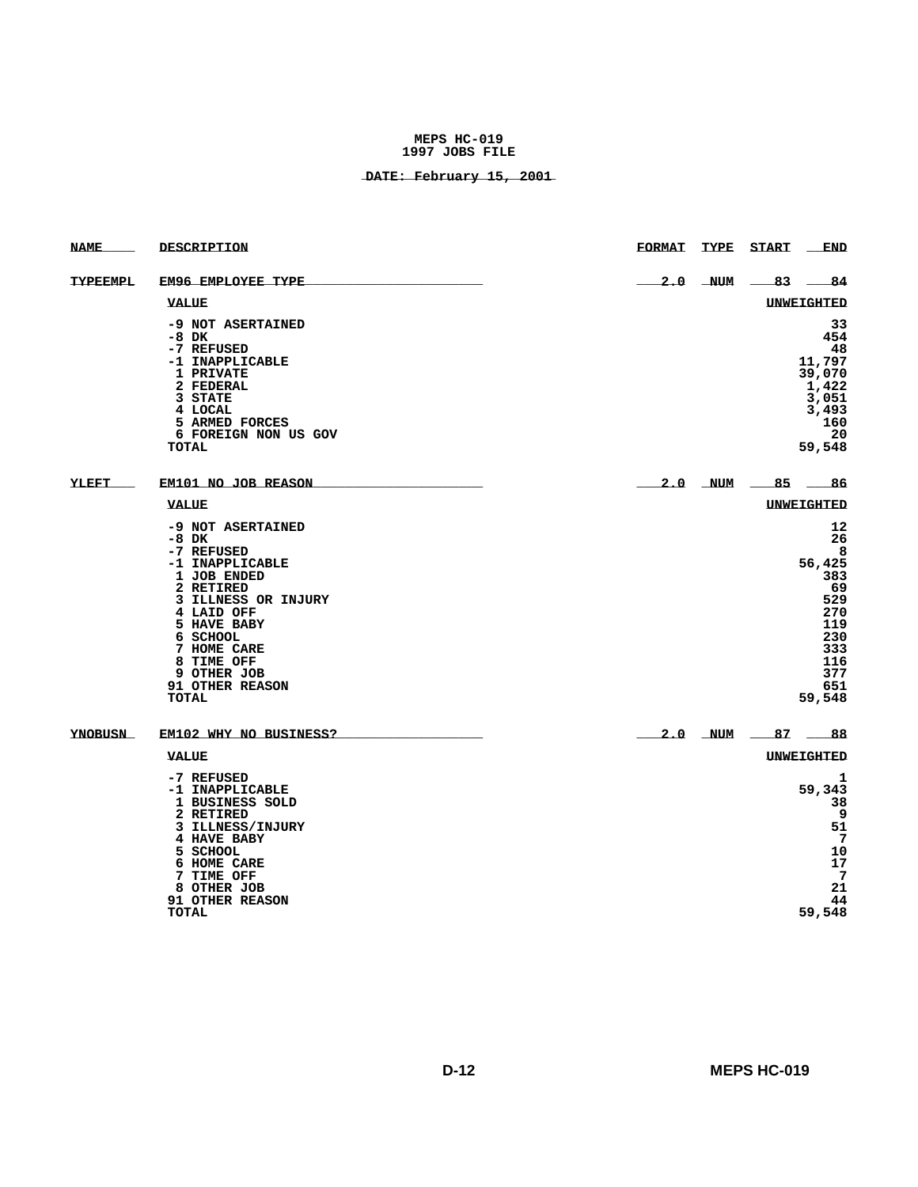MEPS HC-019
1997 JOBS FILE

DATE: February 15, 2001

| NAME | DESCRIPTION | FORMAT | TYPE | START | END |
|---|---|---|---|---|---|
| TYPEEMPL | EM96 EMPLOYEE TYPE | 2.0 | NUM | 83 | 84 |

| VALUE | UNWEIGHTED |
|---|---|
| -9 NOT ASERTAINED | 33 |
| -8 DK | 454 |
| -7 REFUSED | 48 |
| -1 INAPPLICABLE | 11,797 |
| 1 PRIVATE | 39,070 |
| 2 FEDERAL | 1,422 |
| 3 STATE | 3,051 |
| 4 LOCAL | 3,493 |
| 5 ARMED FORCES | 160 |
| 6 FOREIGN NON US GOV | 20 |
| TOTAL | 59,548 |

| NAME | DESCRIPTION | FORMAT | TYPE | START | END |
|---|---|---|---|---|---|
| YLEFT | EM101 NO JOB REASON | 2.0 | NUM | 85 | 86 |

| VALUE | UNWEIGHTED |
|---|---|
| -9 NOT ASERTAINED | 12 |
| -8 DK | 26 |
| -7 REFUSED | 8 |
| -1 INAPPLICABLE | 56,425 |
| 1 JOB ENDED | 383 |
| 2 RETIRED | 69 |
| 3 ILLNESS OR INJURY | 529 |
| 4 LAID OFF | 270 |
| 5 HAVE BABY | 119 |
| 6 SCHOOL | 230 |
| 7 HOME CARE | 333 |
| 8 TIME OFF | 116 |
| 9 OTHER JOB | 377 |
| 91 OTHER REASON | 651 |
| TOTAL | 59,548 |

| NAME | DESCRIPTION | FORMAT | TYPE | START | END |
|---|---|---|---|---|---|
| YNOBUSN | EM102 WHY NO BUSINESS? | 2.0 | NUM | 87 | 88 |

| VALUE | UNWEIGHTED |
|---|---|
| -7 REFUSED | 1 |
| -1 INAPPLICABLE | 59,343 |
| 1 BUSINESS SOLD | 38 |
| 2 RETIRED | 9 |
| 3 ILLNESS/INJURY | 51 |
| 4 HAVE BABY | 7 |
| 5 SCHOOL | 10 |
| 6 HOME CARE | 17 |
| 7 TIME OFF | 7 |
| 8 OTHER JOB | 21 |
| 91 OTHER REASON | 44 |
| TOTAL | 59,548 |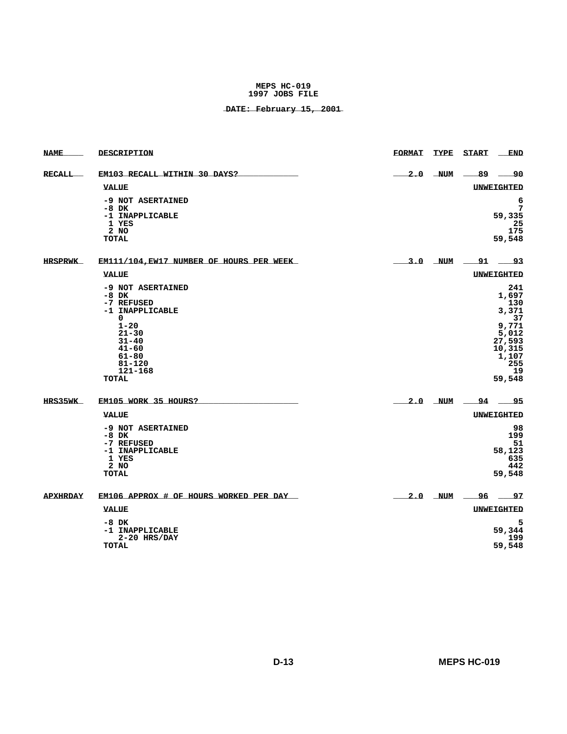**MEPS HC-019**
**1997 JOBS FILE**

**DATE: February 15, 2001**

| NAME | DESCRIPTION | FORMAT | TYPE | START | END |
|---|---|---|---|---|---|
| RECALL | EM103 RECALL WITHIN 30 DAYS? | 2.0 | NUM | 89 | 90 |

| VALUE | UNWEIGHTED |
|---|---|
| -9 NOT ASERTAINED | 6 |
| -8 DK | 7 |
| -1 INAPPLICABLE | 59,335 |
| 1 YES | 25 |
| 2 NO | 175 |
| TOTAL | 59,548 |

| NAME | DESCRIPTION | FORMAT | TYPE | START | END |
|---|---|---|---|---|---|
| HRSPRWK | EM111/104,EW17 NUMBER OF HOURS PER WEEK | 3.0 | NUM | 91 | 93 |

| VALUE | UNWEIGHTED |
|---|---|
| -9 NOT ASERTAINED | 241 |
| -8 DK | 1,697 |
| -7 REFUSED | 130 |
| -1 INAPPLICABLE | 3,371 |
| 0 | 37 |
| 1-20 | 9,771 |
| 21-30 | 5,012 |
| 31-40 | 27,593 |
| 41-60 | 10,315 |
| 61-80 | 1,107 |
| 81-120 | 255 |
| 121-168 | 19 |
| TOTAL | 59,548 |

| NAME | DESCRIPTION | FORMAT | TYPE | START | END |
|---|---|---|---|---|---|
| HRS35WK | EM105 WORK 35 HOURS? | 2.0 | NUM | 94 | 95 |

| VALUE | UNWEIGHTED |
|---|---|
| -9 NOT ASERTAINED | 98 |
| -8 DK | 199 |
| -7 REFUSED | 51 |
| -1 INAPPLICABLE | 58,123 |
| 1 YES | 635 |
| 2 NO | 442 |
| TOTAL | 59,548 |

| NAME | DESCRIPTION | FORMAT | TYPE | START | END |
|---|---|---|---|---|---|
| APXHRDAY | EM106 APPROX # OF HOURS WORKED PER DAY | 2.0 | NUM | 96 | 97 |

| VALUE | UNWEIGHTED |
|---|---|
| -8 DK | 5 |
| -1 INAPPLICABLE | 59,344 |
| 2-20 HRS/DAY | 199 |
| TOTAL | 59,548 |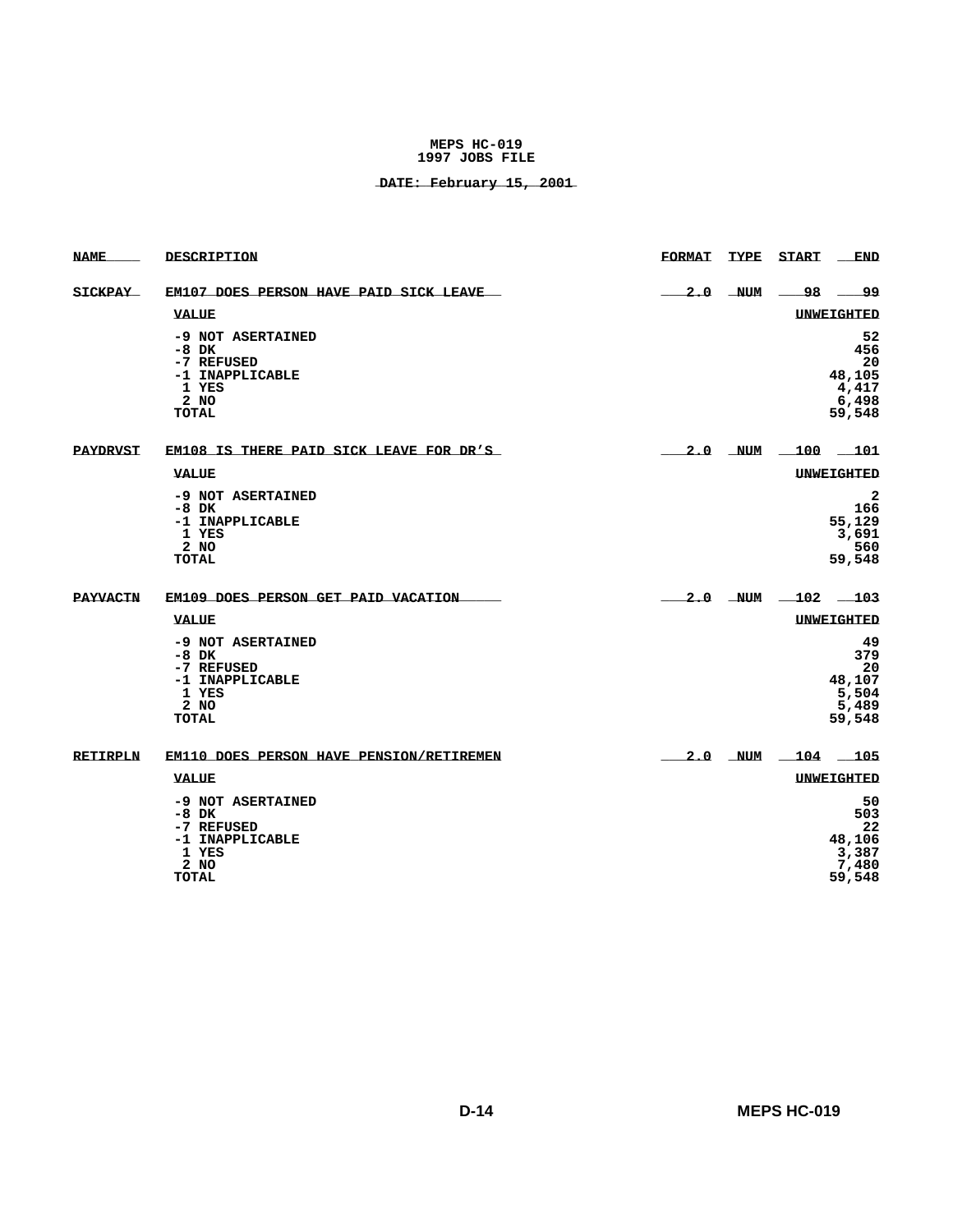**MEPS HC-019**
**1997 JOBS FILE**

**DATE: February 15, 2001**

| NAME | DESCRIPTION | FORMAT | TYPE | START | END |
|---|---|---|---|---|---|
| SICKPAY | EM107 DOES PERSON HAVE PAID SICK LEAVE | 2.0 | NUM | 98 | 99 |

| VALUE | UNWEIGHTED |
|---|---|
| -9 NOT ASERTAINED | 52 |
| -8 DK | 456 |
| -7 REFUSED | 20 |
| -1 INAPPLICABLE | 48,105 |
| 1 YES | 4,417 |
| 2 NO | 6,498 |
| TOTAL | 59,548 |

| NAME | DESCRIPTION | FORMAT | TYPE | START | END |
|---|---|---|---|---|---|
| PAYDRVST | EM108 IS THERE PAID SICK LEAVE FOR DR'S | 2.0 | NUM | 100 | 101 |

| VALUE | UNWEIGHTED |
|---|---|
| -9 NOT ASERTAINED | 2 |
| -8 DK | 166 |
| -1 INAPPLICABLE | 55,129 |
| 1 YES | 3,691 |
| 2 NO | 560 |
| TOTAL | 59,548 |

| NAME | DESCRIPTION | FORMAT | TYPE | START | END |
|---|---|---|---|---|---|
| PAYVACTN | EM109 DOES PERSON GET PAID VACATION | 2.0 | NUM | 102 | 103 |

| VALUE | UNWEIGHTED |
|---|---|
| -9 NOT ASERTAINED | 49 |
| -8 DK | 379 |
| -7 REFUSED | 20 |
| -1 INAPPLICABLE | 48,107 |
| 1 YES | 5,504 |
| 2 NO | 5,489 |
| TOTAL | 59,548 |

| NAME | DESCRIPTION | FORMAT | TYPE | START | END |
|---|---|---|---|---|---|
| RETIRPLN | EM110 DOES PERSON HAVE PENSION/RETIREMEN | 2.0 | NUM | 104 | 105 |

| VALUE | UNWEIGHTED |
|---|---|
| -9 NOT ASERTAINED | 50 |
| -8 DK | 503 |
| -7 REFUSED | 22 |
| -1 INAPPLICABLE | 48,106 |
| 1 YES | 3,387 |
| 2 NO | 7,480 |
| TOTAL | 59,548 |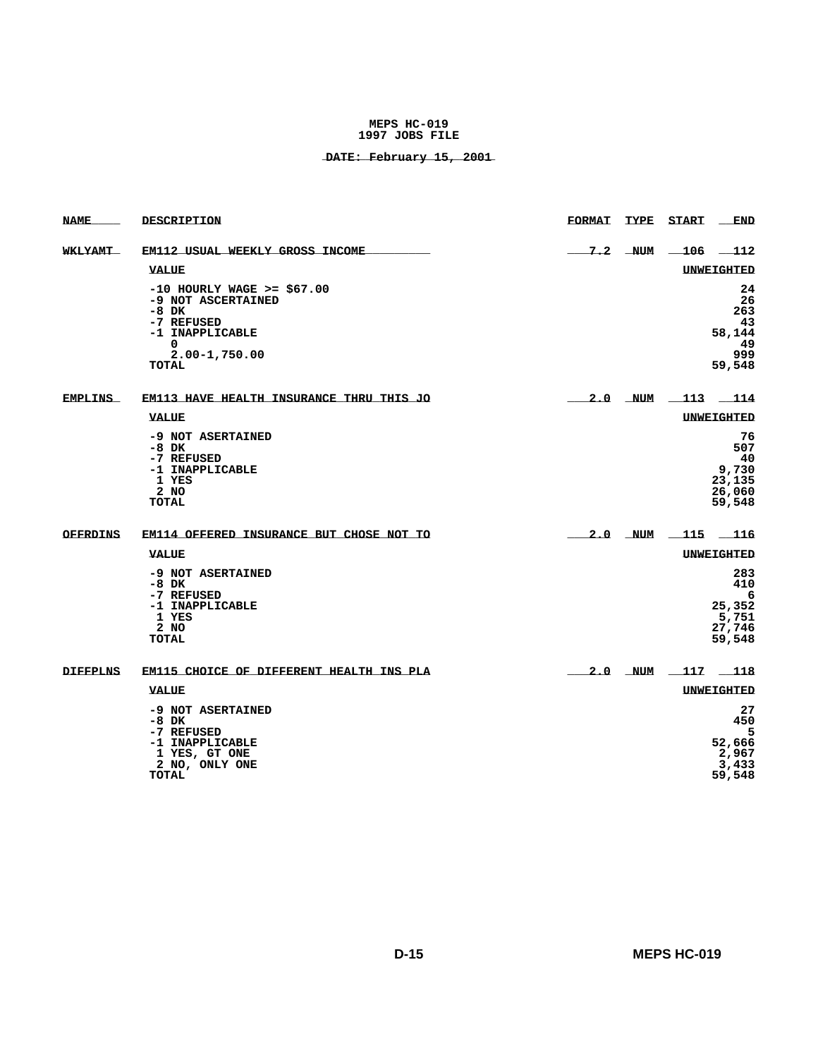**MEPS HC-019**
**1997 JOBS FILE**

**DATE: February 15, 2001**

| NAME | DESCRIPTION | FORMAT | TYPE | START | END |
|---|---|---|---|---|---|
| WKLYAMT | EM112 USUAL WEEKLY GROSS INCOME | 7.2 | NUM | 106 | 112 |

| VALUE | UNWEIGHTED |
|---|---|
| -10 HOURLY WAGE >= $67.00 | 24 |
| -9 NOT ASCERTAINED | 26 |
| -8 DK | 263 |
| -7 REFUSED | 43 |
| -1 INAPPLICABLE | 58,144 |
| 0 | 49 |
| 2.00-1,750.00 | 999 |
| TOTAL | 59,548 |

| NAME | DESCRIPTION | FORMAT | TYPE | START | END |
|---|---|---|---|---|---|
| EMPLINS | EM113 HAVE HEALTH INSURANCE THRU THIS JO | 2.0 | NUM | 113 | 114 |

| VALUE | UNWEIGHTED |
|---|---|
| -9 NOT ASERTAINED | 76 |
| -8 DK | 507 |
| -7 REFUSED | 40 |
| -1 INAPPLICABLE | 9,730 |
| 1 YES | 23,135 |
| 2 NO | 26,060 |
| TOTAL | 59,548 |

| NAME | DESCRIPTION | FORMAT | TYPE | START | END |
|---|---|---|---|---|---|
| OFFRDINS | EM114 OFFERED INSURANCE BUT CHOSE NOT TO | 2.0 | NUM | 115 | 116 |

| VALUE | UNWEIGHTED |
|---|---|
| -9 NOT ASERTAINED | 283 |
| -8 DK | 410 |
| -7 REFUSED | 6 |
| -1 INAPPLICABLE | 25,352 |
| 1 YES | 5,751 |
| 2 NO | 27,746 |
| TOTAL | 59,548 |

| NAME | DESCRIPTION | FORMAT | TYPE | START | END |
|---|---|---|---|---|---|
| DIFFPLNS | EM115 CHOICE OF DIFFERENT HEALTH INS PLA | 2.0 | NUM | 117 | 118 |

| VALUE | UNWEIGHTED |
|---|---|
| -9 NOT ASERTAINED | 27 |
| -8 DK | 450 |
| -7 REFUSED | 5 |
| -1 INAPPLICABLE | 52,666 |
| 1 YES, GT ONE | 2,967 |
| 2 NO, ONLY ONE | 3,433 |
| TOTAL | 59,548 |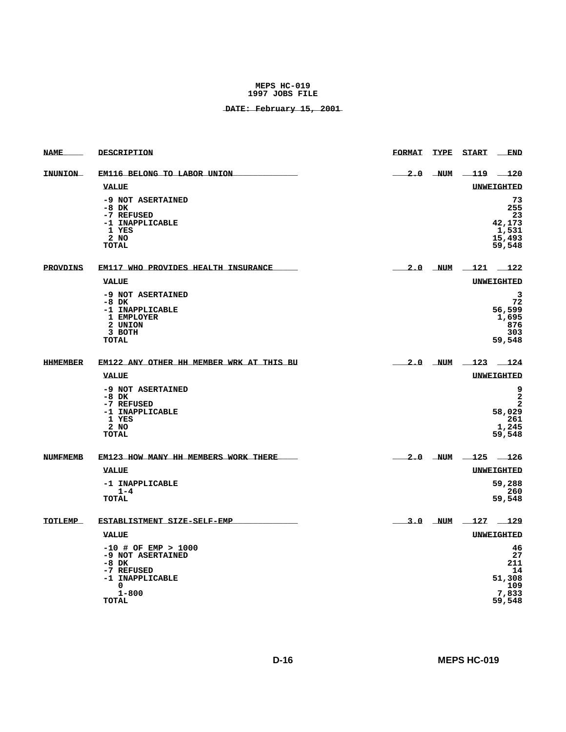**MEPS HC-019**
**1997 JOBS FILE**

**DATE: February 15, 2001**

| NAME | DESCRIPTION | FORMAT | TYPE | START | END |
|---|---|---|---|---|---|
| INUNION | EM116 BELONG TO LABOR UNION | 2.0 | NUM | 119 | 120 |

| VALUE | UNWEIGHTED |
|---|---|
| -9 NOT ASERTAINED | 73 |
| -8 DK | 255 |
| -7 REFUSED | 23 |
| -1 INAPPLICABLE | 42,173 |
| 1 YES | 1,531 |
| 2 NO | 15,493 |
| TOTAL | 59,548 |

| NAME | DESCRIPTION | FORMAT | TYPE | START | END |
|---|---|---|---|---|---|
| PROVDINS | EM117 WHO PROVIDES HEALTH INSURANCE | 2.0 | NUM | 121 | 122 |

| VALUE | UNWEIGHTED |
|---|---|
| -9 NOT ASERTAINED | 3 |
| -8 DK | 72 |
| -1 INAPPLICABLE | 56,599 |
| 1 EMPLOYER | 1,695 |
| 2 UNION | 876 |
| 3 BOTH | 303 |
| TOTAL | 59,548 |

| NAME | DESCRIPTION | FORMAT | TYPE | START | END |
|---|---|---|---|---|---|
| HHMEMBER | EM122 ANY OTHER HH MEMBER WRK AT THIS BU | 2.0 | NUM | 123 | 124 |

| VALUE | UNWEIGHTED |
|---|---|
| -9 NOT ASERTAINED | 9 |
| -8 DK | 2 |
| -7 REFUSED | 2 |
| -1 INAPPLICABLE | 58,029 |
| 1 YES | 261 |
| 2 NO | 1,245 |
| TOTAL | 59,548 |

| NAME | DESCRIPTION | FORMAT | TYPE | START | END |
|---|---|---|---|---|---|
| NUMFMEMB | EM123 HOW MANY HH MEMBERS WORK THERE | 2.0 | NUM | 125 | 126 |

| VALUE | UNWEIGHTED |
|---|---|
| -1 INAPPLICABLE | 59,288 |
| 1-4 | 260 |
| TOTAL | 59,548 |

| NAME | DESCRIPTION | FORMAT | TYPE | START | END |
|---|---|---|---|---|---|
| TOTLEMP | ESTABLISTMENT SIZE-SELF-EMP | 3.0 | NUM | 127 | 129 |

| VALUE | UNWEIGHTED |
|---|---|
| -10 # OF EMP > 1000 | 46 |
| -9 NOT ASERTAINED | 27 |
| -8 DK | 211 |
| -7 REFUSED | 14 |
| -1 INAPPLICABLE | 51,308 |
| 0 | 109 |
| 1-800 | 7,833 |
| TOTAL | 59,548 |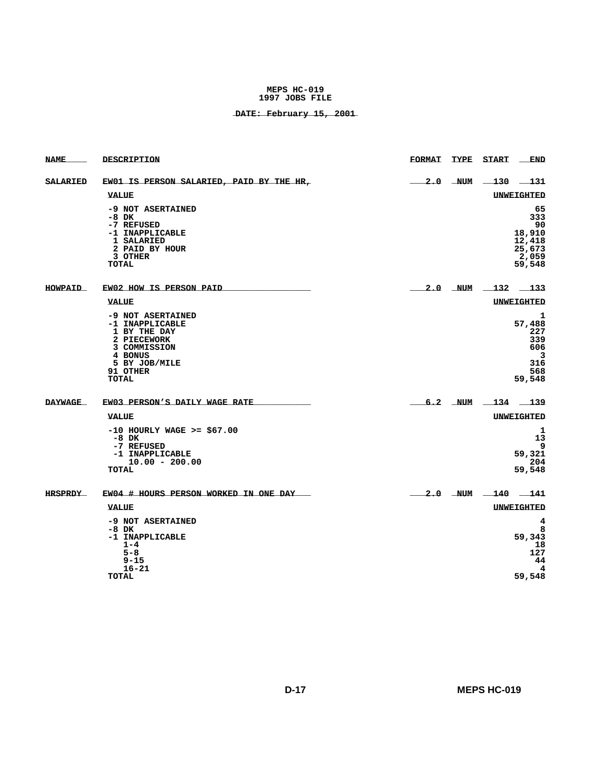**MEPS HC-019**
**1997 JOBS FILE**

**DATE: February 15, 2001**

| NAME | DESCRIPTION | FORMAT | TYPE | START | END |
|---|---|---|---|---|---|
| SALARIED | EW01 IS PERSON SALARIED, PAID BY THE HR, | 2.0 | NUM | 130 | 131 |

| VALUE | UNWEIGHTED |
|---|---|
| -9 NOT ASERTAINED | 65 |
| -8 DK | 333 |
| -7 REFUSED | 90 |
| -1 INAPPLICABLE | 18,910 |
| 1 SALARIED | 12,418 |
| 2 PAID BY HOUR | 25,673 |
| 3 OTHER | 2,059 |
| TOTAL | 59,548 |

| NAME | DESCRIPTION | FORMAT | TYPE | START | END |
|---|---|---|---|---|---|
| HOWPAID | EW02 HOW IS PERSON PAID | 2.0 | NUM | 132 | 133 |

| VALUE | UNWEIGHTED |
|---|---|
| -9 NOT ASERTAINED | 1 |
| -1 INAPPLICABLE | 57,488 |
| 1 BY THE DAY | 227 |
| 2 PIECEWORK | 339 |
| 3 COMMISSION | 606 |
| 4 BONUS | 3 |
| 5 BY JOB/MILE | 316 |
| 91 OTHER | 568 |
| TOTAL | 59,548 |

| NAME | DESCRIPTION | FORMAT | TYPE | START | END |
|---|---|---|---|---|---|
| DAYWAGE | EW03 PERSON'S DAILY WAGE RATE | 6.2 | NUM | 134 | 139 |

| VALUE | UNWEIGHTED |
|---|---|
| -10 HOURLY WAGE >= $67.00 | 1 |
| -8 DK | 13 |
| -7 REFUSED | 9 |
| -1 INAPPLICABLE | 59,321 |
| 10.00 - 200.00 | 204 |
| TOTAL | 59,548 |

| NAME | DESCRIPTION | FORMAT | TYPE | START | END |
|---|---|---|---|---|---|
| HRSPRDY | EW04 # HOURS PERSON WORKED IN ONE DAY | 2.0 | NUM | 140 | 141 |

| VALUE | UNWEIGHTED |
|---|---|
| -9 NOT ASERTAINED | 4 |
| -8 DK | 8 |
| -1 INAPPLICABLE | 59,343 |
| 1-4 | 18 |
| 5-8 | 127 |
| 9-15 | 44 |
| 16-21 | 4 |
| TOTAL | 59,548 |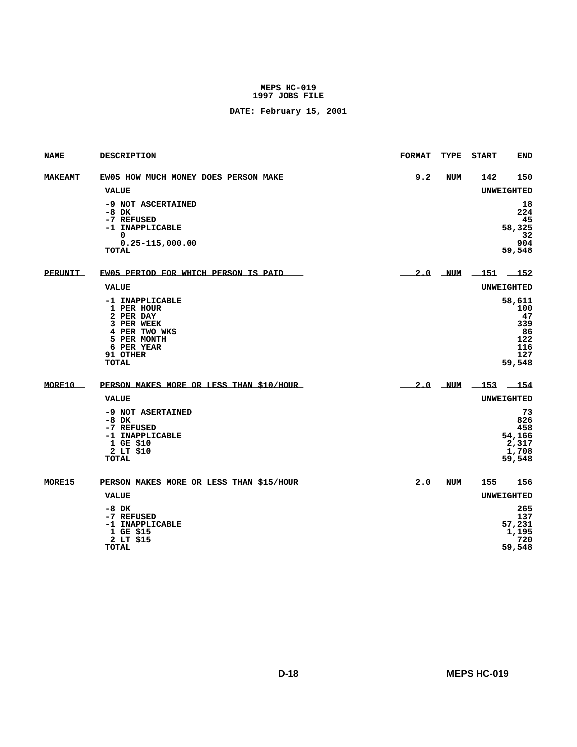**MEPS HC-019**
**1997 JOBS FILE**

**DATE: February 15, 2001**

| NAME | DESCRIPTION | FORMAT | TYPE | START | END |
|---|---|---|---|---|---|
| MAKEAMT | EW05 HOW MUCH MONEY DOES PERSON MAKE | 9.2 | NUM | 142 | 150 |

| VALUE | UNWEIGHTED |
|---|---|
| -9 NOT ASCERTAINED | 18 |
| -8 DK | 224 |
| -7 REFUSED | 45 |
| -1 INAPPLICABLE | 58,325 |
| 0 | 32 |
| 0.25-115,000.00 | 904 |
| TOTAL | 59,548 |

| NAME | DESCRIPTION | FORMAT | TYPE | START | END |
|---|---|---|---|---|---|
| PERUNIT | EW05 PERIOD FOR WHICH PERSON IS PAID | 2.0 | NUM | 151 | 152 |

| VALUE | UNWEIGHTED |
|---|---|
| -1 INAPPLICABLE | 58,611 |
| 1 PER HOUR | 100 |
| 2 PER DAY | 47 |
| 3 PER WEEK | 339 |
| 4 PER TWO WKS | 86 |
| 5 PER MONTH | 122 |
| 6 PER YEAR | 116 |
| 91 OTHER | 127 |
| TOTAL | 59,548 |

| NAME | DESCRIPTION | FORMAT | TYPE | START | END |
|---|---|---|---|---|---|
| MORE10 | PERSON MAKES MORE OR LESS THAN $10/HOUR | 2.0 | NUM | 153 | 154 |

| VALUE | UNWEIGHTED |
|---|---|
| -9 NOT ASERTAINED | 73 |
| -8 DK | 826 |
| -7 REFUSED | 458 |
| -1 INAPPLICABLE | 54,166 |
| 1 GE $10 | 2,317 |
| 2 LT $10 | 1,708 |
| TOTAL | 59,548 |

| NAME | DESCRIPTION | FORMAT | TYPE | START | END |
|---|---|---|---|---|---|
| MORE15 | PERSON MAKES MORE OR LESS THAN $15/HOUR | 2.0 | NUM | 155 | 156 |

| VALUE | UNWEIGHTED |
|---|---|
| -8 DK | 265 |
| -7 REFUSED | 137 |
| -1 INAPPLICABLE | 57,231 |
| 1 GE $15 | 1,195 |
| 2 LT $15 | 720 |
| TOTAL | 59,548 |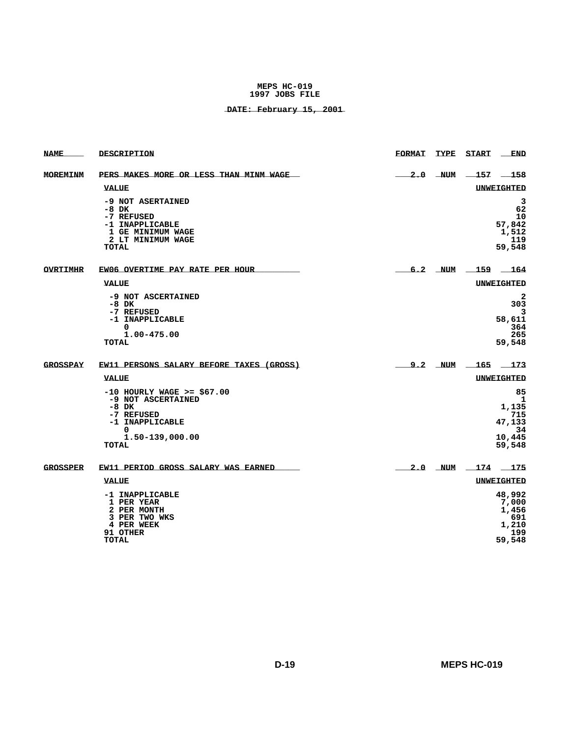**MEPS HC-019**
**1997 JOBS FILE**

**DATE: February 15, 2001**

| NAME | DESCRIPTION | FORMAT | TYPE | START | END |
|---|---|---|---|---|---|
| MOREMINM | PERS MAKES MORE OR LESS THAN MINM WAGE | 2.0 | NUM | 157 | 158 |

| VALUE | UNWEIGHTED |
|---|---|
| -9 NOT ASERTAINED | 3 |
| -8 DK | 62 |
| -7 REFUSED | 10 |
| -1 INAPPLICABLE | 57,842 |
| 1 GE MINIMUM WAGE | 1,512 |
| 2 LT MINIMUM WAGE | 119 |
| TOTAL | 59,548 |

| NAME | DESCRIPTION | FORMAT | TYPE | START | END |
|---|---|---|---|---|---|
| OVRTIMHR | EW06 OVERTIME PAY RATE PER HOUR | 6.2 | NUM | 159 | 164 |

| VALUE | UNWEIGHTED |
|---|---|
| -9 NOT ASCERTAINED | 2 |
| -8 DK | 303 |
| -7 REFUSED | 3 |
| -1 INAPPLICABLE | 58,611 |
| 0 | 364 |
| 1.00-475.00 | 265 |
| TOTAL | 59,548 |

| NAME | DESCRIPTION | FORMAT | TYPE | START | END |
|---|---|---|---|---|---|
| GROSSPAY | EW11 PERSONS SALARY BEFORE TAXES (GROSS) | 9.2 | NUM | 165 | 173 |

| VALUE | UNWEIGHTED |
|---|---|
| -10 HOURLY WAGE >= $67.00 | 85 |
| -9 NOT ASCERTAINED | 1 |
| -8 DK | 1,135 |
| -7 REFUSED | 715 |
| -1 INAPPLICABLE | 47,133 |
| 0 | 34 |
| 1.50-139,000.00 | 10,445 |
| TOTAL | 59,548 |

| NAME | DESCRIPTION | FORMAT | TYPE | START | END |
|---|---|---|---|---|---|
| GROSSPER | EW11 PERIOD GROSS SALARY WAS EARNED | 2.0 | NUM | 174 | 175 |

| VALUE | UNWEIGHTED |
|---|---|
| -1 INAPPLICABLE | 48,992 |
| 1 PER YEAR | 7,000 |
| 2 PER MONTH | 1,456 |
| 3 PER TWO WKS | 691 |
| 4 PER WEEK | 1,210 |
| 91 OTHER | 199 |
| TOTAL | 59,548 |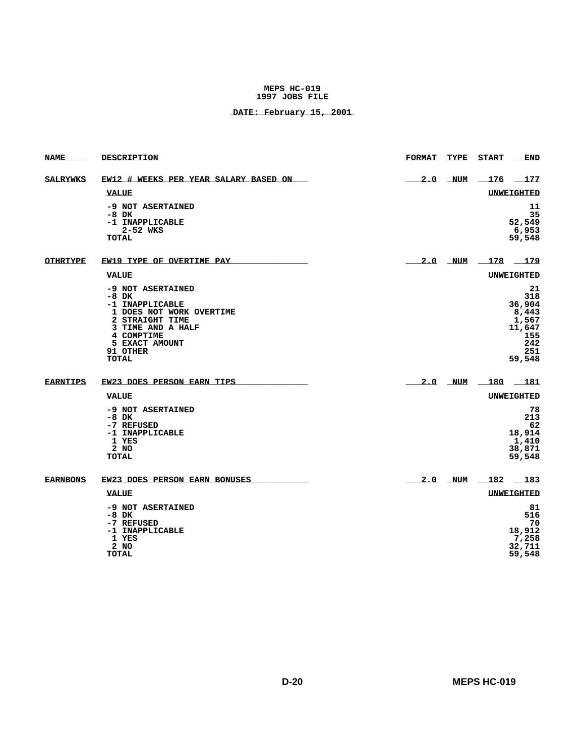**MEPS HC-019**
**1997 JOBS FILE**

**DATE: February 15, 2001**

| NAME | DESCRIPTION | FORMAT | TYPE | START | END |
|---|---|---|---|---|---|
| SALRYWKS | EW12 # WEEKS PER YEAR SALARY BASED ON | 2.0 | NUM | 176 | 177 |

| VALUE | UNWEIGHTED |
|---|---|
| -9 NOT ASERTAINED | 11 |
| -8 DK | 35 |
| -1 INAPPLICABLE | 52,549 |
| 2-52 WKS | 6,953 |
| TOTAL | 59,548 |

| NAME | DESCRIPTION | FORMAT | TYPE | START | END |
|---|---|---|---|---|---|
| OTHRTYPE | EW19 TYPE OF OVERTIME PAY | 2.0 | NUM | 178 | 179 |

| VALUE | UNWEIGHTED |
|---|---|
| -9 NOT ASERTAINED | 21 |
| -8 DK | 318 |
| -1 INAPPLICABLE | 36,904 |
| 1 DOES NOT WORK OVERTIME | 8,443 |
| 2 STRAIGHT TIME | 1,567 |
| 3 TIME AND A HALF | 11,647 |
| 4 COMPTIME | 155 |
| 5 EXACT AMOUNT | 242 |
| 91 OTHER | 251 |
| TOTAL | 59,548 |

| NAME | DESCRIPTION | FORMAT | TYPE | START | END |
|---|---|---|---|---|---|
| EARNTIPS | EW23 DOES PERSON EARN TIPS | 2.0 | NUM | 180 | 181 |

| VALUE | UNWEIGHTED |
|---|---|
| -9 NOT ASERTAINED | 78 |
| -8 DK | 213 |
| -7 REFUSED | 62 |
| -1 INAPPLICABLE | 18,914 |
| 1 YES | 1,410 |
| 2 NO | 38,871 |
| TOTAL | 59,548 |

| NAME | DESCRIPTION | FORMAT | TYPE | START | END |
|---|---|---|---|---|---|
| EARNBONS | EW23 DOES PERSON EARN BONUSES | 2.0 | NUM | 182 | 183 |

| VALUE | UNWEIGHTED |
|---|---|
| -9 NOT ASERTAINED | 81 |
| -8 DK | 516 |
| -7 REFUSED | 70 |
| -1 INAPPLICABLE | 18,912 |
| 1 YES | 7,258 |
| 2 NO | 32,711 |
| TOTAL | 59,548 |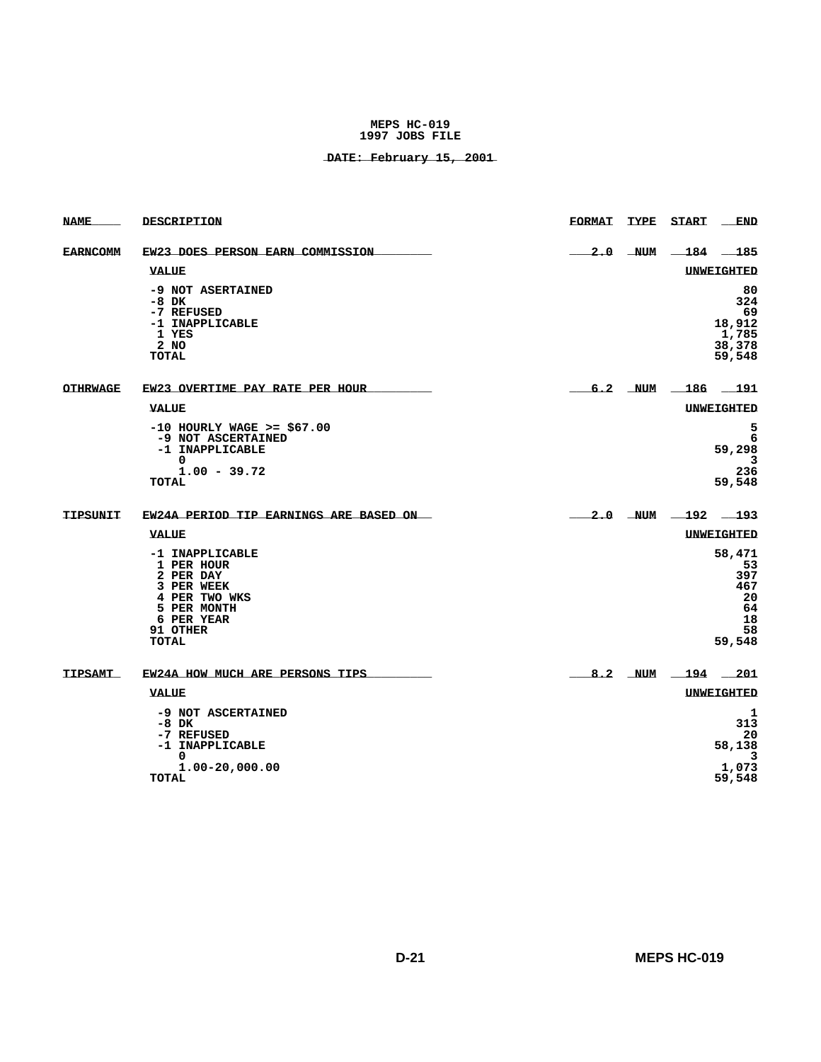MEPS HC-019
1997 JOBS FILE

DATE: February 15, 2001

| NAME | DESCRIPTION | FORMAT | TYPE | START | END |
|---|---|---|---|---|---|
| EARNCOMM | EW23 DOES PERSON EARN COMMISSION | 2.0 | NUM | 184 | 185 |

| VALUE | UNWEIGHTED |
|---|---|
| -9 NOT ASERTAINED | 80 |
| -8 DK | 324 |
| -7 REFUSED | 69 |
| -1 INAPPLICABLE | 18,912 |
| 1 YES | 1,785 |
| 2 NO | 38,378 |
| TOTAL | 59,548 |

| NAME | DESCRIPTION | FORMAT | TYPE | START | END |
|---|---|---|---|---|---|
| OTHRWAGE | EW23 OVERTIME PAY RATE PER HOUR | 6.2 | NUM | 186 | 191 |

| VALUE | UNWEIGHTED |
|---|---|
| -10 HOURLY WAGE >= $67.00 | 5 |
| -9 NOT ASCERTAINED | 6 |
| -1 INAPPLICABLE | 59,298 |
| 0 | 3 |
| 1.00 - 39.72 | 236 |
| TOTAL | 59,548 |

| NAME | DESCRIPTION | FORMAT | TYPE | START | END |
|---|---|---|---|---|---|
| TIPSUNIT | EW24A PERIOD TIP EARNINGS ARE BASED ON | 2.0 | NUM | 192 | 193 |

| VALUE | UNWEIGHTED |
|---|---|
| -1 INAPPLICABLE | 58,471 |
| 1 PER HOUR | 53 |
| 2 PER DAY | 397 |
| 3 PER WEEK | 467 |
| 4 PER TWO WKS | 20 |
| 5 PER MONTH | 64 |
| 6 PER YEAR | 18 |
| 91 OTHER | 58 |
| TOTAL | 59,548 |

| NAME | DESCRIPTION | FORMAT | TYPE | START | END |
|---|---|---|---|---|---|
| TIPSAMT | EW24A HOW MUCH ARE PERSONS TIPS | 8.2 | NUM | 194 | 201 |

| VALUE | UNWEIGHTED |
|---|---|
| -9 NOT ASCERTAINED | 1 |
| -8 DK | 313 |
| -7 REFUSED | 20 |
| -1 INAPPLICABLE | 58,138 |
| 0 | 3 |
| 1.00-20,000.00 | 1,073 |
| TOTAL | 59,548 |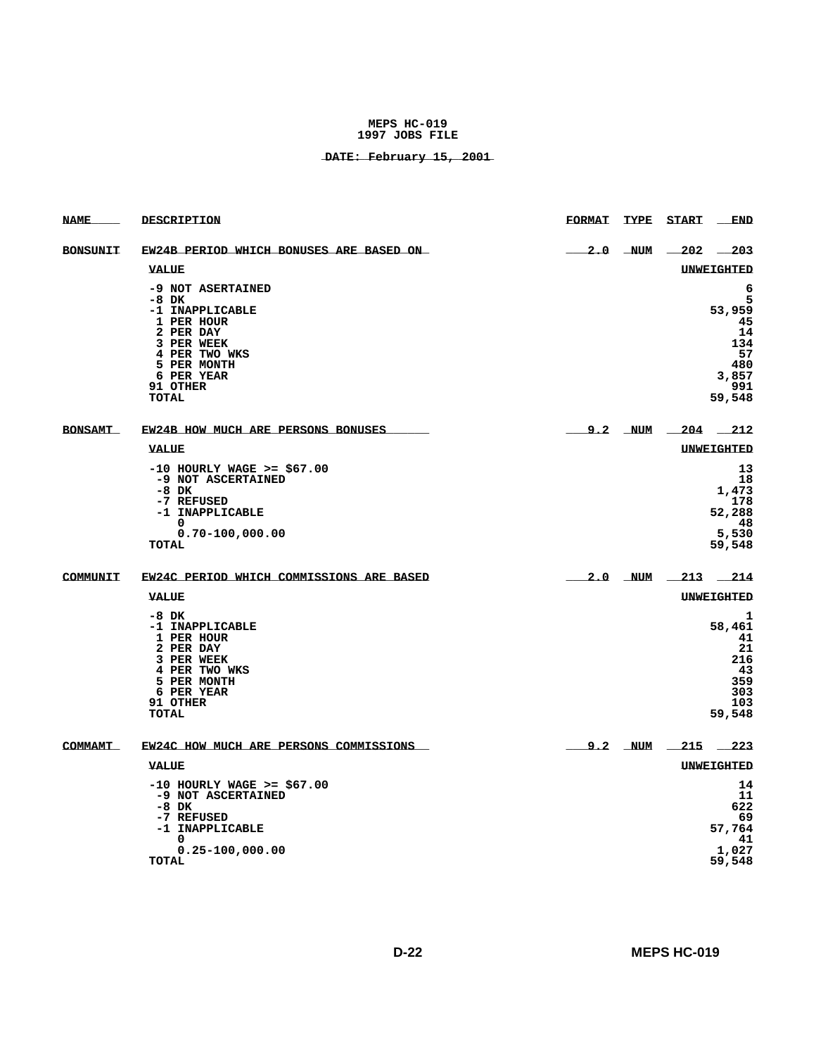**MEPS HC-019**
**1997 JOBS FILE**

**DATE: February 15, 2001**

| NAME | DESCRIPTION | FORMAT | TYPE | START | END |
|---|---|---|---|---|---|
| BONSUNIT | EW24B PERIOD WHICH BONUSES ARE BASED ON | 2.0 | NUM | 202 | 203 |

| VALUE | UNWEIGHTED |
|---|---|
| -9 NOT ASERTAINED | 6 |
| -8 DK | 5 |
| -1 INAPPLICABLE | 53,959 |
| 1 PER HOUR | 45 |
| 2 PER DAY | 14 |
| 3 PER WEEK | 134 |
| 4 PER TWO WKS | 57 |
| 5 PER MONTH | 480 |
| 6 PER YEAR | 3,857 |
| 91 OTHER | 991 |
| TOTAL | 59,548 |

| NAME | DESCRIPTION | FORMAT | TYPE | START | END |
|---|---|---|---|---|---|
| BONSAMT | EW24B HOW MUCH ARE PERSONS BONUSES | 9.2 | NUM | 204 | 212 |

| VALUE | UNWEIGHTED |
|---|---|
| -10 HOURLY WAGE >= $67.00 | 13 |
| -9 NOT ASCERTAINED | 18 |
| -8 DK | 1,473 |
| -7 REFUSED | 178 |
| -1 INAPPLICABLE | 52,288 |
| 0 | 48 |
| 0.70-100,000.00 | 5,530 |
| TOTAL | 59,548 |

| NAME | DESCRIPTION | FORMAT | TYPE | START | END |
|---|---|---|---|---|---|
| COMMUNIT | EW24C PERIOD WHICH COMMISSIONS ARE BASED | 2.0 | NUM | 213 | 214 |

| VALUE | UNWEIGHTED |
|---|---|
| -8 DK | 1 |
| -1 INAPPLICABLE | 58,461 |
| 1 PER HOUR | 41 |
| 2 PER DAY | 21 |
| 3 PER WEEK | 216 |
| 4 PER TWO WKS | 43 |
| 5 PER MONTH | 359 |
| 6 PER YEAR | 303 |
| 91 OTHER | 103 |
| TOTAL | 59,548 |

| NAME | DESCRIPTION | FORMAT | TYPE | START | END |
|---|---|---|---|---|---|
| COMMAMT | EW24C HOW MUCH ARE PERSONS COMMISSIONS | 9.2 | NUM | 215 | 223 |

| VALUE | UNWEIGHTED |
|---|---|
| -10 HOURLY WAGE >= $67.00 | 14 |
| -9 NOT ASCERTAINED | 11 |
| -8 DK | 622 |
| -7 REFUSED | 69 |
| -1 INAPPLICABLE | 57,764 |
| 0 | 41 |
| 0.25-100,000.00 | 1,027 |
| TOTAL | 59,548 |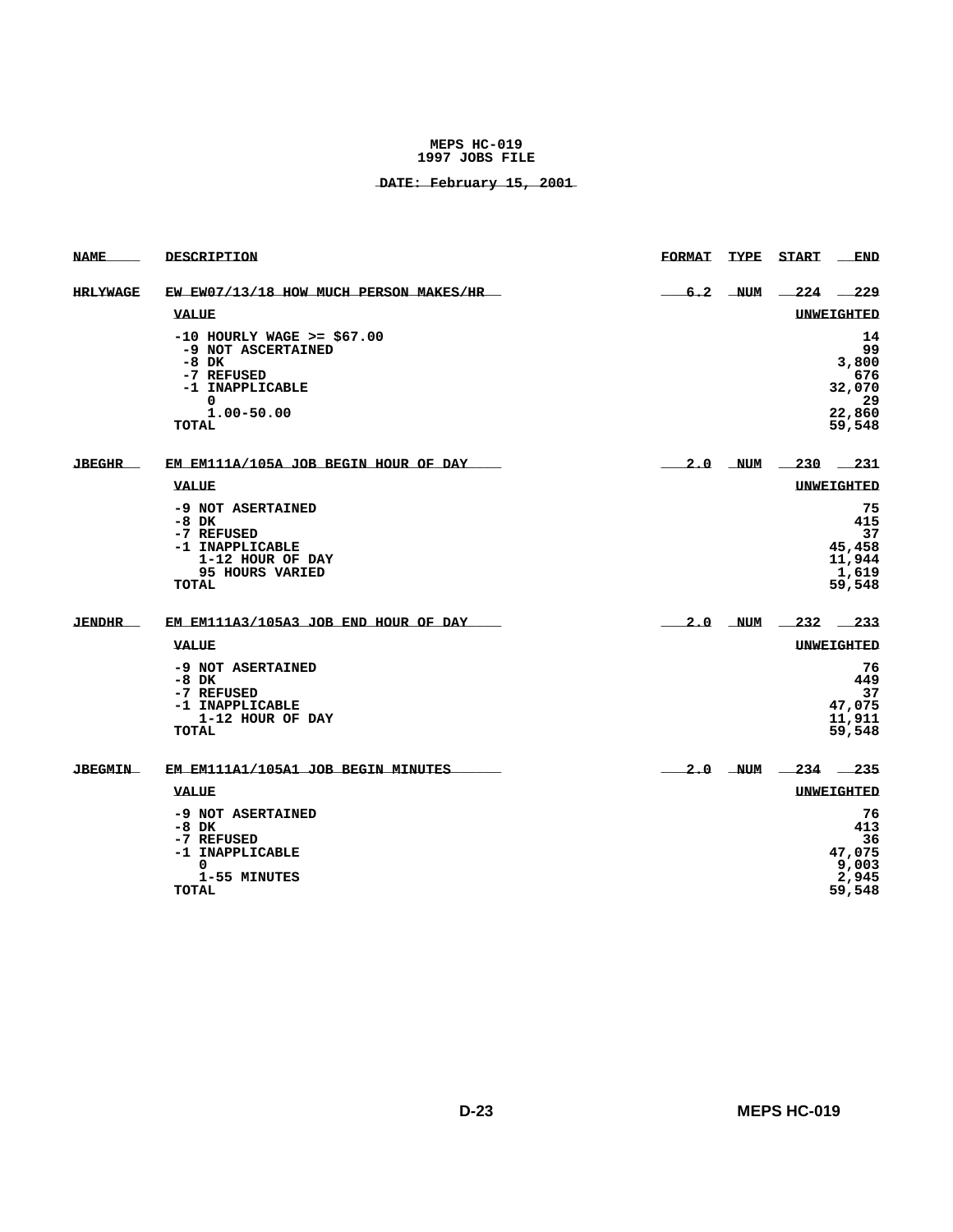**MEPS HC-019**
**1997 JOBS FILE**

**DATE: February 15, 2001**

| NAME | DESCRIPTION | FORMAT | TYPE | START | END |
|---|---|---|---|---|---|
| HRLYWAGE | EW EW07/13/18 HOW MUCH PERSON MAKES/HR | 6.2 | NUM | 224 | 229 |

| VALUE | UNWEIGHTED |
|---|---|
| -10 HOURLY WAGE >= $67.00 | 14 |
| -9 NOT ASCERTAINED | 99 |
| -8 DK | 3,800 |
| -7 REFUSED | 676 |
| -1 INAPPLICABLE | 32,070 |
| 0 | 29 |
| 1.00-50.00 | 22,860 |
| TOTAL | 59,548 |

| NAME | DESCRIPTION | FORMAT | TYPE | START | END |
|---|---|---|---|---|---|
| JBEGHR | EM EM111A/105A JOB BEGIN HOUR OF DAY | 2.0 | NUM | 230 | 231 |

| VALUE | UNWEIGHTED |
|---|---|
| -9 NOT ASERTAINED | 75 |
| -8 DK | 415 |
| -7 REFUSED | 37 |
| -1 INAPPLICABLE | 45,458 |
| 1-12 HOUR OF DAY | 11,944 |
| 95 HOURS VARIED | 1,619 |
| TOTAL | 59,548 |

| NAME | DESCRIPTION | FORMAT | TYPE | START | END |
|---|---|---|---|---|---|
| JENDHR | EM EM111A3/105A3 JOB END HOUR OF DAY | 2.0 | NUM | 232 | 233 |

| VALUE | UNWEIGHTED |
|---|---|
| -9 NOT ASERTAINED | 76 |
| -8 DK | 449 |
| -7 REFUSED | 37 |
| -1 INAPPLICABLE | 47,075 |
| 1-12 HOUR OF DAY | 11,911 |
| TOTAL | 59,548 |

| NAME | DESCRIPTION | FORMAT | TYPE | START | END |
|---|---|---|---|---|---|
| JBEGMIN | EM EM111A1/105A1 JOB BEGIN MINUTES | 2.0 | NUM | 234 | 235 |

| VALUE | UNWEIGHTED |
|---|---|
| -9 NOT ASERTAINED | 76 |
| -8 DK | 413 |
| -7 REFUSED | 36 |
| -1 INAPPLICABLE | 47,075 |
| 0 | 9,003 |
| 1-55 MINUTES | 2,945 |
| TOTAL | 59,548 |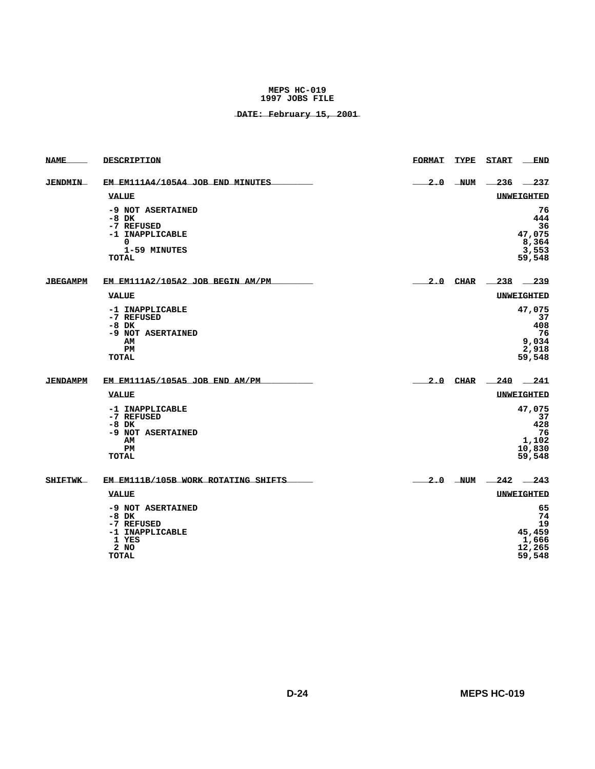**MEPS HC-019**
**1997 JOBS FILE**

**DATE: February 15, 2001**

| NAME | DESCRIPTION | FORMAT | TYPE | START | END |
|---|---|---|---|---|---|
| JENDMIN | EM EM111A4/105A4 JOB END MINUTES | 2.0 | NUM | 236 | 237 |

| VALUE | UNWEIGHTED |
|---|---|
| -9 NOT ASERTAINED | 76 |
| -8 DK | 444 |
| -7 REFUSED | 36 |
| -1 INAPPLICABLE | 47,075 |
| 0 | 8,364 |
| 1-59 MINUTES | 3,553 |
| TOTAL | 59,548 |

| NAME | DESCRIPTION | FORMAT | TYPE | START | END |
|---|---|---|---|---|---|
| JBEGAMPM | EM EM111A2/105A2 JOB BEGIN AM/PM | 2.0 | CHAR | 238 | 239 |

| VALUE | UNWEIGHTED |
|---|---|
| -1 INAPPLICABLE | 47,075 |
| -7 REFUSED | 37 |
| -8 DK | 408 |
| -9 NOT ASERTAINED | 76 |
| AM | 9,034 |
| PM | 2,918 |
| TOTAL | 59,548 |

| NAME | DESCRIPTION | FORMAT | TYPE | START | END |
|---|---|---|---|---|---|
| JENDAMPM | EM EM111A5/105A5 JOB END AM/PM | 2.0 | CHAR | 240 | 241 |

| VALUE | UNWEIGHTED |
|---|---|
| -1 INAPPLICABLE | 47,075 |
| -7 REFUSED | 37 |
| -8 DK | 428 |
| -9 NOT ASERTAINED | 76 |
| AM | 1,102 |
| PM | 10,830 |
| TOTAL | 59,548 |

| NAME | DESCRIPTION | FORMAT | TYPE | START | END |
|---|---|---|---|---|---|
| SHIFTWK | EM EM111B/105B WORK ROTATING SHIFTS | 2.0 | NUM | 242 | 243 |

| VALUE | UNWEIGHTED |
|---|---|
| -9 NOT ASERTAINED | 65 |
| -8 DK | 74 |
| -7 REFUSED | 19 |
| -1 INAPPLICABLE | 45,459 |
| 1 YES | 1,666 |
| 2 NO | 12,265 |
| TOTAL | 59,548 |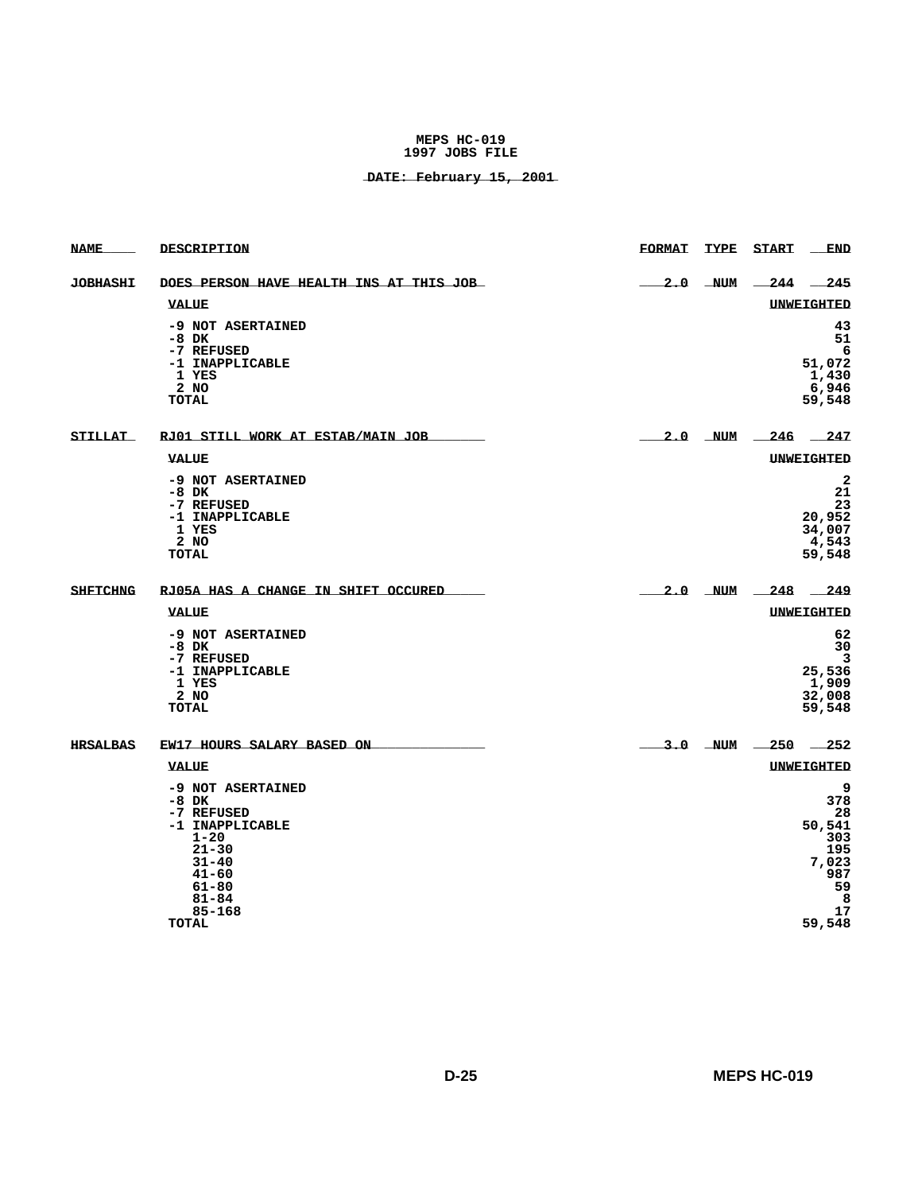**MEPS HC-019**
**1997 JOBS FILE**

**DATE: February 15, 2001**

| NAME | DESCRIPTION | FORMAT | TYPE | START | END |
|---|---|---|---|---|---|
| **JOBHASHI** | **DOES PERSON HAVE HEALTH INS AT THIS JOB** | 2.0 | NUM | 244 | 245 |

| VALUE | UNWEIGHTED |
|---|---|
| -9 NOT ASERTAINED | 43 |
| -8 DK | 51 |
| -7 REFUSED | 6 |
| -1 INAPPLICABLE | 51,072 |
| 1 YES | 1,430 |
| 2 NO | 6,946 |
| TOTAL | 59,548 |

| NAME | DESCRIPTION | FORMAT | TYPE | START | END |
|---|---|---|---|---|---|
| **STILLAT** | **RJ01 STILL WORK AT ESTAB/MAIN JOB** | 2.0 | NUM | 246 | 247 |

| VALUE | UNWEIGHTED |
|---|---|
| -9 NOT ASERTAINED | 2 |
| -8 DK | 21 |
| -7 REFUSED | 23 |
| -1 INAPPLICABLE | 20,952 |
| 1 YES | 34,007 |
| 2 NO | 4,543 |
| TOTAL | 59,548 |

| NAME | DESCRIPTION | FORMAT | TYPE | START | END |
|---|---|---|---|---|---|
| **SHFTCHNG** | **RJ05A HAS A CHANGE IN SHIFT OCCURED** | 2.0 | NUM | 248 | 249 |

| VALUE | UNWEIGHTED |
|---|---|
| -9 NOT ASERTAINED | 62 |
| -8 DK | 30 |
| -7 REFUSED | 3 |
| -1 INAPPLICABLE | 25,536 |
| 1 YES | 1,909 |
| 2 NO | 32,008 |
| TOTAL | 59,548 |

| NAME | DESCRIPTION | FORMAT | TYPE | START | END |
|---|---|---|---|---|---|
| **HRSALBAS** | **EW17 HOURS SALARY BASED ON** | 3.0 | NUM | 250 | 252 |

| VALUE | UNWEIGHTED |
|---|---|
| -9 NOT ASERTAINED | 9 |
| -8 DK | 378 |
| -7 REFUSED | 28 |
| -1 INAPPLICABLE | 50,541 |
| 1-20 | 303 |
| 21-30 | 195 |
| 31-40 | 7,023 |
| 41-60 | 987 |
| 61-80 | 59 |
| 81-84 | 8 |
| 85-168 | 17 |
| TOTAL | 59,548 |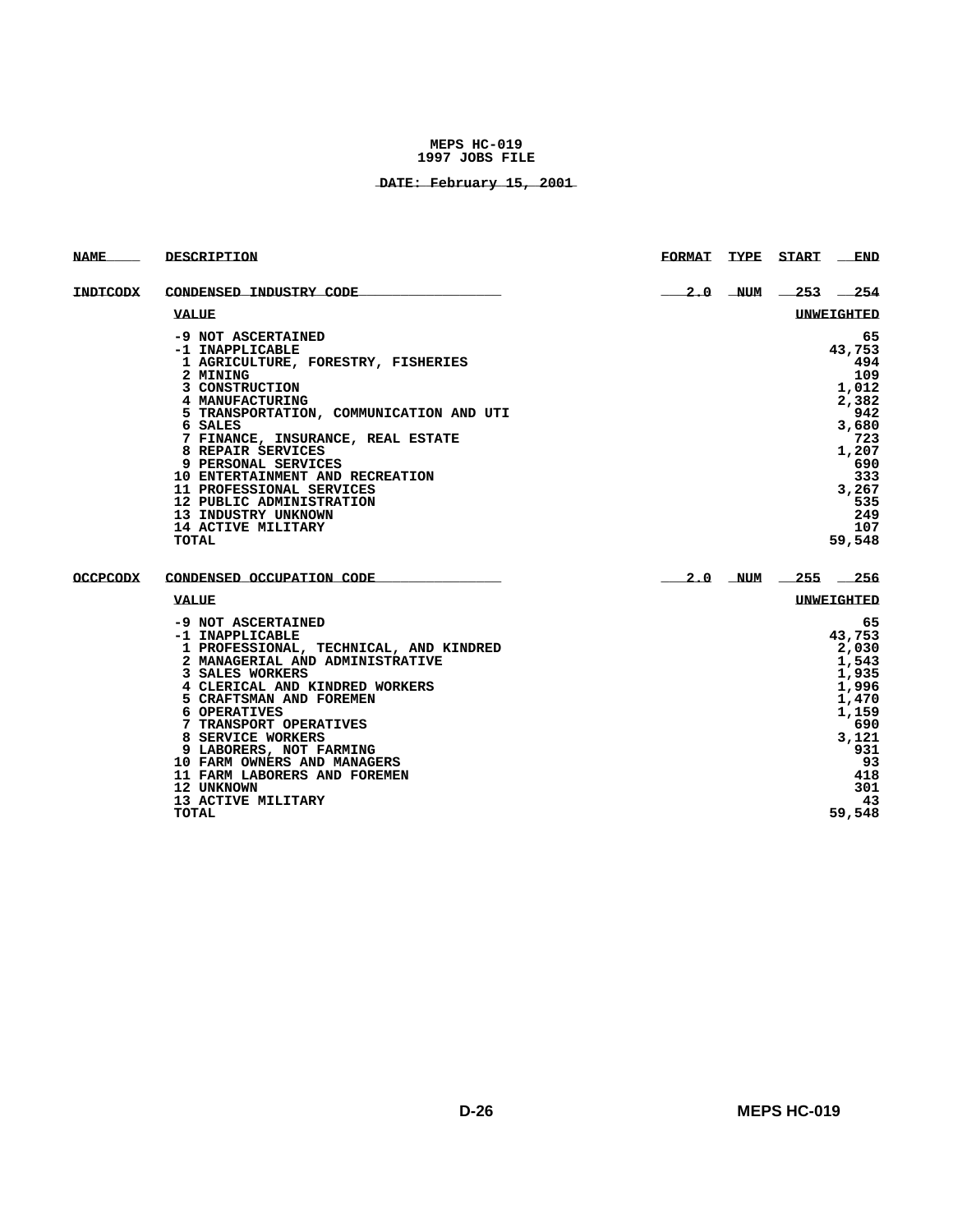MEPS HC-019
1997 JOBS FILE

DATE: February 15, 2001

| NAME | DESCRIPTION | FORMAT | TYPE | START | END |
|---|---|---|---|---|---|
| INDTCODX | CONDENSED INDUSTRY CODE | 2.0 | NUM | 253 | 254 |

| VALUE | UNWEIGHTED |
|---|---|
| -9 NOT ASCERTAINED | 65 |
| -1 INAPPLICABLE | 43,753 |
| 1 AGRICULTURE, FORESTRY, FISHERIES | 494 |
| 2 MINING | 109 |
| 3 CONSTRUCTION | 1,012 |
| 4 MANUFACTURING | 2,382 |
| 5 TRANSPORTATION, COMMUNICATION AND UTI | 942 |
| 6 SALES | 3,680 |
| 7 FINANCE, INSURANCE, REAL ESTATE | 723 |
| 8 REPAIR SERVICES | 1,207 |
| 9 PERSONAL SERVICES | 690 |
| 10 ENTERTAINMENT AND RECREATION | 333 |
| 11 PROFESSIONAL SERVICES | 3,267 |
| 12 PUBLIC ADMINISTRATION | 535 |
| 13 INDUSTRY UNKNOWN | 249 |
| 14 ACTIVE MILITARY | 107 |
| TOTAL | 59,548 |

| NAME | DESCRIPTION | FORMAT | TYPE | START | END |
|---|---|---|---|---|---|
| OCCPCODX | CONDENSED OCCUPATION CODE | 2.0 | NUM | 255 | 256 |

| VALUE | UNWEIGHTED |
|---|---|
| -9 NOT ASCERTAINED | 65 |
| -1 INAPPLICABLE | 43,753 |
| 1 PROFESSIONAL, TECHNICAL, AND KINDRED | 2,030 |
| 2 MANAGERIAL AND ADMINISTRATIVE | 1,543 |
| 3 SALES WORKERS | 1,935 |
| 4 CLERICAL AND KINDRED WORKERS | 1,996 |
| 5 CRAFTSMAN AND FOREMEN | 1,470 |
| 6 OPERATIVES | 1,159 |
| 7 TRANSPORT OPERATIVES | 690 |
| 8 SERVICE WORKERS | 3,121 |
| 9 LABORERS, NOT FARMING | 931 |
| 10 FARM OWNERS AND MANAGERS | 93 |
| 11 FARM LABORERS AND FOREMEN | 418 |
| 12 UNKNOWN | 301 |
| 13 ACTIVE MILITARY | 43 |
| TOTAL | 59,548 |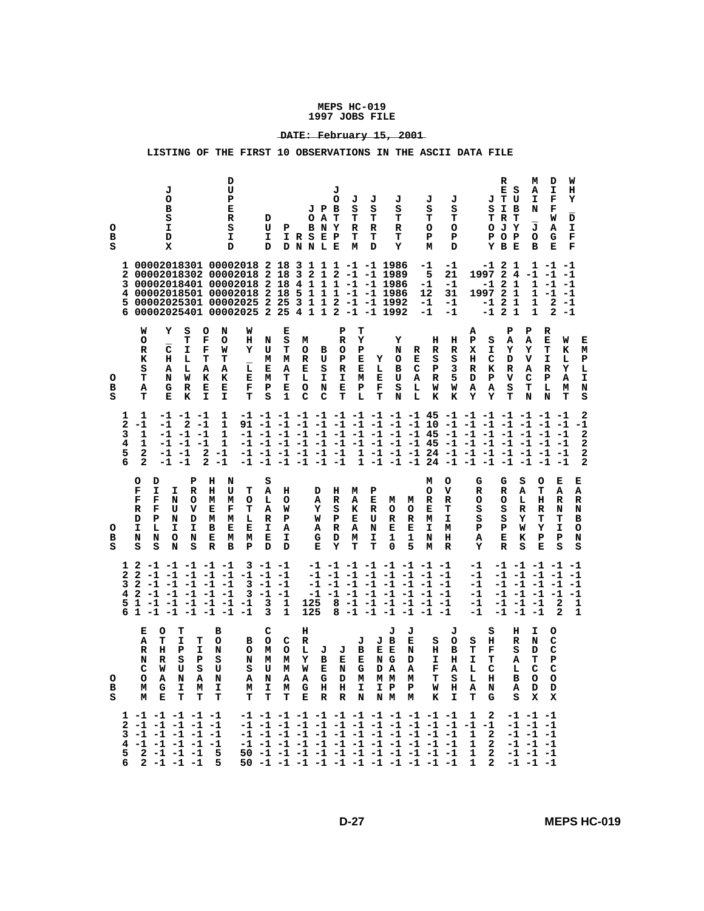**MEPS HC-019**
**1997 JOBS FILE**

**DATE: February 15, 2001**

**LISTING OF THE FIRST 10 OBSERVATIONS IN THE ASCII DATA FILE**

| OBS | JOBSIDX | DUPERSID | DUID | PID | RN | JOBSN | PANEL | JOBTYPE | JSTRTM | JSTRTD | JSTRTY | JSTOPM | JSTOPD | JSTOPY | RETIRJOB | SUBTYPE | MAIN_JOB | DIFFWAGE | WHY_DIFF |
|---|---|---|---|---|---|---|---|---|---|---|---|---|---|---|---|---|---|---|---|
| 1 | 00002018301 | 00002018 | 2 | 18 | 3 | 1 | 1 | 1 | -1 | -1 | 1986 | -1 | -1 | -1 | 2 | 1 | 1 | -1 | -1 |
| 2 | 00002018302 | 00002018 | 2 | 18 | 3 | 2 | 1 | 2 | -1 | -1 | 1989 | 5 | 21 | 1997 | 2 | 4 | -1 | -1 | -1 |
| 3 | 00002018401 | 00002018 | 2 | 18 | 4 | 1 | 1 | 1 | -1 | -1 | 1986 | -1 | -1 | -1 | 2 | 1 | 1 | -1 | -1 |
| 4 | 00002018501 | 00002018 | 2 | 18 | 5 | 1 | 1 | 1 | -1 | -1 | 1986 | 12 | 31 | 1997 | 2 | 1 | 1 | -1 | -1 |
| 5 | 00002025301 | 00002025 | 2 | 25 | 3 | 1 | 1 | 2 | -1 | -1 | 1992 | -1 | -1 | -1 | 2 | 1 | 1 | 2 | -1 |
| 6 | 00002025401 | 00002025 | 2 | 25 | 4 | 1 | 1 | 2 | -1 | -1 | 1992 | -1 | -1 | -1 | 2 | 1 | 1 | 2 | -1 |

| OBS | WORKSTAT | Y_CHANGE | STILLWRK | OFFTAKEI | NOWTAKEI | WHY_LEFT | NUMEMPS | ESTMATE1 | MORELOC | BUSINC | PROPRIET | TYPEEMPL | YLEFT | YNOBUSN | RECALL | HRSPRWK | HRS35WK | APXHRDAY | SICKPAY | PAYDRVST | PAYVACTN | RETIRPLN | WKLYAMT | EMPLINS |
|---|---|---|---|---|---|---|---|---|---|---|---|---|---|---|---|---|---|---|---|---|---|---|---|---|
| 1 | 1 | -1 | -1 | -1 | 1 | -1 | -1 | -1 | -1 | -1 | -1 | -1 | -1 | -1 | -1 | 45 | -1 | -1 | -1 | -1 | -1 | -1 | -1 | 2 |
| 2 | -1 | -1 | 2 | -1 | 1 | 91 | -1 | -1 | -1 | -1 | -1 | -1 | -1 | -1 | -1 | 10 | -1 | -1 | -1 | -1 | -1 | -1 | -1 | -1 |
| 3 | 1 | -1 | -1 | -1 | 1 | -1 | -1 | -1 | -1 | -1 | -1 | -1 | -1 | -1 | -1 | 45 | -1 | -1 | -1 | -1 | -1 | -1 | -1 | 2 |
| 4 | 1 | -1 | -1 | -1 | 1 | -1 | -1 | -1 | -1 | -1 | -1 | -1 | -1 | -1 | -1 | 45 | -1 | -1 | -1 | -1 | -1 | -1 | -1 | 2 |
| 5 | 2 | -1 | -1 | 2 | -1 | -1 | -1 | -1 | -1 | -1 | -1 | 1 | -1 | -1 | -1 | 24 | -1 | -1 | -1 | -1 | -1 | -1 | -1 | 2 |
| 6 | 2 | -1 | -1 | 2 | -1 | -1 | -1 | -1 | -1 | -1 | -1 | 1 | -1 | -1 | -1 | 24 | -1 | -1 | -1 | -1 | -1 | -1 | -1 | 2 |

| OBS | OFFRDINS | DIFFPLNS | INUNION | PROVDINS | PHMEMBER | NUMFMEMB | TOTLEMP | SALARIED | HOWPAID | DAYWAGE | HRSPRDY | MAKEAMT | PERUNIT | MORE10 | MORE15 | MOREMINM | OVRTIMHR | GROSSPAY | GROSSPER | SALRYWKS | OTHRTYPE | EARNTIPS | EARNBONS |
|---|---|---|---|---|---|---|---|---|---|---|---|---|---|---|---|---|---|---|---|---|---|---|---|
| 1 | 2 | -1 | -1 | -1 | -1 | -1 | 3 | -1 | -1 | -1 | -1 | -1 | -1 | -1 | -1 | -1 | -1 | -1 | -1 | -1 | -1 | -1 | -1 |
| 2 | 2 | -1 | -1 | -1 | -1 | -1 | -1 | -1 | -1 | -1 | -1 | -1 | -1 | -1 | -1 | -1 | -1 | -1 | -1 | -1 | -1 | -1 | -1 |
| 3 | 2 | -1 | -1 | -1 | -1 | -1 | 3 | -1 | -1 | -1 | -1 | -1 | -1 | -1 | -1 | -1 | -1 | -1 | -1 | -1 | -1 | -1 | -1 |
| 4 | 2 | -1 | -1 | -1 | -1 | -1 | 3 | -1 | -1 | -1 | -1 | -1 | -1 | -1 | -1 | -1 | -1 | -1 | -1 | -1 | -1 | -1 | -1 |
| 5 | 1 | -1 | -1 | -1 | -1 | -1 | -1 | 3 | 1 | 125 | 8 | -1 | -1 | -1 | -1 | -1 | -1 | -1 | -1 | -1 | -1 | 2 | 1 |
| 6 | 1 | -1 | -1 | -1 | -1 | -1 | -1 | 3 | 1 | 125 | 8 | -1 | -1 | -1 | -1 | -1 | -1 | -1 | -1 | -1 | -1 | 2 | 1 |

| OBS | EARNCOMM | OTHRWAGE | TIPSUNIT | TIPSAMT | BONSUNIT | BONSAMT | COMMUNIT | COMMAMT | HRLYWAGE | JBEGHR | JENDHR | JBEGMIN | JENDMIN | JBEGAMPM | JENDAMPM | SHIFTWK | JOBHASHI | STILLAT | SHFTCHNG | HRSALBAS | INDCODX | OCCPCODX |
|---|---|---|---|---|---|---|---|---|---|---|---|---|---|---|---|---|---|---|---|---|---|---|
| 1 | -1 | -1 | -1 | -1 | -1 | -1 | -1 | -1 | -1 | -1 | -1 | -1 | -1 | -1 | -1 | -1 | -1 | 1 | 2 | -1 | -1 | -1 |
| 2 | -1 | -1 | -1 | -1 | -1 | -1 | -1 | -1 | -1 | -1 | -1 | -1 | -1 | -1 | -1 | -1 | -1 | -1 | -1 | -1 | -1 | -1 |
| 3 | -1 | -1 | -1 | -1 | -1 | -1 | -1 | -1 | -1 | -1 | -1 | -1 | -1 | -1 | -1 | -1 | -1 | 1 | 2 | -1 | -1 | -1 |
| 4 | -1 | -1 | -1 | -1 | -1 | -1 | -1 | -1 | -1 | -1 | -1 | -1 | -1 | -1 | -1 | -1 | -1 | 1 | 2 | -1 | -1 | -1 |
| 5 | 2 | -1 | -1 | -1 | 5 | 50 | -1 | -1 | -1 | -1 | -1 | -1 | -1 | -1 | -1 | -1 | -1 | 1 | 2 | -1 | -1 | -1 |
| 6 | 2 | -1 | -1 | -1 | 5 | 50 | -1 | -1 | -1 | -1 | -1 | -1 | -1 | -1 | -1 | -1 | -1 | 1 | 2 | -1 | -1 | -1 |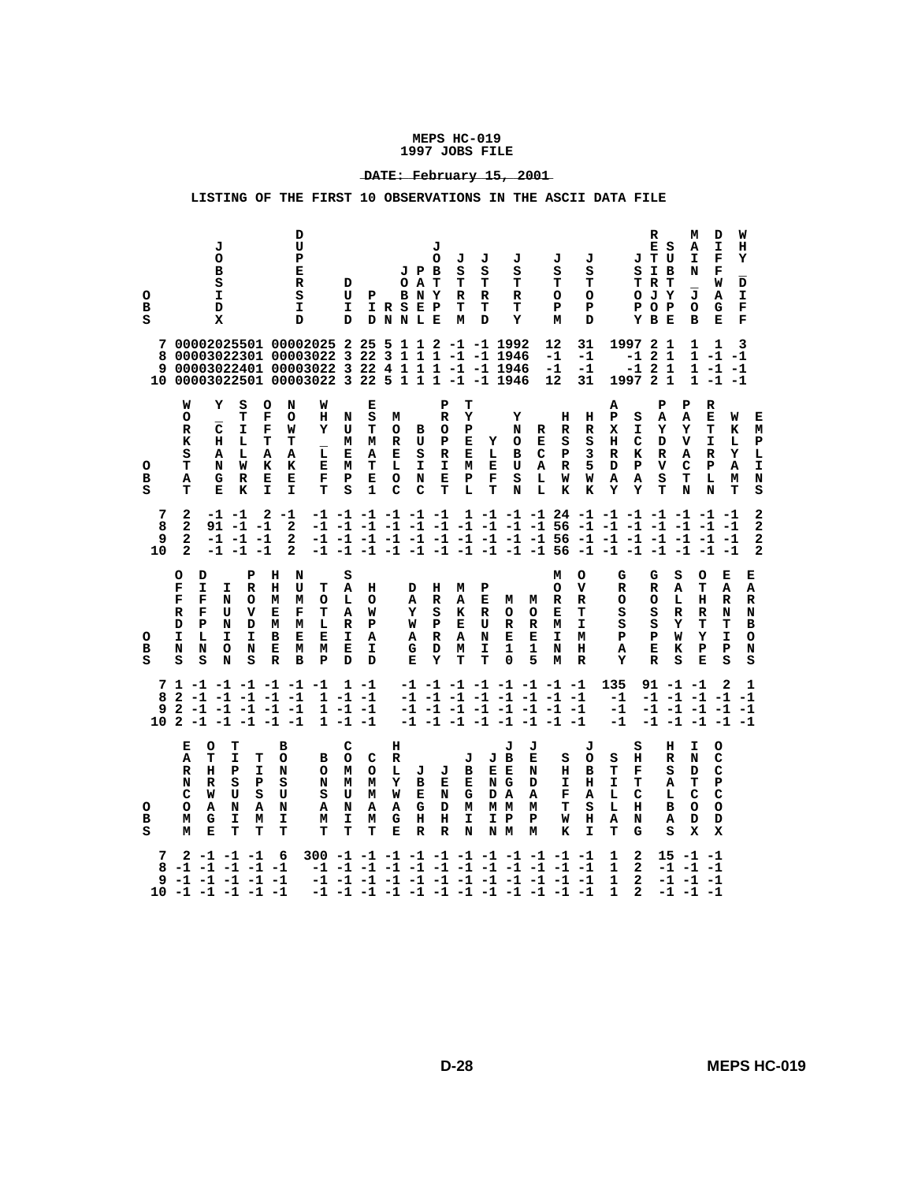**MEPS HC-019**
**1997 JOBS FILE**

**DATE: February 15, 2001**

**LISTING OF THE FIRST 10 OBSERVATIONS IN THE ASCII DATA FILE**

| OBS | JOBSIDX | DUPERSID | DUID | PID | RN | JOBSN | PANEL | JOBTYPE | JSTRTM | JSTRTD | JSTRTY | JSTOPM | JSTOPD | JSTOPY | RETIRJOB | SUBTYPE | MAIN_JOB | DIFFWAGE | WHY_DIFF |
|---|---|---|---|---|---|---|---|---|---|---|---|---|---|---|---|---|---|---|---|
| 7 | 00002025501 | 00002025 | 2 | 25 | 5 | 1 | 1 | 2 | -1 | -1 | 1992 | 12 | 31 | 1997 | 2 | 1 | 1 | 1 | 3 |
| 8 | 00003022301 | 00003022 | 3 | 22 | 3 | 1 | 1 | 1 | -1 | -1 | 1946 | -1 | -1 | -1 | 2 | 1 | 1 | -1 | -1 |
| 9 | 00003022401 | 00003022 | 3 | 22 | 4 | 1 | 1 | 1 | -1 | -1 | 1946 | -1 | -1 | -1 | 2 | 1 | 1 | -1 | -1 |
| 10 | 00003022501 | 00003022 | 3 | 22 | 5 | 1 | 1 | 1 | -1 | -1 | 1946 | 12 | 31 | 1997 | 2 | 1 | 1 | -1 | -1 |

| OBS | WORKSTAT | Y_CHANGE | STILLWRK | OFFTAKEI | NOWTAKEI | WHY_LEFT | NUMEMPS | ESTMATE1 | MORELOC | BUSINC | PROPRIET | TYPEEMPL | YLEFT | YNOBUSN | RECALL | HRSPRWK | HRS35WK | APXHRDAY | SICKPAY | PAYDRVST | PAYVACTN | RETIRPLN | WKLYAMT | EMPLINS |
|---|---|---|---|---|---|---|---|---|---|---|---|---|---|---|---|---|---|---|---|---|---|---|---|---|
| 7 | 2 | -1 | -1 | 2 | -1 | -1 | -1 | -1 | -1 | -1 | -1 | 1 | -1 | -1 | -1 | 24 | -1 | -1 | -1 | -1 | -1 | -1 | -1 | 2 |
| 8 | 2 | 91 | -1 | -1 | 2 | -1 | -1 | -1 | -1 | -1 | -1 | -1 | -1 | -1 | -1 | 56 | -1 | -1 | -1 | -1 | -1 | -1 | -1 | 2 |
| 9 | 2 | -1 | -1 | -1 | 2 | -1 | -1 | -1 | -1 | -1 | -1 | -1 | -1 | -1 | -1 | 56 | -1 | -1 | -1 | -1 | -1 | -1 | -1 | 2 |
| 10 | 2 | -1 | -1 | -1 | 2 | -1 | -1 | -1 | -1 | -1 | -1 | -1 | -1 | -1 | -1 | 56 | -1 | -1 | -1 | -1 | -1 | -1 | -1 | 2 |

| OBS | OFFRDINS | DIFFPLNS | INUNION | PROVDINS | HHMEMBER | NUMFMEMB | TOTLEMP | SALARIED | HOWPAID | DAYWAGE | HRSPRDY | MAKEAMT | PERUNIT | MORE10 | MORE15 | MOREMINM | OVRTMHR | GROSSPAY | GROSSPER | SALRYWKS | OTHRTYPE | EARNTIPS | EARNBONS |
|---|---|---|---|---|---|---|---|---|---|---|---|---|---|---|---|---|---|---|---|---|---|---|---|
| 7 | 1 | -1 | -1 | -1 | -1 | -1 | -1 | 1 | -1 | -1 | -1 | -1 | -1 | -1 | -1 | -1 | -1 | 135 | 91 | -1 | -1 | 2 | 1 |
| 8 | 2 | -1 | -1 | -1 | -1 | -1 | 1 | -1 | -1 | -1 | -1 | -1 | -1 | -1 | -1 | -1 | -1 | -1 | -1 | -1 | -1 | -1 | -1 |
| 9 | 2 | -1 | -1 | -1 | -1 | -1 | 1 | -1 | -1 | -1 | -1 | -1 | -1 | -1 | -1 | -1 | -1 | -1 | -1 | -1 | -1 | -1 | -1 |
| 10 | 2 | -1 | -1 | -1 | -1 | -1 | 1 | -1 | -1 | -1 | -1 | -1 | -1 | -1 | -1 | -1 | -1 | -1 | -1 | -1 | -1 | -1 | -1 |

| OBS | EARNCOMM | OTHRWAGE | TIPSUNIT | TIPSAMT | BONSUNIT | BONSAMNT | COMMUNIT | COMMAMT | HRLYWAGE | JBEGH | JENDH | JBEGMIN | JENDMIN | JBEGAMPM | JENDAMPM | SHIFTWK | JOBHASHI | STILLAT | SHFTCHNG | HRSALBAS | INDCODX | OCCCODX |
|---|---|---|---|---|---|---|---|---|---|---|---|---|---|---|---|---|---|---|---|---|---|---|
| 7 | 2 | -1 | -1 | -1 | 6 | 300 | -1 | -1 | -1 | -1 | -1 | -1 | -1 | -1 | -1 | -1 | -1 | 1 | 2 | 15 | -1 | -1 |
| 8 | -1 | -1 | -1 | -1 | -1 | -1 | -1 | -1 | -1 | -1 | -1 | -1 | -1 | -1 | -1 | -1 | -1 | 1 | 2 | -1 | -1 | -1 |
| 9 | -1 | -1 | -1 | -1 | -1 | -1 | -1 | -1 | -1 | -1 | -1 | -1 | -1 | -1 | -1 | -1 | -1 | 1 | 2 | -1 | -1 | -1 |
| 10 | -1 | -1 | -1 | -1 | -1 | -1 | -1 | -1 | -1 | -1 | -1 | -1 | -1 | -1 | -1 | -1 | -1 | 1 | 2 | -1 | -1 | -1 |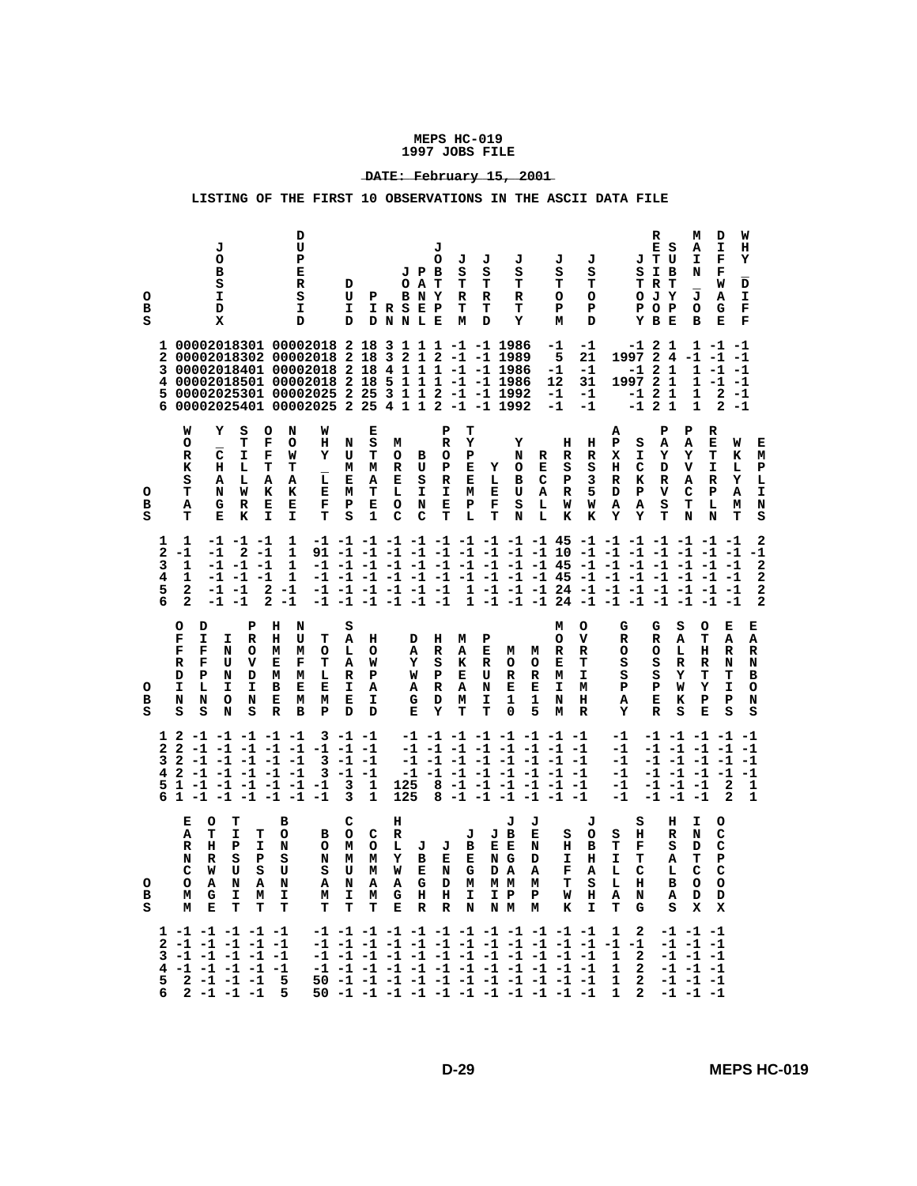# MEPS HC-019
# 1997 JOBS FILE

**DATE: February 15, 2001**

**LISTING OF THE FIRST 10 OBSERVATIONS IN THE ASCII DATA FILE**

| OBS | JOBSIDX | DUPERSID | DUID | PID | RN | JOBSN | PANEL | JOBTYPE | JSTRTM | JSTRTD | JSTRTY | JSTOPM | JSTOPD | JSTOPY | RETIRJOB | SUBTYPE | MAIN_JOB | DIFFWAGE | WHY_DIFF |
|---|---|---|---|---|---|---|---|---|---|---|---|---|---|---|---|---|---|---|---|
| 1 | 00002018301 | 00002018 | 2 | 18 | 3 | 1 | 1 | 1 | -1 | -1 | 1986 | -1 | -1 | -1 | 2 | 1 | 1 | -1 | -1 |
| 2 | 00002018302 | 00002018 | 2 | 18 | 3 | 2 | 1 | 2 | -1 | -1 | 1989 | 5 | 21 | 1997 | 2 | 4 | -1 | -1 | -1 |
| 3 | 00002018401 | 00002018 | 2 | 18 | 4 | 1 | 1 | 1 | -1 | -1 | 1986 | -1 | -1 | -1 | 2 | 1 | 1 | -1 | -1 |
| 4 | 00002018501 | 00002018 | 2 | 18 | 5 | 1 | 1 | 1 | -1 | -1 | 1986 | 12 | 31 | 1997 | 2 | 1 | 1 | -1 | -1 |
| 5 | 00002025301 | 00002025 | 2 | 25 | 3 | 1 | 1 | 2 | -1 | -1 | 1992 | -1 | -1 | -1 | 2 | 1 | 1 | 2 | -1 |
| 6 | 00002025401 | 00002025 | 2 | 25 | 4 | 1 | 1 | 2 | -1 | -1 | 1992 | -1 | -1 | -1 | 2 | 1 | 1 | 2 | -1 |

| OBS | WORKSTAT | Y_CHANGE | STILLWRK | OFFTAKEI | NOWTAKEI | WHY_LEFT | NUMEMPS | ESTMATE1 | MORELOC | BUSINC | PROPRIET | TYPEEMPL | YLEFT | YNOBUSN | RECALL | HRSPRWK | HRS35WK | APXHRDAY | SICKPAY | PAYDRVST | PAYVACTN | RETIRPLN | WKLYAMT | EMPLINS |
|---|---|---|---|---|---|---|---|---|---|---|---|---|---|---|---|---|---|---|---|---|---|---|---|---|
| 1 | 1 | -1 | -1 | -1 | 1 | -1 | -1 | -1 | -1 | -1 | -1 | -1 | -1 | -1 | -1 | 45 | -1 | -1 | -1 | -1 | -1 | -1 | -1 | 2 |
| 2 | -1 | -1 | 2 | -1 | 1 | 91 | -1 | -1 | -1 | -1 | -1 | -1 | -1 | -1 | -1 | 10 | -1 | -1 | -1 | -1 | -1 | -1 | -1 | -1 |
| 3 | 1 | -1 | -1 | -1 | 1 | -1 | -1 | -1 | -1 | -1 | -1 | -1 | -1 | -1 | -1 | 45 | -1 | -1 | -1 | -1 | -1 | -1 | -1 | 2 |
| 4 | 1 | -1 | -1 | -1 | 1 | -1 | -1 | -1 | -1 | -1 | -1 | -1 | -1 | -1 | -1 | 45 | -1 | -1 | -1 | -1 | -1 | -1 | -1 | 2 |
| 5 | 2 | -1 | -1 | 2 | -1 | -1 | -1 | -1 | -1 | -1 | -1 | 1 | -1 | -1 | -1 | 24 | -1 | -1 | -1 | -1 | -1 | -1 | -1 | 2 |
| 6 | 2 | -1 | -1 | 2 | -1 | -1 | -1 | -1 | -1 | -1 | -1 | 1 | -1 | -1 | -1 | 24 | -1 | -1 | -1 | -1 | -1 | -1 | -1 | 2 |

| OBS | OFFRDINS | DIFFPLNS | INUNION | PROVDINS | HHMEMBER | NUMFMEMB | TOTLEMP | SALARIED | HOWPAID | DAYWAGE | HRSPRDY | MAKEAMT | PERUNIT | MORE10 | MORE15 | MOREMIN | OVRTIMHR | GROSSPAY | GROSSPER | SALRYWKS | OTHRTYPE | EARNTIPS | EARNBONS |
|---|---|---|---|---|---|---|---|---|---|---|---|---|---|---|---|---|---|---|---|---|---|---|---|
| 1 | 2 | -1 | -1 | -1 | -1 | -1 | 3 | -1 | -1 | -1 | -1 | -1 | -1 | -1 | -1 | -1 | -1 | -1 | -1 | -1 | -1 | -1 | -1 |
| 2 | 2 | -1 | -1 | -1 | -1 | -1 | -1 | -1 | -1 | -1 | -1 | -1 | -1 | -1 | -1 | -1 | -1 | -1 | -1 | -1 | -1 | -1 | -1 |
| 3 | 2 | -1 | -1 | -1 | -1 | -1 | 3 | -1 | -1 | -1 | -1 | -1 | -1 | -1 | -1 | -1 | -1 | -1 | -1 | -1 | -1 | -1 | -1 |
| 4 | 2 | -1 | -1 | -1 | -1 | -1 | 3 | -1 | -1 | -1 | -1 | -1 | -1 | -1 | -1 | -1 | -1 | -1 | -1 | -1 | -1 | -1 | -1 |
| 5 | 1 | -1 | -1 | -1 | -1 | -1 | -1 | 3 | 1 | 125 | 8 | -1 | -1 | -1 | -1 | -1 | -1 | -1 | -1 | -1 | -1 | 2 | 1 |
| 6 | 1 | -1 | -1 | -1 | -1 | -1 | -1 | 3 | 1 | 125 | 8 | -1 | -1 | -1 | -1 | -1 | -1 | -1 | -1 | -1 | -1 | 2 | 1 |

| OBS | EARNCOMM | OTHRWAGE | TIPSUNIT | TIPSAMT | BONSUNIT | BONSAMNT | COMMUNIT | COMMAMT | HRLYWAGE | JBEGHR | JENDHR | JBEGMIN | JENDMIN | JBEGAMPM | JENDAMPM | SHIFTWK | JOBHASHI | STILLAT | SHFTCHNG | HRSALBAS | INDCTCOD | OCCPCODX |
|---|---|---|---|---|---|---|---|---|---|---|---|---|---|---|---|---|---|---|---|---|---|---|
| 1 | -1 | -1 | -1 | -1 | -1 | -1 | -1 | -1 | -1 | -1 | -1 | -1 | -1 | -1 | -1 | -1 | -1 | 1 | 2 | -1 | -1 | -1 |
| 2 | -1 | -1 | -1 | -1 | -1 | -1 | -1 | -1 | -1 | -1 | -1 | -1 | -1 | -1 | -1 | -1 | -1 | -1 | -1 | -1 | -1 | -1 |
| 3 | -1 | -1 | -1 | -1 | -1 | -1 | -1 | -1 | -1 | -1 | -1 | -1 | -1 | -1 | -1 | -1 | -1 | 1 | 2 | -1 | -1 | -1 |
| 4 | -1 | -1 | -1 | -1 | -1 | -1 | -1 | -1 | -1 | -1 | -1 | -1 | -1 | -1 | -1 | -1 | -1 | 1 | 2 | -1 | -1 | -1 |
| 5 | 2 | -1 | -1 | -1 | 5 | 50 | -1 | -1 | -1 | -1 | -1 | -1 | -1 | -1 | -1 | -1 | -1 | 1 | 2 | -1 | -1 | -1 |
| 6 | 2 | -1 | -1 | -1 | 5 | 50 | -1 | -1 | -1 | -1 | -1 | -1 | -1 | -1 | -1 | -1 | -1 | 1 | 2 | -1 | -1 | -1 |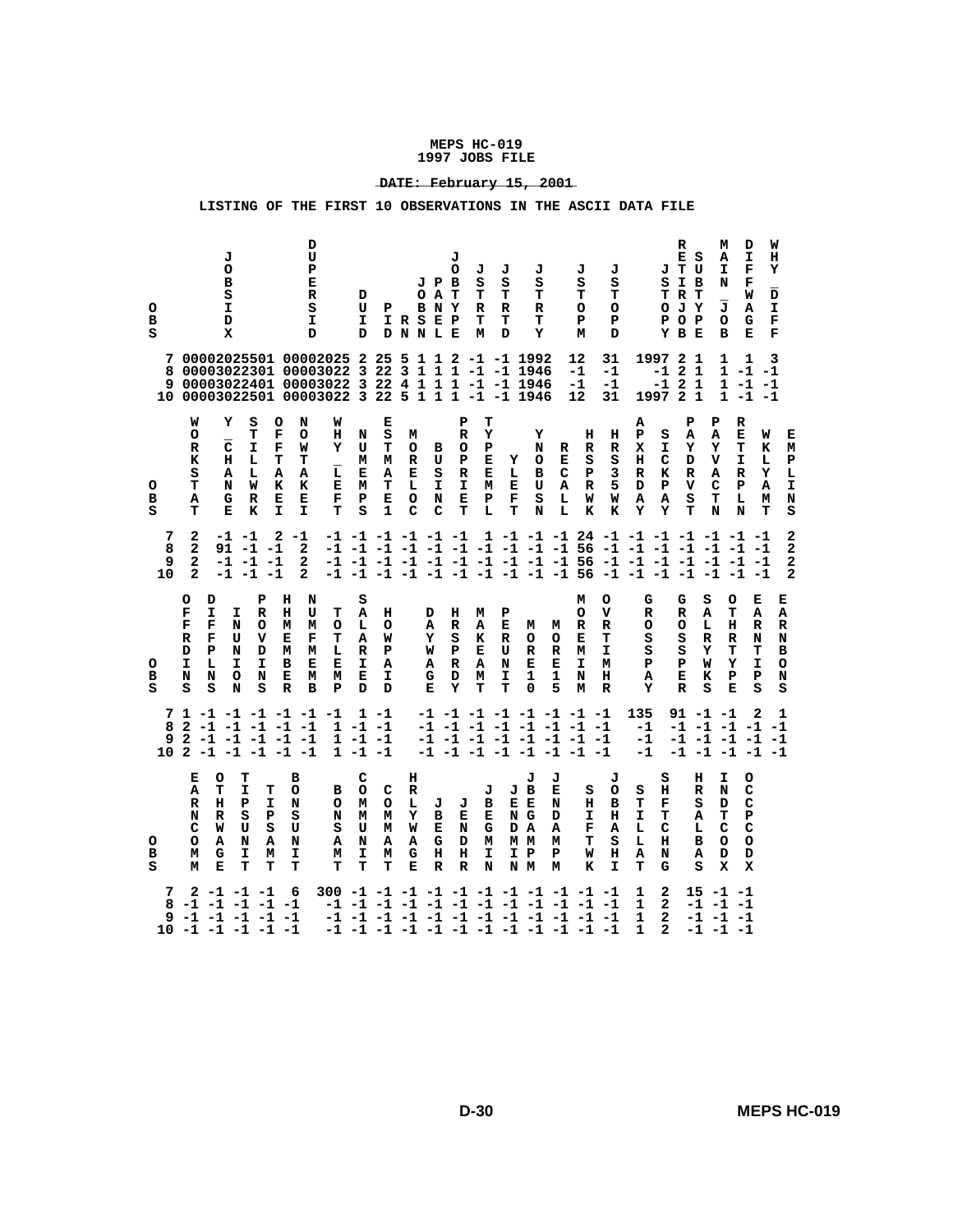MEPS HC-019
1997 JOBS FILE

DATE: February 15, 2001

LISTING OF THE FIRST 10 OBSERVATIONS IN THE ASCII DATA FILE

| OBS | JOBSIDX | DUPERSID | DUID | PID | RN | JOBSN | PANEL | JOBTYPE | JSTRTM | JSTRTD | JSTRTY | JSTOPM | JSTOPD | JSTOPY | RETIRJOB | SUBTYPE | MAIN_JOB | DIFFWAGE | WHY_DIFF |
|---|---|---|---|---|---|---|---|---|---|---|---|---|---|---|---|---|---|---|---|
| 7 | 00002025501 | 00002025 | 2 | 25 | 5 | 1 | 1 | 2 | -1 | -1 | 1992 | 12 | 31 | 1997 | 2 | 1 | 1 | 1 | 3 |
| 8 | 00003022301 | 00003022 | 3 | 22 | 3 | 1 | 1 | 1 | -1 | -1 | 1946 | -1 | -1 | -1 | 2 | 1 | 1 | -1 | -1 |
| 9 | 00003022401 | 00003022 | 3 | 22 | 4 | 1 | 1 | 1 | -1 | -1 | 1946 | -1 | -1 | -1 | 2 | 1 | 1 | -1 | -1 |
| 10 | 00003022501 | 00003022 | 3 | 22 | 5 | 1 | 1 | 1 | -1 | -1 | 1946 | 12 | 31 | 1997 | 2 | 1 | 1 | -1 | -1 |

| OBS | WORKSTAT | Y_CHANGE | STILLWRK | OFFTAKEI | NOWTAKEI | WHY_LEFT | NUMEMPS | ESTMATE1 | MORELOC | BUSINC | PROPRIET | TYPEEMPL | YLEFT | YNOBUSN | RECALL | HRSPRWK | HRS35WK | APXHRDAY | SICKPAY | PAYDRVST | PAYVACTN | RETIRPLN | WKLYAMT | EMPLINS |
|---|---|---|---|---|---|---|---|---|---|---|---|---|---|---|---|---|---|---|---|---|---|---|---|---|
| 7 | 2 | -1 | -1 | 2 | -1 | -1 | -1 | -1 | -1 | -1 | 1 | -1 | -1 | -1 | -1 | 24 | -1 | -1 | -1 | -1 | -1 | -1 | -1 | 2 |
| 8 | 2 | 91 | -1 | -1 | 2 | -1 | -1 | -1 | -1 | -1 | -1 | -1 | -1 | -1 | -1 | 56 | -1 | -1 | -1 | -1 | -1 | -1 | -1 | 2 |
| 9 | 2 | -1 | -1 | -1 | 2 | -1 | -1 | -1 | -1 | -1 | -1 | -1 | -1 | -1 | -1 | 56 | -1 | -1 | -1 | -1 | -1 | -1 | -1 | 2 |
| 10 | 2 | -1 | -1 | -1 | 2 | -1 | -1 | -1 | -1 | -1 | -1 | -1 | -1 | -1 | -1 | 56 | -1 | -1 | -1 | -1 | -1 | -1 | -1 | 2 |

| OBS | OFFRDINS | DIFFPLNS | INUNION | PROVDINS | HHMEMBER | NUMFMEMB | TOTLEMP | SALARIED | HOWPAID | DAYWAGE | HRSPRDY | MAKEAMT | PERUNIT | MORE10 | MORE15 | MOREMINM | OVRTMHR | GROSSPAY | GROSSPER | SALRYWKS | OTHRTYPE | EARNTIPS | EARNBONS |
|---|---|---|---|---|---|---|---|---|---|---|---|---|---|---|---|---|---|---|---|---|---|---|---|
| 7 | 1 | -1 | -1 | -1 | -1 | -1 | -1 | 1 | -1 | -1 | -1 | -1 | -1 | -1 | -1 | -1 | -1 | 135 | 91 | -1 | -1 | 2 | 1 |
| 8 | 2 | -1 | -1 | -1 | -1 | -1 | 1 | -1 | -1 | -1 | -1 | -1 | -1 | -1 | -1 | -1 | -1 | -1 | -1 | -1 | -1 | -1 | -1 |
| 9 | 2 | -1 | -1 | -1 | -1 | -1 | 1 | -1 | -1 | -1 | -1 | -1 | -1 | -1 | -1 | -1 | -1 | -1 | -1 | -1 | -1 | -1 | -1 |
| 10 | 2 | -1 | -1 | -1 | -1 | -1 | 1 | -1 | -1 | -1 | -1 | -1 | -1 | -1 | -1 | -1 | -1 | -1 | -1 | -1 | -1 | -1 | -1 |

| OBS | EARNCOMM | OTHRWAGE | TIPSUNIT | TIPSAMT | BONSUNIT | BONSAMT | COMMUNIT | COMMAMT | HRLYWAGE | JBEGHR | JENDHR | JBEGMIN | JENDMIN | JBEGAMPM | JENDAMPM | SHIFTWK | JOBHASHI | STILLAT | SHFTCHNG | HRSALBAS | INDCODX | OCCCODX |
|---|---|---|---|---|---|---|---|---|---|---|---|---|---|---|---|---|---|---|---|---|---|---|
| 7 | 2 | -1 | -1 | -1 | 6 | 300 | -1 | -1 | -1 | -1 | -1 | -1 | -1 | -1 | -1 | -1 | -1 | 1 | 2 | 15 | -1 | -1 |
| 8 | -1 | -1 | -1 | -1 | -1 | -1 | -1 | -1 | -1 | -1 | -1 | -1 | -1 | -1 | -1 | -1 | -1 | 1 | 2 | -1 | -1 | -1 |
| 9 | -1 | -1 | -1 | -1 | -1 | -1 | -1 | -1 | -1 | -1 | -1 | -1 | -1 | -1 | -1 | -1 | -1 | 1 | 2 | -1 | -1 | -1 |
| 10 | -1 | -1 | -1 | -1 | -1 | -1 | -1 | -1 | -1 | -1 | -1 | -1 | -1 | -1 | -1 | -1 | -1 | 1 | 2 | -1 | -1 | -1 |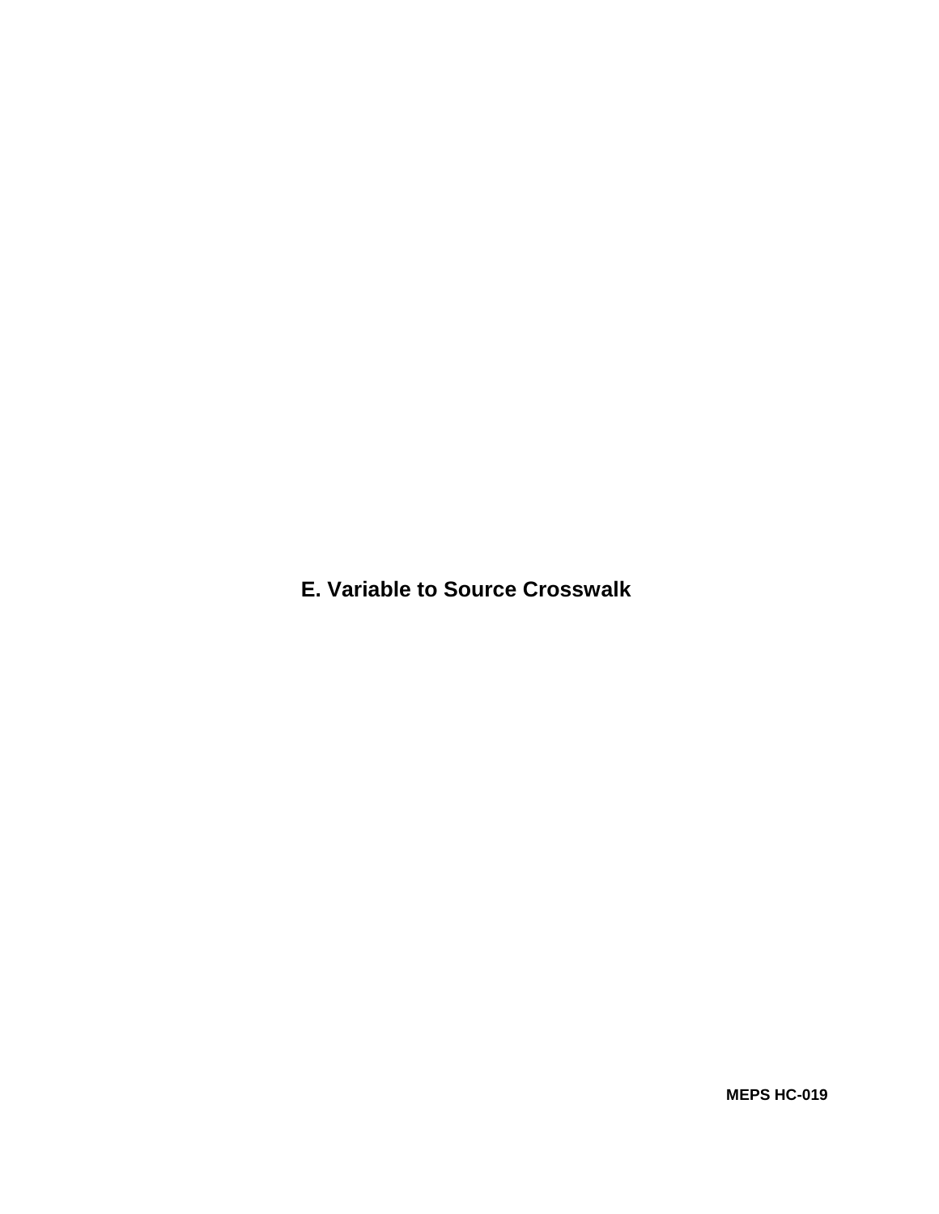# E. Variable to Source Crosswalk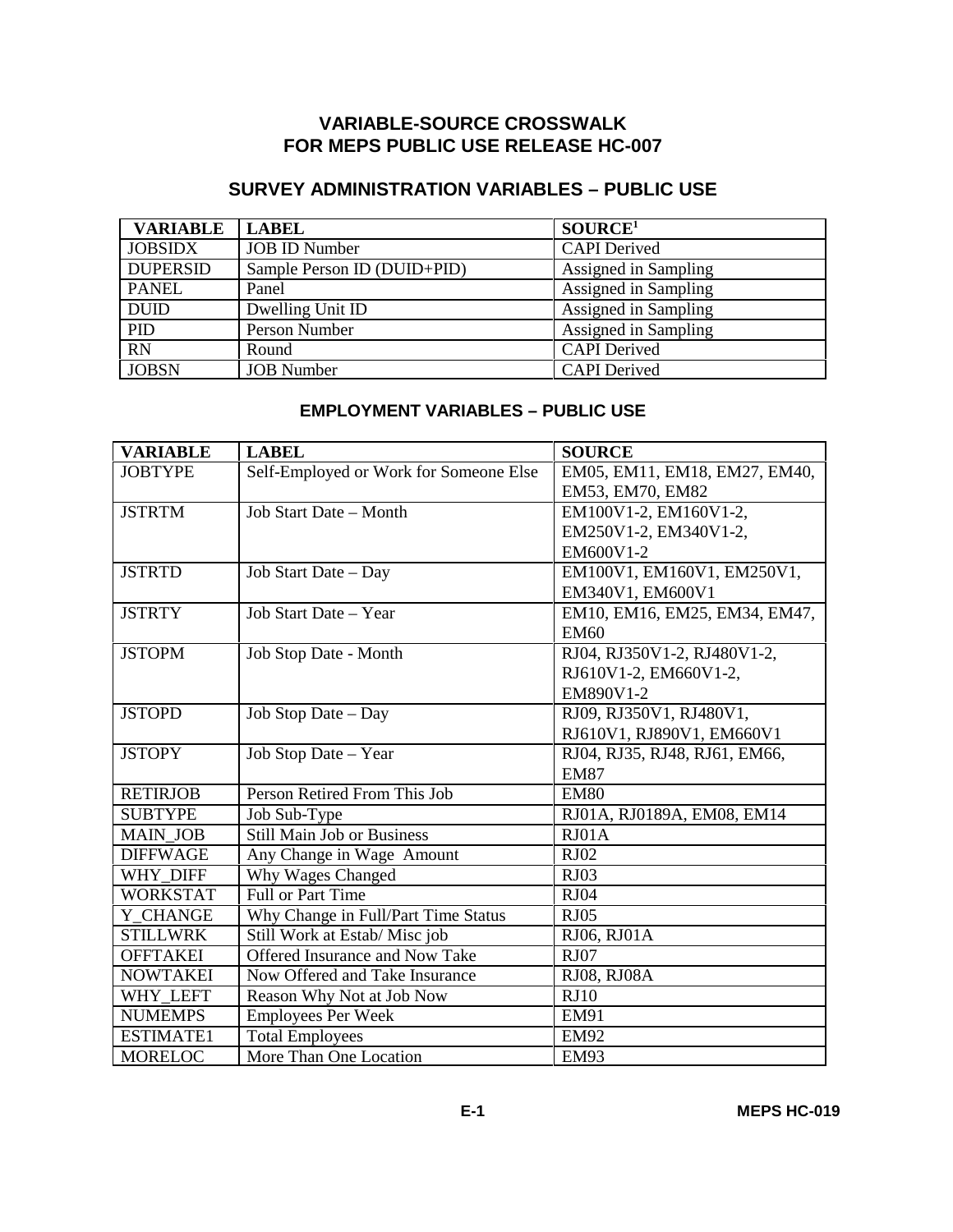# VARIABLE-SOURCE CROSSWALK
# FOR MEPS PUBLIC USE RELEASE HC-007

## SURVEY ADMINISTRATION VARIABLES – PUBLIC USE

| VARIABLE | LABEL | SOURCE[1] |
|---|---|---|
| JOBSIDX | JOB ID Number | CAPI Derived |
| DUPERSID | Sample Person ID (DUID+PID) | Assigned in Sampling |
| PANEL | Panel | Assigned in Sampling |
| DUID | Dwelling Unit ID | Assigned in Sampling |
| PID | Person Number | Assigned in Sampling |
| RN | Round | CAPI Derived |
| JOBSN | JOB Number | CAPI Derived |

## EMPLOYMENT VARIABLES – PUBLIC USE

| VARIABLE | LABEL | SOURCE |
|---|---|---|
| JOBTYPE | Self-Employed or Work for Someone Else | EM05, EM11, EM18, EM27, EM40, EM53, EM70, EM82 |
| JSTRTM | Job Start Date – Month | EM100V1-2, EM160V1-2, EM250V1-2, EM340V1-2, EM600V1-2 |
| JSTRTD | Job Start Date – Day | EM100V1, EM160V1, EM250V1, EM340V1, EM600V1 |
| JSTRTY | Job Start Date – Year | EM10, EM16, EM25, EM34, EM47, EM60 |
| JSTOPM | Job Stop Date - Month | RJ04, RJ350V1-2, RJ480V1-2, RJ610V1-2, EM660V1-2, EM890V1-2 |
| JSTOPD | Job Stop Date – Day | RJ09, RJ350V1, RJ480V1, RJ610V1, RJ890V1, EM660V1 |
| JSTOPY | Job Stop Date – Year | RJ04, RJ35, RJ48, RJ61, EM66, EM87 |
| RETIRJOB | Person Retired From This Job | EM80 |
| SUBTYPE | Job Sub-Type | RJ01A, RJ0189A, EM08, EM14 |
| MAIN_JOB | Still Main Job or Business | RJ01A |
| DIFFWAGE | Any Change in Wage Amount | RJ02 |
| WHY_DIFF | Why Wages Changed | RJ03 |
| WORKSTAT | Full or Part Time | RJ04 |
| Y_CHANGE | Why Change in Full/Part Time Status | RJ05 |
| STILLWRK | Still Work at Estab/ Misc job | RJ06, RJ01A |
| OFFTAKEI | Offered Insurance and Now Take | RJ07 |
| NOWTAKEI | Now Offered and Take Insurance | RJ08, RJ08A |
| WHY_LEFT | Reason Why Not at Job Now | RJ10 |
| NUMEMPS | Employees Per Week | EM91 |
| ESTIMATE1 | Total Employees | EM92 |
| MORELOC | More Than One Location | EM93 |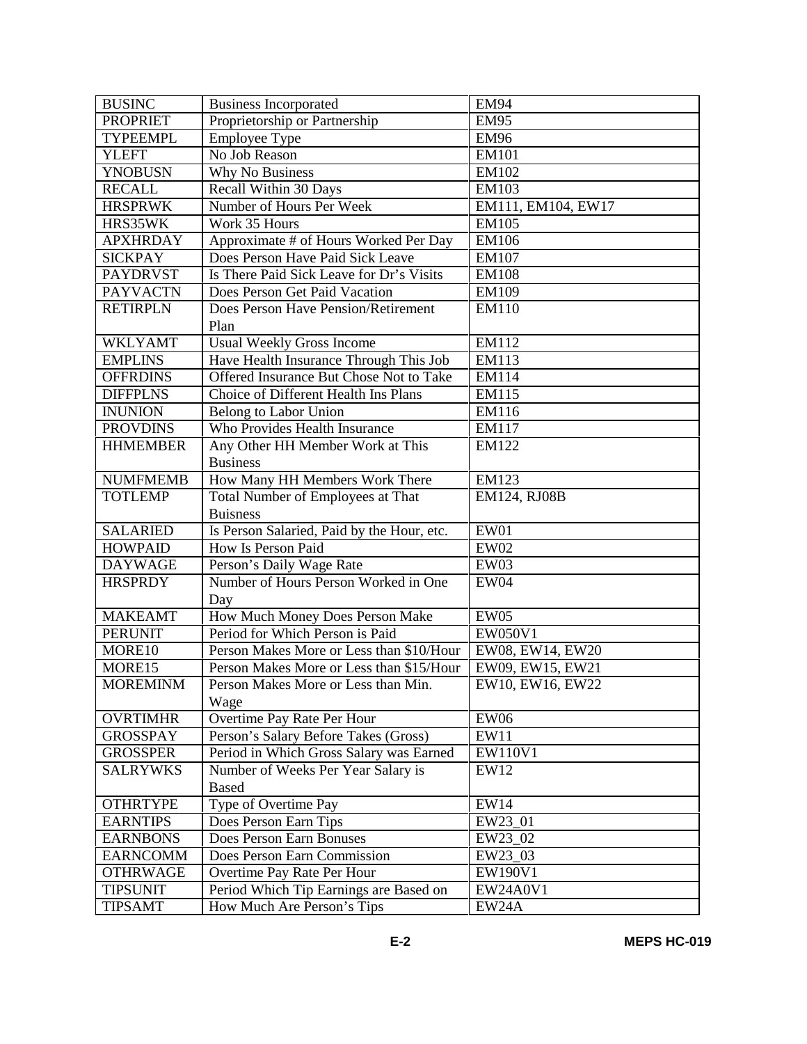| BUSINC | Business Incorporated | EM94 |
|---|---|---|
| PROPRIET | Proprietorship or Partnership | EM95 |
| TYPEEMPL | Employee Type | EM96 |
| YLEFT | No Job Reason | EM101 |
| YNOBUSN | Why No Business | EM102 |
| RECALL | Recall Within 30 Days | EM103 |
| HRSPRWK | Number of Hours Per Week | EM111, EM104, EW17 |
| HRS35WK | Work 35 Hours | EM105 |
| APXHRDAY | Approximate # of Hours Worked Per Day | EM106 |
| SICKPAY | Does Person Have Paid Sick Leave | EM107 |
| PAYDRVST | Is There Paid Sick Leave for Dr's Visits | EM108 |
| PAYVACTN | Does Person Get Paid Vacation | EM109 |
| RETIRPLN | Does Person Have Pension/Retirement Plan | EM110 |
| WKLYAMT | Usual Weekly Gross Income | EM112 |
| EMPLINS | Have Health Insurance Through This Job | EM113 |
| OFFRDINS | Offered Insurance But Chose Not to Take | EM114 |
| DIFFPLNS | Choice of Different Health Ins Plans | EM115 |
| INUNION | Belong to Labor Union | EM116 |
| PROVDINS | Who Provides Health Insurance | EM117 |
| HHMEMBER | Any Other HH Member Work at This Business | EM122 |
| NUMFMEMB | How Many HH Members Work There | EM123 |
| TOTLEMP | Total Number of Employees at That Buisness | EM124, RJ08B |
| SALARIED | Is Person Salaried, Paid by the Hour, etc. | EW01 |
| HOWPAID | How Is Person Paid | EW02 |
| DAYWAGE | Person's Daily Wage Rate | EW03 |
| HRSPRDY | Number of Hours Person Worked in One Day | EW04 |
| MAKEAMT | How Much Money Does Person Make | EW05 |
| PERUNIT | Period for Which Person is Paid | EW050V1 |
| MORE10 | Person Makes More or Less than $10/Hour | EW08, EW14, EW20 |
| MORE15 | Person Makes More or Less than $15/Hour | EW09, EW15, EW21 |
| MOREMINM | Person Makes More or Less than Min. Wage | EW10, EW16, EW22 |
| OVRTIMHR | Overtime Pay Rate Per Hour | EW06 |
| GROSSPAY | Person's Salary Before Takes (Gross) | EW11 |
| GROSSPER | Period in Which Gross Salary was Earned | EW110V1 |
| SALRYWKS | Number of Weeks Per Year Salary is Based | EW12 |
| OTHRTYPE | Type of Overtime Pay | EW14 |
| EARNTIPS | Does Person Earn Tips | EW23_01 |
| EARNBONS | Does Person Earn Bonuses | EW23_02 |
| EARNCOMM | Does Person Earn Commission | EW23_03 |
| OTHRWAGE | Overtime Pay Rate Per Hour | EW190V1 |
| TIPSUNIT | Period Which Tip Earnings are Based on | EW24A0V1 |
| TIPSAMT | How Much Are Person's Tips | EW24A |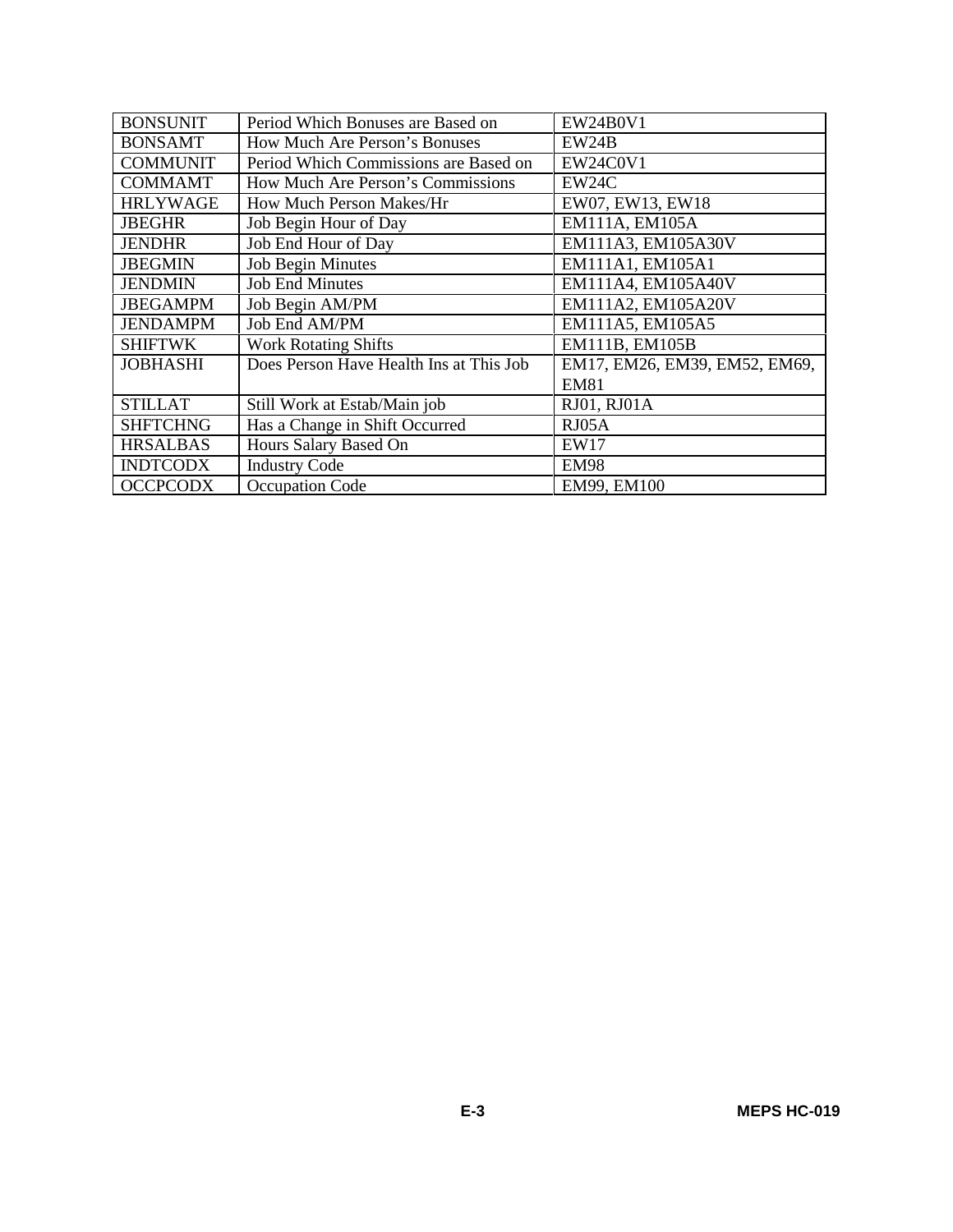| BONSUNIT | Period Which Bonuses are Based on | EW24B0V1 |
|---|---|---|
| BONSAMT | How Much Are Person's Bonuses | EW24B |
| COMMUNIT | Period Which Commissions are Based on | EW24C0V1 |
| COMMAMT | How Much Are Person's Commissions | EW24C |
| HRLYWAGE | How Much Person Makes/Hr | EW07, EW13, EW18 |
| JBEGHR | Job Begin Hour of Day | EM111A, EM105A |
| JENDHR | Job End Hour of Day | EM111A3, EM105A30V |
| JBEGMIN | Job Begin Minutes | EM111A1, EM105A1 |
| JENDMIN | Job End Minutes | EM111A4, EM105A40V |
| JBEGAMPM | Job Begin AM/PM | EM111A2, EM105A20V |
| JENDAMPM | Job End AM/PM | EM111A5, EM105A5 |
| SHIFTWK | Work Rotating Shifts | EM111B, EM105B |
| JOBHASHI | Does Person Have Health Ins at This Job | EM17, EM26, EM39, EM52, EM69, EM81 |
| STILLAT | Still Work at Estab/Main job | RJ01, RJ01A |
| SHFTCHNG | Has a Change in Shift Occurred | RJ05A |
| HRSALBAS | Hours Salary Based On | EW17 |
| INDTCODX | Industry Code | EM98 |
| OCCPCODX | Occupation Code | EM99, EM100 |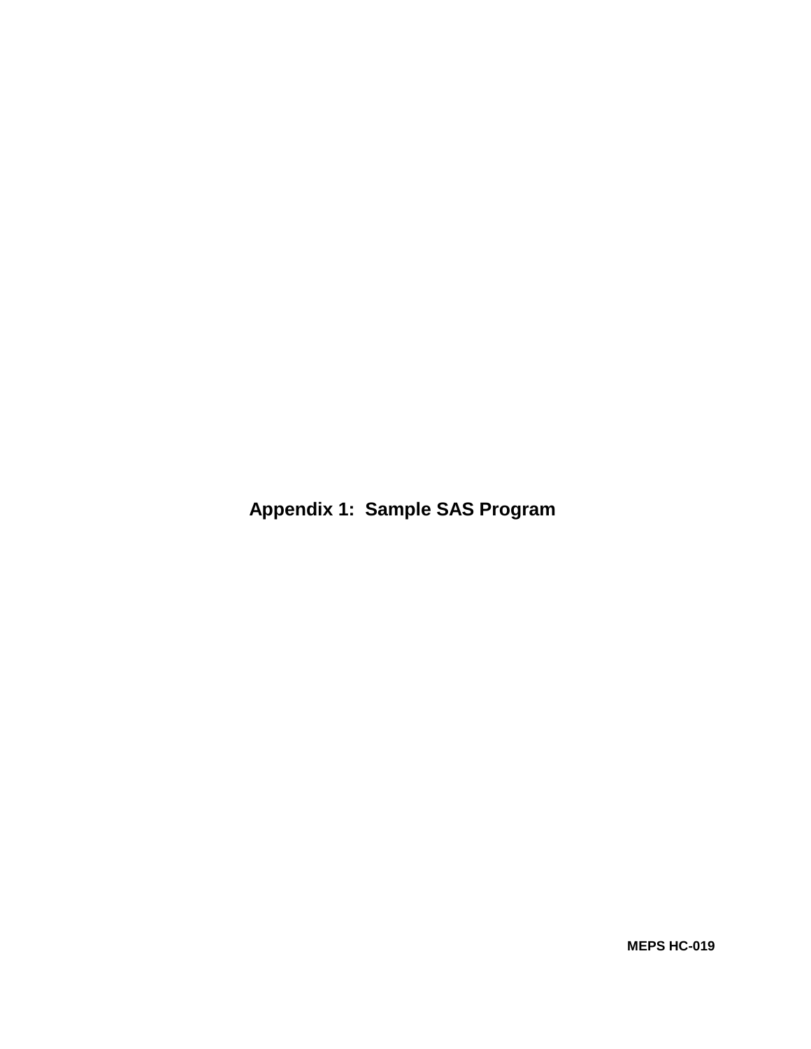# Appendix 1: Sample SAS Program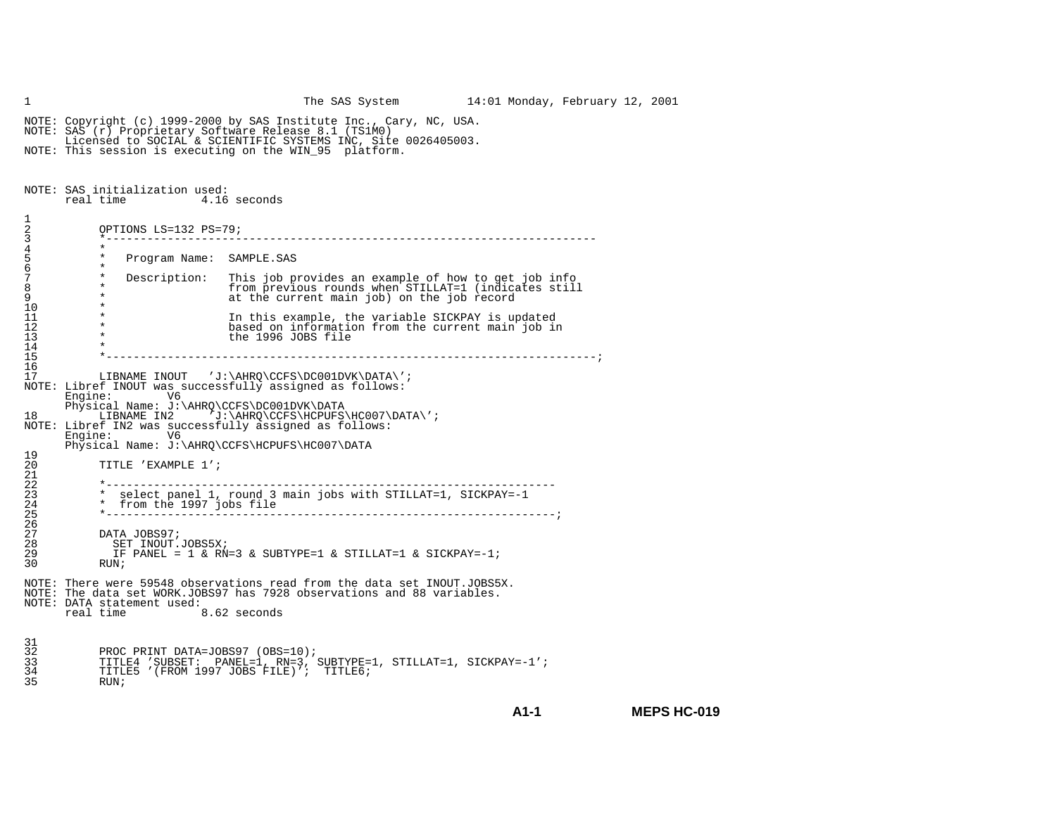```
1                                    The SAS System          14:01 Monday, February 12, 2001

NOTE: Copyright (c) 1999-2000 by SAS Institute Inc., Cary, NC, USA.
NOTE: SAS (r) Proprietary Software Release 8.1 (TS1M0)
      Licensed to SOCIAL & SCIENTIFIC SYSTEMS INC, Site 0026405003.
NOTE: This session is executing on the WIN_95  platform.



NOTE: SAS initialization used:
      real time           4.16 seconds

1
2          OPTIONS LS=132 PS=79;
3          *-----------------------------------------------------------------------
4          *
5          *   Program Name:  SAMPLE.SAS
6          *
7          *   Description:   This job provides an example of how to get job info
8          *                  from previous rounds when STILLAT=1 (indicates still
9          *                  at the current main job) on the job record
10         *
11         *                  In this example, the variable SICKPAY is updated
12         *                  based on information from the current main job in
13         *                  the 1996 JOBS file
14         *
15         *-----------------------------------------------------------------------;
16
17         LIBNAME INOUT   'J:\AHRQ\CCFS\DC001DVK\DATA\';
NOTE: Libref INOUT was successfully assigned as follows:
      Engine:        V6
      Physical Name: J:\AHRQ\CCFS\DC001DVK\DATA
18         LIBNAME IN2      'J:\AHRQ\CCFS\HCPUFS\HC007\DATA\';
NOTE: Libref IN2 was successfully assigned as follows:
      Engine:        V6
      Physical Name: J:\AHRQ\CCFS\HCPUFS\HC007\DATA
19
20         TITLE 'EXAMPLE 1';
21
22         *-----------------------------------------------------------------
23         *  select panel 1, round 3 main jobs with STILLAT=1, SICKPAY=-1
24         *  from the 1997 jobs file
25         *-----------------------------------------------------------------;
26
27         DATA JOBS97;
28           SET INOUT.JOBS5X;
29           IF PANEL = 1 & RN=3 & SUBTYPE=1 & STILLAT=1 & SICKPAY=-1;
30         RUN;

NOTE: There were 59548 observations read from the data set INOUT.JOBS5X.
NOTE: The data set WORK.JOBS97 has 7928 observations and 88 variables.
NOTE: DATA statement used:
      real time           8.62 seconds


31
32         PROC PRINT DATA=JOBS97 (OBS=10);
33         TITLE4 'SUBSET:  PANEL=1, RN=3, SUBTYPE=1, STILLAT=1, SICKPAY=-1';
34         TITLE5 '(FROM 1997 JOBS FILE)';  TITLE6;
35         RUN;
```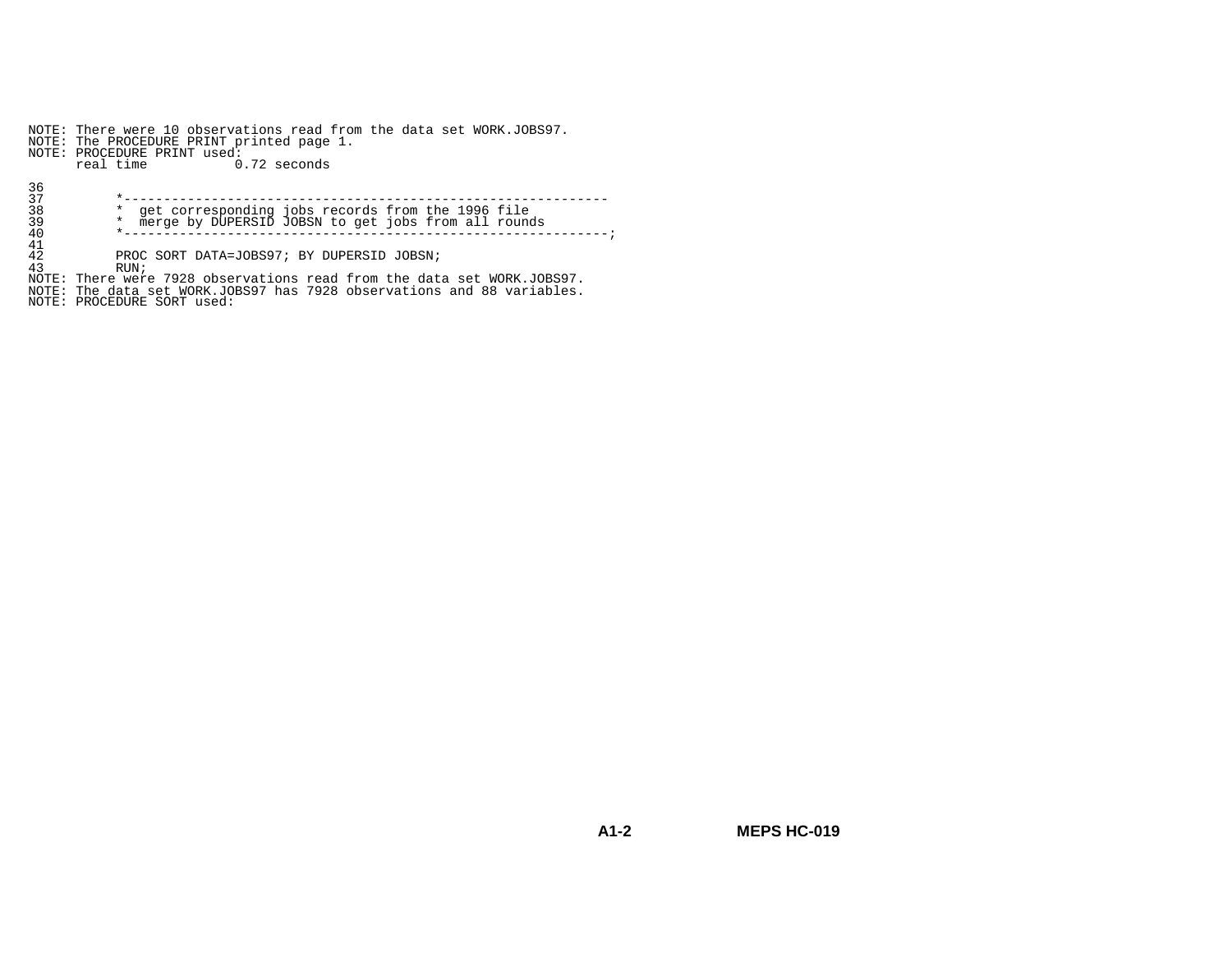```
NOTE: There were 10 observations read from the data set WORK.JOBS97.
NOTE: The PROCEDURE PRINT printed page 1.
NOTE: PROCEDURE PRINT used:
      real time           0.72 seconds

36
37          *------------------------------------------------------------
38          *  get corresponding jobs records from the 1996 file
39          *  merge by DUPERSID JOBSN to get jobs from all rounds
40          *------------------------------------------------------------;
41
42          PROC SORT DATA=JOBS97; BY DUPERSID JOBSN;
43          RUN;
NOTE: There were 7928 observations read from the data set WORK.JOBS97.
NOTE: The data set WORK.JOBS97 has 7928 observations and 88 variables.
NOTE: PROCEDURE SORT used:
```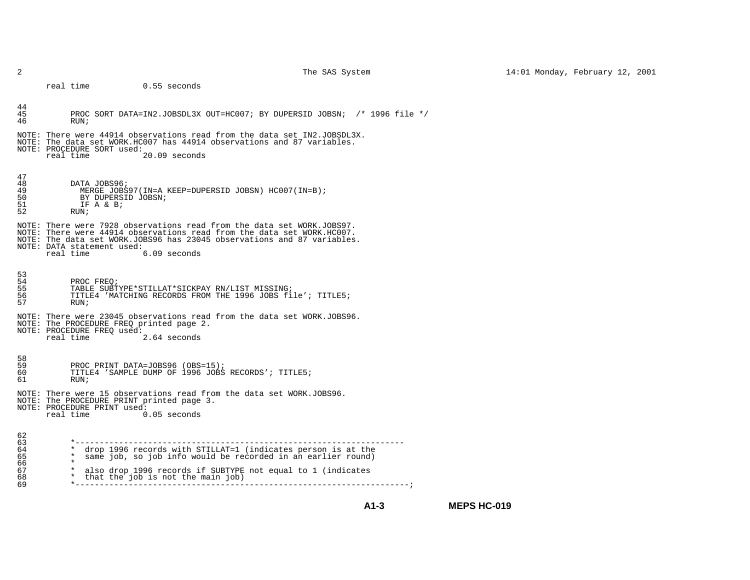```
     real time           0.55 seconds


44
45          PROC SORT DATA=IN2.JOBSDL3X OUT=HC007; BY DUPERSID JOBSN;  /* 1996 file */
46          RUN;

NOTE: There were 44914 observations read from the data set IN2.JOBSDL3X.
NOTE: The data set WORK.HC007 has 44914 observations and 87 variables.
NOTE: PROCEDURE SORT used:
     real time           20.09 seconds


47
48          DATA JOBS96;
49            MERGE JOBS97(IN=A KEEP=DUPERSID JOBSN) HC007(IN=B);
50            BY DUPERSID JOBSN;
51            IF A & B;
52          RUN;

NOTE: There were 7928 observations read from the data set WORK.JOBS97.
NOTE: There were 44914 observations read from the data set WORK.HC007.
NOTE: The data set WORK.JOBS96 has 23045 observations and 87 variables.
NOTE: DATA statement used:
     real time           6.09 seconds


53
54          PROC FREQ;
55          TABLE SUBTYPE*STILLAT*SICKPAY RN/LIST MISSING;
56          TITLE4 'MATCHING RECORDS FROM THE 1996 JOBS file'; TITLE5;
57          RUN;

NOTE: There were 23045 observations read from the data set WORK.JOBS96.
NOTE: The PROCEDURE FREQ printed page 2.
NOTE: PROCEDURE FREQ used:
     real time           2.64 seconds


58
59          PROC PRINT DATA=JOBS96 (OBS=15);
60          TITLE4 'SAMPLE DUMP OF 1996 JOBS RECORDS'; TITLE5;
61          RUN;

NOTE: There were 15 observations read from the data set WORK.JOBS96.
NOTE: The PROCEDURE PRINT printed page 3.
NOTE: PROCEDURE PRINT used:
     real time           0.05 seconds


62
63          *-------------------------------------------------------------------
64          *  drop 1996 records with STILLAT=1 (indicates person is at the
65          *  same job, so job info would be recorded in an earlier round)
66          *
67          *  also drop 1996 records if SUBTYPE not equal to 1 (indicates
68          *  that the job is not the main job)
69          *-------------------------------------------------------------------;
```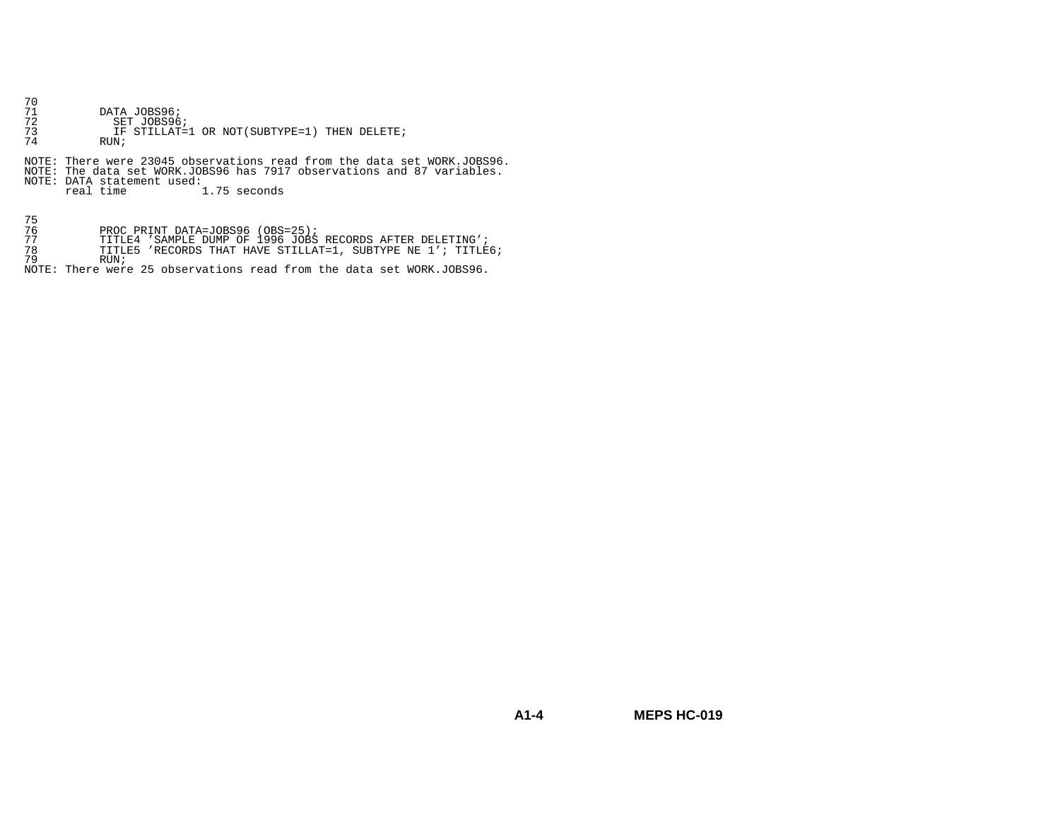```
70
71          DATA JOBS96;
72            SET JOBS96;
73            IF STILLAT=1 OR NOT(SUBTYPE=1) THEN DELETE;
74          RUN;

NOTE: There were 23045 observations read from the data set WORK.JOBS96.
NOTE: The data set WORK.JOBS96 has 7917 observations and 87 variables.
NOTE: DATA statement used:
      real time           1.75 seconds


75
76          PROC PRINT DATA=JOBS96 (OBS=25);
77          TITLE4 'SAMPLE DUMP OF 1996 JOBS RECORDS AFTER DELETING';
78          TITLE5 'RECORDS THAT HAVE STILLAT=1, SUBTYPE NE 1'; TITLE6;
79          RUN;
NOTE: There were 25 observations read from the data set WORK.JOBS96.
```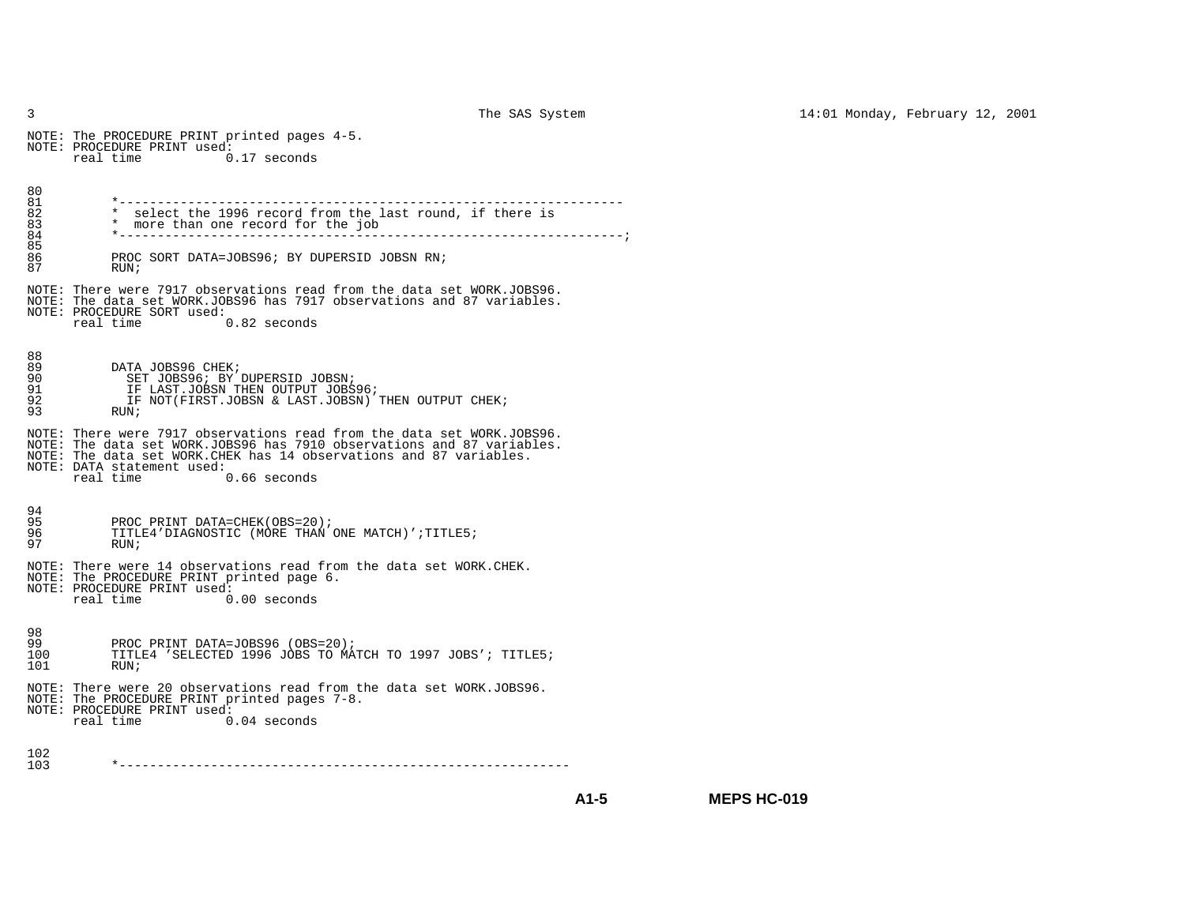```
NOTE: The PROCEDURE PRINT printed pages 4-5.
NOTE: PROCEDURE PRINT used:
      real time           0.17 seconds


80
81          *-----------------------------------------------------------------
82          *  select the 1996 record from the last round, if there is
83          *  more than one record for the job
84          *-----------------------------------------------------------------;
85
86          PROC SORT DATA=JOBS96; BY DUPERSID JOBSN RN;
87          RUN;

NOTE: There were 7917 observations read from the data set WORK.JOBS96.
NOTE: The data set WORK.JOBS96 has 7917 observations and 87 variables.
NOTE: PROCEDURE SORT used:
      real time           0.82 seconds


88
89          DATA JOBS96 CHEK;
90            SET JOBS96; BY DUPERSID JOBSN;
91            IF LAST.JOBSN THEN OUTPUT JOBS96;
92            IF NOT(FIRST.JOBSN & LAST.JOBSN) THEN OUTPUT CHEK;
93          RUN;

NOTE: There were 7917 observations read from the data set WORK.JOBS96.
NOTE: The data set WORK.JOBS96 has 7910 observations and 87 variables.
NOTE: The data set WORK.CHEK has 14 observations and 87 variables.
NOTE: DATA statement used:
      real time           0.66 seconds


94
95          PROC PRINT DATA=CHEK(OBS=20);
96          TITLE4'DIAGNOSTIC (MORE THAN ONE MATCH)';TITLE5;
97          RUN;

NOTE: There were 14 observations read from the data set WORK.CHEK.
NOTE: The PROCEDURE PRINT printed page 6.
NOTE: PROCEDURE PRINT used:
      real time           0.00 seconds


98
99          PROC PRINT DATA=JOBS96 (OBS=20);
100         TITLE4 'SELECTED 1996 JOBS TO MATCH TO 1997 JOBS'; TITLE5;
101         RUN;

NOTE: There were 20 observations read from the data set WORK.JOBS96.
NOTE: The PROCEDURE PRINT printed pages 7-8.
NOTE: PROCEDURE PRINT used:
      real time           0.04 seconds


102
103         *----------------------------------------------------------
```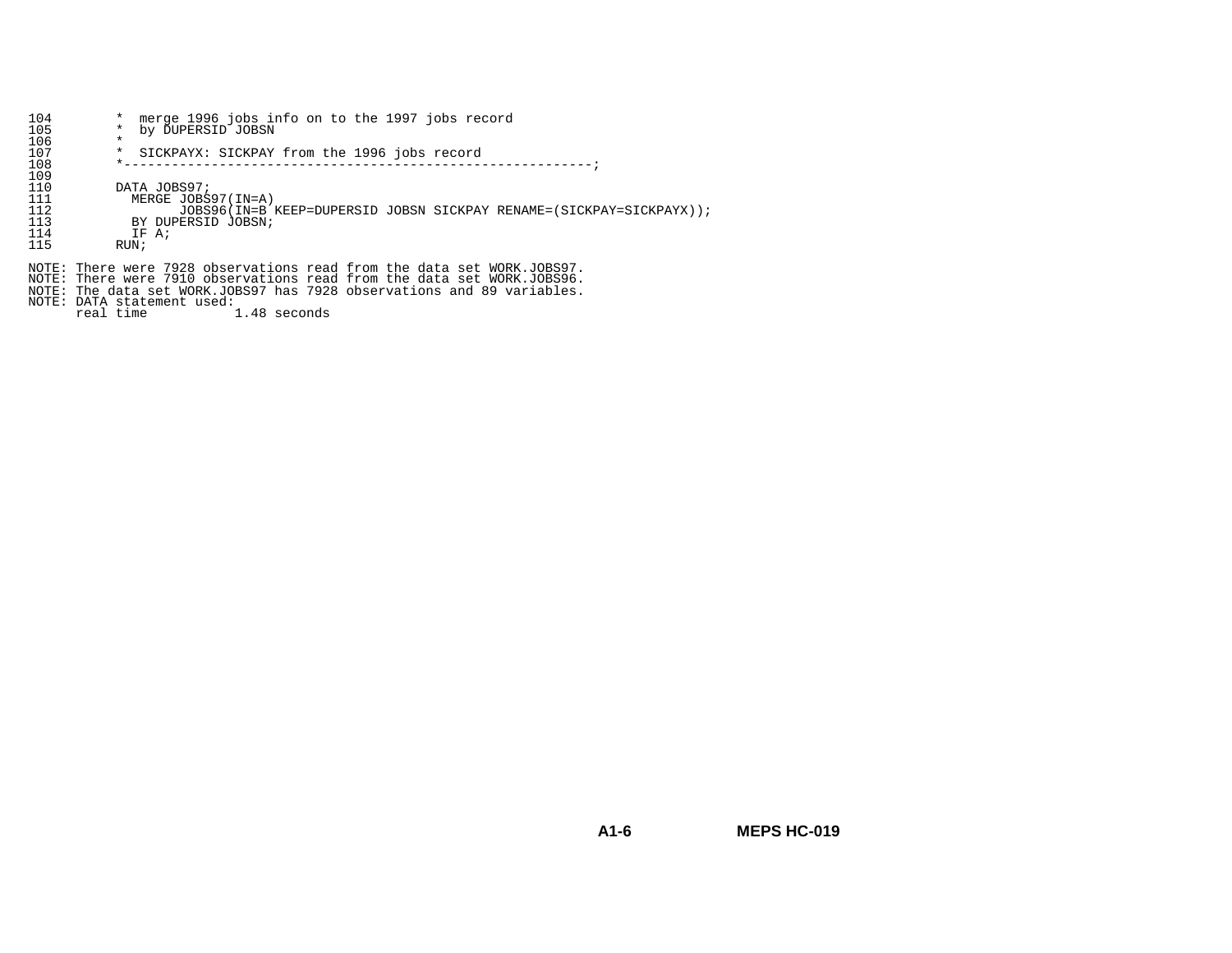```
104         *  merge 1996 jobs info on to the 1997 jobs record
105         *  by DUPERSID JOBSN
106         *
107         *  SICKPAYX: SICKPAY from the 1996 jobs record
108         *----------------------------------------------------------;
109
110         DATA JOBS97;
111           MERGE JOBS97(IN=A)
112                 JOBS96(IN=B KEEP=DUPERSID JOBSN SICKPAY RENAME=(SICKPAY=SICKPAYX));
113           BY DUPERSID JOBSN;
114           IF A;
115         RUN;

NOTE: There were 7928 observations read from the data set WORK.JOBS97.
NOTE: There were 7910 observations read from the data set WORK.JOBS96.
NOTE: The data set WORK.JOBS97 has 7928 observations and 89 variables.
NOTE: DATA statement used:
      real time           1.48 seconds
```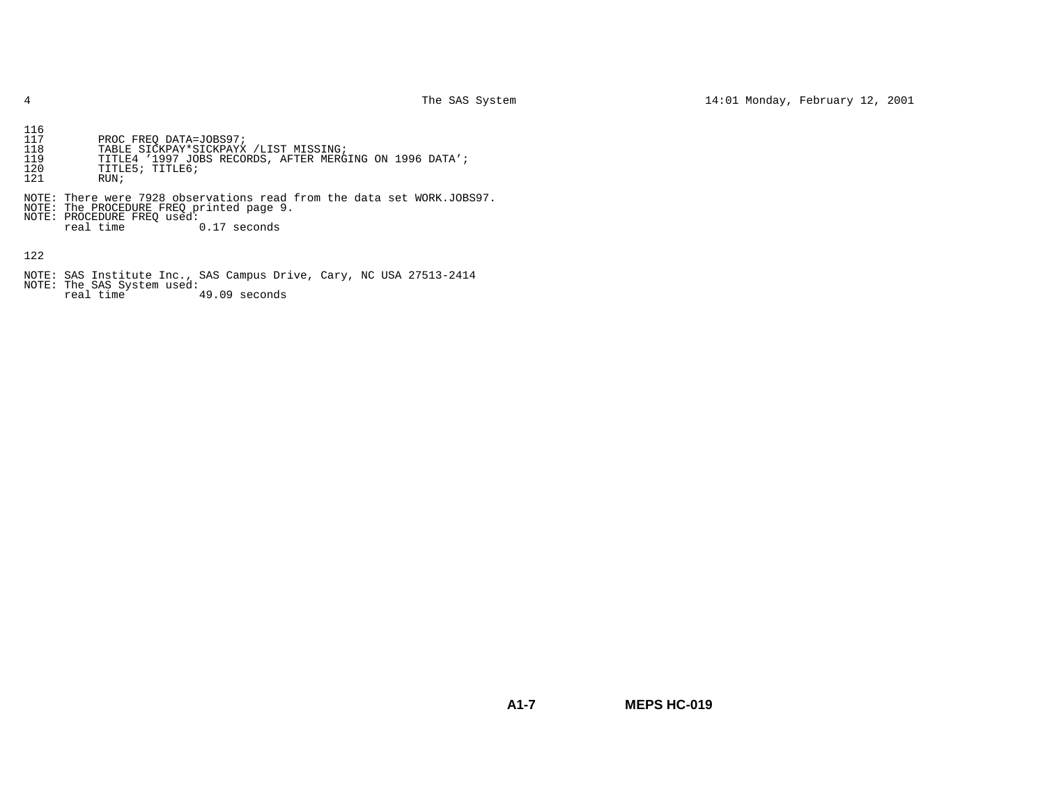```
116
117         PROC FREQ DATA=JOBS97;
118         TABLE SICKPAY*SICKPAYX /LIST MISSING;
119         TITLE4 '1997 JOBS RECORDS, AFTER MERGING ON 1996 DATA';
120         TITLE5; TITLE6;
121         RUN;

NOTE: There were 7928 observations read from the data set WORK.JOBS97.
NOTE: The PROCEDURE FREQ printed page 9.
NOTE: PROCEDURE FREQ used:
      real time           0.17 seconds


122

NOTE: SAS Institute Inc., SAS Campus Drive, Cary, NC USA 27513-2414
NOTE: The SAS System used:
      real time           49.09 seconds
```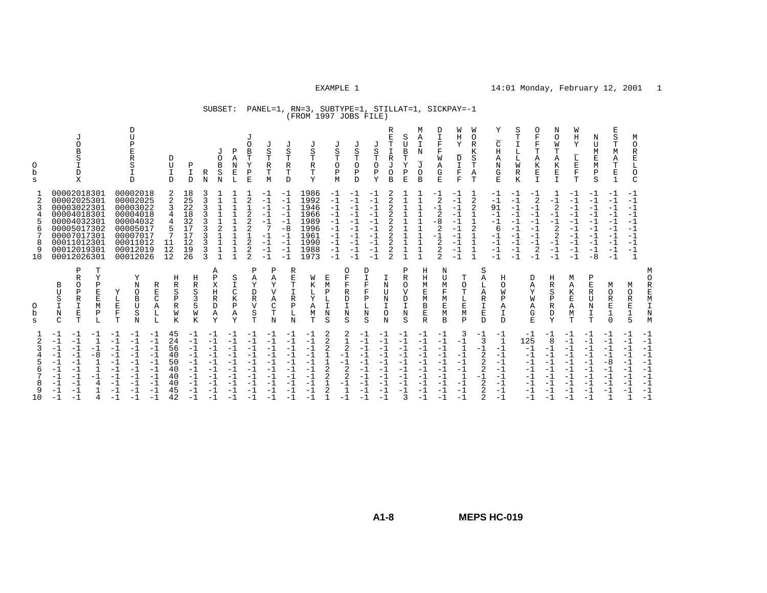SUBSET: PANEL=1, RN=3, SUBTYPE=1, STILLAT=1, SICKPAY=-1
(FROM 1997 JOBS FILE)

| Obs | JOBSIDX | DUPERSID | DUID | PID | RN | JOBSN | PANEL | JOBTYPE | JSTRTM | JSTRTD | JSTRTY | JSTOPM | JSTOPD | JSTOPY | RETIRJOB | SUBTYPE | MAIN_JOB | DIFFWAGE | WHY_DIFF | WORKSTAT | Y_CHANGE | STILLWRK | OFFTAKEI | NOWTAKEI | WHY_LEFT | NUMEMPS | ESTMATE1 | MORELOC |
|---|---|---|---|---|---|---|---|---|---|---|---|---|---|---|---|---|---|---|---|---|---|---|---|---|---|---|---|---|
| 1 | 00002018301 | 00002018 | 2 | 18 | 3 | 1 | 1 | 1 | -1 | -1 | 1986 | -1 | -1 | -1 | 2 | 1 | 1 | -1 | -1 | 1 | -1 | -1 | -1 | 1 | -1 | -1 | -1 | -1 |
| 2 | 00002025301 | 00002025 | 2 | 25 | 3 | 1 | 1 | 2 | -1 | -1 | 1992 | -1 | -1 | -1 | 2 | 1 | 1 | 2 | -1 | 2 | -1 | -1 | 2 | -1 | -1 | -1 | -1 | -1 |
| 3 | 00003022301 | 00003022 | 3 | 22 | 3 | 1 | 1 | 1 | -1 | -1 | 1946 | -1 | -1 | -1 | 2 | 1 | 1 | -1 | -1 | 2 | 91 | -1 | -1 | 2 | -1 | -1 | -1 | -1 |
| 4 | 00004018301 | 00004018 | 4 | 18 | 3 | 1 | 1 | 2 | -1 | -1 | 1966 | -1 | -1 | -1 | 2 | 1 | 1 | 2 | -1 | 1 | -1 | -1 | -1 | -1 | -1 | -1 | -1 | -1 |
| 5 | 00004032301 | 00004032 | 4 | 32 | 3 | 1 | 1 | 2 | -1 | -1 | 1989 | -1 | -1 | -1 | 2 | 1 | 1 | -8 | -1 | 1 | -1 | -1 | -1 | -1 | -1 | -1 | -1 | -1 |
| 6 | 00005017302 | 00005017 | 5 | 17 | 3 | 2 | 1 | 2 | 7 | -8 | 1996 | -1 | -1 | -1 | 2 | 1 | 1 | 2 | -1 | 2 | 6 | -1 | -1 | 2 | -1 | -1 | -1 | -1 |
| 7 | 00007017301 | 00007017 | 7 | 17 | 3 | 1 | 1 | 1 | -1 | -1 | 1961 | -1 | -1 | -1 | 2 | 1 | 1 | -1 | -1 | 1 | -1 | -1 | -1 | 2 | -1 | -1 | -1 | -1 |
| 8 | 00011012301 | 00011012 | 11 | 12 | 3 | 1 | 1 | 2 | -1 | -1 | 1990 | -1 | -1 | -1 | 2 | 1 | 1 | 2 | -1 | 1 | -1 | -1 | -1 | -1 | -1 | -1 | -1 | -1 |
| 9 | 00012019301 | 00012019 | 12 | 19 | 3 | 1 | 1 | 2 | -1 | -1 | 1988 | -1 | -1 | -1 | 2 | 1 | 1 | 2 | -1 | 1 | -1 | -1 | 2 | -1 | -1 | -1 | -1 | -1 |
| 10 | 00012026301 | 00012026 | 12 | 26 | 3 | 1 | 1 | 2 | -1 | -1 | 1973 | -1 | -1 | -1 | 2 | 1 | 1 | 2 | -1 | 1 | -1 | -1 | -1 | -1 | -1 | -8 | -1 | 1 |

| Obs | BUSINC | PROPRIET | TYPEEMPL | YLEFT | YNOBUSN | RECALL | HRSPRWK | HRS35WK | APXHRDAY | SICKPAY | PAYDRVST | PAYVACTN | RETIRPLN | WKLYAMT | EMPLINS | OFFRDINS | DIFFPLNS | INUNION | PROVDINS | HHMEMBER | NUMFMEMB | TOTLEMP | SALARIED | HOWPAID | DAYWAGE | HRSPRDY | MAKEAMT | PERUNIT | MORE10 | MORE15 | MOREMINM |
|---|---|---|---|---|---|---|---|---|---|---|---|---|---|---|---|---|---|---|---|---|---|---|---|---|---|---|---|---|---|---|---|
| 1 | -1 | -1 | -1 | -1 | -1 | -1 | 45 | -1 | -1 | -1 | -1 | -1 | -1 | -1 | 2 | 2 | -1 | -1 | -1 | -1 | -1 | 3 | -1 | -1 | -1 | -1 | -1 | -1 | -1 | -1 | -1 |
| 2 | -1 | -1 | 1 | -1 | -1 | -1 | 24 | -1 | -1 | -1 | -1 | -1 | -1 | -1 | 2 | 1 | -1 | -1 | -1 | -1 | -1 | -1 | 3 | 1 | 125 | 8 | -1 | -1 | -1 | -1 | -1 |
| 3 | -1 | -1 | -1 | -1 | -1 | -1 | 56 | -1 | -1 | -1 | -1 | -1 | -1 | -1 | 2 | 2 | -1 | -1 | -1 | -1 | -1 | 1 | -1 | -1 | -1 | -1 | -1 | -1 | -1 | -1 | -1 |
| 4 | -1 | -1 | -8 | -1 | -1 | -1 | 40 | -1 | -1 | -1 | -1 | -1 | -1 | -1 | 1 | -1 | -1 | -1 | -1 | -1 | -1 | -1 | 2 | -1 | -1 | -1 | -1 | -1 | -1 | -1 | -1 |
| 5 | -1 | -1 | 1 | -1 | -1 | -1 | 50 | -1 | -1 | -1 | -1 | -1 | -1 | -1 | 2 | -1 | -1 | -1 | -1 | -1 | -1 | -1 | 2 | -1 | -1 | -1 | -1 | -1 | -8 | -1 | -1 |
| 6 | -1 | -1 | 1 | -1 | -1 | -1 | 40 | -1 | -1 | -1 | -1 | -1 | -1 | -1 | 2 | 2 | -1 | -1 | -1 | -1 | -1 | -1 | 2 | -1 | -1 | -1 | -1 | -1 | -1 | -1 | -1 |
| 7 | -1 | -1 | -1 | -1 | -1 | -1 | 40 | -1 | -1 | -1 | -1 | -1 | -1 | -1 | 1 | 2 | -1 | -1 | -1 | -1 | -1 | 1 | -1 | -1 | -1 | -1 | -1 | -1 | -1 | -1 | -1 |
| 8 | -1 | -1 | 4 | -1 | -1 | -1 | 40 | -1 | -1 | -1 | -1 | -1 | -1 | -1 | 2 | -1 | -1 | -1 | -1 | -1 | -1 | -1 | 2 | -1 | -1 | -1 | -1 | -1 | -1 | -1 | -1 |
| 9 | -1 | -1 | 1 | -1 | -1 | -1 | 45 | -1 | -1 | -1 | -1 | -1 | -1 | -1 | 2 | 1 | -1 | -1 | -1 | -1 | -1 | -1 | 2 | -1 | -1 | -1 | -1 | -1 | -1 | -1 | -1 |
| 10 | -1 | -1 | 4 | -1 | -1 | -1 | 42 | -1 | -1 | -1 | -1 | -1 | -1 | -1 | 1 | -1 | -1 | -1 | 3 | -1 | -1 | -1 | 2 | -1 | -1 | -1 | -1 | -1 | 1 | 1 | -1 |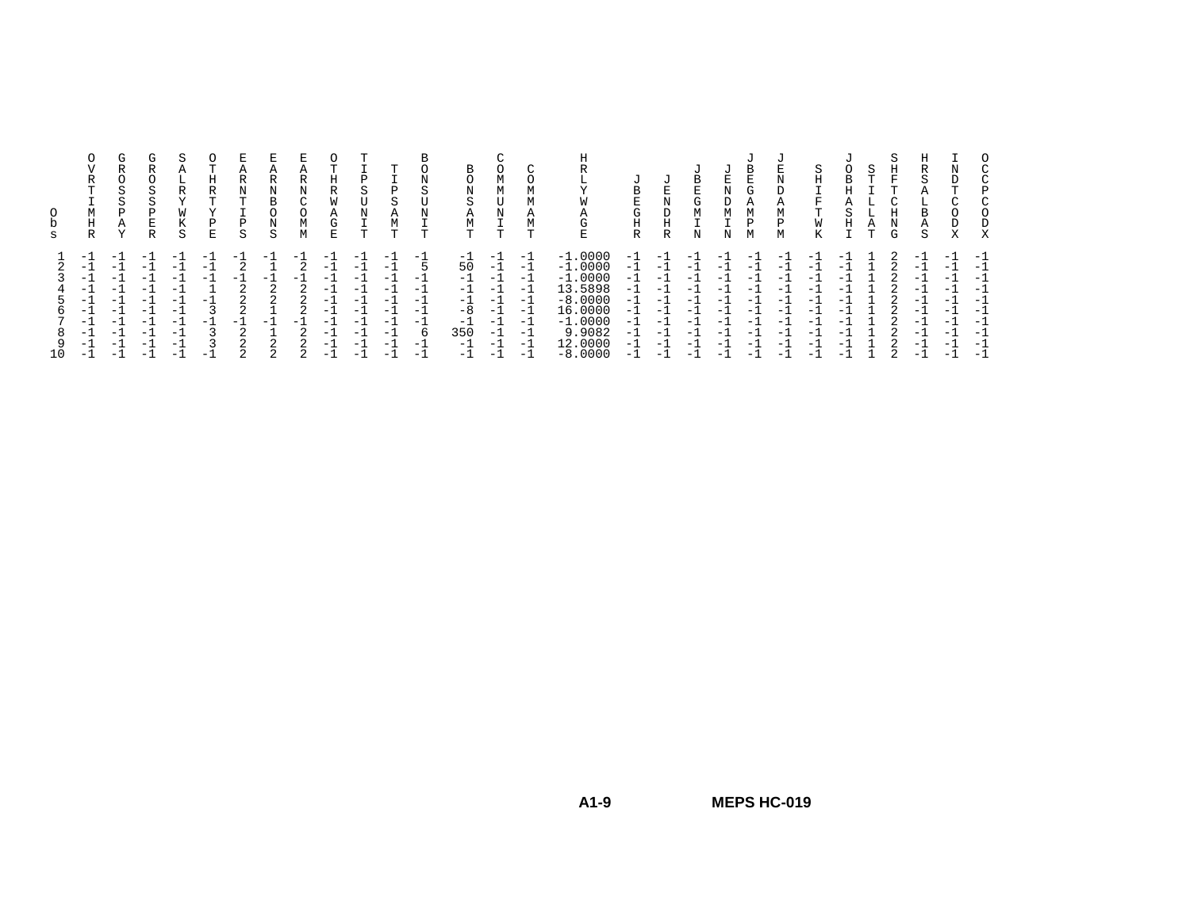| Obs | OVRTIMHR | GROSSPAY | GROSSPER | SALRYWKS | OTHRTYPE | EARNTIPS | EARNBONS | EARNCOMM | OTHRWAGE | TIPSUNIT | TIPSAMT | BONSUNIT | BONSAMT | COMMUNIT | COMMAMT | HRLYWAGE | JBEGHR | JENDHR | JBEGMIN | JENDMIN | JBEGAMPM | JENDAMPM | SHIFTWK | JOBHASHI | STILLAT | SHFTCHNG | HRSALBAS | INDTCODX | OCCPCODX |
|---|---|---|---|---|---|---|---|---|---|---|---|---|---|---|---|---|---|---|---|---|---|---|---|---|---|---|---|---|---|
| 1 | -1 | -1 | -1 | -1 | -1 | -1 | -1 | -1 | -1 | -1 | -1 | -1 | -1 | -1 | -1 | -1.0000 | -1 | -1 | -1 | -1 | -1 | -1 | -1 | -1 | 1 | 2 | -1 | -1 | -1 |
| 2 | -1 | -1 | -1 | -1 | -1 | 2 | 1 | 2 | -1 | -1 | -1 | 5 | 50 | -1 | -1 | -1.0000 | -1 | -1 | -1 | -1 | -1 | -1 | -1 | -1 | 1 | 2 | -1 | -1 | -1 |
| 3 | -1 | -1 | -1 | -1 | -1 | -1 | -1 | -1 | -1 | -1 | -1 | -1 | -1 | -1 | -1 | -1.0000 | -1 | -1 | -1 | -1 | -1 | -1 | -1 | -1 | 1 | 2 | -1 | -1 | -1 |
| 4 | -1 | -1 | -1 | -1 | 1 | 2 | 2 | 2 | -1 | -1 | -1 | -1 | -1 | -1 | -1 | 13.5898 | -1 | -1 | -1 | -1 | -1 | -1 | -1 | -1 | 1 | 2 | -1 | -1 | -1 |
| 5 | -1 | -1 | -1 | -1 | -1 | 2 | 2 | 2 | -1 | -1 | -1 | -1 | -1 | -1 | -1 | -8.0000 | -1 | -1 | -1 | -1 | -1 | -1 | -1 | -1 | 1 | 2 | -1 | -1 | -1 |
| 6 | -1 | -1 | -1 | -1 | 3 | 2 | 1 | 2 | -1 | -1 | -1 | -1 | -8 | -1 | -1 | 16.0000 | -1 | -1 | -1 | -1 | -1 | -1 | -1 | -1 | 1 | 2 | -1 | -1 | -1 |
| 7 | -1 | -1 | -1 | -1 | -1 | -1 | -1 | -1 | -1 | -1 | -1 | -1 | -1 | -1 | -1 | -1.0000 | -1 | -1 | -1 | -1 | -1 | -1 | -1 | -1 | 1 | 2 | -1 | -1 | -1 |
| 8 | -1 | -1 | -1 | -1 | 3 | 2 | 1 | 2 | -1 | -1 | -1 | 6 | 350 | -1 | -1 | 9.9082 | -1 | -1 | -1 | -1 | -1 | -1 | -1 | -1 | 1 | 2 | -1 | -1 | -1 |
| 9 | -1 | -1 | -1 | -1 | 3 | 2 | 2 | 2 | -1 | -1 | -1 | -1 | -1 | -1 | -1 | 12.0000 | -1 | -1 | -1 | -1 | -1 | -1 | -1 | -1 | 1 | 2 | -1 | -1 | -1 |
| 10 | -1 | -1 | -1 | -1 | -1 | 2 | 2 | 2 | -1 | -1 | -1 | -1 | -1 | -1 | -1 | -8.0000 | -1 | -1 | -1 | -1 | -1 | -1 | -1 | -1 | 1 | 2 | -1 | -1 | -1 |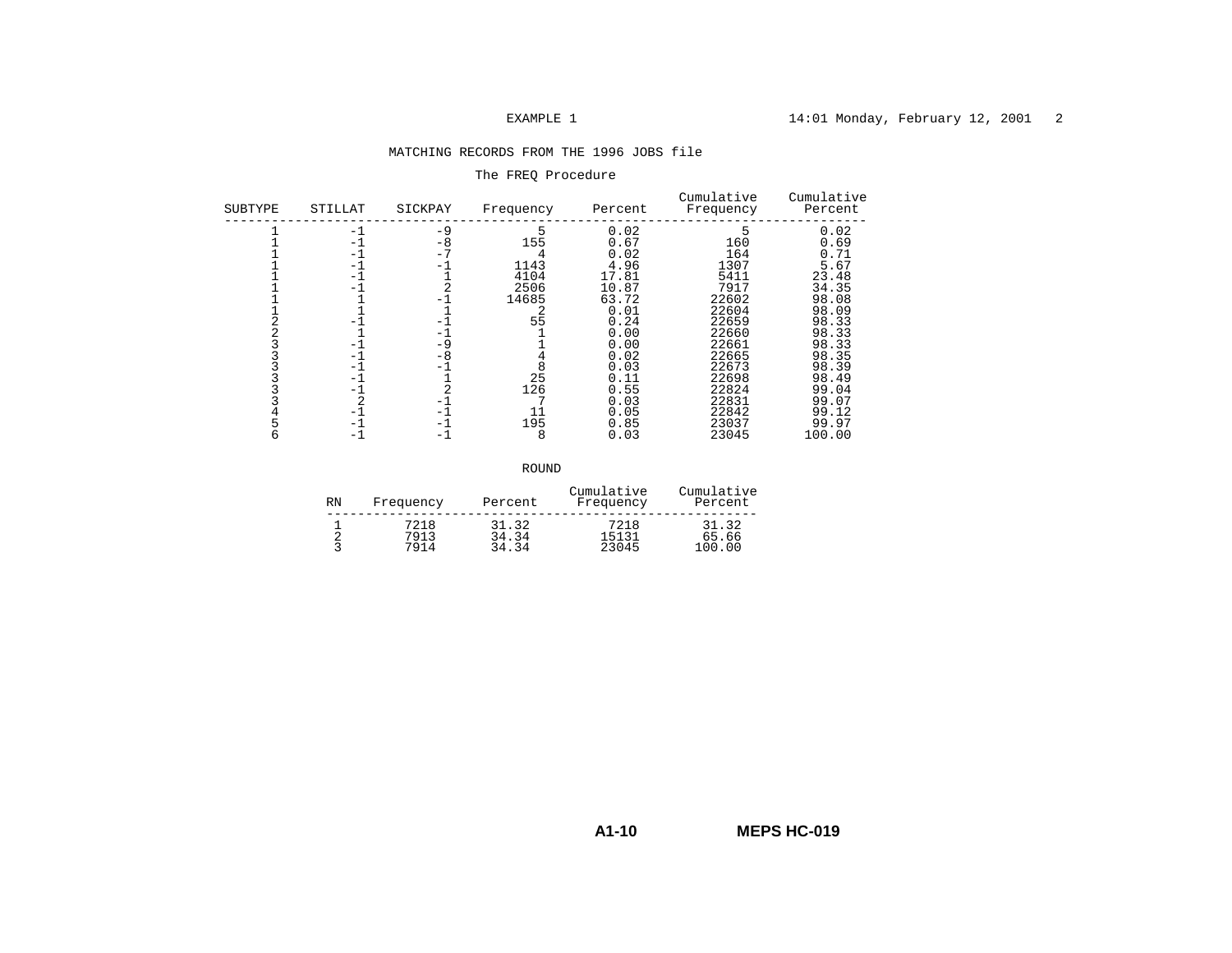MATCHING RECORDS FROM THE 1996 JOBS file

The FREQ Procedure

| SUBTYPE | STILLAT | SICKPAY | Frequency | Percent | Cumulative Frequency | Cumulative Percent |
|---|---|---|---|---|---|---|
| 1 | -1 | -9 | 5 | 0.02 | 5 | 0.02 |
| 1 | -1 | -8 | 155 | 0.67 | 160 | 0.69 |
| 1 | -1 | -7 | 4 | 0.02 | 164 | 0.71 |
| 1 | -1 | -1 | 1143 | 4.96 | 1307 | 5.67 |
| 1 | -1 | 1 | 4104 | 17.81 | 5411 | 23.48 |
| 1 | -1 | 2 | 2506 | 10.87 | 7917 | 34.35 |
| 1 | 1 | -1 | 14685 | 63.72 | 22602 | 98.08 |
| 1 | 1 | 1 | 2 | 0.01 | 22604 | 98.09 |
| 2 | -1 | -1 | 55 | 0.24 | 22659 | 98.33 |
| 2 | 1 | -1 | 1 | 0.00 | 22660 | 98.33 |
| 3 | -1 | -9 | 1 | 0.00 | 22661 | 98.33 |
| 3 | -1 | -8 | 4 | 0.02 | 22665 | 98.35 |
| 3 | -1 | -1 | 8 | 0.03 | 22673 | 98.39 |
| 3 | -1 | 1 | 25 | 0.11 | 22698 | 98.49 |
| 3 | -1 | 2 | 126 | 0.55 | 22824 | 99.04 |
| 3 | 2 | -1 | 7 | 0.03 | 22831 | 99.07 |
| 4 | -1 | -1 | 11 | 0.05 | 22842 | 99.12 |
| 5 | -1 | -1 | 195 | 0.85 | 23037 | 99.97 |
| 6 | -1 | -1 | 8 | 0.03 | 23045 | 100.00 |

ROUND

| RN | Frequency | Percent | Cumulative Frequency | Cumulative Percent |
|---|---|---|---|---|
| 1 | 7218 | 31.32 | 7218 | 31.32 |
| 2 | 7913 | 34.34 | 15131 | 65.66 |
| 3 | 7914 | 34.34 | 23045 | 100.00 |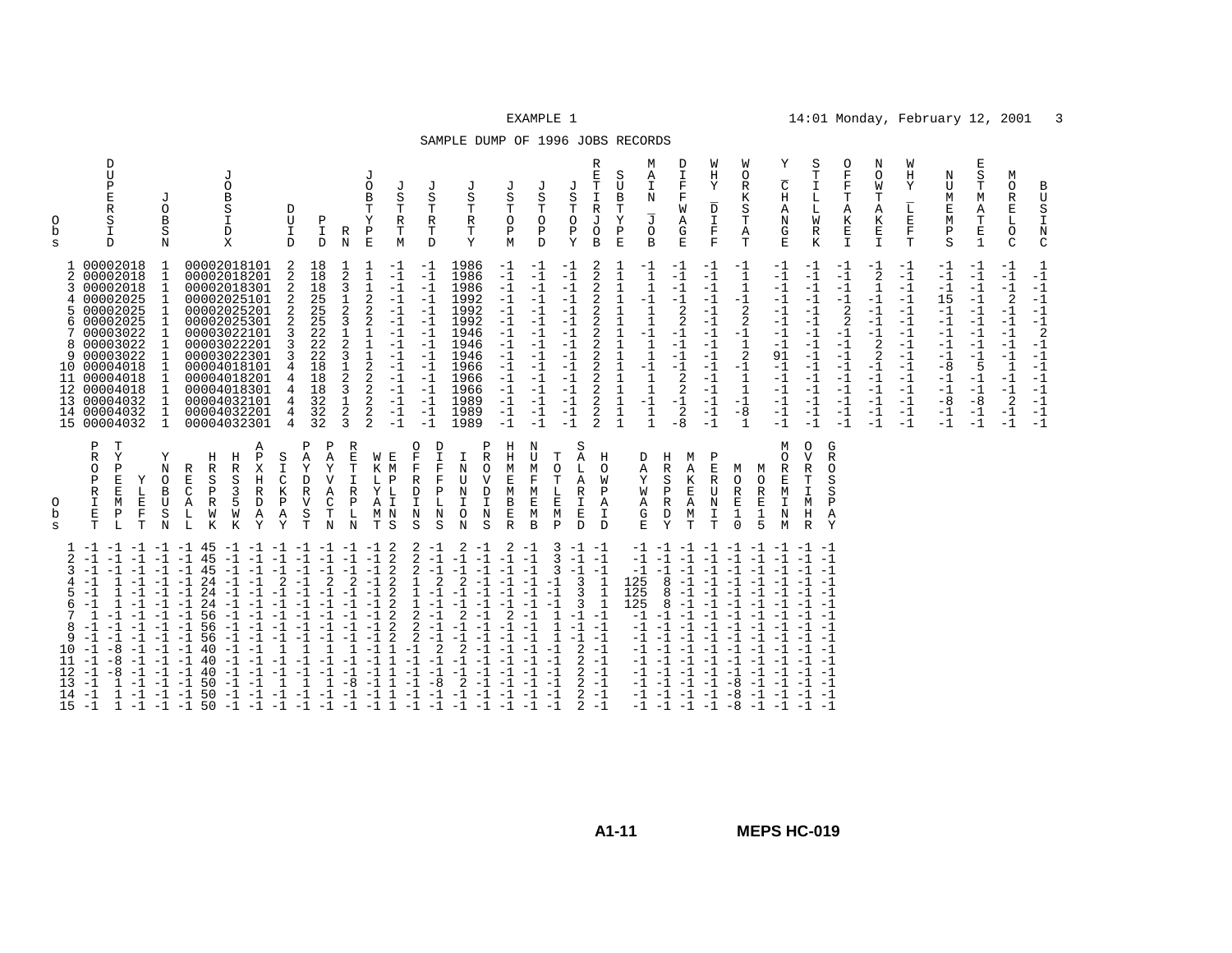SAMPLE DUMP OF 1996 JOBS RECORDS

| Obs | DUPERSID | JOBSN | JOBSIDX | DUID | PID | RN | JOBTYPE | JSTRTM | JSTRTD | JSTRTY | JSTOPM | JSTOPD | JSTOPY | RETIRJOB | SUBTYPE | MAIN_JOB | DIFFWAGE | WHY_DIFF | WORKSTAT | Y_CHANGE | STILLWRK | OFFTAKEI | NOWTAKEI | WHY_LEFT | NUMEMPS | ESTMATE1 | MORELOC | BUSINC |
|---|---|---|---|---|---|---|---|---|---|---|---|---|---|---|---|---|---|---|---|---|---|---|---|---|---|---|---|---|
| 1 | 00002018 | 1 | 00002018101 | 2 | 18 | 1 | 1 | -1 | -1 | 1986 | -1 | -1 | -1 | 2 | 1 | -1 | -1 | -1 | -1 | -1 | -1 | -1 | -1 | -1 | -1 | -1 | -1 | 1 |
| 2 | 00002018 | 1 | 00002018201 | 2 | 18 | 2 | 1 | -1 | -1 | 1986 | -1 | -1 | -1 | 2 | 1 | 1 | -1 | -1 | 1 | -1 | -1 | -1 | 2 | -1 | -1 | -1 | -1 | -1 |
| 3 | 00002018 | 1 | 00002018301 | 2 | 18 | 3 | 1 | -1 | -1 | 1986 | -1 | -1 | -1 | 2 | 1 | 1 | -1 | -1 | 1 | -1 | -1 | -1 | 1 | -1 | -1 | -1 | -1 | -1 |
| 4 | 00002025 | 1 | 00002025101 | 2 | 25 | 1 | 2 | -1 | -1 | 1992 | -1 | -1 | -1 | 2 | 1 | -1 | -1 | -1 | -1 | -1 | -1 | -1 | -1 | -1 | 15 | -1 | 2 | -1 |
| 5 | 00002025 | 1 | 00002025201 | 2 | 25 | 2 | 2 | -1 | -1 | 1992 | -1 | -1 | -1 | 2 | 1 | 1 | 2 | -1 | 2 | -1 | -1 | 2 | -1 | -1 | -1 | -1 | -1 | -1 |
| 6 | 00002025 | 1 | 00002025301 | 2 | 25 | 3 | 2 | -1 | -1 | 1992 | -1 | -1 | -1 | 2 | 1 | 1 | 2 | -1 | 2 | -1 | -1 | 2 | -1 | -1 | -1 | -1 | -1 | -1 |
| 7 | 00003022 | 1 | 00003022101 | 3 | 22 | 1 | 1 | -1 | -1 | 1946 | -1 | -1 | -1 | 2 | 1 | -1 | -1 | -1 | -1 | -1 | -1 | -1 | -1 | -1 | -1 | -1 | -1 | 2 |
| 8 | 00003022 | 1 | 00003022201 | 3 | 22 | 2 | 1 | -1 | -1 | 1946 | -1 | -1 | -1 | 2 | 1 | 1 | -1 | -1 | 1 | -1 | -1 | -1 | 2 | -1 | -1 | -1 | -1 | -1 |
| 9 | 00003022 | 1 | 00003022301 | 3 | 22 | 3 | 1 | -1 | -1 | 1946 | -1 | -1 | -1 | 2 | 1 | 1 | -1 | -1 | 2 | 91 | -1 | -1 | 2 | -1 | -1 | 5 | -1 | -1 |
| 10 | 00004018 | 1 | 00004018101 | 4 | 18 | 1 | 2 | -1 | -1 | 1966 | -1 | -1 | -1 | 2 | 1 | -1 | -1 | -1 | -1 | -1 | -1 | -1 | -1 | -1 | -8 | -1 | -1 | -1 |
| 11 | 00004018 | 1 | 00004018201 | 4 | 18 | 2 | 2 | -1 | -1 | 1966 | -1 | -1 | -1 | 2 | 1 | 1 | 2 | -1 | 1 | -1 | -1 | -1 | -1 | -1 | -1 | -1 | 1 | -1 |
| 12 | 00004018 | 1 | 00004018301 | 4 | 18 | 3 | 2 | -1 | -1 | 1966 | -1 | -1 | -1 | 2 | 1 | 1 | 2 | -1 | 1 | -1 | -1 | -1 | -1 | -1 | -1 | -1 | -1 | -1 |
| 13 | 00004032 | 1 | 00004032101 | 4 | 32 | 1 | 2 | -1 | -1 | 1989 | -1 | -1 | -1 | 2 | 1 | -1 | -1 | -1 | -1 | -1 | -1 | -1 | -1 | -1 | -8 | -8 | 2 | -1 |
| 14 | 00004032 | 1 | 00004032201 | 4 | 32 | 2 | 2 | -1 | -1 | 1989 | -1 | -1 | -1 | 2 | 1 | 1 | 2 | -1 | -8 | -1 | -1 | -1 | -1 | -1 | -1 | -1 | -1 | -1 |
| 15 | 00004032 | 1 | 00004032301 | 4 | 32 | 3 | 2 | -1 | -1 | 1989 | -1 | -1 | -1 | 2 | 1 | 1 | -8 | -1 | 1 | -1 | -1 | -1 | -1 | -1 | -1 | -1 | -1 | -1 |

| Obs | PROPRIET | TYPEEMPL | YLEFT | YNOBUSN | RECALL | HRSPRWK | HRS35WK | APXHRDAY | SICKPAY | PAYDRVST | PAYVACTN | RETIRPLN | WKLYAMT | EMPLINS | OFFRDINS | DIFFPLNS | INUNION | PROVDINS | HHMEMBER | NUMFMEMB | TOTLEMP | SALARIED | HOWPAID | DAYWAGE | HRSPRDY | MAKEAMT | PERUNIT | MORE10 | MORE15 | MOREMIN | OVRTIMHR | GROSSPAY |
|---|---|---|---|---|---|---|---|---|---|---|---|---|---|---|---|---|---|---|---|---|---|---|---|---|---|---|---|---|---|---|---|---|
| 1 | -1 | -1 | -1 | -1 | -1 | 45 | -1 | -1 | -1 | -1 | -1 | -1 | -1 | 2 | 2 | -1 | 2 | -1 | 2 | -1 | 3 | -1 | -1 | -1 | -1 | -1 | -1 | -1 | -1 | -1 | -1 | -1 |
| 2 | -1 | -1 | -1 | -1 | -1 | 45 | -1 | -1 | -1 | -1 | -1 | -1 | -1 | 2 | 2 | -1 | -1 | -1 | -1 | -1 | 3 | -1 | -1 | -1 | -1 | -1 | -1 | -1 | -1 | -1 | -1 | -1 |
| 3 | -1 | -1 | -1 | -1 | -1 | 45 | -1 | -1 | -1 | -1 | -1 | -1 | -1 | 2 | 2 | -1 | -1 | -1 | -1 | -1 | 3 | -1 | -1 | -1 | -1 | -1 | -1 | -1 | -1 | -1 | -1 | -1 |
| 4 | -1 | 1 | -1 | -1 | -1 | 24 | -1 | -1 | 2 | -1 | 2 | 2 | -1 | 2 | 1 | 2 | 2 | -1 | -1 | -1 | -1 | 3 | 1 | 125 | 8 | -1 | -1 | -1 | -1 | -1 | -1 | -1 |
| 5 | -1 | 1 | -1 | -1 | -1 | 24 | -1 | -1 | -1 | -1 | -1 | -1 | -1 | 2 | 1 | -1 | -1 | -1 | -1 | -1 | -1 | 3 | 1 | 125 | 8 | -1 | -1 | -1 | -1 | -1 | -1 | -1 |
| 6 | -1 | 1 | -1 | -1 | -1 | 24 | -1 | -1 | -1 | -1 | -1 | -1 | -1 | 2 | 1 | -1 | -1 | -1 | -1 | -1 | -1 | 3 | 1 | 125 | 8 | -1 | -1 | -1 | -1 | -1 | -1 | -1 |
| 7 | 1 | -1 | -1 | -1 | -1 | 56 | -1 | -1 | -1 | -1 | -1 | -1 | -1 | 2 | 2 | -1 | 2 | -1 | 2 | -1 | 1 | -1 | -1 | -1 | -1 | -1 | -1 | -1 | -1 | -1 | -1 | -1 |
| 8 | -1 | -1 | -1 | -1 | -1 | 56 | -1 | -1 | -1 | -1 | -1 | -1 | -1 | 2 | 2 | -1 | -1 | -1 | -1 | -1 | 1 | -1 | -1 | -1 | -1 | -1 | -1 | -1 | -1 | -1 | -1 | -1 |
| 9 | -1 | -1 | -1 | -1 | -1 | 56 | -1 | -1 | -1 | -1 | -1 | -1 | -1 | 2 | 2 | -1 | -1 | -1 | -1 | -1 | 1 | -1 | -1 | -1 | -1 | -1 | -1 | -1 | -1 | -1 | -1 | -1 |
| 10 | -1 | -8 | -1 | -1 | -1 | 40 | -1 | -1 | 1 | 1 | 1 | 1 | -1 | 1 | -1 | 2 | 2 | -1 | -1 | -1 | -1 | 2 | -1 | -1 | -1 | -1 | -1 | -1 | -1 | -1 | -1 | -1 |
| 11 | -1 | -8 | -1 | -1 | -1 | 40 | -1 | -1 | -1 | -1 | -1 | -1 | -1 | 1 | -1 | -1 | -1 | -1 | -1 | -1 | -1 | 2 | -1 | -1 | -1 | -1 | -1 | -1 | -1 | -1 | -1 | -1 |
| 12 | -1 | -8 | -1 | -1 | -1 | 40 | -1 | -1 | -1 | -1 | -1 | -1 | -1 | 1 | -1 | -1 | -1 | -1 | -1 | -1 | -1 | 2 | -1 | -1 | -1 | -1 | -1 | -1 | -1 | -1 | -1 | -1 |
| 13 | -1 | 1 | -1 | -1 | -1 | 50 | -1 | -1 | 1 | 1 | 1 | -8 | -1 | 1 | -1 | -8 | 2 | -1 | -1 | -1 | -1 | 2 | -1 | -1 | -1 | -1 | -1 | -8 | -1 | -1 | -1 | -1 |
| 14 | -1 | 1 | -1 | -1 | -1 | 50 | -1 | -1 | -1 | -1 | -1 | -1 | -1 | 1 | -1 | -1 | -1 | -1 | -1 | -1 | -1 | 2 | -1 | -1 | -1 | -1 | -1 | -8 | -1 | -1 | -1 | -1 |
| 15 | -1 | 1 | -1 | -1 | -1 | 50 | -1 | -1 | -1 | -1 | -1 | -1 | -1 | 1 | -1 | -1 | -1 | -1 | -1 | -1 | -1 | 2 | -1 | -1 | -1 | -1 | -1 | -8 | -1 | -1 | -1 | -1 |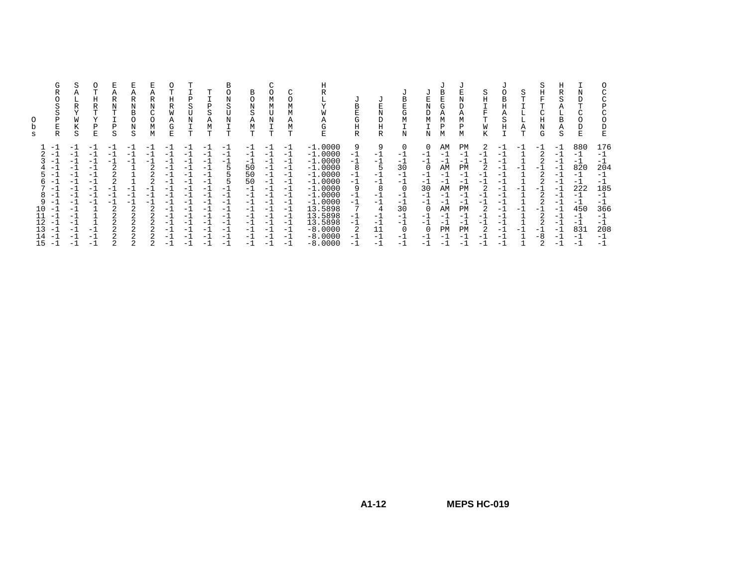| Obs | GROSSPER | SALRYWKS | OTHRTYPE | EARNTIPS | EARNBONS | EARNCOMM | OTHRWAGE | TIPSUNIT | TIPSAMT | BONSUNIT | BONSAMT | COMMUNIT | COMMAMT | HRLYWAGE | JBEGHR | JENDHR | JBEGMIN | JENDMIN | JBEGAMPM | JENDAMPM | SHIFTWK | JOBHASHI | STILLAT | SHFTCHNG | HRSALBAS | INDTCODE | OCCPCODE |
|---|---|---|---|---|---|---|---|---|---|---|---|---|---|---|---|---|---|---|---|---|---|---|---|---|---|---|---|
| 1 | -1 | -1 | -1 | -1 | -1 | -1 | -1 | -1 | -1 | -1 | -1 | -1 | -1 | -1.0000 | 9 | 9 | 0 | 0 | AM | PM | 2 | -1 | -1 | -1 | -1 | 880 | 176 |
| 2 | -1 | -1 | -1 | -1 | -1 | -1 | -1 | -1 | -1 | -1 | -1 | -1 | -1 | -1.0000 | -1 | -1 | -1 | -1 | -1 | -1 | -1 | -1 | 1 | 2 | -1 | -1 | -1 |
| 3 | -1 | -1 | -1 | -1 | -1 | -1 | -1 | -1 | -1 | -1 | -1 | -1 | -1 | -1.0000 | -1 | -1 | -1 | -1 | -1 | -1 | -1 | -1 | 1 | 2 | -1 | -1 | -1 |
| 4 | -1 | -1 | -1 | 2 | 1 | 2 | -1 | -1 | -1 | 5 | 50 | -1 | -1 | -1.0000 | 8 | 5 | 30 | 0 | AM | PM | 2 | -1 | -1 | -1 | -1 | 820 | 204 |
| 5 | -1 | -1 | -1 | 2 | 1 | 2 | -1 | -1 | -1 | 5 | 50 | -1 | -1 | -1.0000 | -1 | -1 | -1 | -1 | -1 | -1 | -1 | -1 | 1 | 2 | -1 | -1 | -1 |
| 6 | -1 | -1 | -1 | 2 | 1 | 2 | -1 | -1 | -1 | 5 | 50 | -1 | -1 | -1.0000 | -1 | -1 | -1 | -1 | -1 | -1 | -1 | -1 | 1 | 2 | -1 | -1 | -1 |
| 7 | -1 | -1 | -1 | -1 | -1 | -1 | -1 | -1 | -1 | -1 | -1 | -1 | -1 | -1.0000 | 9 | 8 | 0 | 30 | AM | PM | 2 | -1 | -1 | -1 | -1 | 222 | 185 |
| 8 | -1 | -1 | -1 | -1 | -1 | -1 | -1 | -1 | -1 | -1 | -1 | -1 | -1 | -1.0000 | -1 | -1 | -1 | -1 | -1 | -1 | -1 | -1 | 1 | 2 | -1 | -1 | -1 |
| 9 | -1 | -1 | -1 | -1 | -1 | -1 | -1 | -1 | -1 | -1 | -1 | -1 | -1 | -1.0000 | -1 | -1 | -1 | -1 | -1 | -1 | -1 | -1 | 1 | 2 | -1 | -1 | -1 |
| 10 | -1 | -1 | 1 | 2 | 2 | 2 | -1 | -1 | -1 | -1 | -1 | -1 | -1 | 13.5898 | 7 | 4 | 30 | 0 | AM | PM | 2 | -1 | -1 | -1 | -1 | 450 | 366 |
| 11 | -1 | -1 | 1 | 2 | 2 | 2 | -1 | -1 | -1 | -1 | -1 | -1 | -1 | 13.5898 | -1 | -1 | -1 | -1 | -1 | -1 | -1 | -1 | 1 | 2 | -1 | -1 | -1 |
| 12 | -1 | -1 | 1 | 2 | 2 | 2 | -1 | -1 | -1 | -1 | -1 | -1 | -1 | 13.5898 | -1 | -1 | -1 | -1 | -1 | -1 | -1 | -1 | 1 | 2 | -1 | -1 | -1 |
| 13 | -1 | -1 | -1 | 2 | 2 | 2 | -1 | -1 | -1 | -1 | -1 | -1 | -1 | -8.0000 | 2 | 11 | 0 | 0 | PM | PM | 2 | -1 | -1 | -1 | -1 | 831 | 208 |
| 14 | -1 | -1 | -1 | 2 | 2 | 2 | -1 | -1 | -1 | -1 | -1 | -1 | -1 | -8.0000 | -1 | -1 | -1 | -1 | -1 | -1 | -1 | -1 | 1 | -8 | -1 | -1 | -1 |
| 15 | -1 | -1 | -1 | 2 | 2 | 2 | -1 | -1 | -1 | -1 | -1 | -1 | -1 | -8.0000 | -1 | -1 | -1 | -1 | -1 | -1 | -1 | -1 | 1 | 2 | -1 | -1 | -1 |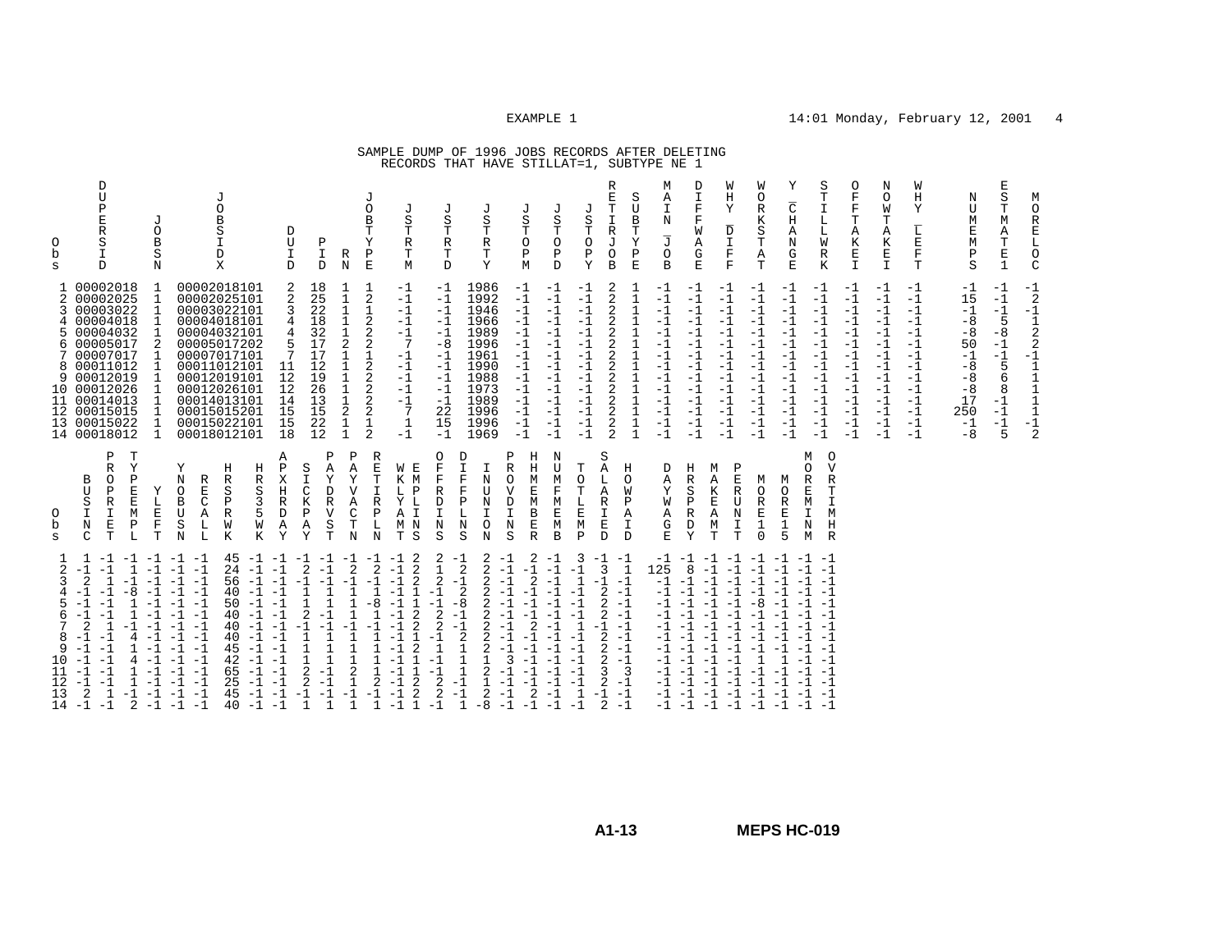SAMPLE DUMP OF 1996 JOBS RECORDS AFTER DELETING
RECORDS THAT HAVE STILLAT=1, SUBTYPE NE 1

| Obs | DUPERSID | JOBSN | JOBSIDX | DUID | PID | RN | JOBTYPE | JSTRTM | JSTRTD | JSTRTY | JSTOPM | JSTOPD | JSTOPY | RETIRJOB | SUBTYPE | MAIN_JOB | DIFFWAGE | WHY_DIFF | WORKSTAT | Y_CHANGE | STILWRK | OFFTAKEI | NOWTAKEI | WHY_LEFT | NUMEMPS | ESTMATE1 | MORELOC |
|---|---|---|---|---|---|---|---|---|---|---|---|---|---|---|---|---|---|---|---|---|---|---|---|---|---|---|---|
| 1 | 00002018 | 1 | 00002018101 | 2 | 18 | 1 | 1 | -1 | -1 | 1986 | -1 | -1 | -1 | 2 | 1 | -1 | -1 | -1 | -1 | -1 | -1 | -1 | -1 | -1 | -1 | -1 | -1 |
| 2 | 00002025 | 1 | 00002025101 | 2 | 25 | 1 | 2 | -1 | -1 | 1992 | -1 | -1 | -1 | 2 | 1 | -1 | -1 | -1 | -1 | -1 | -1 | -1 | -1 | -1 | 15 | -1 | 2 |
| 3 | 00003022 | 1 | 00003022101 | 3 | 22 | 1 | 1 | -1 | -1 | 1946 | -1 | -1 | -1 | 2 | 1 | -1 | -1 | -1 | -1 | -1 | -1 | -1 | -1 | -1 | -1 | -1 | -1 |
| 4 | 00004018 | 1 | 00004018101 | 4 | 18 | 1 | 2 | -1 | -1 | 1966 | -1 | -1 | -1 | 2 | 1 | -1 | -1 | -1 | -1 | -1 | -1 | -1 | -1 | -1 | -8 | 5 | 1 |
| 5 | 00004032 | 1 | 00004032101 | 4 | 32 | 1 | 2 | -1 | -1 | 1989 | -1 | -1 | -1 | 2 | 1 | -1 | -1 | -1 | -1 | -1 | -1 | -1 | -1 | -1 | -8 | -8 | 2 |
| 6 | 00005017 | 2 | 00005017202 | 5 | 17 | 2 | 2 | 7 | -8 | 1996 | -1 | -1 | -1 | 2 | 1 | -1 | -1 | -1 | -1 | -1 | -1 | -1 | -1 | -1 | 50 | -1 | 2 |
| 7 | 00007017 | 1 | 00007017101 | 7 | 17 | 1 | 1 | -1 | -1 | 1961 | -1 | -1 | -1 | 2 | 1 | -1 | -1 | -1 | -1 | -1 | -1 | -1 | -1 | -1 | -1 | -1 | -1 |
| 8 | 00011012 | 1 | 00011012101 | 11 | 12 | 1 | 2 | -1 | -1 | 1990 | -1 | -1 | -1 | 2 | 1 | -1 | -1 | -1 | -1 | -1 | -1 | -1 | -1 | -1 | -8 | 5 | 1 |
| 9 | 00012019 | 1 | 00012019101 | 12 | 19 | 1 | 2 | -1 | -1 | 1988 | -1 | -1 | -1 | 2 | 1 | -1 | -1 | -1 | -1 | -1 | -1 | -1 | -1 | -1 | -8 | 6 | 1 |
| 10 | 00012026 | 1 | 00012026101 | 12 | 26 | 1 | 2 | -1 | -1 | 1973 | -1 | -1 | -1 | 2 | 1 | -1 | -1 | -1 | -1 | -1 | -1 | -1 | -1 | -1 | -8 | 8 | 1 |
| 11 | 00014013 | 1 | 00014013101 | 14 | 13 | 1 | 2 | -1 | -1 | 1989 | -1 | -1 | -1 | 2 | 1 | -1 | -1 | -1 | -1 | -1 | -1 | -1 | -1 | -1 | 17 | -1 | 1 |
| 12 | 00015015 | 1 | 00015015201 | 15 | 15 | 2 | 2 | 7 | 22 | 1996 | -1 | -1 | -1 | 2 | 1 | -1 | -1 | -1 | -1 | -1 | -1 | -1 | -1 | -1 | 250 | -1 | 1 |
| 13 | 00015022 | 1 | 00015022101 | 15 | 22 | 1 | 1 | 1 | 15 | 1996 | -1 | -1 | -1 | 2 | 1 | -1 | -1 | -1 | -1 | -1 | -1 | -1 | -1 | -1 | -1 | -1 | -1 |
| 14 | 00018012 | 1 | 00018012101 | 18 | 12 | 1 | 2 | -1 | -1 | 1969 | -1 | -1 | -1 | 2 | 1 | -1 | -1 | -1 | -1 | -1 | -1 | -1 | -1 | -1 | -8 | 5 | 2 |

| Obs | BUSINC | PROPRIET | TYPEEMPL | YLEFT | YNOBUSN | RECALL | HRSPRWK | HRS35WK | APXHRDAY | SICKPAY | PAYDRVST | PAYVACTN | RETIRPLN | WKLYAMT | EMPLINS | OFFRDINS | DIFFPLNS | INUNION | PROVDINS | HHMEMBER | NUMFMEMB | TOTLEMP | SALARIED | HOWPAID | DAYWAGE | HRSPRDY | MAKEAMT | PERUNIT | MORE10 | MORE15 | MOREMINM | OVRTIMHR |
|---|---|---|---|---|---|---|---|---|---|---|---|---|---|---|---|---|---|---|---|---|---|---|---|---|---|---|---|---|---|---|---|---|
| 1 | 1 | -1 | -1 | -1 | -1 | -1 | 45 | -1 | -1 | -1 | -1 | -1 | -1 | -1 | 2 | 2 | -1 | 2 | -1 | 2 | -1 | 3 | -1 | -1 | -1 | -1 | -1 | -1 | -1 | -1 | -1 | -1 |
| 2 | -1 | -1 | 1 | -1 | -1 | -1 | 24 | -1 | -1 | 2 | -1 | 2 | 2 | -1 | 2 | 1 | 2 | 2 | -1 | -1 | -1 | -1 | 3 | 1 | 125 | 8 | -1 | -1 | -1 | -1 | -1 | -1 |
| 3 | 2 | 1 | -1 | -1 | -1 | -1 | 56 | -1 | -1 | -1 | -1 | -1 | -1 | -1 | 2 | 2 | -1 | 2 | -1 | 2 | -1 | 1 | -1 | -1 | -1 | -1 | -1 | -1 | -1 | -1 | -1 | -1 |
| 4 | -1 | -1 | -8 | -1 | -1 | -1 | 40 | -1 | -1 | 1 | 1 | 1 | 1 | -1 | 1 | -1 | 2 | 2 | -1 | -1 | -1 | -1 | 2 | -1 | -1 | -1 | -1 | -1 | -1 | -1 | -1 | -1 |
| 5 | -1 | -1 | 1 | -1 | -1 | -1 | 50 | -1 | -1 | 1 | 1 | 1 | -8 | -1 | 1 | -1 | -8 | 2 | -1 | -1 | -1 | -1 | 2 | -1 | -1 | -1 | -1 | -1 | -8 | -1 | -1 | -1 |
| 6 | -1 | -1 | 1 | -1 | -1 | -1 | 40 | -1 | -1 | 2 | -1 | 1 | 1 | -1 | 2 | 2 | -1 | 2 | -1 | -1 | -1 | -1 | 2 | -1 | -1 | -1 | -1 | -1 | -1 | -1 | -1 | -1 |
| 7 | 2 | 1 | -1 | -1 | -1 | -1 | 40 | -1 | -1 | -1 | -1 | -1 | -1 | -1 | 2 | 2 | -1 | 2 | -1 | 2 | -1 | 1 | -1 | -1 | -1 | -1 | -1 | -1 | -1 | -1 | -1 | -1 |
| 8 | -1 | -1 | 4 | -1 | -1 | -1 | 40 | -1 | -1 | 1 | 1 | 1 | 1 | -1 | 1 | -1 | 2 | 2 | -1 | -1 | -1 | -1 | 2 | -1 | -1 | -1 | -1 | -1 | -1 | -1 | -1 | -1 |
| 9 | -1 | -1 | 1 | -1 | -1 | -1 | 45 | -1 | -1 | 1 | 1 | 1 | 1 | -1 | 2 | 1 | 1 | 2 | -1 | -1 | -1 | -1 | 2 | -1 | -1 | -1 | -1 | -1 | -1 | -1 | -1 | -1 |
| 10 | -1 | -1 | 4 | -1 | -1 | -1 | 42 | -1 | -1 | 1 | 1 | 1 | 1 | -1 | 1 | -1 | 1 | 1 | 3 | -1 | -1 | -1 | 2 | -1 | -1 | -1 | -1 | -1 | 1 | 1 | -1 | -1 |
| 11 | -1 | -1 | 1 | -1 | -1 | -1 | 65 | -1 | -1 | 2 | -1 | 2 | 1 | -1 | 1 | -1 | 1 | 2 | -1 | -1 | -1 | -1 | 3 | 3 | -1 | -1 | -1 | -1 | -1 | -1 | -1 | -1 |
| 12 | -1 | -1 | 1 | -1 | -1 | -1 | 25 | -1 | -1 | 2 | -1 | 1 | 2 | -1 | 2 | 2 | -1 | 1 | -1 | -1 | -1 | -1 | 2 | -1 | -1 | -1 | -1 | -1 | -1 | -1 | -1 | -1 |
| 13 | 2 | 1 | -1 | -1 | -1 | -1 | 45 | -1 | -1 | -1 | -1 | -1 | -1 | -1 | 2 | 2 | -1 | 2 | -1 | 2 | -1 | 1 | -1 | -1 | -1 | -1 | -1 | -1 | -1 | -1 | -1 | -1 |
| 14 | -1 | -1 | 2 | -1 | -1 | -1 | 40 | -1 | -1 | 1 | 1 | 1 | 1 | -1 | 1 | -1 | 1 | -8 | -1 | -1 | -1 | -1 | 2 | -1 | -1 | -1 | -1 | -1 | -1 | -1 | -1 | -1 |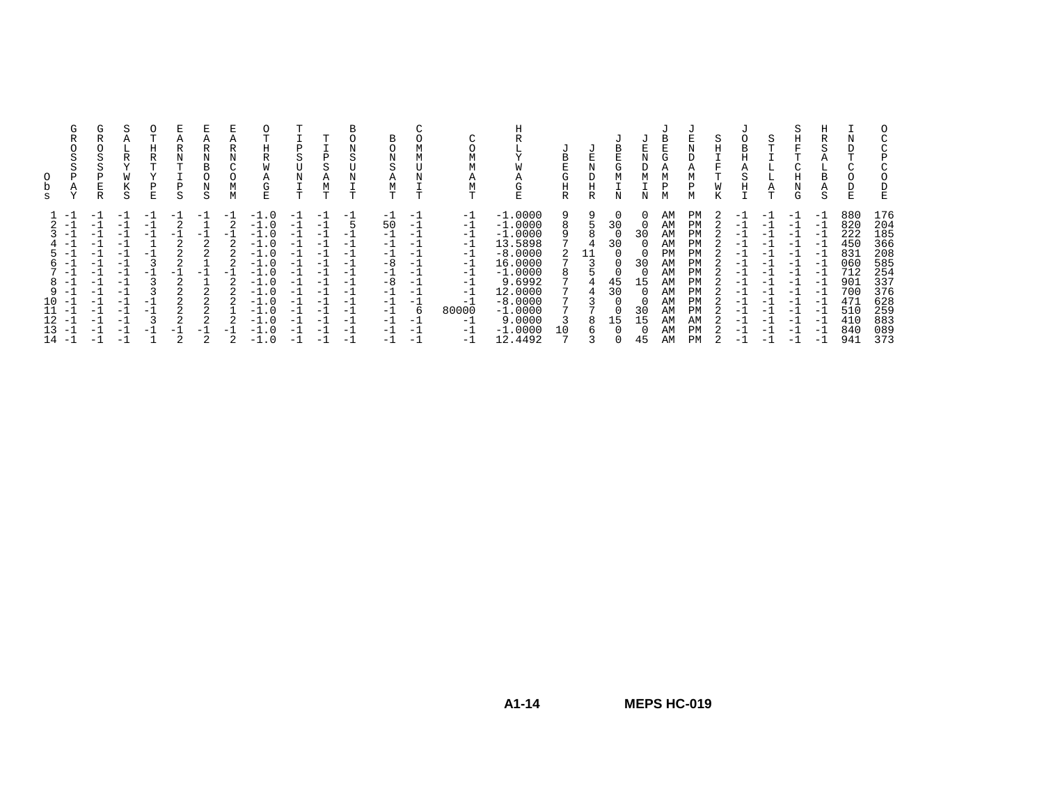| Obs | GROSSPAY | GROSSPER | SALRYWKS | OTHRTYPE | EARNTIPS | EARNBONS | EARNCOMM | OTHRWAGE | TIPSUNIT | TIPSAMT | BONSUNIT | BONSAMT | COMMUNIT | COMMAMT | HRLYWAGE | JBEGHR | JENDHR | JBEGMIN | JENDMIN | JBEGAMPM | JENDAMPM | SHIFTWK | JOBHASHI | STILLAT | SHFTCHNG | HRSALBAS | INDTCODE | OCCPCODE |
|---|---|---|---|---|---|---|---|---|---|---|---|---|---|---|---|---|---|---|---|---|---|---|---|---|---|---|---|---|
| 1 | -1 | -1 | -1 | -1 | -1 | -1 | -1 | -1.0 | -1 | -1 | -1 | -1 | -1 | -1 | -1.0000 | 9 | 9 | 0 | 0 | AM | PM | 2 | -1 | -1 | -1 | -1 | 880 | 176 |
| 2 | -1 | -1 | -1 | -1 | 2 | 1 | 2 | -1.0 | -1 | -1 | 5 | 50 | -1 | -1 | -1.0000 | 8 | 5 | 30 | 0 | AM | PM | 2 | -1 | -1 | -1 | -1 | 820 | 204 |
| 3 | -1 | -1 | -1 | -1 | -1 | -1 | -1 | -1.0 | -1 | -1 | -1 | -1 | -1 | -1 | -1.0000 | 9 | 8 | 0 | 30 | AM | PM | 2 | -1 | -1 | -1 | -1 | 222 | 185 |
| 4 | -1 | -1 | -1 | 1 | 2 | 2 | 2 | -1.0 | -1 | -1 | -1 | -1 | -1 | -1 | 13.5898 | 7 | 4 | 30 | 0 | AM | PM | 2 | -1 | -1 | -1 | -1 | 450 | 366 |
| 5 | -1 | -1 | -1 | -1 | 2 | 2 | 2 | -1.0 | -1 | -1 | -1 | -1 | -1 | -1 | -8.0000 | 2 | 11 | 0 | 0 | PM | PM | 2 | -1 | -1 | -1 | -1 | 831 | 208 |
| 6 | -1 | -1 | -1 | 3 | 2 | 1 | 2 | -1.0 | -1 | -1 | -1 | -8 | -1 | -1 | 16.0000 | 7 | 3 | 0 | 30 | AM | PM | 2 | -1 | -1 | -1 | -1 | 060 | 585 |
| 7 | -1 | -1 | -1 | -1 | -1 | -1 | -1 | -1.0 | -1 | -1 | -1 | -1 | -1 | -1 | -1.0000 | 8 | 5 | 0 | 0 | AM | PM | 2 | -1 | -1 | -1 | -1 | 712 | 254 |
| 8 | -1 | -1 | -1 | 3 | 2 | 1 | 2 | -1.0 | -1 | -1 | -1 | -8 | -1 | -1 | 9.6992 | 7 | 4 | 45 | 15 | AM | PM | 2 | -1 | -1 | -1 | -1 | 901 | 337 |
| 9 | -1 | -1 | -1 | 3 | 2 | 2 | 2 | -1.0 | -1 | -1 | -1 | -1 | -1 | -1 | 12.0000 | 7 | 4 | 30 | 0 | AM | PM | 2 | -1 | -1 | -1 | -1 | 700 | 376 |
| 10 | -1 | -1 | -1 | -1 | 2 | 2 | 2 | -1.0 | -1 | -1 | -1 | -1 | -1 | -1 | -8.0000 | 7 | 3 | 0 | 0 | AM | PM | 2 | -1 | -1 | -1 | -1 | 471 | 628 |
| 11 | -1 | -1 | -1 | -1 | 2 | 2 | 1 | -1.0 | -1 | -1 | -1 | -1 | 6 | 80000 | -1.0000 | 7 | 7 | 0 | 30 | AM | PM | 2 | -1 | -1 | -1 | -1 | 510 | 259 |
| 12 | -1 | -1 | -1 | 3 | 2 | 2 | 2 | -1.0 | -1 | -1 | -1 | -1 | -1 | -1 | 9.0000 | 3 | 8 | 15 | 15 | AM | AM | 2 | -1 | -1 | -1 | -1 | 410 | 883 |
| 13 | -1 | -1 | -1 | -1 | -1 | -1 | -1 | -1.0 | -1 | -1 | -1 | -1 | -1 | -1 | -1.0000 | 10 | 6 | 0 | 0 | AM | PM | 2 | -1 | -1 | -1 | -1 | 840 | 089 |
| 14 | -1 | -1 | -1 | 1 | 2 | 2 | 2 | -1.0 | -1 | -1 | -1 | -1 | -1 | -1 | 12.4492 | 7 | 3 | 0 | 45 | AM | PM | 2 | -1 | -1 | -1 | -1 | 941 | 373 |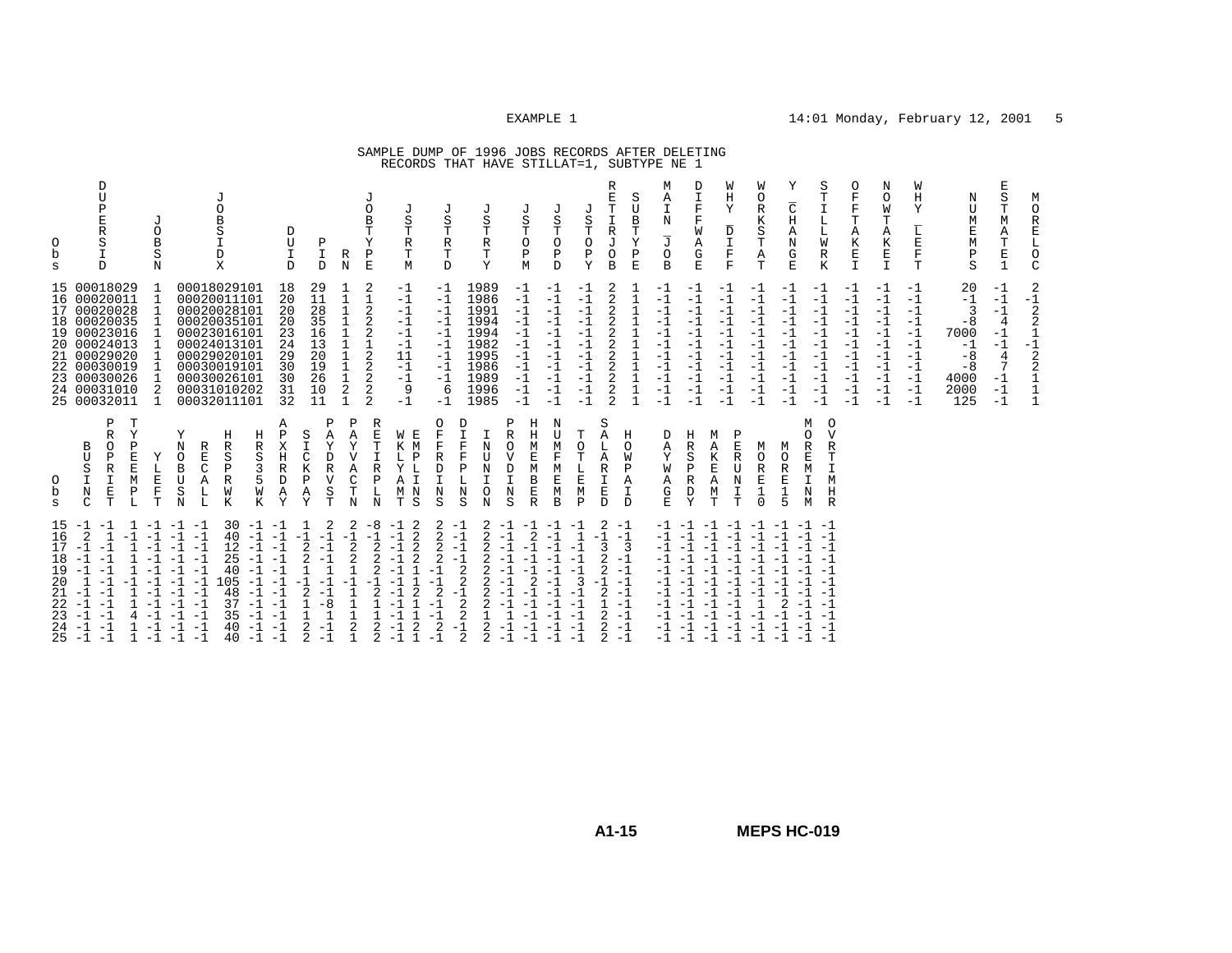SAMPLE DUMP OF 1996 JOBS RECORDS AFTER DELETING RECORDS THAT HAVE STILLAT=1, SUBTYPE NE 1

| Obs | DUPERSID | JOBSN | JOBSIDX | DUID | PID | RN | JOBTYPE | JSTRTM | JSTRTD | JSTRTY | JSTOPM | JSTOPD | JSTOPY | RETIRJOB | SUBTYPE | MAIN_JOB | DIFFWAGE | WHY_DIFF | WORKSTAT | Y_CHANGE | STILLWRK | OFFTAKEI | NOWTAKEI | WHY_LEFT | NUMEMPS | ESTMATE1 | MORELOC |
|---|---|---|---|---|---|---|---|---|---|---|---|---|---|---|---|---|---|---|---|---|---|---|---|---|---|---|---|
| 15 | 00018029 | 1 | 00018029101 | 18 | 29 | 1 | 2 | -1 | -1 | 1989 | -1 | -1 | -1 | 2 | 1 | -1 | -1 | -1 | -1 | -1 | -1 | -1 | -1 | -1 | 20 | -1 | 2 |
| 16 | 00020011 | 1 | 00020011101 | 20 | 11 | 1 | 1 | -1 | -1 | 1986 | -1 | -1 | -1 | 2 | 1 | -1 | -1 | -1 | -1 | -1 | -1 | -1 | -1 | -1 | -1 | -1 | -1 |
| 17 | 00020028 | 1 | 00020028101 | 20 | 28 | 1 | 2 | -1 | -1 | 1991 | -1 | -1 | -1 | 2 | 1 | -1 | -1 | -1 | -1 | -1 | -1 | -1 | -1 | -1 | 3 | -1 | 2 |
| 18 | 00020035 | 1 | 00020035101 | 20 | 35 | 1 | 2 | -1 | -1 | 1994 | -1 | -1 | -1 | 2 | 1 | -1 | -1 | -1 | -1 | -1 | -1 | -1 | -1 | -1 | -8 | 4 | 2 |
| 19 | 00023016 | 1 | 00023016101 | 23 | 16 | 1 | 2 | -1 | -1 | 1994 | -1 | -1 | -1 | 2 | 1 | -1 | -1 | -1 | -1 | -1 | -1 | -1 | -1 | -1 | 7000 | -1 | 1 |
| 20 | 00024013 | 1 | 00024013101 | 24 | 13 | 1 | 1 | -1 | -1 | 1982 | -1 | -1 | -1 | 2 | 1 | -1 | -1 | -1 | -1 | -1 | -1 | -1 | -1 | -1 | -1 | -1 | -1 |
| 21 | 00029020 | 1 | 00029020101 | 29 | 20 | 1 | 2 | 11 | -1 | 1995 | -1 | -1 | -1 | 2 | 1 | -1 | -1 | -1 | -1 | -1 | -1 | -1 | -1 | -1 | -8 | 4 | 2 |
| 22 | 00030019 | 1 | 00030019101 | 30 | 19 | 1 | 2 | -1 | -1 | 1986 | -1 | -1 | -1 | 2 | 1 | -1 | -1 | -1 | -1 | -1 | -1 | -1 | -1 | -1 | -8 | 7 | 2 |
| 23 | 00030026 | 1 | 00030026101 | 30 | 26 | 1 | 2 | -1 | -1 | 1989 | -1 | -1 | -1 | 2 | 1 | -1 | -1 | -1 | -1 | -1 | -1 | -1 | -1 | -1 | 4000 | -1 | 1 |
| 24 | 00031010 | 2 | 00031010202 | 31 | 10 | 2 | 2 | 9 | 6 | 1996 | -1 | -1 | -1 | 2 | 1 | -1 | -1 | -1 | -1 | -1 | -1 | -1 | -1 | -1 | 2000 | -1 | 1 |
| 25 | 00032011 | 1 | 00032011101 | 32 | 11 | 1 | 2 | -1 | -1 | 1985 | -1 | -1 | -1 | 2 | 1 | -1 | -1 | -1 | -1 | -1 | -1 | -1 | -1 | -1 | 125 | -1 | 1 |

| Obs | BUSINC | PROPRIET | TYPEEMPL | YLEFT | YNOBUSN | RECALL | HRSPRWK | HRS35WK | APXHRDAY | SICKPAY | PAYDRVST | PAYVACTN | RETIRPLN | WKLYAMT | EMPLINS | OFFRDINS | DIFFPLNS | INUNION | PROVDINS | HHMEMBER | NUMFMEMB | TOTLEMP | SALARIED | HOWPAID | DAYWAGE | HRSPRDY | MAKEAMT | PERUNIT | MORE10 | MORE15 | MOREMINM | OVRTIMHR |
|---|---|---|---|---|---|---|---|---|---|---|---|---|---|---|---|---|---|---|---|---|---|---|---|---|---|---|---|---|---|---|---|---|
| 15 | -1 | -1 | 1 | -1 | -1 | -1 | 30 | -1 | -1 | 1 | 2 | 2 | -8 | -1 | 2 | 2 | -1 | 2 | -1 | -1 | -1 | -1 | 2 | -1 | -1 | -1 | -1 | -1 | -1 | -1 | -1 | -1 |
| 16 | 2 | 1 | -1 | -1 | -1 | -1 | 40 | -1 | -1 | -1 | -1 | -1 | -1 | -1 | 2 | 2 | -1 | 2 | -1 | 2 | -1 | 1 | -1 | -1 | -1 | -1 | -1 | -1 | -1 | -1 | -1 | -1 |
| 17 | -1 | -1 | 1 | -1 | -1 | -1 | 12 | -1 | -1 | 2 | -1 | 2 | 2 | -1 | 2 | 2 | -1 | 2 | -1 | -1 | -1 | -1 | 3 | 3 | -1 | -1 | -1 | -1 | -1 | -1 | -1 | -1 |
| 18 | -1 | -1 | 1 | -1 | -1 | -1 | 25 | -1 | -1 | 2 | -1 | 2 | 2 | -1 | 2 | 2 | -1 | 2 | -1 | -1 | -1 | -1 | 2 | -1 | -1 | -1 | -1 | -1 | -1 | -1 | -1 | -1 |
| 19 | -1 | -1 | 1 | -1 | -1 | -1 | 40 | -1 | -1 | 1 | 1 | 1 | 2 | -1 | 1 | -1 | 2 | 2 | -1 | -1 | -1 | -1 | 2 | -1 | -1 | -1 | -1 | -1 | -1 | -1 | -1 | -1 |
| 20 | 1 | -1 | -1 | -1 | -1 | -1 | 105 | -1 | -1 | -1 | -1 | -1 | -1 | -1 | 1 | 1 | -1 | 2 | -1 | 2 | -1 | 3 | -1 | -1 | -1 | -1 | -1 | -1 | -1 | -1 | -1 | -1 |
| 21 | -1 | -1 | 1 | -1 | -1 | -1 | 48 | -1 | -1 | 2 | -1 | 1 | 2 | -1 | 2 | 2 | -1 | 2 | -1 | -1 | -1 | -1 | 2 | -1 | -1 | -1 | -1 | -1 | -1 | -1 | -1 | -1 |
| 22 | -1 | -1 | 1 | -1 | -1 | -1 | 37 | -1 | -1 | 1 | -8 | 1 | 1 | -1 | 1 | 1 | -1 | 2 | -1 | -1 | -1 | -1 | 1 | -1 | -1 | -1 | -1 | -1 | 1 | 2 | -1 | -1 |
| 23 | -1 | -1 | 4 | -1 | -1 | -1 | 35 | -1 | -1 | 1 | 1 | 1 | 1 | -1 | 1 | 1 | -1 | 2 | 1 | -1 | -1 | -1 | 2 | -1 | -1 | -1 | -1 | -1 | -1 | -1 | -1 | -1 |
| 24 | -1 | -1 | 1 | -1 | -1 | -1 | 40 | -1 | -1 | 2 | -1 | 2 | 2 | -1 | 2 | 2 | -1 | 2 | -1 | -1 | -1 | -1 | 2 | -1 | -1 | -1 | -1 | -1 | -1 | -1 | -1 | -1 |
| 25 | -1 | -1 | 1 | -1 | -1 | -1 | 40 | -1 | -1 | 2 | -1 | 1 | 2 | -1 | 1 | 1 | -1 | 2 | 2 | -1 | -1 | -1 | 2 | -1 | -1 | -1 | -1 | -1 | -1 | -1 | -1 | -1 |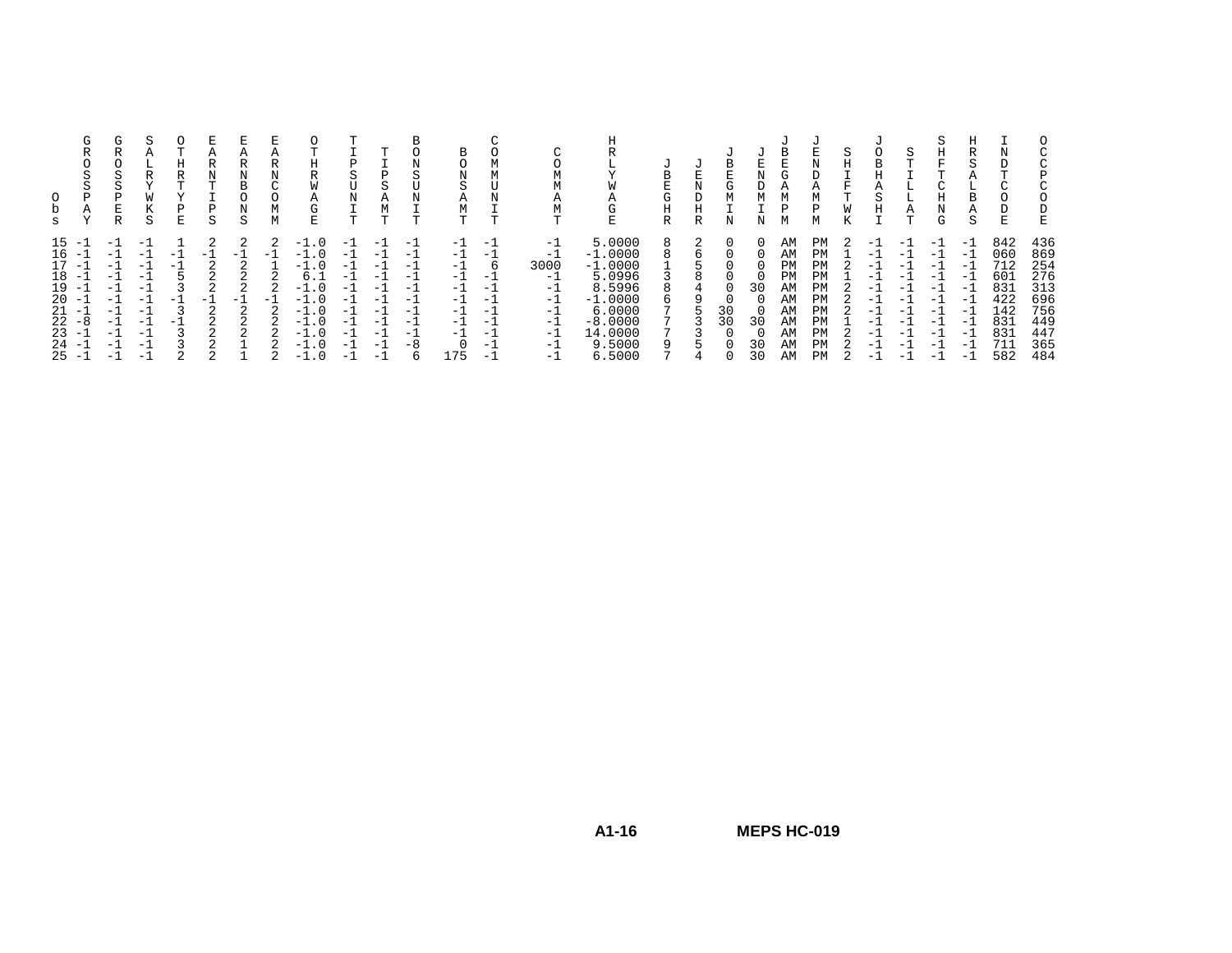| Obs | GROSSPAY | GROSSPER | SALRYWKS | OTHRTYPE | EARNTIPS | EARNBONS | EARNCOMM | OTHRWAGE | TIPSUNIT | TIPSAMT | BONSUNIT | BONSAMT | COMMUNIT | COMMAMT | HRLYWAGE | JBEGHR | JENDHR | JBEGMIN | JENDMIN | JBEGAMPM | JENDAMPM | SHIFTWK | JOBHASHI | STILLAT | SHFTCHNG | HRSALBAS | INDTCODE | OCCPCODE |
|---|---|---|---|---|---|---|---|---|---|---|---|---|---|---|---|---|---|---|---|---|---|---|---|---|---|---|---|---|
| 15 | -1 | -1 | -1 | 1 | 2 | 2 | 2 | -1.0 | -1 | -1 | -1 | -1 | -1 | -1 | 5.0000 | 8 | 2 | 0 | 0 | AM | PM | 2 | -1 | -1 | -1 | -1 | 842 | 436 |
| 16 | -1 | -1 | -1 | -1 | -1 | -1 | -1 | -1.0 | -1 | -1 | -1 | -1 | -1 | -1 | -1.0000 | 8 | 6 | 0 | 0 | AM | PM | 1 | -1 | -1 | -1 | -1 | 060 | 869 |
| 17 | -1 | -1 | -1 | -1 | 2 | 2 | 1 | -1.0 | -1 | -1 | -1 | -1 | 6 | 3000 | -1.0000 | 1 | 5 | 0 | 0 | PM | PM | 2 | -1 | -1 | -1 | -1 | 712 | 254 |
| 18 | -1 | -1 | -1 | 5 | 2 | 2 | 2 | 6.1 | -1 | -1 | -1 | -1 | -1 | -1 | 5.0996 | 3 | 8 | 0 | 0 | PM | PM | 1 | -1 | -1 | -1 | -1 | 601 | 276 |
| 19 | -1 | -1 | -1 | 3 | 2 | 2 | 2 | -1.0 | -1 | -1 | -1 | -1 | -1 | -1 | 8.5996 | 8 | 4 | 0 | 30 | AM | PM | 2 | -1 | -1 | -1 | -1 | 831 | 313 |
| 20 | -1 | -1 | -1 | -1 | -1 | -1 | -1 | -1.0 | -1 | -1 | -1 | -1 | -1 | -1 | -1.0000 | 6 | 9 | 0 | 0 | AM | PM | 2 | -1 | -1 | -1 | -1 | 422 | 696 |
| 21 | -1 | -1 | -1 | 3 | 2 | 2 | 2 | -1.0 | -1 | -1 | -1 | -1 | -1 | -1 | 6.0000 | 7 | 5 | 30 | 0 | AM | PM | 2 | -1 | -1 | -1 | -1 | 142 | 756 |
| 22 | -8 | -1 | -1 | -1 | 2 | 2 | 2 | -1.0 | -1 | -1 | -1 | -1 | -1 | -1 | -8.0000 | 7 | 3 | 30 | 30 | AM | PM | 1 | -1 | -1 | -1 | -1 | 831 | 449 |
| 23 | -1 | -1 | -1 | 3 | 2 | 2 | 2 | -1.0 | -1 | -1 | -1 | -1 | -1 | -1 | 14.0000 | 7 | 3 | 0 | 0 | AM | PM | 2 | -1 | -1 | -1 | -1 | 831 | 447 |
| 24 | -1 | -1 | -1 | 3 | 2 | 1 | 2 | -1.0 | -1 | -1 | -8 | 0 | -1 | -1 | 9.5000 | 9 | 5 | 0 | 30 | AM | PM | 2 | -1 | -1 | -1 | -1 | 711 | 365 |
| 25 | -1 | -1 | -1 | 2 | 2 | 1 | 2 | -1.0 | -1 | -1 | 6 | 175 | -1 | -1 | 6.5000 | 7 | 4 | 0 | 30 | AM | PM | 2 | -1 | -1 | -1 | -1 | 582 | 484 |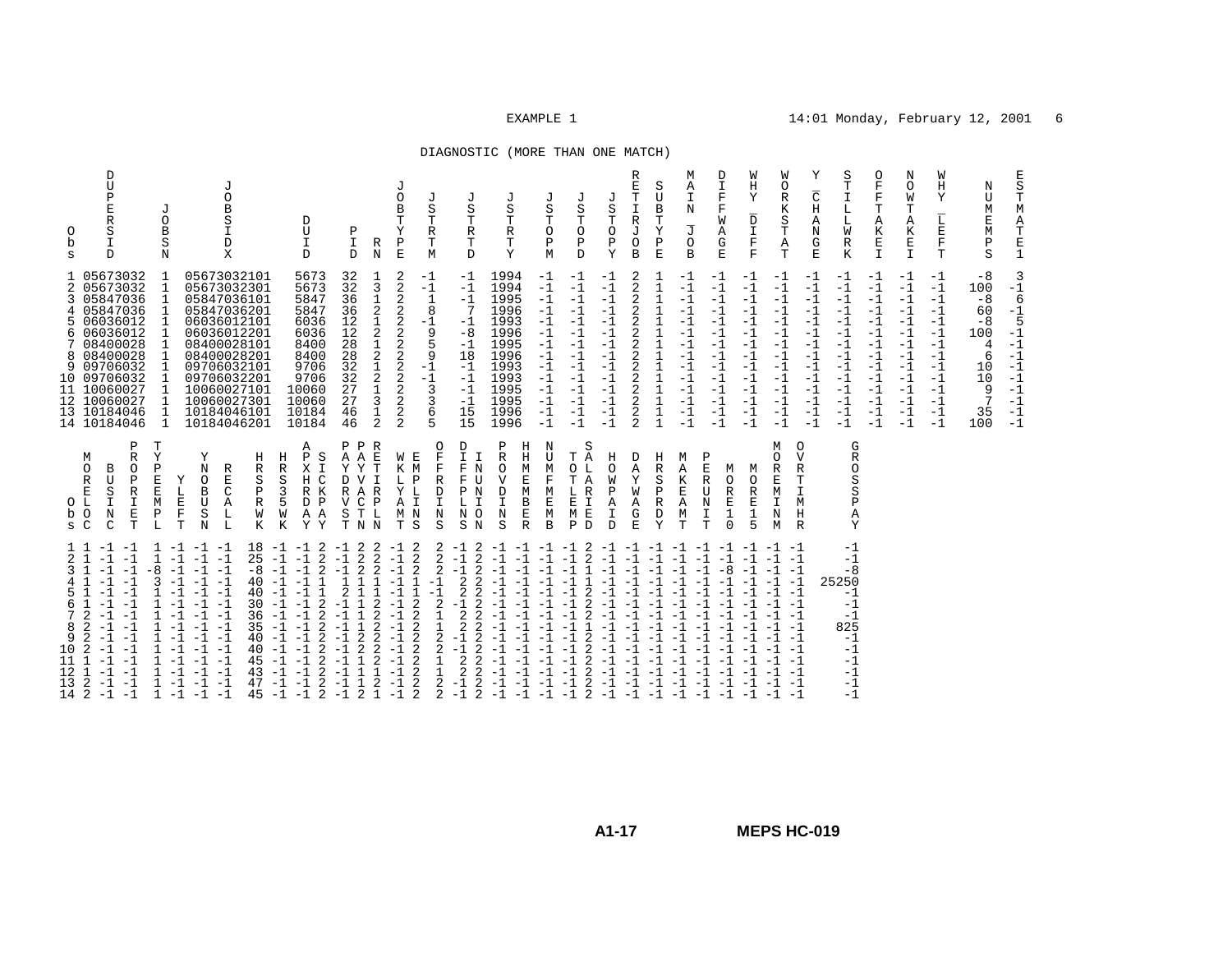DIAGNOSTIC (MORE THAN ONE MATCH)

| Obs | DUPERSID | JOBSN | JOBSIDX | DUID | PID | RN | JOBTYPE | JSTRTM | JSTRTD | JSTRTY | JSTOPM | JSTOPD | JSTOPY | RETIRJOB | SUBTYPE | MAIN_JOB | DIFFWAGE | WHY_DIFF | WORKSTAT | Y_CHANGE | STILLWRK | OFFTAKEI | NOWTAKEI | WHY_LEFT | NUMEMPS | ESTMATE1 |
|---|---|---|---|---|---|---|---|---|---|---|---|---|---|---|---|---|---|---|---|---|---|---|---|---|---|---|
| 1 | 05673032 | 1 | 05673032101 | 5673 | 32 | 1 | 2 | -1 | -1 | 1994 | -1 | -1 | -1 | 2 | 1 | -1 | -1 | -1 | -1 | -1 | -1 | -1 | -1 | -1 | -8 | 3 |
| 2 | 05673032 | 1 | 05673032301 | 5673 | 32 | 3 | 2 | -1 | -1 | 1994 | -1 | -1 | -1 | 2 | 1 | -1 | -1 | -1 | -1 | -1 | -1 | -1 | -1 | -1 | 100 | -1 |
| 3 | 05847036 | 1 | 05847036101 | 5847 | 36 | 1 | 2 | 1 | -1 | 1995 | -1 | -1 | -1 | 2 | 1 | -1 | -1 | -1 | -1 | -1 | -1 | -1 | -1 | -1 | -8 | 6 |
| 4 | 05847036 | 1 | 05847036201 | 5847 | 36 | 2 | 2 | 8 | 7 | 1996 | -1 | -1 | -1 | 2 | 1 | -1 | -1 | -1 | -1 | -1 | -1 | -1 | -1 | -1 | 60 | -1 |
| 5 | 06036012 | 1 | 06036012101 | 6036 | 12 | 1 | 2 | -1 | -1 | 1993 | -1 | -1 | -1 | 2 | 1 | -1 | -1 | -1 | -1 | -1 | -1 | -1 | -1 | -1 | -8 | 5 |
| 6 | 06036012 | 1 | 06036012201 | 6036 | 12 | 2 | 2 | 9 | -8 | 1996 | -1 | -1 | -1 | 2 | 1 | -1 | -1 | -1 | -1 | -1 | -1 | -1 | -1 | -1 | 100 | -1 |
| 7 | 08400028 | 1 | 08400028101 | 8400 | 28 | 1 | 2 | 5 | -1 | 1995 | -1 | -1 | -1 | 2 | 1 | -1 | -1 | -1 | -1 | -1 | -1 | -1 | -1 | -1 | 4 | -1 |
| 8 | 08400028 | 1 | 08400028201 | 8400 | 28 | 2 | 2 | 9 | 18 | 1996 | -1 | -1 | -1 | 2 | 1 | -1 | -1 | -1 | -1 | -1 | -1 | -1 | -1 | -1 | 6 | -1 |
| 9 | 09706032 | 1 | 09706032101 | 9706 | 32 | 1 | 2 | -1 | -1 | 1993 | -1 | -1 | -1 | 2 | 1 | -1 | -1 | -1 | -1 | -1 | -1 | -1 | -1 | -1 | 10 | -1 |
| 10 | 09706032 | 1 | 09706032201 | 9706 | 32 | 2 | 2 | -1 | -1 | 1993 | -1 | -1 | -1 | 2 | 1 | -1 | -1 | -1 | -1 | -1 | -1 | -1 | -1 | -1 | 10 | -1 |
| 11 | 10060027 | 1 | 10060027101 | 10060 | 27 | 1 | 2 | 3 | -1 | 1995 | -1 | -1 | -1 | 2 | 1 | -1 | -1 | -1 | -1 | -1 | -1 | -1 | -1 | -1 | 9 | -1 |
| 12 | 10060027 | 1 | 10060027301 | 10060 | 27 | 3 | 2 | 3 | -1 | 1995 | -1 | -1 | -1 | 2 | 1 | -1 | -1 | -1 | -1 | -1 | -1 | -1 | -1 | -1 | 7 | -1 |
| 13 | 10184046 | 1 | 10184046101 | 10184 | 46 | 1 | 2 | 6 | 15 | 1996 | -1 | -1 | -1 | 2 | 1 | -1 | -1 | -1 | -1 | -1 | -1 | -1 | -1 | -1 | 35 | -1 |
| 14 | 10184046 | 1 | 10184046201 | 10184 | 46 | 2 | 2 | 5 | 15 | 1996 | -1 | -1 | -1 | 2 | 1 | -1 | -1 | -1 | -1 | -1 | -1 | -1 | -1 | -1 | 100 | -1 |

| Obs | MORELOC | BUSINC | PROPRIET | TYPEEMPL | YLEFT | YNOBUSN | RECALL | HRSPRWK | HRS35WK | APXHRDAY | SICKPAY | PAYDRVST | PAYVACTN | RETIRPLN | WKLYAMT | EMPLINS | OFFRDINS | DIFFPLNS | INUNION | PROVDINS | HHMEMBER | NUMFMEMB | TOTLEMP | SALARIED | HOWPAID | DAYWAGE | HRSPRDY | MAKEAMT | PERUNIT | MORE10 | MORE15 | MOREMINM | OVRTIMHR | GROSSPAY |
|---|---|---|---|---|---|---|---|---|---|---|---|---|---|---|---|---|---|---|---|---|---|---|---|---|---|---|---|---|---|---|---|---|---|---|
| 1 | 1 | -1 | -1 | 1 | -1 | -1 | -1 | 18 | -1 | -1 | 2 | -1 | 2 | 2 | -1 | 2 | 2 | -1 | 2 | -1 | -1 | -1 | -1 | 2 | -1 | -1 | -1 | -1 | -1 | -1 | -1 | -1 | -1 | -1 |
| 2 | 1 | -1 | -1 | 1 | -1 | -1 | -1 | 25 | -1 | -1 | 2 | -1 | 2 | 2 | -1 | 2 | 2 | -1 | 2 | -1 | -1 | -1 | -1 | 2 | -1 | -1 | -1 | -1 | -1 | -1 | -1 | -1 | -1 | -1 |
| 3 | 1 | -1 | -1 | -8 | -1 | -1 | -1 | -8 | -1 | -1 | 2 | -1 | 2 | 2 | -1 | 2 | 2 | -1 | 2 | -1 | -1 | -1 | -1 | 1 | -1 | -1 | -1 | -1 | -1 | -8 | -1 | -1 | -1 | -8 |
| 4 | 1 | -1 | -1 | 3 | -1 | -1 | -1 | 40 | -1 | -1 | 1 | 1 | 1 | 1 | -1 | 1 | -1 | 2 | 2 | -1 | -1 | -1 | -1 | 1 | -1 | -1 | -1 | -1 | -1 | -1 | -1 | -1 | -1 | 25250 |
| 5 | 1 | -1 | -1 | 1 | -1 | -1 | -1 | 40 | -1 | -1 | 1 | 2 | 1 | 1 | -1 | 1 | -1 | 2 | 2 | -1 | -1 | -1 | -1 | 2 | -1 | -1 | -1 | -1 | -1 | -1 | -1 | -1 | -1 | -1 |
| 6 | 1 | -1 | -1 | 1 | -1 | -1 | -1 | 30 | -1 | -1 | 2 | -1 | 1 | 2 | -1 | 2 | 2 | -1 | 2 | -1 | -1 | -1 | -1 | 2 | -1 | -1 | -1 | -1 | -1 | -1 | -1 | -1 | -1 | -1 |
| 7 | 2 | -1 | -1 | 1 | -1 | -1 | -1 | 36 | -1 | -1 | 2 | -1 | 1 | 2 | -1 | 2 | 1 | 2 | 2 | -1 | -1 | -1 | -1 | 2 | -1 | -1 | -1 | -1 | -1 | -1 | -1 | -1 | -1 | -1 |
| 8 | 2 | -1 | -1 | 1 | -1 | -1 | -1 | 35 | -1 | -1 | 2 | -1 | 1 | 2 | -1 | 2 | 1 | 2 | 2 | -1 | -1 | -1 | -1 | 1 | -1 | -1 | -1 | -1 | -1 | -1 | -1 | -1 | -1 | 825 |
| 9 | 2 | -1 | -1 | 1 | -1 | -1 | -1 | 40 | -1 | -1 | 2 | -1 | 2 | 2 | -1 | 2 | 2 | -1 | 2 | -1 | -1 | -1 | -1 | 2 | -1 | -1 | -1 | -1 | -1 | -1 | -1 | -1 | -1 | -1 |
| 10 | 2 | -1 | -1 | 1 | -1 | -1 | -1 | 40 | -1 | -1 | 2 | -1 | 2 | 2 | -1 | 2 | 2 | -1 | 2 | -1 | -1 | -1 | -1 | 2 | -1 | -1 | -1 | -1 | -1 | -1 | -1 | -1 | -1 | -1 |
| 11 | 1 | -1 | -1 | 1 | -1 | -1 | -1 | 45 | -1 | -1 | 2 | -1 | 1 | 2 | -1 | 2 | 1 | 2 | 2 | -1 | -1 | -1 | -1 | 2 | -1 | -1 | -1 | -1 | -1 | -1 | -1 | -1 | -1 | -1 |
| 12 | 1 | -1 | -1 | 1 | -1 | -1 | -1 | 43 | -1 | -1 | 2 | -1 | 1 | 1 | -1 | 2 | 1 | 2 | 2 | -1 | -1 | -1 | -1 | 2 | -1 | -1 | -1 | -1 | -1 | -1 | -1 | -1 | -1 | -1 |
| 13 | 2 | -1 | -1 | 1 | -1 | -1 | -1 | 47 | -1 | -1 | 2 | -1 | 1 | 2 | -1 | 2 | 2 | -1 | 2 | -1 | -1 | -1 | -1 | 2 | -1 | -1 | -1 | -1 | -1 | -1 | -1 | -1 | -1 | -1 |
| 14 | 2 | -1 | -1 | 1 | -1 | -1 | -1 | 45 | -1 | -1 | 2 | -1 | 2 | 1 | -1 | 2 | 2 | -1 | 2 | -1 | -1 | -1 | -1 | 2 | -1 | -1 | -1 | -1 | -1 | -1 | -1 | -1 | -1 | -1 |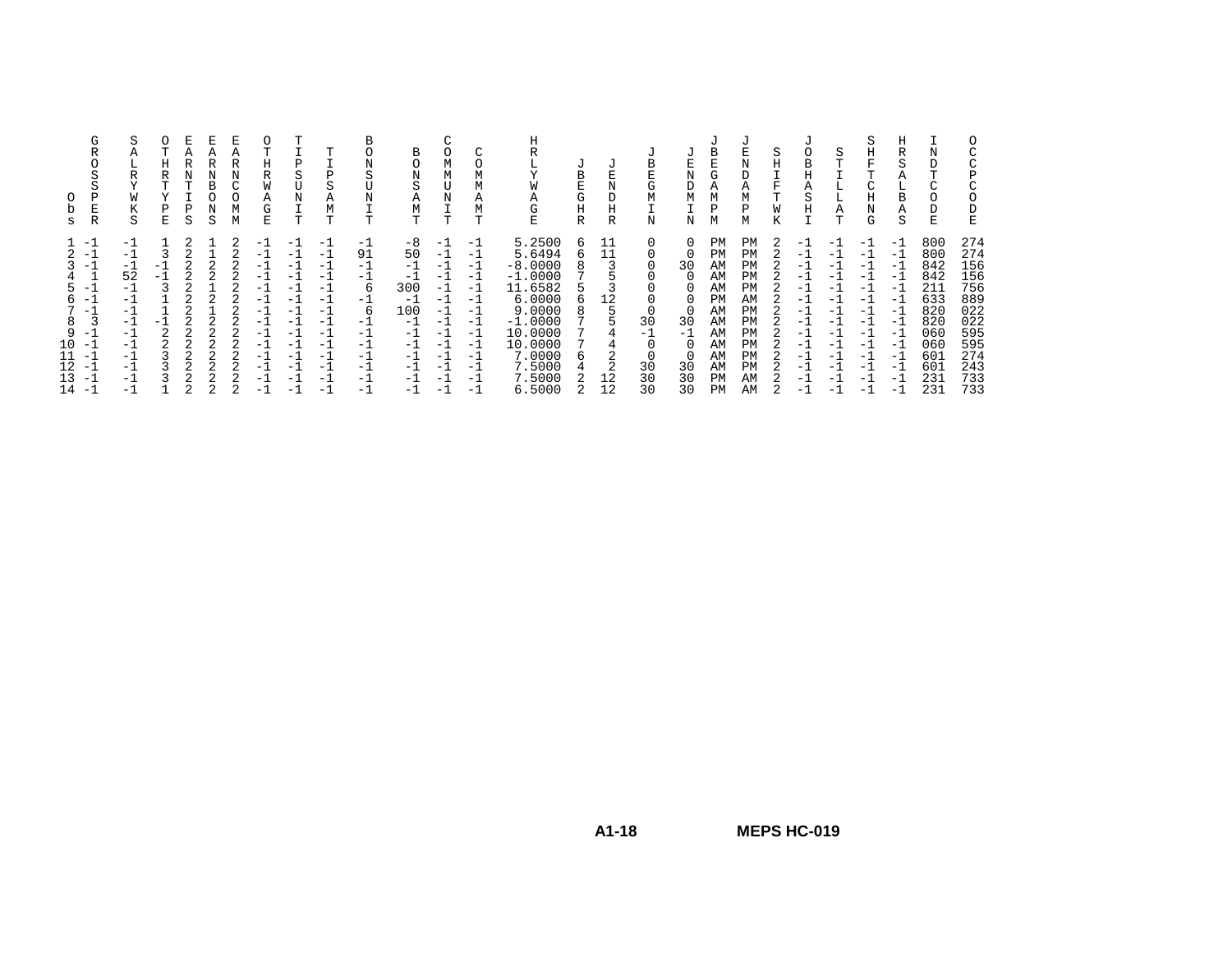| Obs | GROSSPER | SALRYWKS | OTHRTYPE | EARNTIPS | EARNBONS | EARNCOMM | OTHRWAGE | TIPSUNIT | TIPSAMT | BONSUNIT | BONSAMT | COMMUNIT | COMMAMT | HRLYWAGE | JBEGHR | JENDHR | JBEGMIN | JENDMIN | JBEGAMPM | JENDAMPM | SHIFTWK | JOBHASHI | STILLAT | SHFTCHNG | HRSALBAS | INDTCODE | OCCPCODE |
|---|---|---|---|---|---|---|---|---|---|---|---|---|---|---|---|---|---|---|---|---|---|---|---|---|---|---|---|
| 1 | -1 | -1 | 1 | 2 | 1 | 2 | -1 | -1 | -1 | -1 | -8 | -1 | -1 | 5.2500 | 6 | 11 | 0 | 0 | PM | PM | 2 | -1 | -1 | -1 | -1 | 800 | 274 |
| 2 | -1 | -1 | 3 | 2 | 1 | 2 | -1 | -1 | -1 | 91 | 50 | -1 | -1 | 5.6494 | 6 | 11 | 0 | 0 | PM | PM | 2 | -1 | -1 | -1 | -1 | 800 | 274 |
| 3 | -1 | -1 | -1 | 2 | 2 | 2 | -1 | -1 | -1 | -1 | -1 | -1 | -1 | -8.0000 | 8 | 3 | 0 | 30 | AM | PM | 2 | -1 | -1 | -1 | -1 | 842 | 156 |
| 4 | 1 | 52 | -1 | 2 | 2 | 2 | -1 | -1 | -1 | -1 | -1 | -1 | -1 | -1.0000 | 7 | 5 | 0 | 0 | AM | PM | 2 | -1 | -1 | -1 | -1 | 842 | 156 |
| 5 | -1 | -1 | 3 | 2 | 1 | 2 | -1 | -1 | -1 | 6 | 300 | -1 | -1 | 11.6582 | 5 | 3 | 0 | 0 | AM | PM | 2 | -1 | -1 | -1 | -1 | 211 | 756 |
| 6 | -1 | -1 | 1 | 2 | 2 | 2 | -1 | -1 | -1 | -1 | -1 | -1 | -1 | 6.0000 | 6 | 12 | 0 | 0 | PM | AM | 2 | -1 | -1 | -1 | -1 | 633 | 889 |
| 7 | -1 | -1 | 1 | 2 | 1 | 2 | -1 | -1 | -1 | 6 | 100 | -1 | -1 | 9.0000 | 8 | 5 | 0 | 0 | AM | PM | 2 | -1 | -1 | -1 | -1 | 820 | 022 |
| 8 | 3 | -1 | -1 | 2 | 2 | 2 | -1 | -1 | -1 | -1 | -1 | -1 | -1 | -1.0000 | 7 | 5 | 30 | 30 | AM | PM | 2 | -1 | -1 | -1 | -1 | 820 | 022 |
| 9 | -1 | -1 | 2 | 2 | 2 | 2 | -1 | -1 | -1 | -1 | -1 | -1 | -1 | 10.0000 | 7 | 4 | -1 | -1 | AM | PM | 2 | -1 | -1 | -1 | -1 | 060 | 595 |
| 10 | -1 | -1 | 2 | 2 | 2 | 2 | -1 | -1 | -1 | -1 | -1 | -1 | -1 | 10.0000 | 7 | 4 | 0 | 0 | AM | PM | 2 | -1 | -1 | -1 | -1 | 060 | 595 |
| 11 | -1 | -1 | 3 | 2 | 2 | 2 | -1 | -1 | -1 | -1 | -1 | -1 | -1 | 7.0000 | 6 | 2 | 0 | 0 | AM | PM | 2 | -1 | -1 | -1 | -1 | 601 | 274 |
| 12 | -1 | -1 | 3 | 2 | 2 | 2 | -1 | -1 | -1 | -1 | -1 | -1 | -1 | 7.5000 | 4 | 2 | 30 | 30 | AM | PM | 2 | -1 | -1 | -1 | -1 | 601 | 243 |
| 13 | -1 | -1 | 3 | 2 | 2 | 2 | -1 | -1 | -1 | -1 | -1 | -1 | -1 | 7.5000 | 2 | 12 | 30 | 30 | PM | AM | 2 | -1 | -1 | -1 | -1 | 231 | 733 |
| 14 | -1 | -1 | 1 | 2 | 2 | 2 | -1 | -1 | -1 | -1 | -1 | -1 | -1 | 6.5000 | 2 | 12 | 30 | 30 | PM | AM | 2 | -1 | -1 | -1 | -1 | 231 | 733 |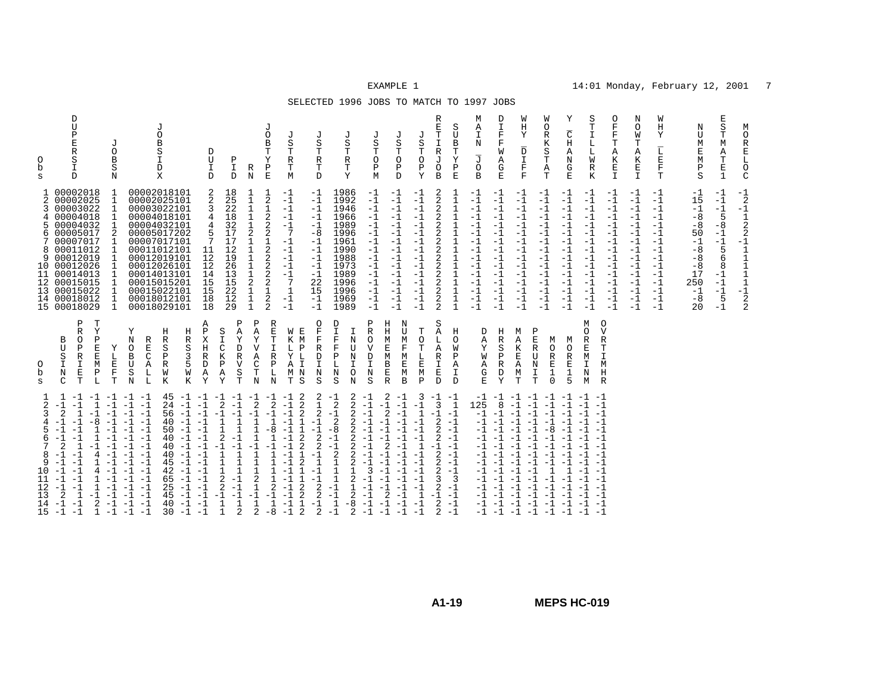EXAMPLE 1

SELECTED 1996 JOBS TO MATCH TO 1997 JOBS

| Obs | DUPERSID | JOBSN | JOBSIDX | DUID | PID | RN | JOBTYPE | JSTRTM | JSTRTD | JSTRTY | JSTOPM | JSTOPD | JSTOPY | RETIRJOB | SUBTYPE | MAIN_JOB | DIFFWAGE | WHY_DIFF | WORKSTAT | Y_CHANGE | STILLWRK | OFFTAKEI | NOWTAKEI | WHY_LEFT | NUMEMPS | ESTMATE1 | MORELOC |
|---|---|---|---|---|---|---|---|---|---|---|---|---|---|---|---|---|---|---|---|---|---|---|---|---|---|---|---|
| 1 | 00002018 | 1 | 00002018101 | 2 | 18 | 1 | 1 | -1 | -1 | 1986 | -1 | -1 | -1 | 2 | 1 | -1 | -1 | -1 | -1 | -1 | -1 | -1 | -1 | -1 | -1 | -1 | -1 |
| 2 | 00002025 | 1 | 00002025101 | 2 | 25 | 1 | 2 | -1 | -1 | 1992 | -1 | -1 | -1 | 2 | 1 | -1 | -1 | -1 | -1 | -1 | -1 | -1 | -1 | -1 | 15 | -1 | 2 |
| 3 | 00003022 | 1 | 00003022101 | 3 | 22 | 1 | 1 | -1 | -1 | 1946 | -1 | -1 | -1 | 2 | 1 | -1 | -1 | -1 | -1 | -1 | -1 | -1 | -1 | -1 | -1 | -1 | -1 |
| 4 | 00004018 | 1 | 00004018101 | 4 | 18 | 1 | 2 | -1 | -1 | 1966 | -1 | -1 | -1 | 2 | 1 | -1 | -1 | -1 | -1 | -1 | -1 | -1 | -1 | -1 | -8 | 5 | 1 |
| 5 | 00004032 | 1 | 00004032101 | 4 | 32 | 1 | 2 | -1 | -1 | 1989 | -1 | -1 | -1 | 2 | 1 | -1 | -1 | -1 | -1 | -1 | -1 | -1 | -1 | -1 | -8 | -8 | 2 |
| 6 | 00005017 | 2 | 00005017202 | 5 | 17 | 2 | 2 | 7 | -8 | 1996 | -1 | -1 | -1 | 2 | 1 | -1 | -1 | -1 | -1 | -1 | -1 | -1 | -1 | -1 | 50 | -1 | 2 |
| 7 | 00007017 | 1 | 00007017101 | 7 | 17 | 1 | 1 | -1 | -1 | 1961 | -1 | -1 | -1 | 2 | 1 | -1 | -1 | -1 | -1 | -1 | -1 | -1 | -1 | -1 | -1 | -1 | -1 |
| 8 | 00011012 | 1 | 00011012101 | 11 | 12 | 1 | 2 | -1 | -1 | 1990 | -1 | -1 | -1 | 2 | 1 | -1 | -1 | -1 | -1 | -1 | -1 | -1 | -1 | -1 | -8 | 5 | 1 |
| 9 | 00012019 | 1 | 00012019101 | 12 | 19 | 1 | 2 | -1 | -1 | 1988 | -1 | -1 | -1 | 2 | 1 | -1 | -1 | -1 | -1 | -1 | -1 | -1 | -1 | -1 | -8 | 6 | 1 |
| 10 | 00012026 | 1 | 00012026101 | 12 | 26 | 1 | 2 | -1 | -1 | 1973 | -1 | -1 | -1 | 2 | 1 | -1 | -1 | -1 | -1 | -1 | -1 | -1 | -1 | -1 | -8 | 8 | 1 |
| 11 | 00014013 | 1 | 00014013101 | 14 | 13 | 1 | 2 | -1 | -1 | 1989 | -1 | -1 | -1 | 2 | 1 | -1 | -1 | -1 | -1 | -1 | -1 | -1 | -1 | -1 | 17 | -1 | 1 |
| 12 | 00015015 | 1 | 00015015201 | 15 | 15 | 2 | 2 | 7 | 22 | 1996 | -1 | -1 | -1 | 2 | 1 | -1 | -1 | -1 | -1 | -1 | -1 | -1 | -1 | -1 | 250 | -1 | 1 |
| 13 | 00015022 | 1 | 00015022101 | 15 | 22 | 1 | 1 | 1 | 15 | 1996 | -1 | -1 | -1 | 2 | 1 | -1 | -1 | -1 | -1 | -1 | -1 | -1 | -1 | -1 | -1 | -1 | -1 |
| 14 | 00018012 | 1 | 00018012101 | 18 | 12 | 1 | 2 | -1 | -1 | 1969 | -1 | -1 | -1 | 2 | 1 | -1 | -1 | -1 | -1 | -1 | -1 | -1 | -1 | -1 | -8 | 5 | 2 |
| 15 | 00018029 | 1 | 00018029101 | 18 | 29 | 1 | 2 | -1 | -1 | 1989 | -1 | -1 | -1 | 2 | 1 | -1 | -1 | -1 | -1 | -1 | -1 | -1 | -1 | -1 | 20 | -1 | 2 |

| Obs | BUSINC | PROPRIET | TYPEEMPL | YLEFT | YNOBUSN | RECALL | HRSPRWK | HRS35WK | APXHRDAY | SICKPAY | PAYDRVST | PAYVACTN | RETIRPLN | WKLYAMT | EMPLINS | OFFRDINS | DIFFPLNS | INUNION | PROVDINS | HHMEMBER | NUMFMEMB | TOTLEMP | SALARIED | HOWPAID | DAYWAGE | HRSPRDY | MAKEAMT | PERUNIT | MORE10 | MORE15 | MOREMINM | OVRTIMHR |
|---|---|---|---|---|---|---|---|---|---|---|---|---|---|---|---|---|---|---|---|---|---|---|---|---|---|---|---|---|---|---|---|---|
| 1 | 1 | -1 | -1 | -1 | -1 | -1 | 45 | -1 | -1 | -1 | -1 | -1 | -1 | -1 | 2 | 2 | -1 | 2 | -1 | 2 | -1 | 3 | -1 | -1 | -1 | -1 | -1 | -1 | -1 | -1 | -1 | -1 |
| 2 | -1 | -1 | 1 | -1 | -1 | -1 | 24 | -1 | -1 | 2 | -1 | 2 | 2 | -1 | 2 | 2 | -1 | 1 | 2 | -1 | -1 | -1 | 3 | 1 | 125 | 8 | -1 | -1 | -1 | -1 | -1 | -1 |
| 3 | 2 | 1 | -1 | -1 | -1 | -1 | 56 | -1 | -1 | -1 | -1 | -1 | -1 | -1 | 2 | 2 | -1 | 2 | -1 | 2 | -1 | 1 | -1 | -1 | -1 | -1 | -1 | -1 | -1 | -1 | -1 | -1 |
| 4 | -1 | -1 | -8 | -1 | -1 | -1 | 40 | -1 | -1 | 1 | 1 | 1 | 1 | -1 | 1 | 1 | -1 | 2 | -1 | -1 | -1 | -1 | 2 | -1 | -1 | -1 | -1 | -1 | -1 | -1 | -1 | -1 |
| 5 | -1 | -1 | 1 | -1 | -1 | -1 | 50 | -1 | -1 | 1 | 1 | 1 | -8 | -1 | 1 | 1 | -1 | -8 | -1 | -1 | -1 | -1 | 2 | -1 | -1 | -1 | -1 | -1 | -8 | -1 | -1 | -1 |
| 6 | -1 | -1 | 1 | -1 | -1 | -1 | 40 | -1 | -1 | 2 | -1 | 1 | 1 | -1 | 2 | 2 | -1 | 2 | -1 | -1 | -1 | -1 | 2 | -1 | -1 | -1 | -1 | -1 | -1 | -1 | -1 | -1 |
| 7 | 2 | 1 | -1 | -1 | -1 | -1 | 40 | -1 | -1 | -1 | -1 | -1 | -1 | -1 | 2 | 2 | -1 | 2 | -1 | 2 | -1 | 1 | -1 | -1 | -1 | -1 | -1 | -1 | -1 | -1 | -1 | -1 |
| 8 | -1 | -1 | 4 | -1 | -1 | -1 | 40 | -1 | -1 | 1 | 1 | 1 | 1 | -1 | 1 | 1 | -1 | 2 | -1 | -1 | -1 | -1 | 2 | -1 | -1 | -1 | -1 | -1 | -1 | -1 | -1 | -1 |
| 9 | -1 | -1 | 1 | -1 | -1 | -1 | 45 | -1 | -1 | 1 | 1 | 1 | 1 | -1 | 1 | 2 | -1 | 2 | -1 | -1 | -1 | -1 | 2 | -1 | -1 | -1 | -1 | -1 | -1 | -1 | -1 | -1 |
| 10 | -1 | -1 | 4 | -1 | -1 | -1 | 42 | -1 | -1 | 1 | 1 | 1 | 1 | -1 | 1 | -1 | 1 | 1 | 3 | -1 | -1 | -1 | 2 | -1 | -1 | -1 | -1 | -1 | 1 | 1 | -1 | -1 |
| 11 | -1 | -1 | 1 | -1 | -1 | -1 | 65 | -1 | -1 | 2 | -1 | 2 | 1 | -1 | 1 | 1 | -1 | 1 | -1 | -1 | -1 | -1 | 3 | 3 | -1 | -1 | -1 | -1 | -1 | -1 | -1 | -1 |
| 12 | -1 | -1 | 1 | -1 | -1 | -1 | 25 | -1 | -1 | 2 | -1 | 1 | 2 | -1 | 2 | 2 | -1 | 1 | -1 | -1 | -1 | -1 | 2 | -1 | -1 | -1 | -1 | -1 | -1 | -1 | -1 | -1 |
| 13 | 2 | 1 | -1 | -1 | -1 | -1 | 45 | -1 | -1 | -1 | -1 | -1 | -1 | -1 | 2 | 2 | -1 | 2 | -1 | 2 | -1 | 1 | -1 | -1 | -1 | -1 | -1 | -1 | -1 | -1 | -1 | -1 |
| 14 | -1 | -1 | 2 | -1 | -1 | -1 | 40 | -1 | -1 | 1 | 1 | 1 | 1 | -1 | 1 | 1 | -1 | -8 | -1 | -1 | -1 | -1 | 2 | -1 | -1 | -1 | -1 | -1 | -1 | -1 | -1 | -1 |
| 15 | -1 | -1 | 1 | -1 | -1 | -1 | 30 | -1 | -1 | 1 | 2 | 2 | -8 | -1 | 2 | 2 | -1 | 2 | -1 | -1 | -1 | -1 | 2 | -1 | -1 | -1 | -1 | -1 | -1 | -1 | -1 | -1 |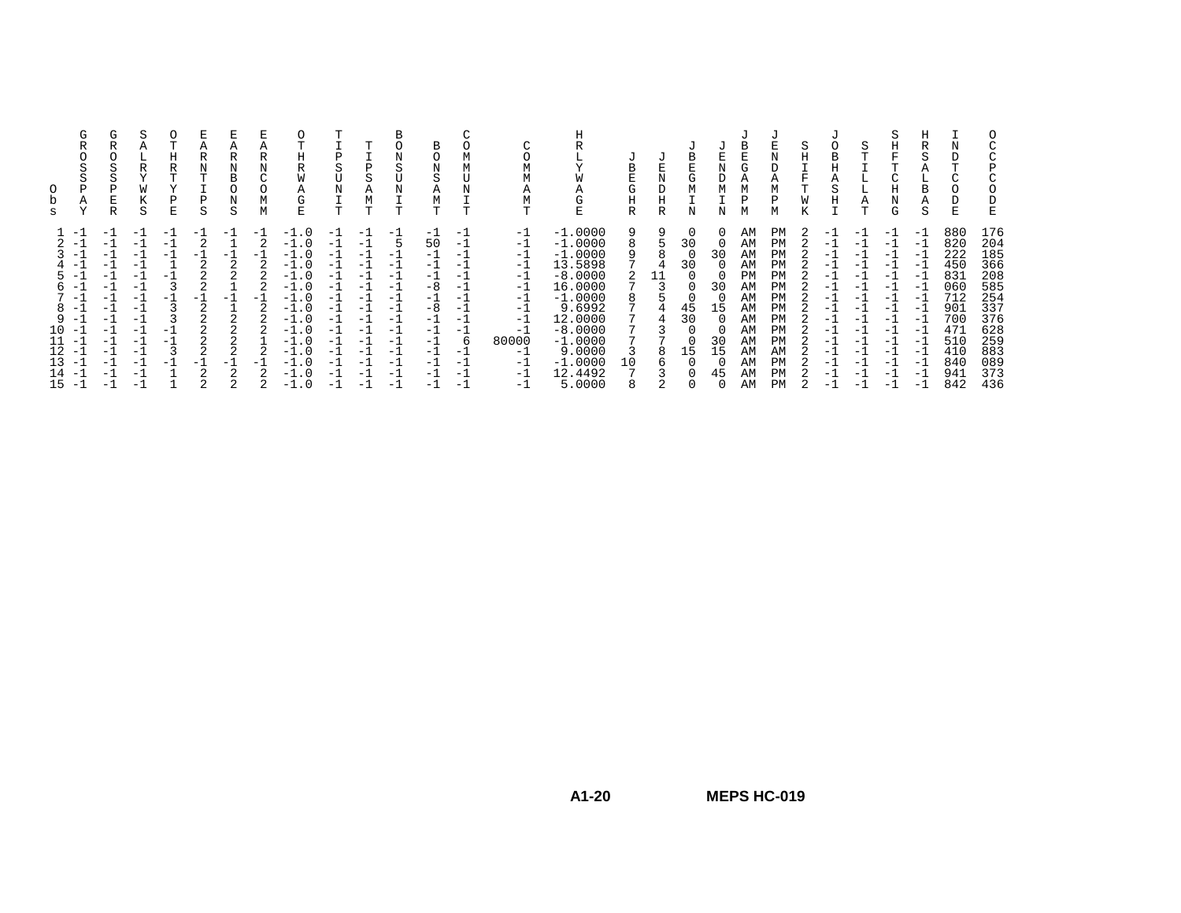| Obs | GROSSPAY | GROSSPER | SALRYWKS | OTHRTYPE | EARNTIPS | EARNBONS | EARNCOMM | OTHRWAGE | TIPSUNIT | TIPSAMT | BONSUNIT | BONSAMT | COMMUNIT | COMMAMT | HRLYWAGE | JBEGHR | JENDHR | JBEGMIN | JENDMIN | JBEGAMPM | JENDAMPM | SHIFTWK | JOBHASHI | STILLAT | SHFTCHNG | HRSALBAS | INDTCODE | OCCPCODE |
|---|---|---|---|---|---|---|---|---|---|---|---|---|---|---|---|---|---|---|---|---|---|---|---|---|---|---|---|---|
| 1 | -1 | -1 | -1 | -1 | -1 | -1 | -1 | -1.0 | -1 | -1 | -1 | -1 | -1 | -1 | -1.0000 | 9 | 9 | 0 | 0 | AM | PM | 2 | -1 | -1 | -1 | -1 | 880 | 176 |
| 2 | -1 | -1 | -1 | -1 | 2 | 1 | 2 | -1.0 | -1 | -1 | 5 | 50 | -1 | -1 | -1.0000 | 8 | 5 | 30 | 0 | AM | PM | 2 | -1 | -1 | -1 | -1 | 820 | 204 |
| 3 | -1 | -1 | -1 | -1 | -1 | -1 | -1 | -1.0 | -1 | -1 | -1 | -1 | -1 | -1 | -1.0000 | 9 | 8 | 0 | 30 | AM | PM | 2 | -1 | -1 | -1 | -1 | 222 | 185 |
| 4 | -1 | -1 | -1 | 1 | 2 | 2 | 2 | -1.0 | -1 | -1 | -1 | -1 | -1 | -1 | 13.5898 | 7 | 4 | 30 | 0 | AM | PM | 2 | -1 | -1 | -1 | -1 | 450 | 366 |
| 5 | -1 | -1 | -1 | -1 | 2 | 2 | 2 | -1.0 | -1 | -1 | -1 | -1 | -1 | -1 | -8.0000 | 2 | 11 | 0 | 0 | PM | PM | 2 | -1 | -1 | -1 | -1 | 831 | 208 |
| 6 | -1 | -1 | -1 | 3 | 2 | 1 | 2 | -1.0 | -1 | -1 | -1 | -8 | -1 | -1 | 16.0000 | 7 | 3 | 0 | 30 | AM | PM | 2 | -1 | -1 | -1 | -1 | 060 | 585 |
| 7 | -1 | -1 | -1 | -1 | -1 | -1 | -1 | -1.0 | -1 | -1 | -1 | -1 | -1 | -1 | -1.0000 | 8 | 5 | 0 | 0 | AM | PM | 2 | -1 | -1 | -1 | -1 | 712 | 254 |
| 8 | -1 | -1 | -1 | 3 | 2 | 1 | 2 | -1.0 | -1 | -1 | -1 | -8 | -1 | -1 | 9.6992 | 7 | 4 | 45 | 15 | AM | PM | 2 | -1 | -1 | -1 | -1 | 901 | 337 |
| 9 | -1 | -1 | -1 | 3 | 2 | 2 | 2 | -1.0 | -1 | -1 | -1 | -1 | -1 | -1 | 12.0000 | 7 | 4 | 30 | 0 | AM | PM | 2 | -1 | -1 | -1 | -1 | 700 | 376 |
| 10 | -1 | -1 | -1 | -1 | 2 | 2 | 2 | -1.0 | -1 | -1 | -1 | -1 | -1 | -1 | -8.0000 | 7 | 3 | 0 | 0 | AM | PM | 2 | -1 | -1 | -1 | -1 | 471 | 628 |
| 11 | -1 | -1 | -1 | -1 | 2 | 2 | 1 | -1.0 | -1 | -1 | -1 | -1 | 6 | 80000 | -1.0000 | 7 | 7 | 0 | 30 | AM | PM | 2 | -1 | -1 | -1 | -1 | 510 | 259 |
| 12 | -1 | -1 | -1 | 3 | 2 | 2 | 2 | -1.0 | -1 | -1 | -1 | -1 | -1 | -1 | 9.0000 | 3 | 8 | 15 | 15 | AM | AM | 2 | -1 | -1 | -1 | -1 | 410 | 883 |
| 13 | -1 | -1 | -1 | -1 | -1 | -1 | -1 | -1.0 | -1 | -1 | -1 | -1 | -1 | -1 | -1.0000 | 10 | 6 | 0 | 0 | AM | PM | 2 | -1 | -1 | -1 | -1 | 840 | 089 |
| 14 | -1 | -1 | -1 | 1 | 2 | 2 | 2 | -1.0 | -1 | -1 | -1 | -1 | -1 | -1 | 12.4492 | 7 | 3 | 0 | 45 | AM | PM | 2 | -1 | -1 | -1 | -1 | 941 | 373 |
| 15 | -1 | -1 | -1 | 1 | 2 | 2 | 2 | -1.0 | -1 | -1 | -1 | -1 | -1 | -1 | 5.0000 | 8 | 2 | 0 | 0 | AM | PM | 2 | -1 | -1 | -1 | -1 | 842 | 436 |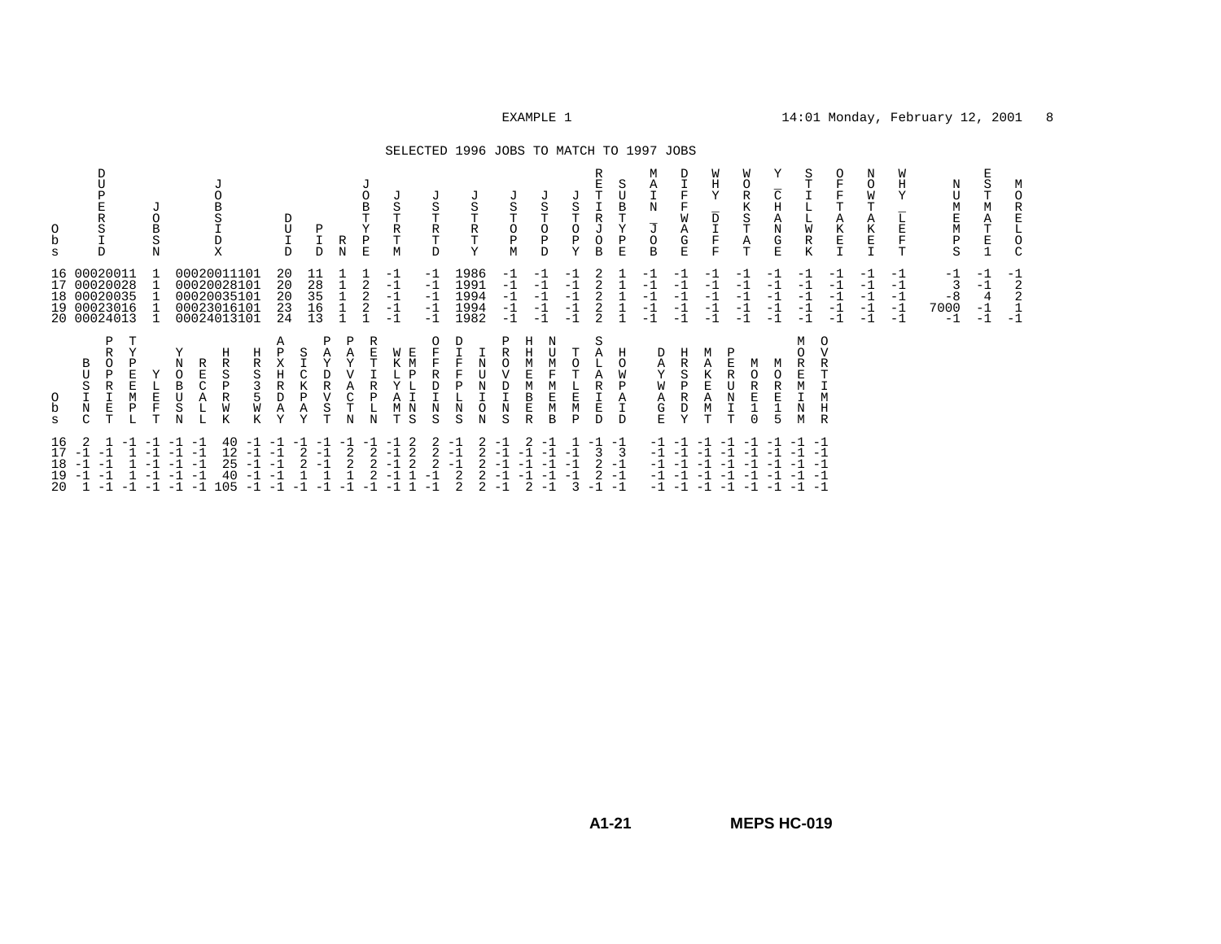SELECTED 1996 JOBS TO MATCH TO 1997 JOBS

| Obs | DUPERSID | JOBSN | JOBSIDX | DUID | PID | RN | JOBTYPE | JSTRTM | JSTRTD | JSTRTY | JSTOPM | JSTOPD | JSTOPY | RETIRJOB | SUBTYPE | MAIN_JOB | DIFFWAGE | WHY_DIFF | WORKSTAT | Y_CHANGE | STILLWRK | OFFTAKEI | NOWTAKEI | WHY_LEFT | NUMEMPS | ESTMATE1 | MORELOC |
|---|---|---|---|---|---|---|---|---|---|---|---|---|---|---|---|---|---|---|---|---|---|---|---|---|---|---|---|
| 16 | 00020011 | 1 | 00020011101 | 20 | 11 | 1 | 1 | -1 | -1 | 1986 | -1 | -1 | -1 | 2 | 1 | -1 | -1 | -1 | -1 | -1 | -1 | -1 | -1 | -1 | -1 | -1 | -1 |
| 17 | 00020028 | 1 | 00020028101 | 20 | 28 | 1 | 2 | -1 | -1 | 1991 | -1 | -1 | -1 | 2 | 1 | -1 | -1 | -1 | -1 | -1 | -1 | -1 | -1 | -1 | 3 | -1 | 2 |
| 18 | 00020035 | 1 | 00020035101 | 20 | 35 | 1 | 2 | -1 | -1 | 1994 | -1 | -1 | -1 | 2 | 1 | -1 | -1 | -1 | -1 | -1 | -1 | -1 | -1 | -1 | -8 | 4 | 2 |
| 19 | 00023016 | 1 | 00023016101 | 23 | 16 | 1 | 2 | -1 | -1 | 1994 | -1 | -1 | -1 | 2 | 1 | -1 | -1 | -1 | -1 | -1 | -1 | -1 | -1 | -1 | 7000 | -1 | 1 |
| 20 | 00024013 | 1 | 00024013101 | 24 | 13 | 1 | 1 | -1 | -1 | 1982 | -1 | -1 | -1 | 2 | 1 | -1 | -1 | -1 | -1 | -1 | -1 | -1 | -1 | -1 | -1 | -1 | -1 |

| Obs | BUSINC | PROPRIET | TYPEEMPL | YLEFT | YNOBUSN | RECALL | HRSPRWK | HRS35WK | APXHRDAY | SICKPAY | PAYDRVST | PAYVACTN | RETIRPLN | WKLYAMT | EMPLINS | OFFRDINS | DIFFPLNS | INUNION | PROVDINS | HHMEMBER | NUMFMEMB | TOTLEMP | SALARIED | HOWPAID | DAYWAGE | HRSPRDY | MAKEAMT | PERUNIT | MORE10 | MORE15 | MOREMINM | OVRTIMHR |
|---|---|---|---|---|---|---|---|---|---|---|---|---|---|---|---|---|---|---|---|---|---|---|---|---|---|---|---|---|---|---|---|---|
| 16 | 2 | 1 | -1 | -1 | -1 | -1 | 40 | -1 | -1 | -1 | -1 | -1 | -1 | -1 | 2 | 2 | -1 | 2 | -1 | 2 | -1 | 1 | -1 | -1 | -1 | -1 | -1 | -1 | -1 | -1 | -1 | -1 |
| 17 | -1 | -1 | 1 | -1 | -1 | -1 | 12 | -1 | -1 | 2 | -1 | 2 | 2 | -1 | 2 | 2 | -1 | 2 | -1 | -1 | -1 | -1 | 3 | 3 | -1 | -1 | -1 | -1 | -1 | -1 | -1 | -1 |
| 18 | -1 | -1 | 1 | -1 | -1 | -1 | 25 | -1 | -1 | 2 | -1 | 2 | 2 | -1 | 2 | 2 | -1 | 2 | -1 | -1 | -1 | -1 | 2 | -1 | -1 | -1 | -1 | -1 | -1 | -1 | -1 | -1 |
| 19 | -1 | -1 | 1 | -1 | -1 | -1 | 40 | -1 | -1 | 1 | 1 | 1 | 2 | -1 | 1 | -1 | 2 | 2 | -1 | -1 | -1 | -1 | 2 | -1 | -1 | -1 | -1 | -1 | -1 | -1 | -1 | -1 |
| 20 | 1 | -1 | -1 | -1 | -1 | -1 | 105 | -1 | -1 | -1 | -1 | -1 | -1 | -1 | 1 | -1 | 2 | 2 | -1 | 2 | -1 | 3 | -1 | -1 | -1 | -1 | -1 | -1 | -1 | -1 | -1 | -1 |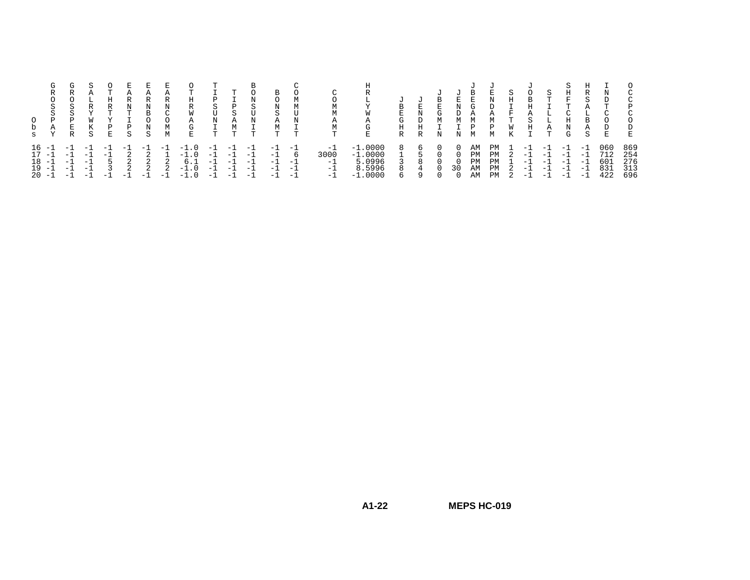| Obs | GROSSPAY | GROSSPER | SALRYWKS | OTHRTYPE | EARNTIPS | EARNBONS | EARNCOMM | OTHRWAGE | TIPSUNIT | TIPSAMT | BONSUNIT | BONSAMT | COMMUNIT | COMMAMT | HRLYWAGE | JBEGHR | JENDHR | JBEGMIN | JENDMIN | JBEGAMPM | JENDAMPM | SHIFTWK | JOBHASHI | STILLAT | SHFTCHNG | HRSALBAS | INDTCODE | OCCPCODE |
|---|---|---|---|---|---|---|---|---|---|---|---|---|---|---|---|---|---|---|---|---|---|---|---|---|---|---|---|---|
| 16 | -1 | -1 | -1 | -1 | -1 | -1 | -1 | -1.0 | -1 | -1 | -1 | -1 | -1 | -1 | -1.0000 | 8 | 6 | 0 | 0 | AM | PM | 1 | -1 | -1 | -1 | -1 | 060 | 869 |
| 17 | -1 | -1 | -1 | -1 | 2 | 2 | 1 | -1.0 | -1 | -1 | -1 | -1 | 6 | 3000 | -1.0000 | 1 | 5 | 0 | 0 | PM | PM | 2 | -1 | -1 | -1 | -1 | 712 | 254 |
| 18 | -1 | -1 | -1 | 5 | 2 | 2 | 2 | 6.1 | -1 | -1 | -1 | -1 | -1 | -1 | 5.0996 | 3 | 8 | 0 | 0 | PM | PM | 1 | -1 | -1 | -1 | -1 | 601 | 276 |
| 19 | -1 | -1 | -1 | 3 | 2 | 2 | 2 | -1.0 | -1 | -1 | -1 | -1 | -1 | -1 | 8.5996 | 8 | 4 | 0 | 30 | AM | PM | 2 | -1 | -1 | -1 | -1 | 831 | 313 |
| 20 | -1 | -1 | -1 | -1 | -1 | -1 | -1 | -1.0 | -1 | -1 | -1 | -1 | -1 | -1 | -1.0000 | 6 | 9 | 0 | 0 | AM | PM | 2 | -1 | -1 | -1 | -1 | 422 | 696 |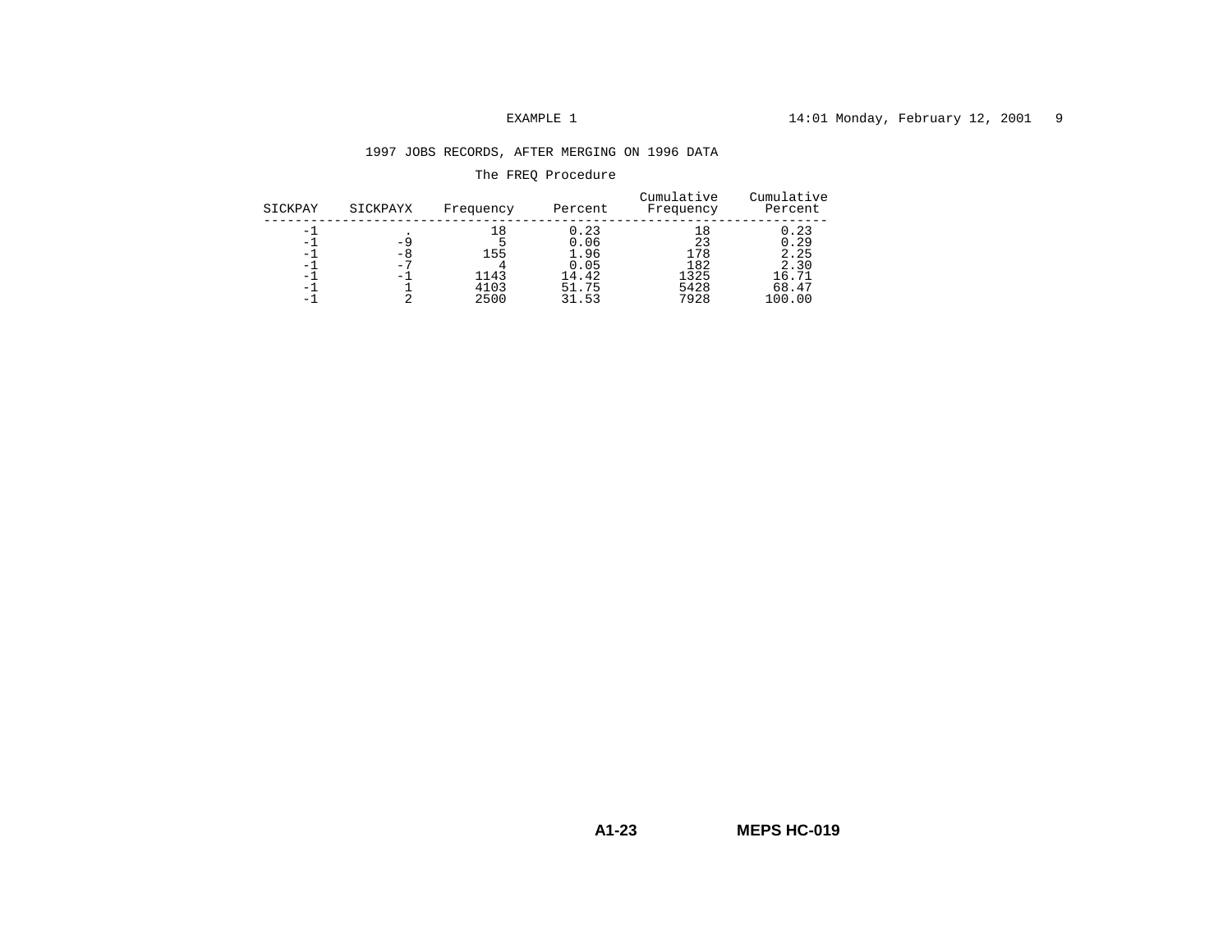EXAMPLE 1

1997 JOBS RECORDS, AFTER MERGING ON 1996 DATA

The FREQ Procedure

| SICKPAY | SICKPAYX | Frequency | Percent | Cumulative Frequency | Cumulative Percent |
|---|---|---|---|---|---|
| -1 | . | 18 | 0.23 | 18 | 0.23 |
| -1 | -9 | 5 | 0.06 | 23 | 0.29 |
| -1 | -8 | 155 | 1.96 | 178 | 2.25 |
| -1 | -7 | 4 | 0.05 | 182 | 2.30 |
| -1 | -1 | 1143 | 14.42 | 1325 | 16.71 |
| -1 | 1 | 4103 | 51.75 | 5428 | 68.47 |
| -1 | 2 | 2500 | 31.53 | 7928 | 100.00 |